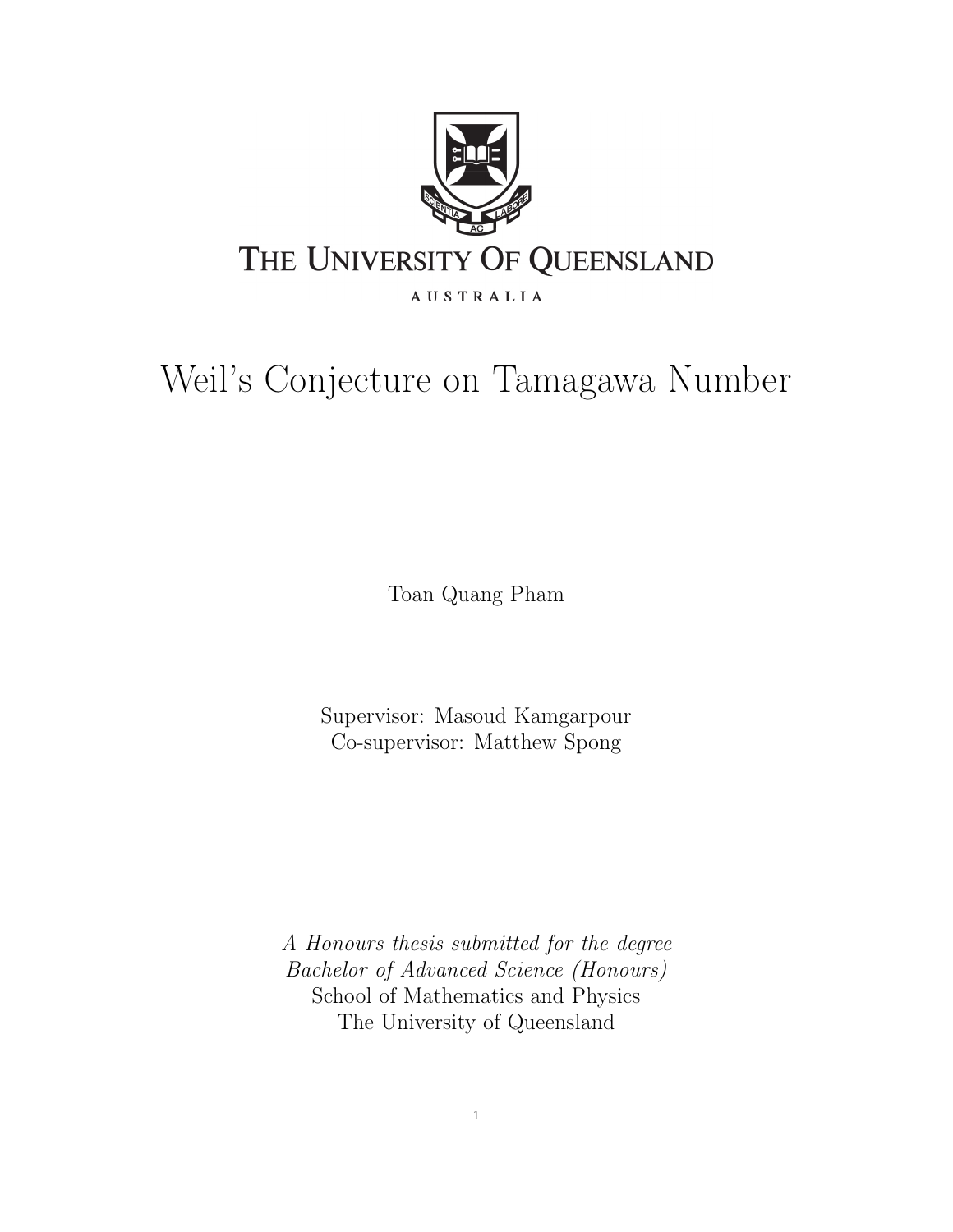THE UNIVERSITY OF QUEENSLAND

AUSTRALIA

# Weil's Conjecture on Tamagawa Number

Toan Quang Pham

Supervisor: Masoud Kamgarpour
Co-supervisor: Matthew Spong

*A Honours thesis submitted for the degree*
*Bachelor of Advanced Science (Honours)*
School of Mathematics and Physics
The University of Queensland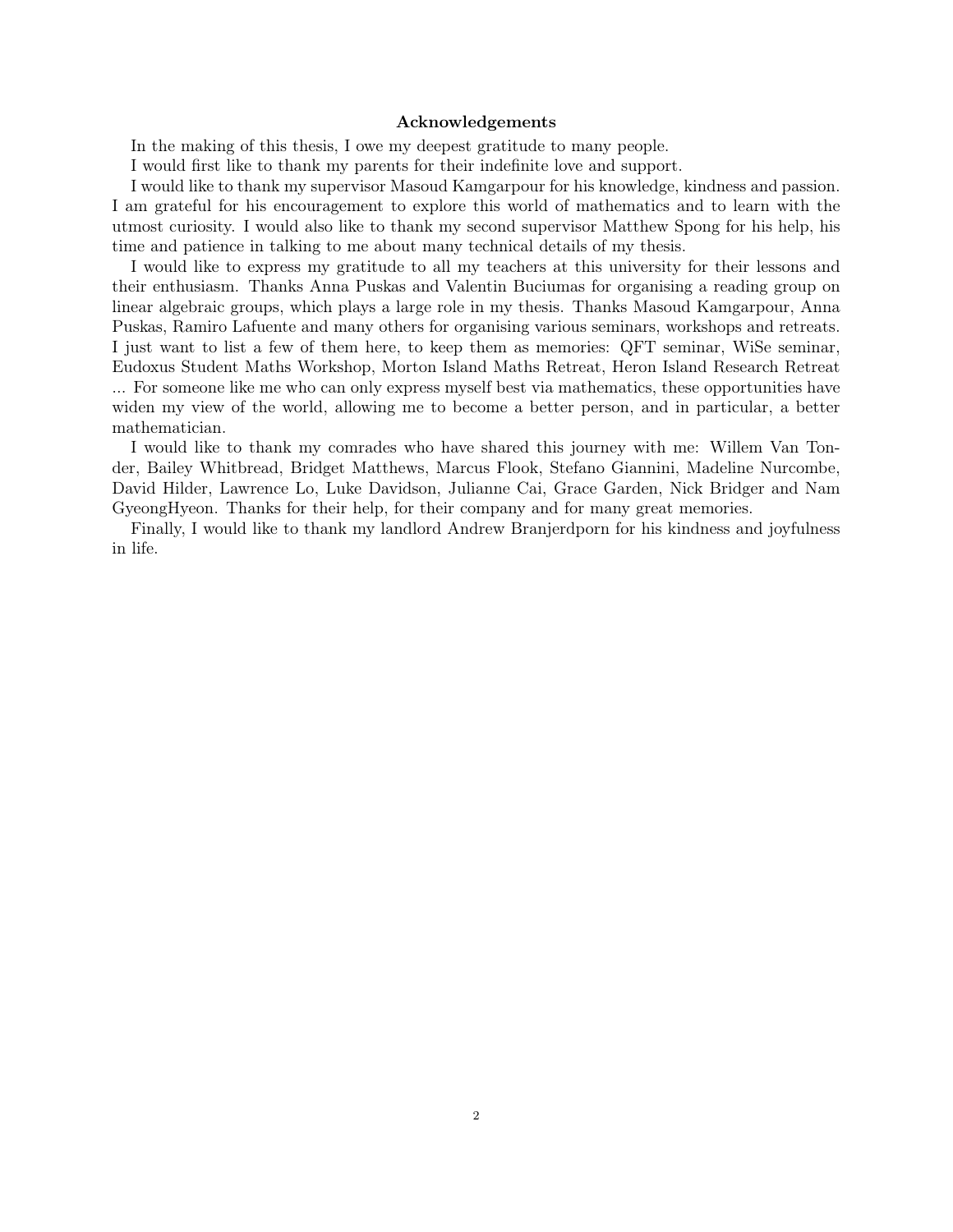**Acknowledgements**

In the making of this thesis, I owe my deepest gratitude to many people.

I would first like to thank my parents for their indefinite love and support.

I would like to thank my supervisor Masoud Kamgarpour for his knowledge, kindness and passion. I am grateful for his encouragement to explore this world of mathematics and to learn with the utmost curiosity. I would also like to thank my second supervisor Matthew Spong for his help, his time and patience in talking to me about many technical details of my thesis.

I would like to express my gratitude to all my teachers at this university for their lessons and their enthusiasm. Thanks Anna Puskas and Valentin Buciumas for organising a reading group on linear algebraic groups, which plays a large role in my thesis. Thanks Masoud Kamgarpour, Anna Puskas, Ramiro Lafuente and many others for organising various seminars, workshops and retreats. I just want to list a few of them here, to keep them as memories: QFT seminar, WiSe seminar, Eudoxus Student Maths Workshop, Morton Island Maths Retreat, Heron Island Research Retreat ... For someone like me who can only express myself best via mathematics, these opportunities have widen my view of the world, allowing me to become a better person, and in particular, a better mathematician.

I would like to thank my comrades who have shared this journey with me: Willem Van Tonder, Bailey Whitbread, Bridget Matthews, Marcus Flook, Stefano Giannini, Madeline Nurcombe, David Hilder, Lawrence Lo, Luke Davidson, Julianne Cai, Grace Garden, Nick Bridger and Nam GyeongHyeon. Thanks for their help, for their company and for many great memories.

Finally, I would like to thank my landlord Andrew Branjerdporn for his kindness and joyfulness in life.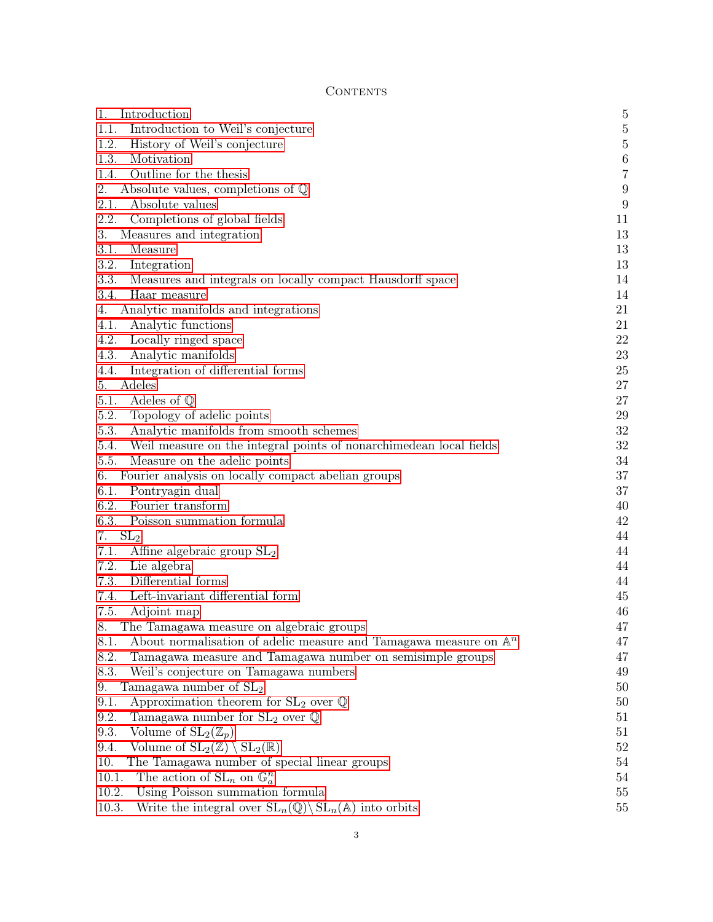# Contents

| | |
|---|---|
| 1. Introduction | 5 |
| 1.1. Introduction to Weil's conjecture | 5 |
| 1.2. History of Weil's conjecture | 5 |
| 1.3. Motivation | 6 |
| 1.4. Outline for the thesis | 7 |
| 2. Absolute values, completions of $\mathbb{Q}$ | 9 |
| 2.1. Absolute values | 9 |
| 2.2. Completions of global fields | 11 |
| 3. Measures and integration | 13 |
| 3.1. Measure | 13 |
| 3.2. Integration | 13 |
| 3.3. Measures and integrals on locally compact Hausdorff space | 14 |
| 3.4. Haar measure | 14 |
| 4. Analytic manifolds and integrations | 21 |
| 4.1. Analytic functions | 21 |
| 4.2. Locally ringed space | 22 |
| 4.3. Analytic manifolds | 23 |
| 4.4. Integration of differential forms | 25 |
| 5. Adeles | 27 |
| 5.1. Adeles of $\mathbb{Q}$ | 27 |
| 5.2. Topology of adelic points | 29 |
| 5.3. Analytic manifolds from smooth schemes | 32 |
| 5.4. Weil measure on the integral points of nonarchimedean local fields | 32 |
| 5.5. Measure on the adelic points | 34 |
| 6. Fourier analysis on locally compact abelian groups | 37 |
| 6.1. Pontryagin dual | 37 |
| 6.2. Fourier transform | 40 |
| 6.3. Poisson summation formula | 42 |
| 7. $\mathrm{SL}_2$ | 44 |
| 7.1. Affine algebraic group $\mathrm{SL}_2$ | 44 |
| 7.2. Lie algebra | 44 |
| 7.3. Differential forms | 44 |
| 7.4. Left-invariant differential form | 45 |
| 7.5. Adjoint map | 46 |
| 8. The Tamagawa measure on algebraic groups | 47 |
| 8.1. About normalisation of adelic measure and Tamagawa measure on $\mathbb{A}^n$ | 47 |
| 8.2. Tamagawa measure and Tamagawa number on semisimple groups | 47 |
| 8.3. Weil's conjecture on Tamagawa numbers | 49 |
| 9. Tamagawa number of $\mathrm{SL}_2$ | 50 |
| 9.1. Approximation theorem for $\mathrm{SL}_2$ over $\mathbb{Q}$ | 50 |
| 9.2. Tamagawa number for $\mathrm{SL}_2$ over $\mathbb{Q}$ | 51 |
| 9.3. Volume of $\mathrm{SL}_2(\mathbb{Z}_p)$ | 51 |
| 9.4. Volume of $\mathrm{SL}_2(\mathbb{Z}) \setminus \mathrm{SL}_2(\mathbb{R})$ | 52 |
| 10. The Tamagawa number of special linear groups | 54 |
| 10.1. The action of $\mathrm{SL}_n$ on $\mathbb{G}_a^n$ | 54 |
| 10.2. Using Poisson summation formula | 55 |
| 10.3. Write the integral over $\mathrm{SL}_n(\mathbb{Q}) \setminus \mathrm{SL}_n(\mathbb{A})$ into orbits | 55 |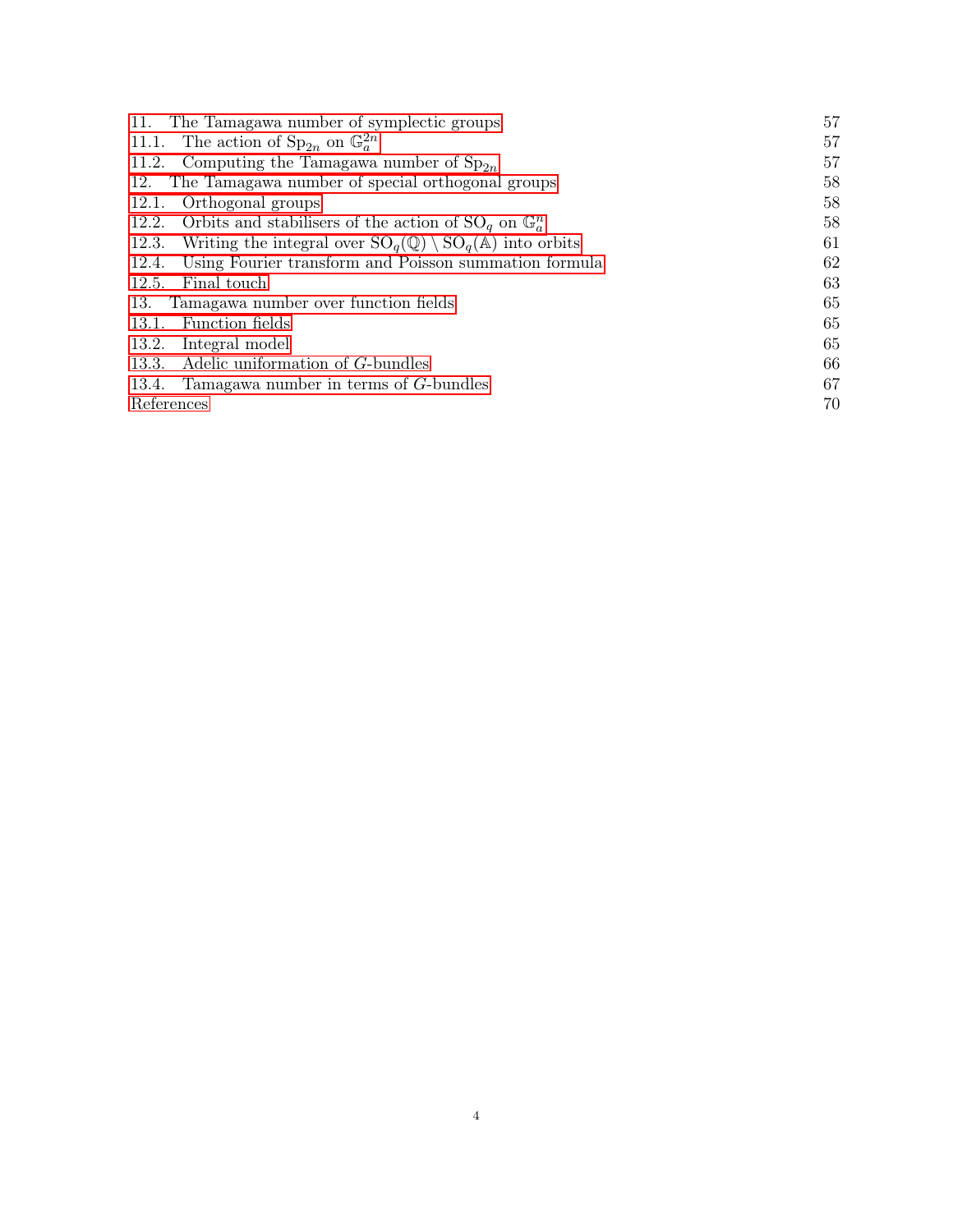| | |
|---|---|
| 11. The Tamagawa number of symplectic groups | 57 |
| 11.1. The action of $\mathrm{Sp}_{2n}$ on $\mathbb{G}_a^{2n}$ | 57 |
| 11.2. Computing the Tamagawa number of $\mathrm{Sp}_{2n}$ | 57 |
| 12. The Tamagawa number of special orthogonal groups | 58 |
| 12.1. Orthogonal groups | 58 |
| 12.2. Orbits and stabilisers of the action of $\mathrm{SO}_q$ on $\mathbb{G}_a^n$ | 58 |
| 12.3. Writing the integral over $\mathrm{SO}_q(\mathbb{Q}) \setminus \mathrm{SO}_q(\mathbb{A})$ into orbits | 61 |
| 12.4. Using Fourier transform and Poisson summation formula | 62 |
| 12.5. Final touch | 63 |
| 13. Tamagawa number over function fields | 65 |
| 13.1. Function fields | 65 |
| 13.2. Integral model | 65 |
| 13.3. Adelic uniformation of $G$-bundles | 66 |
| 13.4. Tamagawa number in terms of $G$-bundles | 67 |
| References | 70 |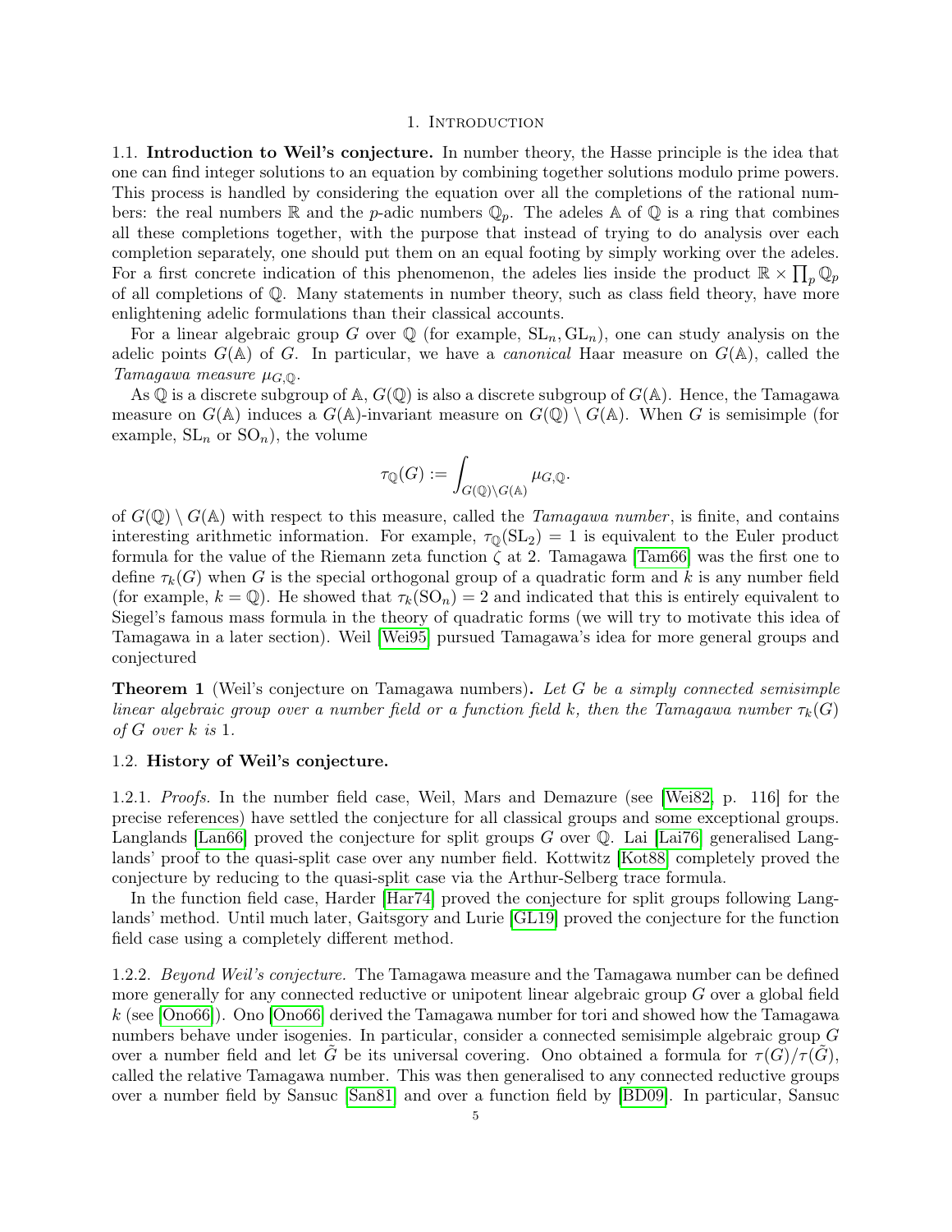# 1. Introduction

**1.1. Introduction to Weil's conjecture.** In number theory, the Hasse principle is the idea that one can find integer solutions to an equation by combining together solutions modulo prime powers. This process is handled by considering the equation over all the completions of the rational numbers: the real numbers $\mathbb{R}$ and the $p$-adic numbers $\mathbb{Q}_p$. The adeles $\mathbb{A}$ of $\mathbb{Q}$ is a ring that combines all these completions together, with the purpose that instead of trying to do analysis over each completion separately, one should put them on an equal footing by simply working over the adeles. For a first concrete indication of this phenomenon, the adeles lies inside the product $\mathbb{R} \times \prod_p \mathbb{Q}_p$ of all completions of $\mathbb{Q}$. Many statements in number theory, such as class field theory, have more enlightening adelic formulations than their classical accounts.

For a linear algebraic group $G$ over $\mathbb{Q}$ (for example, $\mathrm{SL}_n, \mathrm{GL}_n$), one can study analysis on the adelic points $G(\mathbb{A})$ of $G$. In particular, we have a *canonical* Haar measure on $G(\mathbb{A})$, called the *Tamagawa measure* $\mu_{G,\mathbb{Q}}$.

As $\mathbb{Q}$ is a discrete subgroup of $\mathbb{A}$, $G(\mathbb{Q})$ is also a discrete subgroup of $G(\mathbb{A})$. Hence, the Tamagawa measure on $G(\mathbb{A})$ induces a $G(\mathbb{A})$-invariant measure on $G(\mathbb{Q}) \setminus G(\mathbb{A})$. When $G$ is semisimple (for example, $\mathrm{SL}_n$ or $\mathrm{SO}_n$), the volume

$$\tau_{\mathbb{Q}}(G) := \int_{G(\mathbb{Q})\setminus G(\mathbb{A})} \mu_{G,\mathbb{Q}}.$$

of $G(\mathbb{Q}) \setminus G(\mathbb{A})$ with respect to this measure, called the *Tamagawa number*, is finite, and contains interesting arithmetic information. For example, $\tau_{\mathbb{Q}}(\mathrm{SL}_2) = 1$ is equivalent to the Euler product formula for the value of the Riemann zeta function $\zeta$ at 2. Tamagawa [Tam66] was the first one to define $\tau_k(G)$ when $G$ is the special orthogonal group of a quadratic form and $k$ is any number field (for example, $k = \mathbb{Q}$). He showed that $\tau_k(\mathrm{SO}_n) = 2$ and indicated that this is entirely equivalent to Siegel's famous mass formula in the theory of quadratic forms (we will try to motivate this idea of Tamagawa in a later section). Weil [Wei95] pursued Tamagawa's idea for more general groups and conjectured

**Theorem 1** (Weil's conjecture on Tamagawa numbers)**.** *Let $G$ be a simply connected semisimple linear algebraic group over a number field or a function field $k$, then the Tamagawa number $\tau_k(G)$ of $G$ over $k$ is* 1.

**1.2. History of Weil's conjecture.**

1.2.1. *Proofs.* In the number field case, Weil, Mars and Demazure (see [Wei82, p. 116] for the precise references) have settled the conjecture for all classical groups and some exceptional groups. Langlands [Lan66] proved the conjecture for split groups $G$ over $\mathbb{Q}$. Lai [Lai76] generalised Langlands' proof to the quasi-split case over any number field. Kottwitz [Kot88] completely proved the conjecture by reducing to the quasi-split case via the Arthur-Selberg trace formula.

In the function field case, Harder [Har74] proved the conjecture for split groups following Langlands' method. Until much later, Gaitsgory and Lurie [GL19] proved the conjecture for the function field case using a completely different method.

1.2.2. *Beyond Weil's conjecture.* The Tamagawa measure and the Tamagawa number can be defined more generally for any connected reductive or unipotent linear algebraic group $G$ over a global field $k$ (see [Ono66]). Ono [Ono66] derived the Tamagawa number for tori and showed how the Tamagawa numbers behave under isogenies. In particular, consider a connected semisimple algebraic group $G$ over a number field and let $\tilde{G}$ be its universal covering. Ono obtained a formula for $\tau(G)/\tau(\tilde{G})$, called the relative Tamagawa number. This was then generalised to any connected reductive groups over a number field by Sansuc [San81] and over a function field by [BD09]. In particular, Sansuc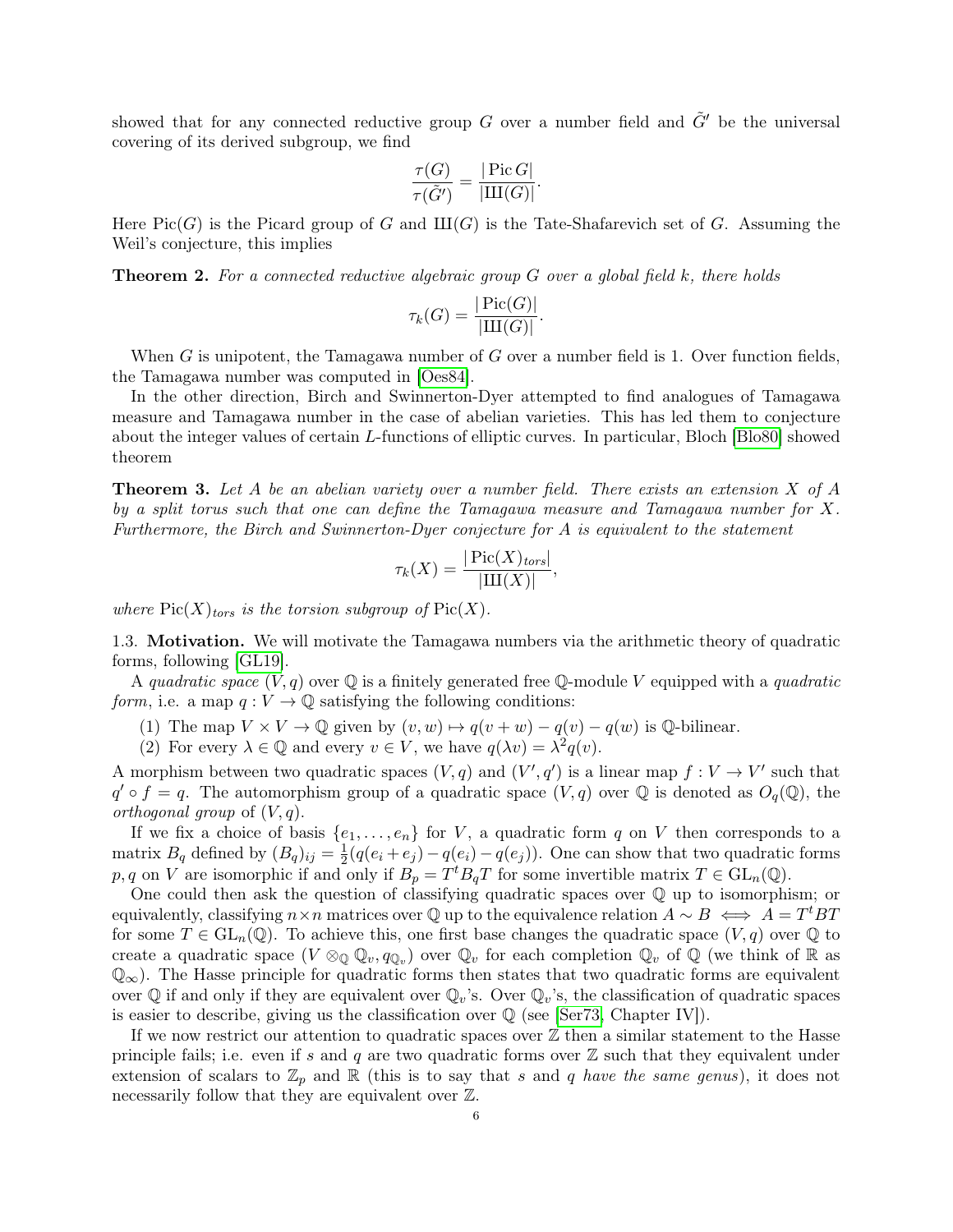showed that for any connected reductive group $G$ over a number field and $\tilde{G}'$ be the universal covering of its derived subgroup, we find

$$\frac{\tau(G)}{\tau(\tilde{G}')} = \frac{|\operatorname{Pic} G|}{|\text{Ш}(G)|}.$$

Here $\operatorname{Pic}(G)$ is the Picard group of $G$ and $\text{Ш}(G)$ is the Tate-Shafarevich set of $G$. Assuming the Weil's conjecture, this implies

**Theorem 2.** *For a connected reductive algebraic group $G$ over a global field $k$, there holds*

$$\tau_k(G) = \frac{|\operatorname{Pic}(G)|}{|\text{Ш}(G)|}.$$

When $G$ is unipotent, the Tamagawa number of $G$ over a number field is 1. Over function fields, the Tamagawa number was computed in [Oes84].

In the other direction, Birch and Swinnerton-Dyer attempted to find analogues of Tamagawa measure and Tamagawa number in the case of abelian varieties. This has led them to conjecture about the integer values of certain $L$-functions of elliptic curves. In particular, Bloch [Blo80] showed theorem

**Theorem 3.** *Let $A$ be an abelian variety over a number field. There exists an extension $X$ of $A$ by a split torus such that one can define the Tamagawa measure and Tamagawa number for $X$. Furthermore, the Birch and Swinnerton-Dyer conjecture for $A$ is equivalent to the statement*

$$\tau_k(X) = \frac{|\operatorname{Pic}(X)_{tors}|}{|\text{Ш}(X)|},$$

*where $\operatorname{Pic}(X)_{tors}$ is the torsion subgroup of $\operatorname{Pic}(X)$.*

1.3. **Motivation.** We will motivate the Tamagawa numbers via the arithmetic theory of quadratic forms, following [GL19].

A *quadratic space* $(V, q)$ over $\mathbb{Q}$ is a finitely generated free $\mathbb{Q}$-module $V$ equipped with a *quadratic form*, i.e. a map $q : V \to \mathbb{Q}$ satisfying the following conditions:

(1) The map $V \times V \to \mathbb{Q}$ given by $(v, w) \mapsto q(v + w) - q(v) - q(w)$ is $\mathbb{Q}$-bilinear.
(2) For every $\lambda \in \mathbb{Q}$ and every $v \in V$, we have $q(\lambda v) = \lambda^2 q(v)$.

A morphism between two quadratic spaces $(V, q)$ and $(V', q')$ is a linear map $f : V \to V'$ such that $q' \circ f = q$. The automorphism group of a quadratic space $(V, q)$ over $\mathbb{Q}$ is denoted as $O_q(\mathbb{Q})$, the *orthogonal group* of $(V, q)$.

If we fix a choice of basis $\{e_1, \ldots, e_n\}$ for $V$, a quadratic form $q$ on $V$ then corresponds to a matrix $B_q$ defined by $(B_q)_{ij} = \frac{1}{2}(q(e_i + e_j) - q(e_i) - q(e_j))$. One can show that two quadratic forms $p, q$ on $V$ are isomorphic if and only if $B_p = T^t B_q T$ for some invertible matrix $T \in \mathrm{GL}_n(\mathbb{Q})$.

One could then ask the question of classifying quadratic spaces over $\mathbb{Q}$ up to isomorphism; or equivalently, classifying $n \times n$ matrices over $\mathbb{Q}$ up to the equivalence relation $A \sim B \iff A = T^t BT$ for some $T \in \mathrm{GL}_n(\mathbb{Q})$. To achieve this, one first base changes the quadratic space $(V, q)$ over $\mathbb{Q}$ to create a quadratic space $(V \otimes_{\mathbb{Q}} \mathbb{Q}_v, q_{\mathbb{Q}_v})$ over $\mathbb{Q}_v$ for each completion $\mathbb{Q}_v$ of $\mathbb{Q}$ (we think of $\mathbb{R}$ as $\mathbb{Q}_\infty$). The Hasse principle for quadratic forms then states that two quadratic forms are equivalent over $\mathbb{Q}$ if and only if they are equivalent over $\mathbb{Q}_v$'s. Over $\mathbb{Q}_v$'s, the classification of quadratic spaces is easier to describe, giving us the classification over $\mathbb{Q}$ (see [Ser73, Chapter IV]).

If we now restrict our attention to quadratic spaces over $\mathbb{Z}$ then a similar statement to the Hasse principle fails; i.e. even if $s$ and $q$ are two quadratic forms over $\mathbb{Z}$ such that they equivalent under extension of scalars to $\mathbb{Z}_p$ and $\mathbb{R}$ (this is to say that $s$ and $q$ *have the same genus*), it does not necessarily follow that they are equivalent over $\mathbb{Z}$.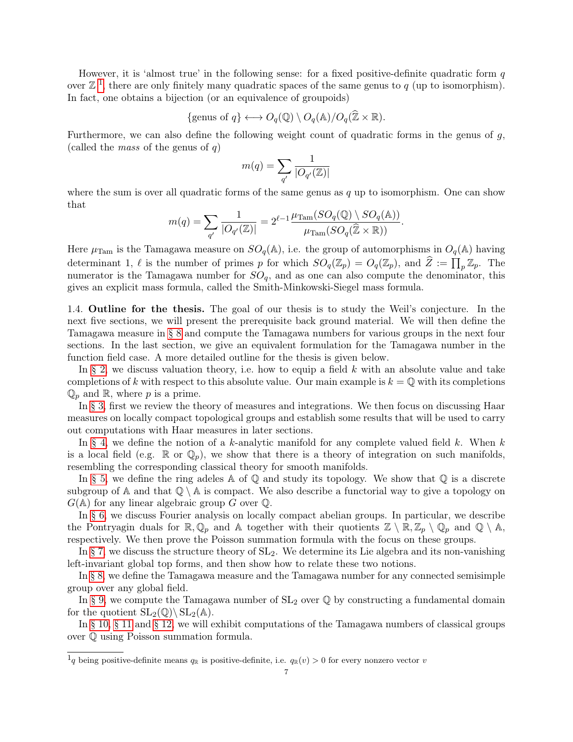However, it is 'almost true' in the following sense: for a fixed positive-definite quadratic form $q$ over $\mathbb{Z}$ [1], there are only finitely many quadratic spaces of the same genus to $q$ (up to isomorphism). In fact, one obtains a bijection (or an equivalence of groupoids)

$$\{\text{genus of } q\} \longleftrightarrow O_q(\mathbb{Q}) \setminus O_q(\mathbb{A})/O_q(\widehat{\mathbb{Z}} \times \mathbb{R}).$$

Furthermore, we can also define the following weight count of quadratic forms in the genus of $g$, (called the *mass* of the genus of $q$)

$$m(q) = \sum_{q'} \frac{1}{|O_{q'}(\mathbb{Z})|}$$

where the sum is over all quadratic forms of the same genus as $q$ up to isomorphism. One can show that

$$m(q) = \sum_{q'} \frac{1}{|O_{q'}(\mathbb{Z})|} = 2^{\ell-1} \frac{\mu_{\text{Tam}}(SO_q(\mathbb{Q}) \setminus SO_q(\mathbb{A}))}{\mu_{\text{Tam}}(SO_q(\widehat{\mathbb{Z}} \times \mathbb{R}))}.$$

Here $\mu_{\text{Tam}}$ is the Tamagawa measure on $SO_q(\mathbb{A})$, i.e. the group of automorphisms in $O_q(\mathbb{A})$ having determinant 1, $\ell$ is the number of primes $p$ for which $SO_q(\mathbb{Z}_p) = O_q(\mathbb{Z}_p)$, and $\widehat{Z} := \prod_p \mathbb{Z}_p$. The numerator is the Tamagawa number for $SO_q$, and as one can also compute the denominator, this gives an explicit mass formula, called the Smith-Minkowski-Siegel mass formula.

1.4. **Outline for the thesis.** The goal of our thesis is to study the Weil's conjecture. In the next five sections, we will present the prerequisite back ground material. We will then define the Tamagawa measure in § 8 and compute the Tamagawa numbers for various groups in the next four sections. In the last section, we give an equivalent formulation for the Tamagawa number in the function field case. A more detailed outline for the thesis is given below.

In § 2, we discuss valuation theory, i.e. how to equip a field $k$ with an absolute value and take completions of $k$ with respect to this absolute value. Our main example is $k = \mathbb{Q}$ with its completions $\mathbb{Q}_p$ and $\mathbb{R}$, where $p$ is a prime.

In § 3, first we review the theory of measures and integrations. We then focus on discussing Haar measures on locally compact topological groups and establish some results that will be used to carry out computations with Haar measures in later sections.

In § 4, we define the notion of a $k$-analytic manifold for any complete valued field $k$. When $k$ is a local field (e.g. $\mathbb{R}$ or $\mathbb{Q}_p$), we show that there is a theory of integration on such manifolds, resembling the corresponding classical theory for smooth manifolds.

In § 5, we define the ring adeles $\mathbb{A}$ of $\mathbb{Q}$ and study its topology. We show that $\mathbb{Q}$ is a discrete subgroup of $\mathbb{A}$ and that $\mathbb{Q} \setminus \mathbb{A}$ is compact. We also describe a functorial way to give a topology on $G(\mathbb{A})$ for any linear algebraic group $G$ over $\mathbb{Q}$.

In § 6, we discuss Fourier analysis on locally compact abelian groups. In particular, we describe the Pontryagin duals for $\mathbb{R}, \mathbb{Q}_p$ and $\mathbb{A}$ together with their quotients $\mathbb{Z} \setminus \mathbb{R}, \mathbb{Z}_p \setminus \mathbb{Q}_p$ and $\mathbb{Q} \setminus \mathbb{A}$, respectively. We then prove the Poisson summation formula with the focus on these groups.

In § 7, we discuss the structure theory of $\mathrm{SL}_2$. We determine its Lie algebra and its non-vanishing left-invariant global top forms, and then show how to relate these two notions.

In § 8, we define the Tamagawa measure and the Tamagawa number for any connected semisimple group over any global field.

In § 9, we compute the Tamagawa number of $\mathrm{SL}_2$ over $\mathbb{Q}$ by constructing a fundamental domain for the quotient $\mathrm{SL}_2(\mathbb{Q}) \setminus \mathrm{SL}_2(\mathbb{A})$.

In § 10, § 11 and § 12, we will exhibit computations of the Tamagawa numbers of classical groups over $\mathbb{Q}$ using Poisson summation formula.

[1] $q$ being positive-definite means $q_{\mathbb{R}}$ is positive-definite, i.e. $q_{\mathbb{R}}(v) > 0$ for every nonzero vector $v$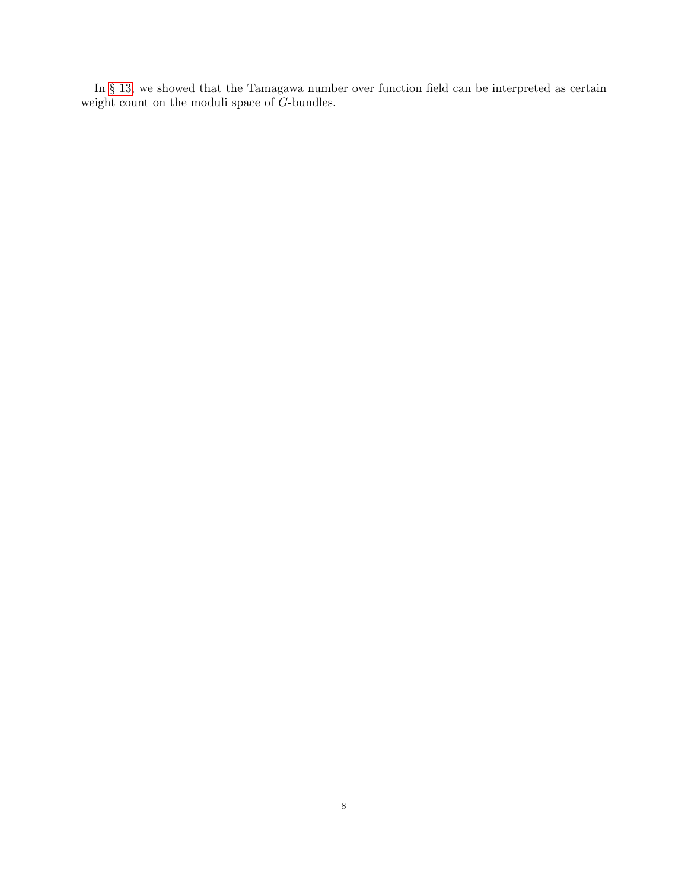In § 13, we showed that the Tamagawa number over function field can be interpreted as certain weight count on the moduli space of $G$-bundles.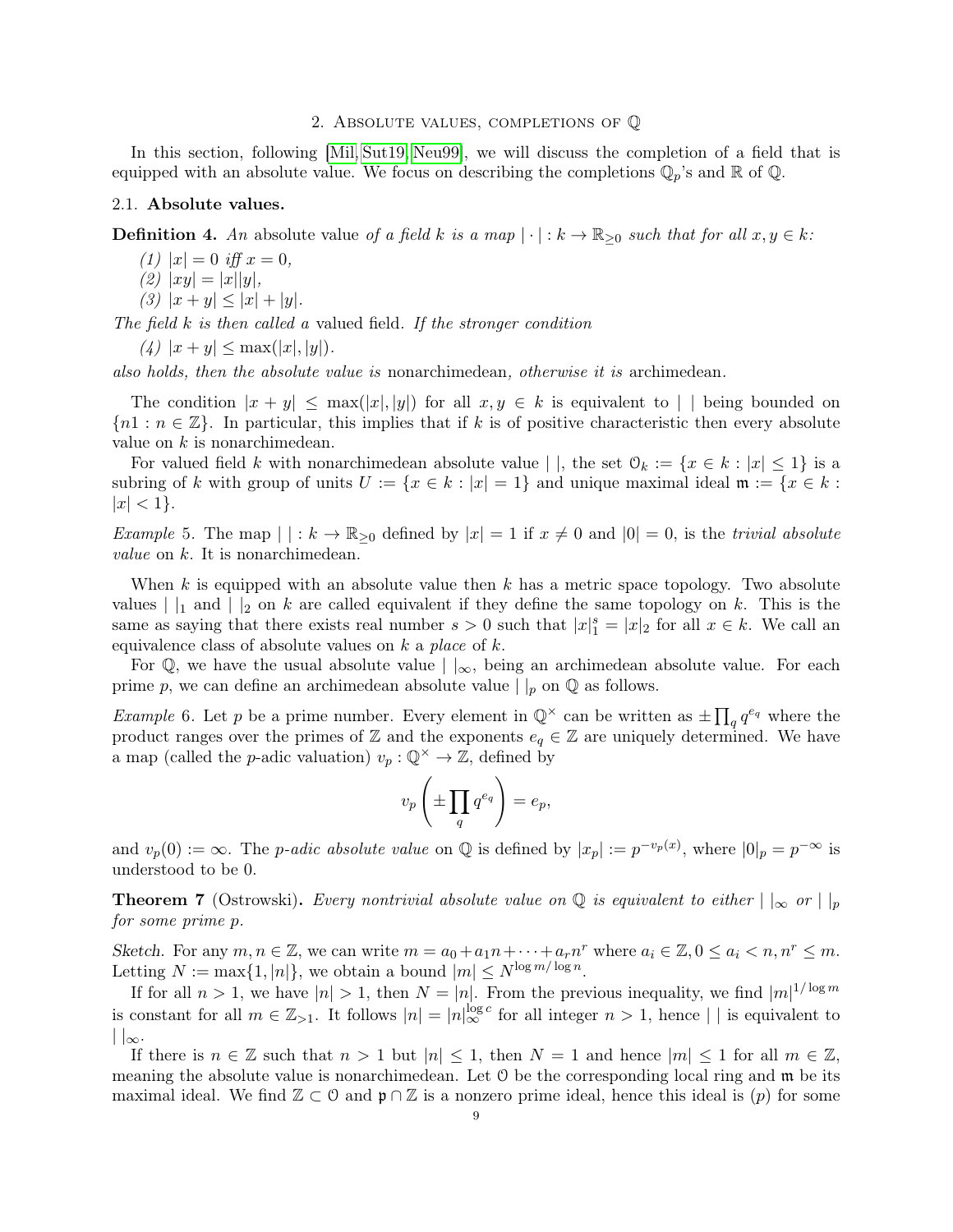## 2. Absolute values, completions of $\mathbb{Q}$

In this section, following [Mil, Sut19, Neu99], we will discuss the completion of a field that is equipped with an absolute value. We focus on describing the completions $\mathbb{Q}_p$'s and $\mathbb{R}$ of $\mathbb{Q}$.

### 2.1. Absolute values.

**Definition 4.** *An* absolute value *of a field $k$ is a map $|\cdot| : k \to \mathbb{R}_{\geq 0}$ such that for all $x, y \in k$:*

*(1) $|x| = 0$ iff $x = 0$,*
*(2) $|xy| = |x||y|$,*
*(3) $|x + y| \leq |x| + |y|$.*

*The field $k$ is then called a* valued field. *If the stronger condition*

*(4) $|x + y| \leq \max(|x|, |y|)$.*

*also holds, then the absolute value is* nonarchimedean, *otherwise it is* archimedean.

The condition $|x + y| \leq \max(|x|, |y|)$ for all $x, y \in k$ is equivalent to $|\ |$ being bounded on $\{n1 : n \in \mathbb{Z}\}$. In particular, this implies that if $k$ is of positive characteristic then every absolute value on $k$ is nonarchimedean.

For valued field $k$ with nonarchimedean absolute value $|\ |$, the set $\mathcal{O}_k := \{x \in k : |x| \leq 1\}$ is a subring of $k$ with group of units $U := \{x \in k : |x| = 1\}$ and unique maximal ideal $\mathfrak{m} := \{x \in k : |x| < 1\}$.

*Example* 5. The map $|\ | : k \to \mathbb{R}_{\geq 0}$ defined by $|x| = 1$ if $x \neq 0$ and $|0| = 0$, is the *trivial absolute value* on $k$. It is nonarchimedean.

When $k$ is equipped with an absolute value then $k$ has a metric space topology. Two absolute values $|\ |_1$ and $|\ |_2$ on $k$ are called equivalent if they define the same topology on $k$. This is the same as saying that there exists real number $s > 0$ such that $|x|_1^s = |x|_2$ for all $x \in k$. We call an equivalence class of absolute values on $k$ a *place* of $k$.

For $\mathbb{Q}$, we have the usual absolute value $|\ |_\infty$, being an archimedean absolute value. For each prime $p$, we can define an archimedean absolute value $|\ |_p$ on $\mathbb{Q}$ as follows.

*Example* 6. Let $p$ be a prime number. Every element in $\mathbb{Q}^\times$ can be written as $\pm \prod_q q^{e_q}$ where the product ranges over the primes of $\mathbb{Z}$ and the exponents $e_q \in \mathbb{Z}$ are uniquely determined. We have a map (called the $p$-adic valuation) $v_p : \mathbb{Q}^\times \to \mathbb{Z}$, defined by

$$v_p\left(\pm \prod_q q^{e_q}\right) = e_p,$$

and $v_p(0) := \infty$. The *$p$-adic absolute value* on $\mathbb{Q}$ is defined by $|x_p| := p^{-v_p(x)}$, where $|0|_p = p^{-\infty}$ is understood to be 0.

**Theorem 7** (Ostrowski)**.** *Every nontrivial absolute value on $\mathbb{Q}$ is equivalent to either $|\ |_\infty$ or $|\ |_p$ for some prime $p$.*

*Sketch.* For any $m, n \in \mathbb{Z}$, we can write $m = a_0 + a_1 n + \cdots + a_r n^r$ where $a_i \in \mathbb{Z}, 0 \leq a_i < n, n^r \leq m$. Letting $N := \max\{1, |n|\}$, we obtain a bound $|m| \leq N^{\log m / \log n}$.

If for all $n > 1$, we have $|n| > 1$, then $N = |n|$. From the previous inequality, we find $|m|^{1/\log m}$ is constant for all $m \in \mathbb{Z}_{>1}$. It follows $|n| = |n|_\infty^{\log c}$ for all integer $n > 1$, hence $|\ |$ is equivalent to $|\ |_\infty$.

If there is $n \in \mathbb{Z}$ such that $n > 1$ but $|n| \leq 1$, then $N = 1$ and hence $|m| \leq 1$ for all $m \in \mathbb{Z}$, meaning the absolute value is nonarchimedean. Let $\mathcal{O}$ be the corresponding local ring and $\mathfrak{m}$ be its maximal ideal. We find $\mathbb{Z} \subset \mathcal{O}$ and $\mathfrak{p} \cap \mathbb{Z}$ is a nonzero prime ideal, hence this ideal is $(p)$ for some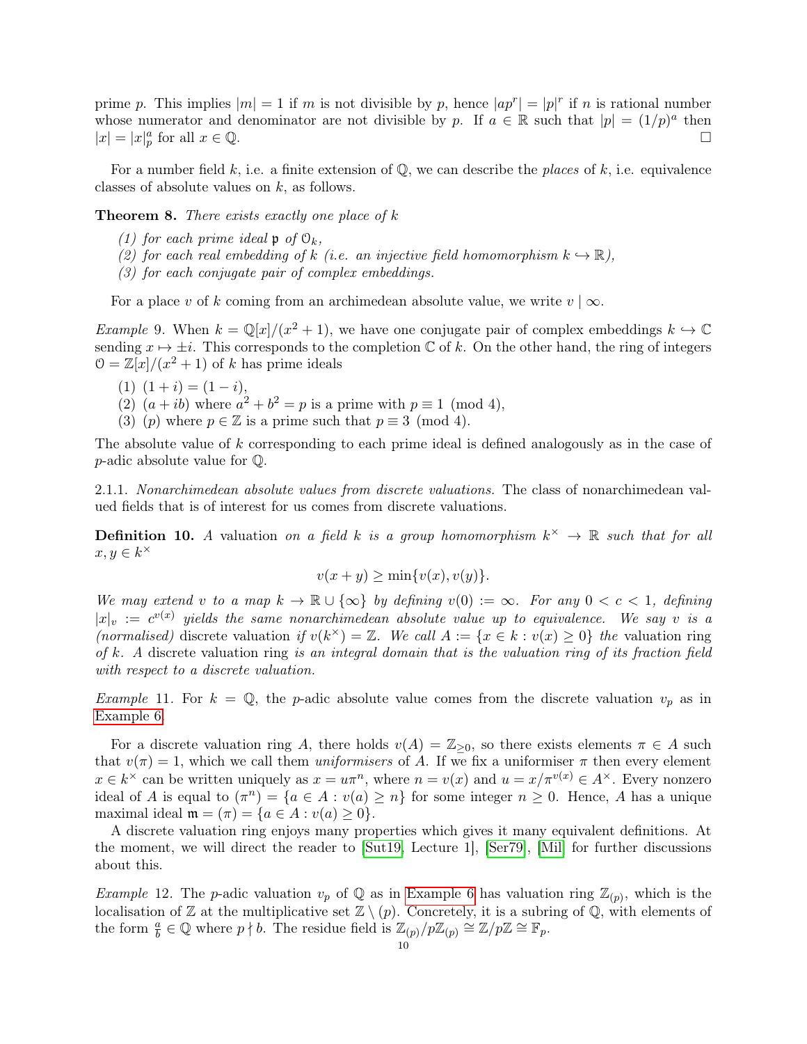prime $p$. This implies $|m| = 1$ if $m$ is not divisible by $p$, hence $|ap^r| = |p|^r$ if $n$ is rational number whose numerator and denominator are not divisible by $p$. If $a \in \mathbb{R}$ such that $|p| = (1/p)^a$ then $|x| = |x|_p^a$ for all $x \in \mathbb{Q}$. □

For a number field $k$, i.e. a finite extension of $\mathbb{Q}$, we can describe the *places* of $k$, i.e. equivalence classes of absolute values on $k$, as follows.

**Theorem 8.** *There exists exactly one place of $k$*

*(1) for each prime ideal $\mathfrak{p}$ of $\mathcal{O}_k$,*
*(2) for each real embedding of $k$ (i.e. an injective field homomorphism $k \hookrightarrow \mathbb{R}$),*
*(3) for each conjugate pair of complex embeddings.*

For a place $v$ of $k$ coming from an archimedean absolute value, we write $v \mid \infty$.

*Example* 9. When $k = \mathbb{Q}[x]/(x^2+1)$, we have one conjugate pair of complex embeddings $k \hookrightarrow \mathbb{C}$ sending $x \mapsto \pm i$. This corresponds to the completion $\mathbb{C}$ of $k$. On the other hand, the ring of integers $\mathcal{O} = \mathbb{Z}[x]/(x^2+1)$ of $k$ has prime ideals

(1) $(1+i) = (1-i)$,
(2) $(a+ib)$ where $a^2+b^2 = p$ is a prime with $p \equiv 1 \pmod 4$,
(3) $(p)$ where $p \in \mathbb{Z}$ is a prime such that $p \equiv 3 \pmod 4$.

The absolute value of $k$ corresponding to each prime ideal is defined analogously as in the case of $p$-adic absolute value for $\mathbb{Q}$.

2.1.1. *Nonarchimedean absolute values from discrete valuations.* The class of nonarchimedean valued fields that is of interest for us comes from discrete valuations.

**Definition 10.** *A* valuation *on a field $k$ is a group homomorphism $k^\times \to \mathbb{R}$ such that for all $x, y \in k^\times$*

$$v(x+y) \geq \min\{v(x), v(y)\}.$$

*We may extend $v$ to a map $k \to \mathbb{R} \cup \{\infty\}$ by defining $v(0) := \infty$. For any $0 < c < 1$, defining $|x|_v := c^{v(x)}$ yields the same nonarchimedean absolute value up to equivalence. We say $v$ is a (normalised)* discrete valuation *if $v(k^\times) = \mathbb{Z}$. We call $A := \{x \in k : v(x) \geq 0\}$ the* valuation ring *of $k$. A* discrete valuation ring *is an integral domain that is the valuation ring of its fraction field with respect to a discrete valuation.*

*Example* 11. For $k = \mathbb{Q}$, the $p$-adic absolute value comes from the discrete valuation $v_p$ as in Example 6.

For a discrete valuation ring $A$, there holds $v(A) = \mathbb{Z}_{\geq 0}$, so there exists elements $\pi \in A$ such that $v(\pi) = 1$, which we call them *uniformisers* of $A$. If we fix a uniformiser $\pi$ then every element $x \in k^\times$ can be written uniquely as $x = u\pi^n$, where $n = v(x)$ and $u = x/\pi^{v(x)} \in A^\times$. Every nonzero ideal of $A$ is equal to $(\pi^n) = \{a \in A : v(a) \geq n\}$ for some integer $n \geq 0$. Hence, $A$ has a unique maximal ideal $\mathfrak{m} = (\pi) = \{a \in A : v(a) \geq 0\}$.

A discrete valuation ring enjoys many properties which gives it many equivalent definitions. At the moment, we will direct the reader to [Sut19, Lecture 1], [Ser79], [Mil] for further discussions about this.

*Example* 12. The $p$-adic valuation $v_p$ of $\mathbb{Q}$ as in Example 6 has valuation ring $\mathbb{Z}_{(p)}$, which is the localisation of $\mathbb{Z}$ at the multiplicative set $\mathbb{Z} \setminus (p)$. Concretely, it is a subring of $\mathbb{Q}$, with elements of the form $\frac{a}{b} \in \mathbb{Q}$ where $p \nmid b$. The residue field is $\mathbb{Z}_{(p)}/p\mathbb{Z}_{(p)} \cong \mathbb{Z}/p\mathbb{Z} \cong \mathbb{F}_p$.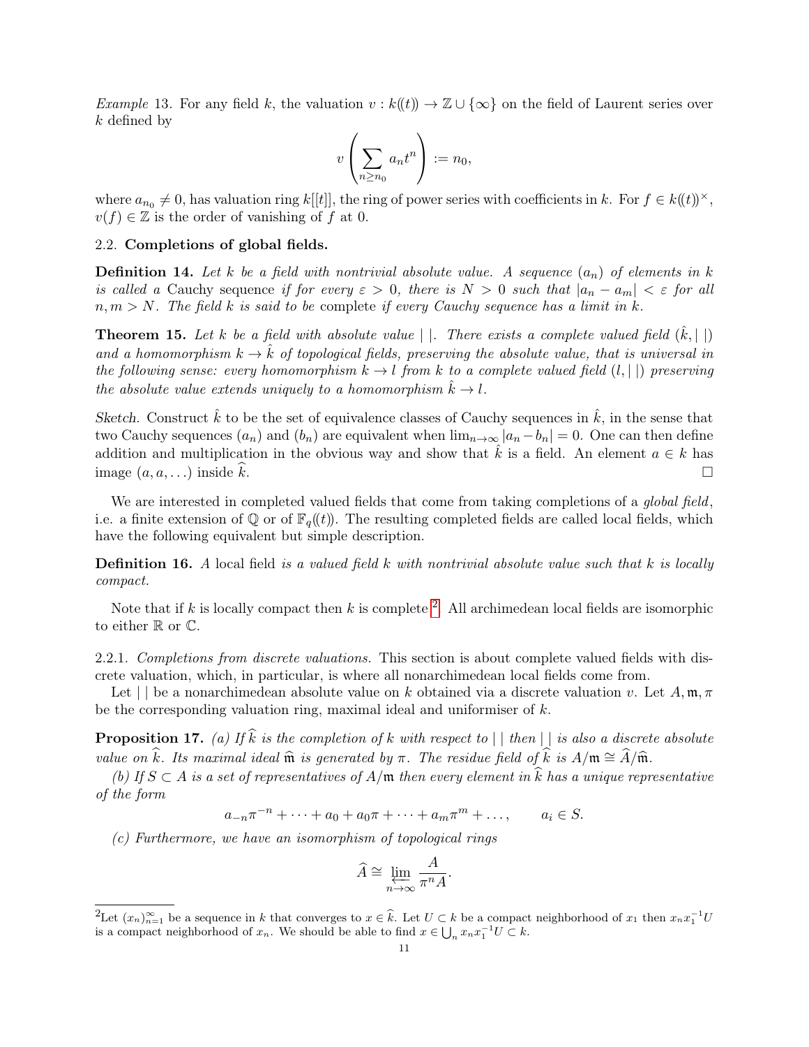*Example* 13. For any field $k$, the valuation $v : k((t)) \to \mathbb{Z} \cup \{\infty\}$ on the field of Laurent series over $k$ defined by

$$v\left(\sum_{n \geq n_0} a_n t^n\right) := n_0,$$

where $a_{n_0} \neq 0$, has valuation ring $k[[t]]$, the ring of power series with coefficients in $k$. For $f \in k((t))^\times$, $v(f) \in \mathbb{Z}$ is the order of vanishing of $f$ at 0.

## 2.2. Completions of global fields.

**Definition 14.** *Let $k$ be a field with nontrivial absolute value. A sequence $(a_n)$ of elements in $k$ is called a* Cauchy sequence *if for every $\varepsilon > 0$, there is $N > 0$ such that $|a_n - a_m| < \varepsilon$ for all $n, m > N$. The field $k$ is said to be* complete *if every Cauchy sequence has a limit in $k$.*

**Theorem 15.** *Let $k$ be a field with absolute value $|\ |$. There exists a complete valued field $(\hat{k}, |\ |)$ and a homomorphism $k \to \hat{k}$ of topological fields, preserving the absolute value, that is universal in the following sense: every homomorphism $k \to l$ from $k$ to a complete valued field $(l, |\ |)$ preserving the absolute value extends uniquely to a homomorphism $\hat{k} \to l$.*

*Sketch.* Construct $\hat{k}$ to be the set of equivalence classes of Cauchy sequences in $\hat{k}$, in the sense that two Cauchy sequences $(a_n)$ and $(b_n)$ are equivalent when $\lim_{n\to\infty} |a_n - b_n| = 0$. One can then define addition and multiplication in the obvious way and show that $\hat{k}$ is a field. An element $a \in k$ has image $(a, a, \ldots)$ inside $\widehat{k}$. □

We are interested in completed valued fields that come from taking completions of a *global field*, i.e. a finite extension of $\mathbb{Q}$ or of $\mathbb{F}_q((t))$. The resulting completed fields are called local fields, which have the following equivalent but simple description.

**Definition 16.** *A* local field *is a valued field $k$ with nontrivial absolute value such that $k$ is locally compact.*

Note that if $k$ is locally compact then $k$ is complete [2]. All archimedean local fields are isomorphic to either $\mathbb{R}$ or $\mathbb{C}$.

### 2.2.1. *Completions from discrete valuations.* 

This section is about complete valued fields with discrete valuation, which, in particular, is where all nonarchimedean local fields come from.

Let $|\ |$ be a nonarchimedean absolute value on $k$ obtained via a discrete valuation $v$. Let $A, \mathfrak{m}, \pi$ be the corresponding valuation ring, maximal ideal and uniformiser of $k$.

**Proposition 17.** *(a) If $\widehat{k}$ is the completion of $k$ with respect to $|\ |$ then $|\ |$ is also a discrete absolute value on $\widehat{k}$. Its maximal ideal $\widehat{\mathfrak{m}}$ is generated by $\pi$. The residue field of $\widehat{k}$ is $A/\mathfrak{m} \cong \widehat{A}/\widehat{\mathfrak{m}}$.*

*(b) If $S \subset A$ is a set of representatives of $A/\mathfrak{m}$ then every element in $\widehat{k}$ has a unique representative of the form*

$$a_{-n}\pi^{-n} + \cdots + a_0 + a_0\pi + \cdots + a_m\pi^m + \ldots, \qquad a_i \in S.$$

*(c) Furthermore, we have an isomorphism of topological rings*

$$\widehat{A} \cong \varprojlim_{n\to\infty} \frac{A}{\pi^n A}.$$

---

[2] Let $(x_n)_{n=1}^\infty$ be a sequence in $k$ that converges to $x \in \hat{k}$. Let $U \subset k$ be a compact neighborhood of $x_1$ then $x_n x_1^{-1} U$ is a compact neighborhood of $x_n$. We should be able to find $x \in \bigcup_n x_n x_1^{-1} U \subset k$.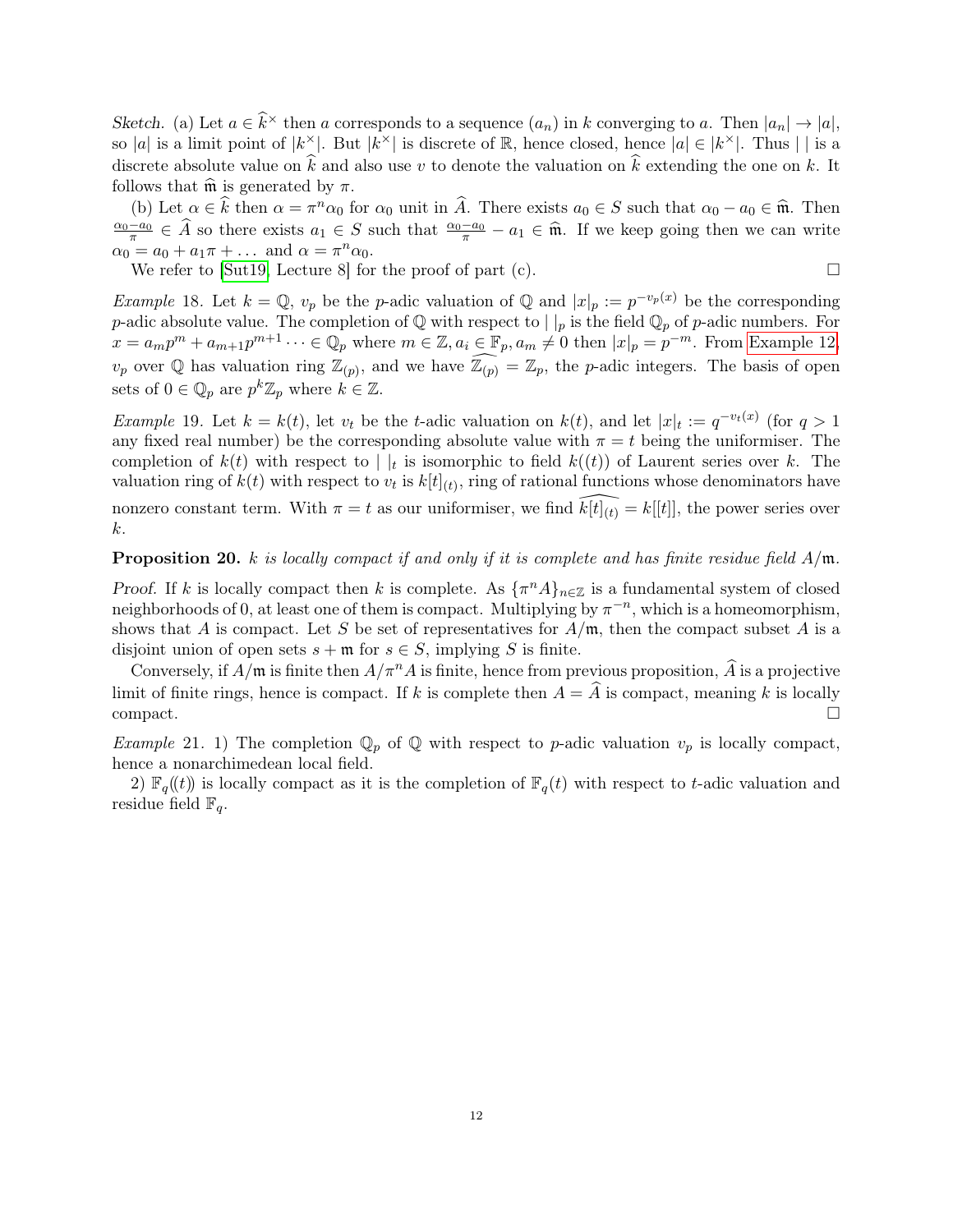*Sketch.* (a) Let $a \in \widehat{k}^\times$ then $a$ corresponds to a sequence $(a_n)$ in $k$ converging to $a$. Then $|a_n| \to |a|$, so $|a|$ is a limit point of $|k^\times|$. But $|k^\times|$ is discrete of $\mathbb{R}$, hence closed, hence $|a| \in |k^\times|$. Thus $|\ |$ is a discrete absolute value on $\widehat{k}$ and also use $v$ to denote the valuation on $\widehat{k}$ extending the one on $k$. It follows that $\widehat{\mathfrak{m}}$ is generated by $\pi$.

(b) Let $\alpha \in \widehat{k}$ then $\alpha = \pi^n \alpha_0$ for $\alpha_0$ unit in $\widehat{A}$. There exists $a_0 \in S$ such that $\alpha_0 - a_0 \in \widehat{\mathfrak{m}}$. Then $\frac{\alpha_0 - a_0}{\pi} \in \widehat{A}$ so there exists $a_1 \in S$ such that $\frac{\alpha_0 - a_0}{\pi} - a_1 \in \widehat{\mathfrak{m}}$. If we keep going then we can write $\alpha_0 = a_0 + a_1\pi + \dots$ and $\alpha = \pi^n \alpha_0$.

We refer to [Sut19, Lecture 8] for the proof of part (c). $\square$

*Example* 18. Let $k = \mathbb{Q}$, $v_p$ be the $p$-adic valuation of $\mathbb{Q}$ and $|x|_p := p^{-v_p(x)}$ be the corresponding $p$-adic absolute value. The completion of $\mathbb{Q}$ with respect to $|\ |_p$ is the field $\mathbb{Q}_p$ of $p$-adic numbers. For $x = a_m p^m + a_{m+1}p^{m+1} \dots \in \mathbb{Q}_p$ where $m \in \mathbb{Z}, a_i \in \mathbb{F}_p, a_m \neq 0$ then $|x|_p = p^{-m}$. From Example 12, $v_p$ over $\mathbb{Q}$ has valuation ring $\mathbb{Z}_{(p)}$, and we have $\widehat{\mathbb{Z}_{(p)}} = \mathbb{Z}_p$, the $p$-adic integers. The basis of open sets of $0 \in \mathbb{Q}_p$ are $p^k\mathbb{Z}_p$ where $k \in \mathbb{Z}$.

*Example* 19. Let $k = k(t)$, let $v_t$ be the $t$-adic valuation on $k(t)$, and let $|x|_t := q^{-v_t(x)}$ (for $q > 1$ any fixed real number) be the corresponding absolute value with $\pi = t$ being the uniformiser. The completion of $k(t)$ with respect to $|\ |_t$ is isomorphic to field $k((t))$ of Laurent series over $k$. The valuation ring of $k(t)$ with respect to $v_t$ is $k[t]_{(t)}$, ring of rational functions whose denominators have nonzero constant term. With $\pi = t$ as our uniformiser, we find $\widehat{k[t]_{(t)}} = k[[t]]$, the power series over $k$.

**Proposition 20.** *$k$ is locally compact if and only if it is complete and has finite residue field $A/\mathfrak{m}$.*

*Proof.* If $k$ is locally compact then $k$ is complete. As $\{\pi^n A\}_{n\in\mathbb{Z}}$ is a fundamental system of closed neighborhoods of $0$, at least one of them is compact. Multiplying by $\pi^{-n}$, which is a homeomorphism, shows that $A$ is compact. Let $S$ be set of representatives for $A/\mathfrak{m}$, then the compact subset $A$ is a disjoint union of open sets $s + \mathfrak{m}$ for $s \in S$, implying $S$ is finite.

Conversely, if $A/\mathfrak{m}$ is finite then $A/\pi^n A$ is finite, hence from previous proposition, $\widehat{A}$ is a projective limit of finite rings, hence is compact. If $k$ is complete then $A = \widehat{A}$ is compact, meaning $k$ is locally compact. $\square$

*Example* 21. 1) The completion $\mathbb{Q}_p$ of $\mathbb{Q}$ with respect to $p$-adic valuation $v_p$ is locally compact, hence a nonarchimedean local field.

2) $\mathbb{F}_q((t))$ is locally compact as it is the completion of $\mathbb{F}_q(t)$ with respect to $t$-adic valuation and residue field $\mathbb{F}_q$.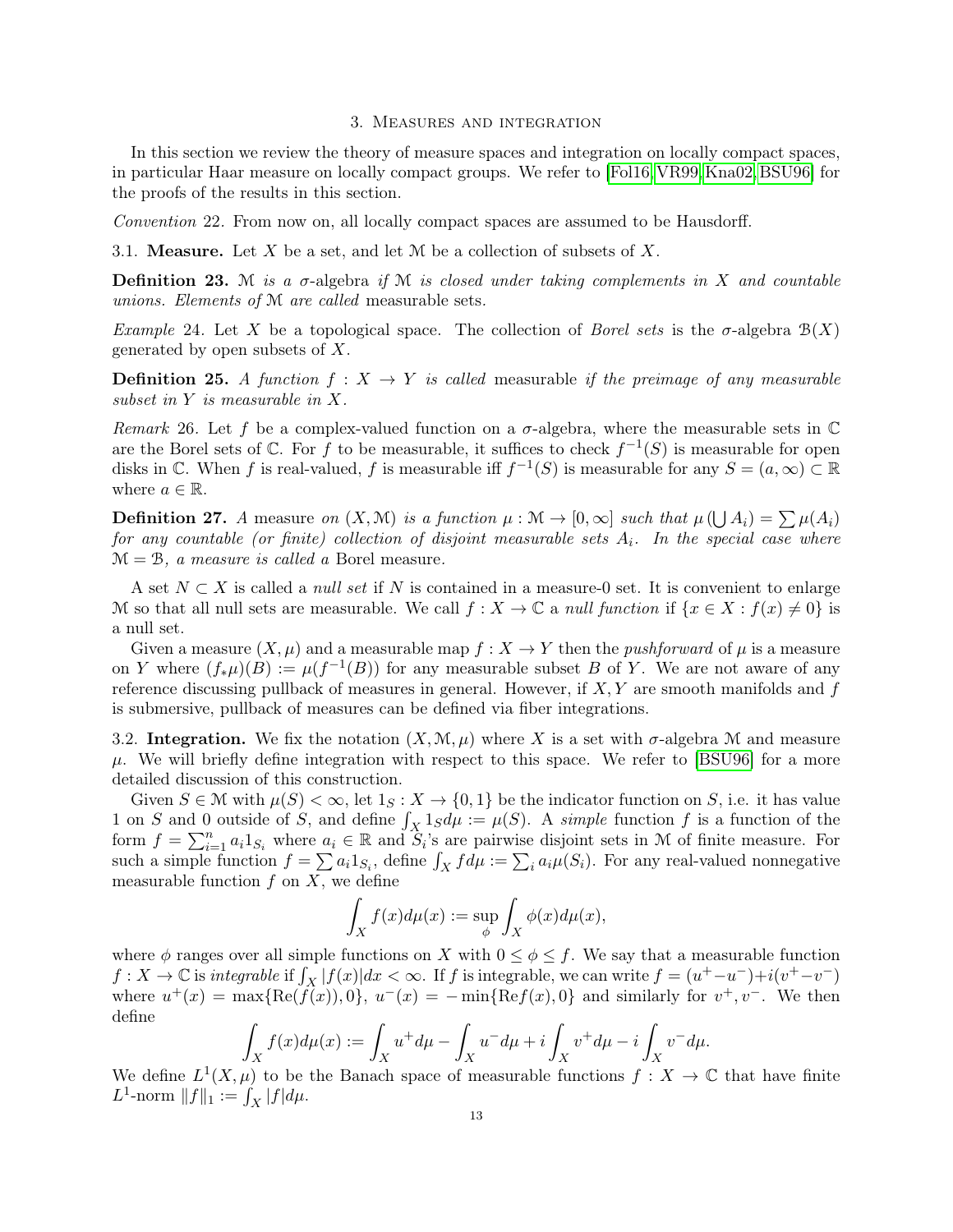## 3. Measures and integration

In this section we review the theory of measure spaces and integration on locally compact spaces, in particular Haar measure on locally compact groups. We refer to [Fol16, VR99, Kna02, BSU96] for the proofs of the results in this section.

*Convention* 22. From now on, all locally compact spaces are assumed to be Hausdorff.

### 3.1. Measure.

Let $X$ be a set, and let $\mathcal{M}$ be a collection of subsets of $X$.

**Definition 23.** *$\mathcal{M}$ is a* σ-algebra *if $\mathcal{M}$ is closed under taking complements in $X$ and countable unions. Elements of $\mathcal{M}$ are called* measurable sets*.*

*Example* 24. Let $X$ be a topological space. The collection of *Borel sets* is the σ-algebra $\mathcal{B}(X)$ generated by open subsets of $X$.

**Definition 25.** *A function $f : X \to Y$ is called* measurable *if the preimage of any measurable subset in $Y$ is measurable in $X$.*

*Remark* 26. Let $f$ be a complex-valued function on a σ-algebra, where the measurable sets in $\mathbb{C}$ are the Borel sets of $\mathbb{C}$. For $f$ to be measurable, it suffices to check $f^{-1}(S)$ is measurable for open disks in $\mathbb{C}$. When $f$ is real-valued, $f$ is measurable iff $f^{-1}(S)$ is measurable for any $S = (a, \infty) \subset \mathbb{R}$ where $a \in \mathbb{R}$.

**Definition 27.** *A* measure *on $(X, \mathcal{M})$ is a function $\mu : \mathcal{M} \to [0, \infty]$ such that $\mu\left(\bigcup A_i\right) = \sum \mu(A_i)$ for any countable (or finite) collection of disjoint measurable sets $A_i$. In the special case where $\mathcal{M} = \mathcal{B}$, a measure is called a* Borel measure*.*

A set $N \subset X$ is called a *null set* if $N$ is contained in a measure-0 set. It is convenient to enlarge $\mathcal{M}$ so that all null sets are measurable. We call $f : X \to \mathbb{C}$ a *null function* if $\{x \in X : f(x) \neq 0\}$ is a null set.

Given a measure $(X, \mu)$ and a measurable map $f : X \to Y$ then the *pushforward* of $\mu$ is a measure on $Y$ where $(f_*\mu)(B) := \mu(f^{-1}(B))$ for any measurable subset $B$ of $Y$. We are not aware of any reference discussing pullback of measures in general. However, if $X, Y$ are smooth manifolds and $f$ is submersive, pullback of measures can be defined via fiber integrations.

### 3.2. Integration.

We fix the notation $(X, \mathcal{M}, \mu)$ where $X$ is a set with σ-algebra $\mathcal{M}$ and measure $\mu$. We will briefly define integration with respect to this space. We refer to [BSU96] for a more detailed discussion of this construction.

Given $S \in \mathcal{M}$ with $\mu(S) < \infty$, let $1_S : X \to \{0, 1\}$ be the indicator function on $S$, i.e. it has value 1 on $S$ and 0 outside of $S$, and define $\int_X 1_S d\mu := \mu(S)$. A *simple* function $f$ is a function of the form $f = \sum_{i=1}^n a_i 1_{S_i}$ where $a_i \in \mathbb{R}$ and $S_i$'s are pairwise disjoint sets in $\mathcal{M}$ of finite measure. For such a simple function $f = \sum a_i 1_{S_i}$, define $\int_X f d\mu := \sum_i a_i \mu(S_i)$. For any real-valued nonnegative measurable function $f$ on $X$, we define

$$\int_X f(x) d\mu(x) := \sup_{\phi} \int_X \phi(x) d\mu(x),$$

where $\phi$ ranges over all simple functions on $X$ with $0 \leq \phi \leq f$. We say that a measurable function $f : X \to \mathbb{C}$ is *integrable* if $\int_X |f(x)| dx < \infty$. If $f$ is integrable, we can write $f = (u^+ - u^-) + i(v^+ - v^-)$ where $u^+(x) = \max\{\mathrm{Re}(f(x)), 0\}$, $u^-(x) = -\min\{\mathrm{Re} f(x), 0\}$ and similarly for $v^+, v^-$. We then define

$$\int_X f(x) d\mu(x) := \int_X u^+ d\mu - \int_X u^- d\mu + i \int_X v^+ d\mu - i \int_X v^- d\mu.$$

We define $L^1(X, \mu)$ to be the Banach space of measurable functions $f : X \to \mathbb{C}$ that have finite $L^1$-norm $\|f\|_1 := \int_X |f| d\mu$.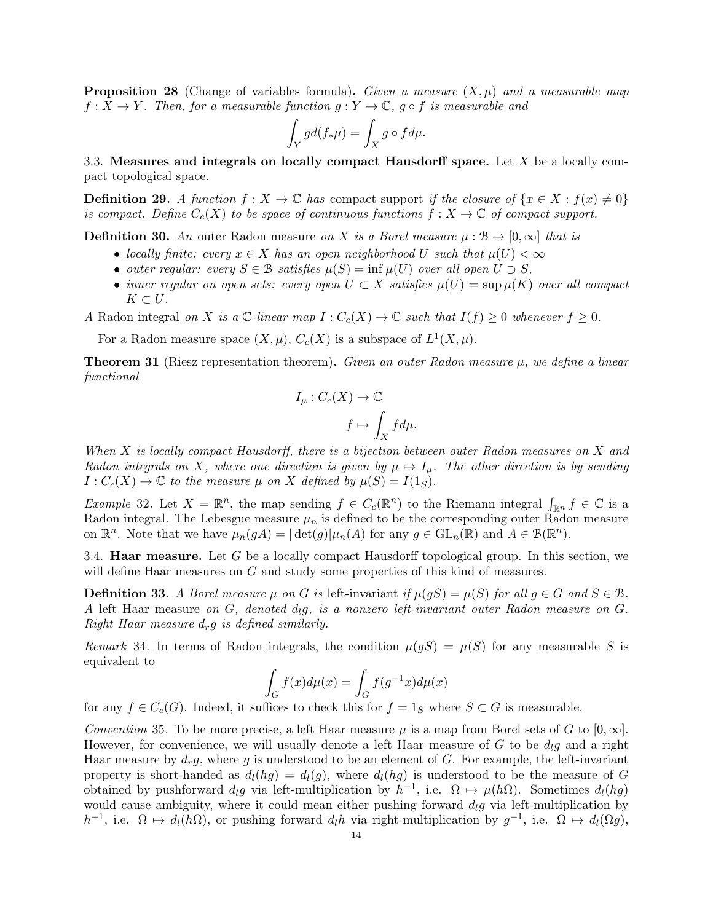**Proposition 28** (Change of variables formula)**.** *Given a measure $(X, \mu)$ and a measurable map $f : X \to Y$. Then, for a measurable function $g : Y \to \mathbb{C}$, $g \circ f$ is measurable and*

$$\int_Y g d(f_*\mu) = \int_X g \circ f d\mu.$$

3.3. **Measures and integrals on locally compact Hausdorff space.** Let $X$ be a locally compact topological space.

**Definition 29.** *A function $f : X \to \mathbb{C}$ has* compact support *if the closure of $\{x \in X : f(x) \neq 0\}$ is compact. Define $C_c(X)$ to be space of continuous functions $f : X \to \mathbb{C}$ of compact support.*

**Definition 30.** *An* outer Radon measure *on $X$ is a Borel measure $\mu : \mathcal{B} \to [0, \infty]$ that is*

- *locally finite: every $x \in X$ has an open neighborhood $U$ such that $\mu(U) < \infty$*
- *outer regular: every $S \in \mathcal{B}$ satisfies $\mu(S) = \inf \mu(U)$ over all open $U \supset S$,*
- *inner regular on open sets: every open $U \subset X$ satisfies $\mu(U) = \sup \mu(K)$ over all compact $K \subset U$.*

*A* Radon integral *on $X$ is a $\mathbb{C}$-linear map $I : C_c(X) \to \mathbb{C}$ such that $I(f) \geq 0$ whenever $f \geq 0$.*

For a Radon measure space $(X, \mu)$, $C_c(X)$ is a subspace of $L^1(X, \mu)$.

**Theorem 31** (Riesz representation theorem)**.** *Given an outer Radon measure $\mu$, we define a linear functional*

$$I_\mu : C_c(X) \to \mathbb{C}$$
$$f \mapsto \int_X f d\mu.$$

*When $X$ is locally compact Hausdorff, there is a bijection between outer Radon measures on $X$ and Radon integrals on $X$, where one direction is given by $\mu \mapsto I_\mu$. The other direction is by sending $I : C_c(X) \to \mathbb{C}$ to the measure $\mu$ on $X$ defined by $\mu(S) = I(1_S)$.*

*Example* 32. Let $X = \mathbb{R}^n$, the map sending $f \in C_c(\mathbb{R}^n)$ to the Riemann integral $\int_{\mathbb{R}^n} f \in \mathbb{C}$ is a Radon integral. The Lebesgue measure $\mu_n$ is defined to be the corresponding outer Radon measure on $\mathbb{R}^n$. Note that we have $\mu_n(gA) = |\det(g)|\mu_n(A)$ for any $g \in \mathrm{GL}_n(\mathbb{R})$ and $A \in \mathcal{B}(\mathbb{R}^n)$.

3.4. **Haar measure.** Let $G$ be a locally compact Hausdorff topological group. In this section, we will define Haar measures on $G$ and study some properties of this kind of measures.

**Definition 33.** *A Borel measure $\mu$ on $G$ is* left-invariant *if $\mu(gS) = \mu(S)$ for all $g \in G$ and $S \in \mathcal{B}$. A* left Haar measure *on $G$, denoted $d_l g$, is a nonzero left-invariant outer Radon measure on $G$. Right Haar measure $d_r g$ is defined similarly.*

*Remark* 34. In terms of Radon integrals, the condition $\mu(gS) = \mu(S)$ for any measurable $S$ is equivalent to

$$\int_G f(x) d\mu(x) = \int_G f(g^{-1}x) d\mu(x)$$

for any $f \in C_c(G)$. Indeed, it suffices to check this for $f = 1_S$ where $S \subset G$ is measurable.

*Convention* 35. To be more precise, a left Haar measure $\mu$ is a map from Borel sets of $G$ to $[0, \infty]$. However, for convenience, we will usually denote a left Haar measure of $G$ to be $d_l g$ and a right Haar measure by $d_r g$, where $g$ is understood to be an element of $G$. For example, the left-invariant property is short-handed as $d_l(hg) = d_l(g)$, where $d_l(hg)$ is understood to be the measure of $G$ obtained by pushforward $d_l g$ via left-multiplication by $h^{-1}$, i.e. $\Omega \mapsto \mu(h\Omega)$. Sometimes $d_l(hg)$ would cause ambiguity, where it could mean either pushing forward $d_l g$ via left-multiplication by $h^{-1}$, i.e. $\Omega \mapsto d_l(h\Omega)$, or pushing forward $d_l h$ via right-multiplication by $g^{-1}$, i.e. $\Omega \mapsto d_l(\Omega g)$,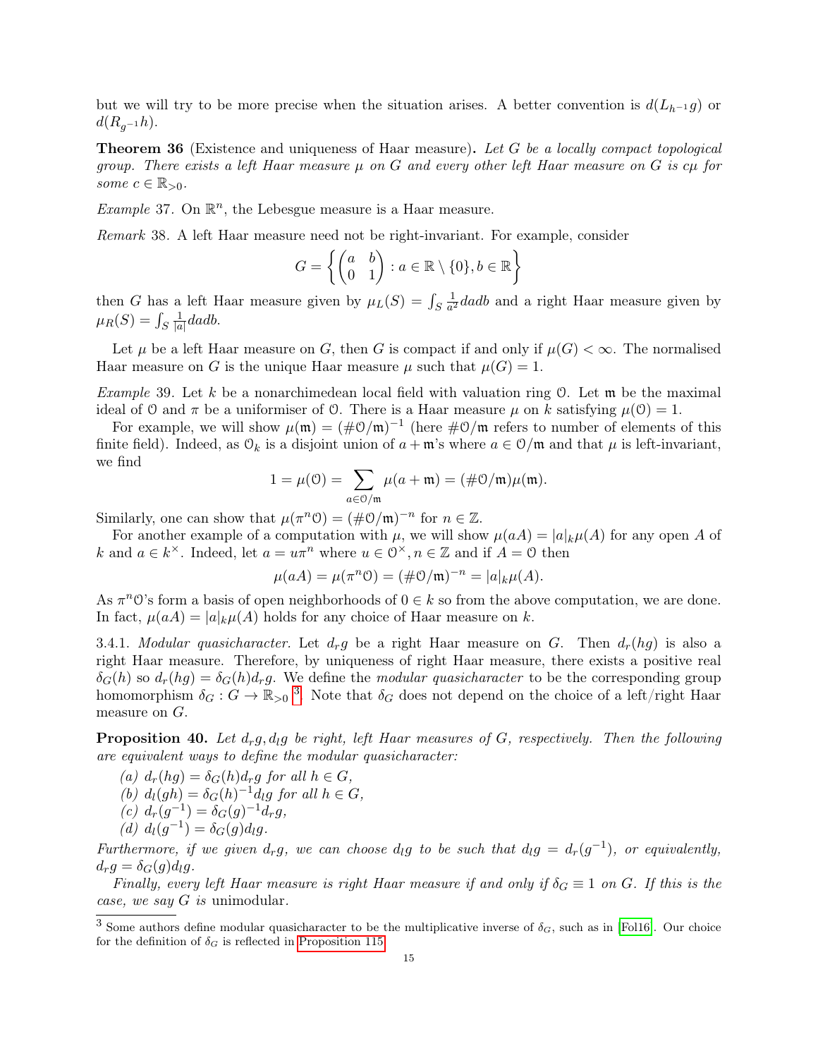but we will try to be more precise when the situation arises. A better convention is $d(L_{h^{-1}}g)$ or $d(R_{g^{-1}}h)$.

**Theorem 36** (Existence and uniqueness of Haar measure)**.** *Let $G$ be a locally compact topological group. There exists a left Haar measure $\mu$ on $G$ and every other left Haar measure on $G$ is $c\mu$ for some $c \in \mathbb{R}_{>0}$.*

*Example* 37. On $\mathbb{R}^n$, the Lebesgue measure is a Haar measure.

*Remark* 38. A left Haar measure need not be right-invariant. For example, consider

$$G = \left\{ \begin{pmatrix} a & b \\ 0 & 1 \end{pmatrix} : a \in \mathbb{R} \setminus \{0\}, b \in \mathbb{R} \right\}$$

then $G$ has a left Haar measure given by $\mu_L(S) = \int_S \frac{1}{a^2} da db$ and a right Haar measure given by $\mu_R(S) = \int_S \frac{1}{|a|} da db$.

Let $\mu$ be a left Haar measure on $G$, then $G$ is compact if and only if $\mu(G) < \infty$. The normalised Haar measure on $G$ is the unique Haar measure $\mu$ such that $\mu(G) = 1$.

*Example* 39. Let $k$ be a nonarchimedean local field with valuation ring $\mathcal{O}$. Let $\mathfrak{m}$ be the maximal ideal of $\mathcal{O}$ and $\pi$ be a uniformiser of $\mathcal{O}$. There is a Haar measure $\mu$ on $k$ satisfying $\mu(\mathcal{O}) = 1$.

For example, we will show $\mu(\mathfrak{m}) = (\#\mathcal{O}/\mathfrak{m})^{-1}$ (here $\#\mathcal{O}/\mathfrak{m}$ refers to number of elements of this finite field). Indeed, as $\mathcal{O}_k$ is a disjoint union of $a + \mathfrak{m}$'s where $a \in \mathcal{O}/\mathfrak{m}$ and that $\mu$ is left-invariant, we find

$$1 = \mu(\mathcal{O}) = \sum_{a \in \mathcal{O}/\mathfrak{m}} \mu(a + \mathfrak{m}) = (\#\mathcal{O}/\mathfrak{m})\mu(\mathfrak{m}).$$

Similarly, one can show that $\mu(\pi^n \mathcal{O}) = (\#\mathcal{O}/\mathfrak{m})^{-n}$ for $n \in \mathbb{Z}$.

For another example of a computation with $\mu$, we will show $\mu(aA) = |a|_k \mu(A)$ for any open $A$ of $k$ and $a \in k^\times$. Indeed, let $a = u\pi^n$ where $u \in \mathcal{O}^\times, n \in \mathbb{Z}$ and if $A = \mathcal{O}$ then

$$\mu(aA) = \mu(\pi^n \mathcal{O}) = (\#\mathcal{O}/\mathfrak{m})^{-n} = |a|_k \mu(A).$$

As $\pi^n \mathcal{O}$'s form a basis of open neighborhoods of $0 \in k$ so from the above computation, we are done. In fact, $\mu(aA) = |a|_k \mu(A)$ holds for any choice of Haar measure on $k$.

3.4.1. *Modular quasicharacter.* Let $d_r g$ be a right Haar measure on $G$. Then $d_r(hg)$ is also a right Haar measure. Therefore, by uniqueness of right Haar measure, there exists a positive real $\delta_G(h)$ so $d_r(hg) = \delta_G(h) d_r g$. We define the *modular quasicharacter* to be the corresponding group homomorphism $\delta_G : G \to \mathbb{R}_{>0}$ [3]. Note that $\delta_G$ does not depend on the choice of a left/right Haar measure on $G$.

**Proposition 40.** *Let $d_r g, d_l g$ be right, left Haar measures of $G$, respectively. Then the following are equivalent ways to define the modular quasicharacter:*

*(a) $d_r(hg) = \delta_G(h) d_r g$ for all $h \in G$,*
*(b) $d_l(gh) = \delta_G(h)^{-1} d_l g$ for all $h \in G$,*
*(c) $d_r(g^{-1}) = \delta_G(g)^{-1} d_r g$,*
*(d) $d_l(g^{-1}) = \delta_G(g) d_l g$.*

*Furthermore, if we given $d_r g$, we can choose $d_l g$ to be such that $d_l g = d_r(g^{-1})$, or equivalently, $d_r g = \delta_G(g) d_l g$.*

*Finally, every left Haar measure is right Haar measure if and only if $\delta_G \equiv 1$ on $G$. If this is the case, we say $G$ is* unimodular.

---

[3] Some authors define modular quasicharacter to be the multiplicative inverse of $\delta_G$, such as in [Fol16]. Our choice for the definition of $\delta_G$ is reflected in Proposition 115.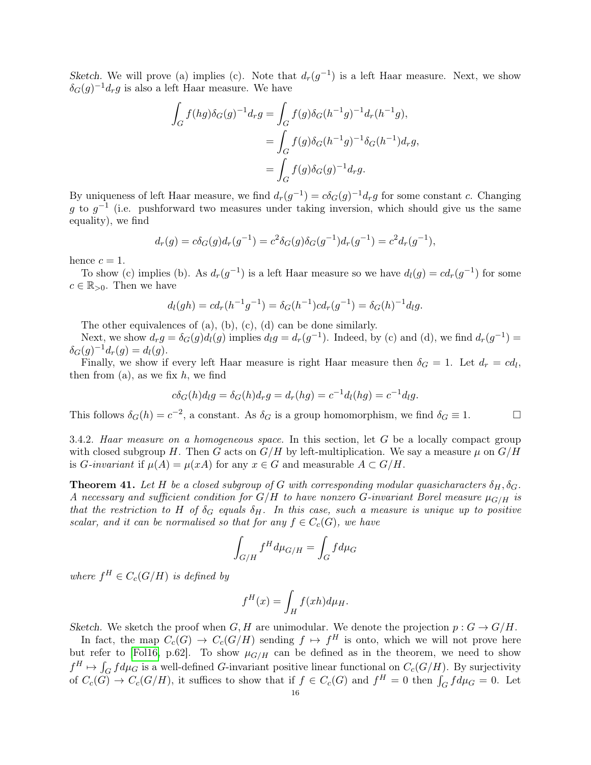*Sketch.* We will prove (a) implies (c). Note that $d_r(g^{-1})$ is a left Haar measure. Next, we show $\delta_G(g)^{-1}d_rg$ is also a left Haar measure. We have

$$
\begin{aligned}
\int_G f(hg)\delta_G(g)^{-1}d_rg &= \int_G f(g)\delta_G(h^{-1}g)^{-1}d_r(h^{-1}g), \\
&= \int_G f(g)\delta_G(h^{-1}g)^{-1}\delta_G(h^{-1})d_rg, \\
&= \int_G f(g)\delta_G(g)^{-1}d_rg.
\end{aligned}
$$

By uniqueness of left Haar measure, we find $d_r(g^{-1}) = c\delta_G(g)^{-1}d_rg$ for some constant $c$. Changing $g$ to $g^{-1}$ (i.e. pushforward two measures under taking inversion, which should give us the same equality), we find

$$
d_r(g) = c\delta_G(g)d_r(g^{-1}) = c^2\delta_G(g)\delta_G(g^{-1})d_r(g^{-1}) = c^2d_r(g^{-1}),
$$

hence $c = 1$.

To show (c) implies (b). As $d_r(g^{-1})$ is a left Haar measure so we have $d_l(g) = cd_r(g^{-1})$ for some $c \in \mathbb{R}_{>0}$. Then we have

$$
d_l(gh) = cd_r(h^{-1}g^{-1}) = \delta_G(h^{-1})cd_r(g^{-1}) = \delta_G(h)^{-1}d_lg.
$$

The other equivalences of (a), (b), (c), (d) can be done similarly.

Next, we show $d_rg = \delta_G(g)d_l(g)$ implies $d_lg = d_r(g^{-1})$. Indeed, by (c) and (d), we find $d_r(g^{-1}) = \delta_G(g)^{-1}d_r(g) = d_l(g)$.

Finally, we show if every left Haar measure is right Haar measure then $\delta_G = 1$. Let $d_r = cd_l$, then from (a), as we fix $h$, we find

$$
c\delta_G(h)d_lg = \delta_G(h)d_rg = d_r(hg) = c^{-1}d_l(hg) = c^{-1}d_lg.
$$

This follows $\delta_G(h) = c^{-2}$, a constant. As $\delta_G$ is a group homomorphism, we find $\delta_G \equiv 1$. □

3.4.2. *Haar measure on a homogeneous space.* In this section, let $G$ be a locally compact group with closed subgroup $H$. Then $G$ acts on $G/H$ by left-multiplication. We say a measure $\mu$ on $G/H$ is *$G$-invariant* if $\mu(A) = \mu(xA)$ for any $x \in G$ and measurable $A \subset G/H$.

**Theorem 41.** *Let $H$ be a closed subgroup of $G$ with corresponding modular quasicharacters $\delta_H, \delta_G$. A necessary and sufficient condition for $G/H$ to have nonzero $G$-invariant Borel measure $\mu_{G/H}$ is that the restriction to $H$ of $\delta_G$ equals $\delta_H$. In this case, such a measure is unique up to positive scalar, and it can be normalised so that for any $f \in C_c(G)$, we have*

$$
\int_{G/H} f^H d\mu_{G/H} = \int_G f d\mu_G
$$

*where $f^H \in C_c(G/H)$ is defined by*

$$
f^H(x) = \int_H f(xh)d\mu_H.
$$

*Sketch.* We sketch the proof when $G, H$ are unimodular. We denote the projection $p : G \to G/H$.

In fact, the map $C_c(G) \to C_c(G/H)$ sending $f \mapsto f^H$ is onto, which we will not prove here but refer to [Fol16, p.62]. To show $\mu_{G/H}$ can be defined as in the theorem, we need to show $f^H \mapsto \int_G f d\mu_G$ is a well-defined $G$-invariant positive linear functional on $C_c(G/H)$. By surjectivity of $C_c(G) \to C_c(G/H)$, it suffices to show that if $f \in C_c(G)$ and $f^H = 0$ then $\int_G f d\mu_G = 0$. Let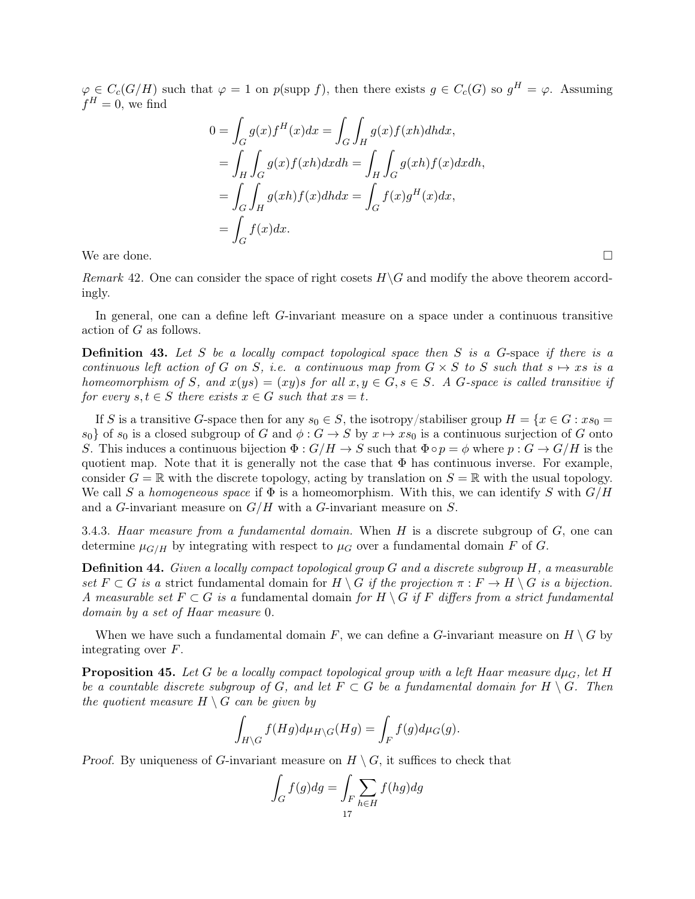$\varphi \in C_c(G/H)$ such that $\varphi = 1$ on $p(\text{supp } f)$, then there exists $g \in C_c(G)$ so $g^H = \varphi$. Assuming $f^H = 0$, we find

$$
\begin{aligned}
0 = \int_G g(x) f^H(x) dx &= \int_G \int_H g(x) f(xh) dh dx, \\
&= \int_H \int_G g(x) f(xh) dx dh = \int_H \int_G g(xh) f(x) dx dh, \\
&= \int_G \int_H g(xh) f(x) dh dx = \int_G f(x) g^H(x) dx, \\
&= \int_G f(x) dx.
\end{aligned}
$$

We are done. $\square$

*Remark* 42. One can consider the space of right cosets $H\backslash G$ and modify the above theorem accordingly.

In general, one can a define left $G$-invariant measure on a space under a continuous transitive action of $G$ as follows.

**Definition 43.** *Let $S$ be a locally compact topological space then $S$ is a* $G$-space *if there is a continuous left action of $G$ on $S$, i.e. a continuous map from $G \times S$ to $S$ such that $s \mapsto xs$ is a homeomorphism of $S$, and $x(ys) = (xy)s$ for all $x, y \in G, s \in S$. A $G$-space is called transitive if for every $s, t \in S$ there exists $x \in G$ such that $xs = t$.*

If $S$ is a transitive $G$-space then for any $s_0 \in S$, the isotropy/stabiliser group $H = \{x \in G : xs_0 = s_0\}$ of $s_0$ is a closed subgroup of $G$ and $\phi : G \to S$ by $x \mapsto xs_0$ is a continuous surjection of $G$ onto $S$. This induces a continuous bijection $\Phi : G/H \to S$ such that $\Phi \circ p = \phi$ where $p : G \to G/H$ is the quotient map. Note that it is generally not the case that $\Phi$ has continuous inverse. For example, consider $G = \mathbb{R}$ with the discrete topology, acting by translation on $S = \mathbb{R}$ with the usual topology. We call $S$ a *homogeneous space* if $\Phi$ is a homeomorphism. With this, we can identify $S$ with $G/H$ and a $G$-invariant measure on $G/H$ with a $G$-invariant measure on $S$.

3.4.3. *Haar measure from a fundamental domain.* When $H$ is a discrete subgroup of $G$, one can determine $\mu_{G/H}$ by integrating with respect to $\mu_G$ over a fundamental domain $F$ of $G$.

**Definition 44.** *Given a locally compact topological group $G$ and a discrete subgroup $H$, a measurable set $F \subset G$ is a* strict fundamental domain *for $H \setminus G$ if the projection $\pi : F \to H \setminus G$ is a bijection. A measurable set $F \subset G$ is a* fundamental domain *for $H \setminus G$ if $F$ differs from a strict fundamental domain by a set of Haar measure 0.*

When we have such a fundamental domain $F$, we can define a $G$-invariant measure on $H \setminus G$ by integrating over $F$.

**Proposition 45.** *Let $G$ be a locally compact topological group with a left Haar measure $d\mu_G$, let $H$ be a countable discrete subgroup of $G$, and let $F \subset G$ be a fundamental domain for $H \setminus G$. Then the quotient measure $H \setminus G$ can be given by*

$$
\int_{H\backslash G} f(Hg) d\mu_{H\backslash G}(Hg) = \int_F f(g) d\mu_G(g).
$$

*Proof.* By uniqueness of $G$-invariant measure on $H \setminus G$, it suffices to check that

$$
\int_G f(g) dg = \int_F \sum_{h \in H} f(hg) dg
$$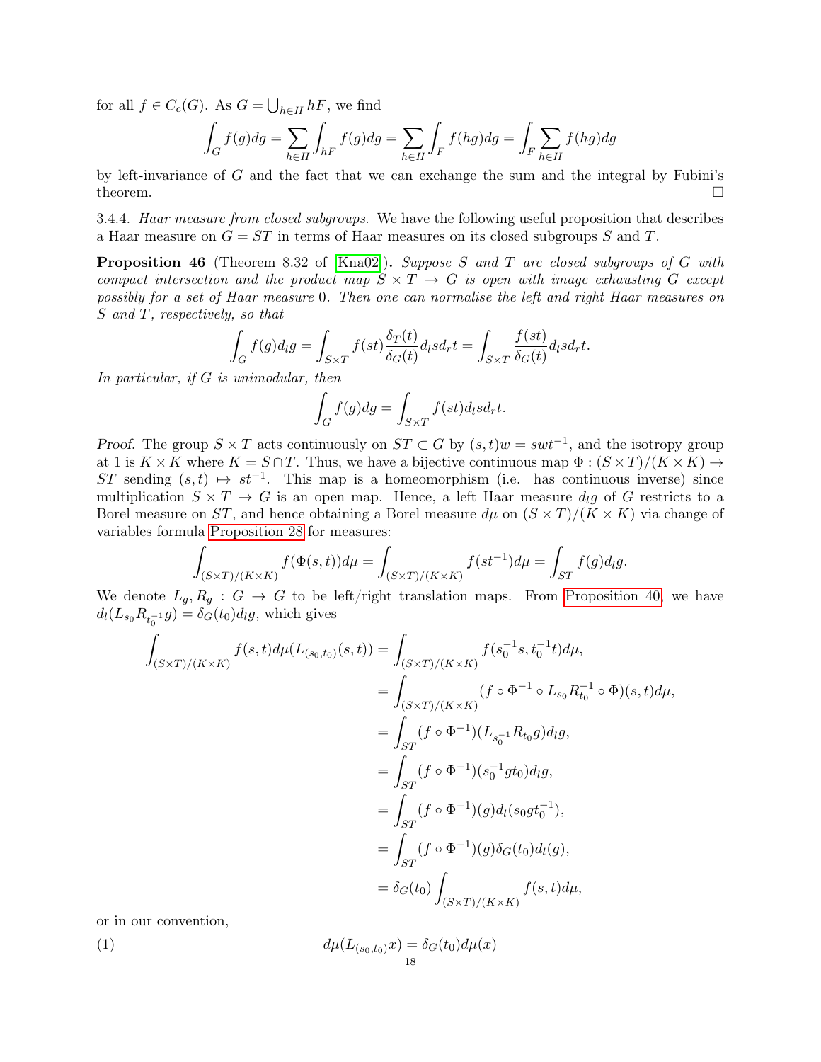for all $f \in C_c(G)$. As $G = \bigcup_{h\in H} hF$, we find

$$\int_G f(g)dg = \sum_{h\in H}\int_{hF} f(g)dg = \sum_{h\in H}\int_F f(hg)dg = \int_F \sum_{h\in H} f(hg)dg$$

by left-invariance of $G$ and the fact that we can exchange the sum and the integral by Fubini's theorem. □

3.4.4. *Haar measure from closed subgroups.* We have the following useful proposition that describes a Haar measure on $G = ST$ in terms of Haar measures on its closed subgroups $S$ and $T$.

**Proposition 46** (Theorem 8.32 of [Kna02])**.** *Suppose $S$ and $T$ are closed subgroups of $G$ with compact intersection and the product map $S \times T \to G$ is open with image exhausting $G$ except possibly for a set of Haar measure 0. Then one can normalise the left and right Haar measures on $S$ and $T$, respectively, so that*

$$\int_G f(g)d_lg = \int_{S\times T} f(st)\frac{\delta_T(t)}{\delta_G(t)}d_lsd_rt = \int_{S\times T}\frac{f(st)}{\delta_G(t)}d_lsd_rt.$$

*In particular, if $G$ is unimodular, then*

$$\int_G f(g)dg = \int_{S\times T} f(st)d_lsd_rt.$$

*Proof.* The group $S\times T$ acts continuously on $ST \subset G$ by $(s,t)w = swt^{-1}$, and the isotropy group at 1 is $K\times K$ where $K = S\cap T$. Thus, we have a bijective continuous map $\Phi : (S\times T)/(K\times K) \to ST$ sending $(s,t)\mapsto st^{-1}$. This map is a homeomorphism (i.e. has continuous inverse) since multiplication $S\times T \to G$ is an open map. Hence, a left Haar measure $d_lg$ of $G$ restricts to a Borel measure on $ST$, and hence obtaining a Borel measure $d\mu$ on $(S\times T)/(K\times K)$ via change of variables formula Proposition 28 for measures:

$$\int_{(S\times T)/(K\times K)} f(\Phi(s,t))d\mu = \int_{(S\times T)/(K\times K)} f(st^{-1})d\mu = \int_{ST} f(g)d_lg.$$

We denote $L_g, R_g : G \to G$ to be left/right translation maps. From Proposition 40, we have $d_l(L_{s_0}R_{t_0^{-1}}g) = \delta_G(t_0)d_lg$, which gives

$$\begin{aligned}
\int_{(S\times T)/(K\times K)} f(s,t)d\mu(L_{(s_0,t_0)}(s,t)) &= \int_{(S\times T)/(K\times K)} f(s_0^{-1}s, t_0^{-1}t)d\mu,\\
&= \int_{(S\times T)/(K\times K)} (f\circ\Phi^{-1}\circ L_{s_0}R_{t_0}^{-1}\circ\Phi)(s,t)d\mu,\\
&= \int_{ST}(f\circ\Phi^{-1})(L_{s_0^{-1}}R_{t_0}g)d_lg,\\
&= \int_{ST}(f\circ\Phi^{-1})(s_0^{-1}gt_0)d_lg,\\
&= \int_{ST}(f\circ\Phi^{-1})(g)d_l(s_0gt_0^{-1}),\\
&= \int_{ST}(f\circ\Phi^{-1})(g)\delta_G(t_0)d_l(g),\\
&= \delta_G(t_0)\int_{(S\times T)/(K\times K)} f(s,t)d\mu,
\end{aligned}$$

or in our convention,

$$d\mu(L_{(s_0,t_0)}x) = \delta_G(t_0)d\mu(x) \tag{1}$$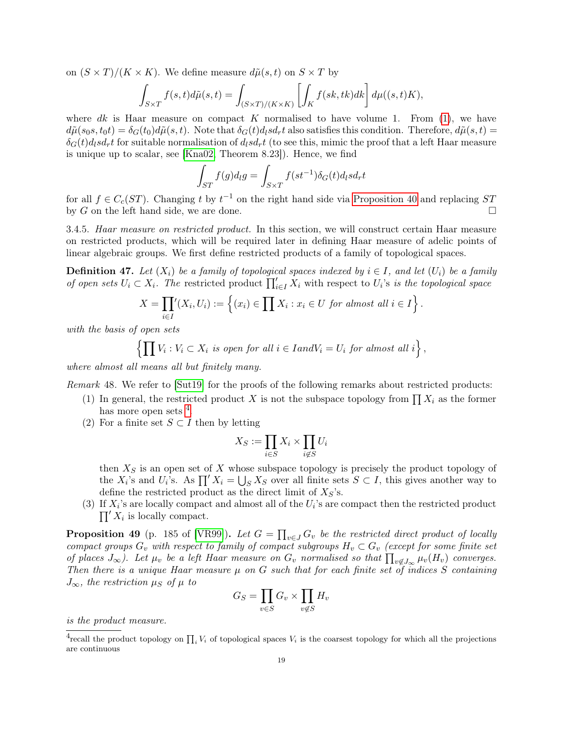on $(S \times T)/(K \times K)$. We define measure $d\tilde{\mu}(s,t)$ on $S \times T$ by

$$\int_{S\times T} f(s,t)d\tilde{\mu}(s,t) = \int_{(S\times T)/(K\times K)} \left[\int_K f(sk,tk)dk\right] d\mu((s,t)K),$$

where $dk$ is Haar measure on compact $K$ normalised to have volume 1. From (1), we have $d\tilde{\mu}(s_0 s, t_0 t) = \delta_G(t_0)d\tilde{\mu}(s,t)$. Note that $\delta_G(t)d_l s d_r t$ also satisfies this condition. Therefore, $d\tilde{\mu}(s,t) = \delta_G(t)d_l s d_r t$ for suitable normalisation of $d_l s d_r t$ (to see this, mimic the proof that a left Haar measure is unique up to scalar, see [Kna02, Theorem 8.23]). Hence, we find

$$\int_{ST} f(g)d_l g = \int_{S\times T} f(st^{-1})\delta_G(t)d_l s d_r t$$

for all $f \in C_c(ST)$. Changing $t$ by $t^{-1}$ on the right hand side via Proposition 40 and replacing $ST$ by $G$ on the left hand side, we are done. □

3.4.5. *Haar measure on restricted product.* In this section, we will construct certain Haar measure on restricted products, which will be required later in defining Haar measure of adelic points of linear algebraic groups. We first define restricted products of a family of topological spaces.

**Definition 47.** *Let $(X_i)$ be a family of topological spaces indexed by $i \in I$, and let $(U_i)$ be a family of open sets $U_i \subset X_i$. The* restricted product $\prod'_{i\in I} X_i$ with respect to $U_i$'s *is the topological space*

$$X = \prod_{i\in I}{}'(X_i, U_i) := \left\{(x_i) \in \prod X_i : x_i \in U \text{ for almost all } i \in I\right\}.$$

*with the basis of open sets*

$$\left\{\prod V_i : V_i \subset X_i \text{ is open for all } i \in I and V_i = U_i \text{ for almost all } i\right\},$$

*where almost all means all but finitely many.*

*Remark* 48. We refer to [Sut19] for the proofs of the following remarks about restricted products:

1. In general, the restricted product $X$ is not the subspace topology from $\prod X_i$ as the former has more open sets [4].
2. For a finite set $S \subset I$ then by letting

$$X_S := \prod_{i\in S} X_i \times \prod_{i\notin S} U_i$$

then $X_S$ is an open set of $X$ whose subspace topology is precisely the product topology of the $X_i$'s and $U_i$'s. As $\prod' X_i = \bigcup_S X_S$ over all finite sets $S \subset I$, this gives another way to define the restricted product as the direct limit of $X_S$'s.
3. If $X_i$'s are locally compact and almost all of the $U_i$'s are compact then the restricted product $\prod' X_i$ is locally compact.

**Proposition 49** (p. 185 of [VR99])**.** *Let $G = \prod_{v\in J} G_v$ be the restricted direct product of locally compact groups $G_v$ with respect to family of compact subgroups $H_v \subset G_v$ (except for some finite set of places $J_\infty$). Let $\mu_v$ be a left Haar measure on $G_v$ normalised so that $\prod_{v\notin J_\infty} \mu_v(H_v)$ converges. Then there is a unique Haar measure $\mu$ on $G$ such that for each finite set of indices $S$ containing $J_\infty$, the restriction $\mu_S$ of $\mu$ to*

$$G_S = \prod_{v\in S} G_v \times \prod_{v\notin S} H_v$$

*is the product measure.*

[4] recall the product topology on $\prod_i V_i$ of topological spaces $V_i$ is the coarsest topology for which all the projections are continuous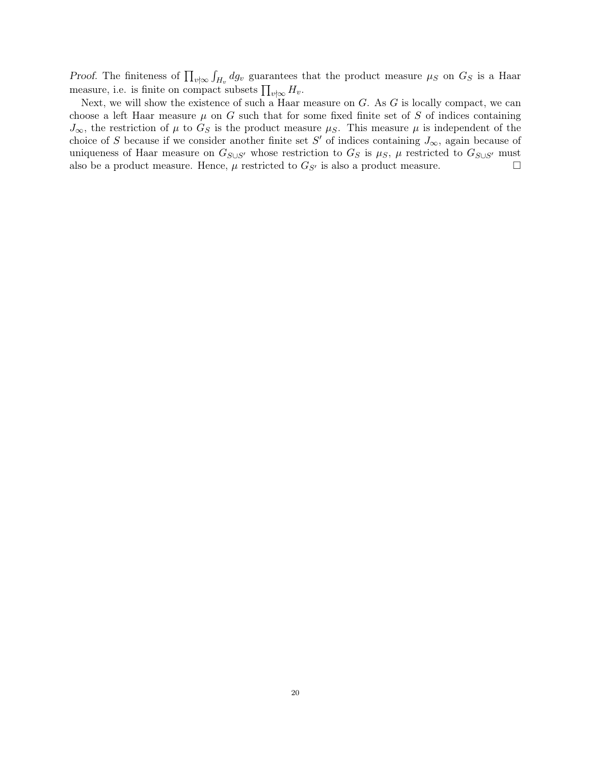*Proof.* The finiteness of $\prod_{v\nmid\infty}\int_{H_v} dg_v$ guarantees that the product measure $\mu_S$ on $G_S$ is a Haar measure, i.e. is finite on compact subsets $\prod_{v\nmid\infty} H_v$.

Next, we will show the existence of such a Haar measure on $G$. As $G$ is locally compact, we can choose a left Haar measure $\mu$ on $G$ such that for some fixed finite set of $S$ of indices containing $J_\infty$, the restriction of $\mu$ to $G_S$ is the product measure $\mu_S$. This measure $\mu$ is independent of the choice of $S$ because if we consider another finite set $S'$ of indices containing $J_\infty$, again because of uniqueness of Haar measure on $G_{S\cup S'}$ whose restriction to $G_S$ is $\mu_S$, $\mu$ restricted to $G_{S\cup S'}$ must also be a product measure. Hence, $\mu$ restricted to $G_{S'}$ is also a product measure. $\square$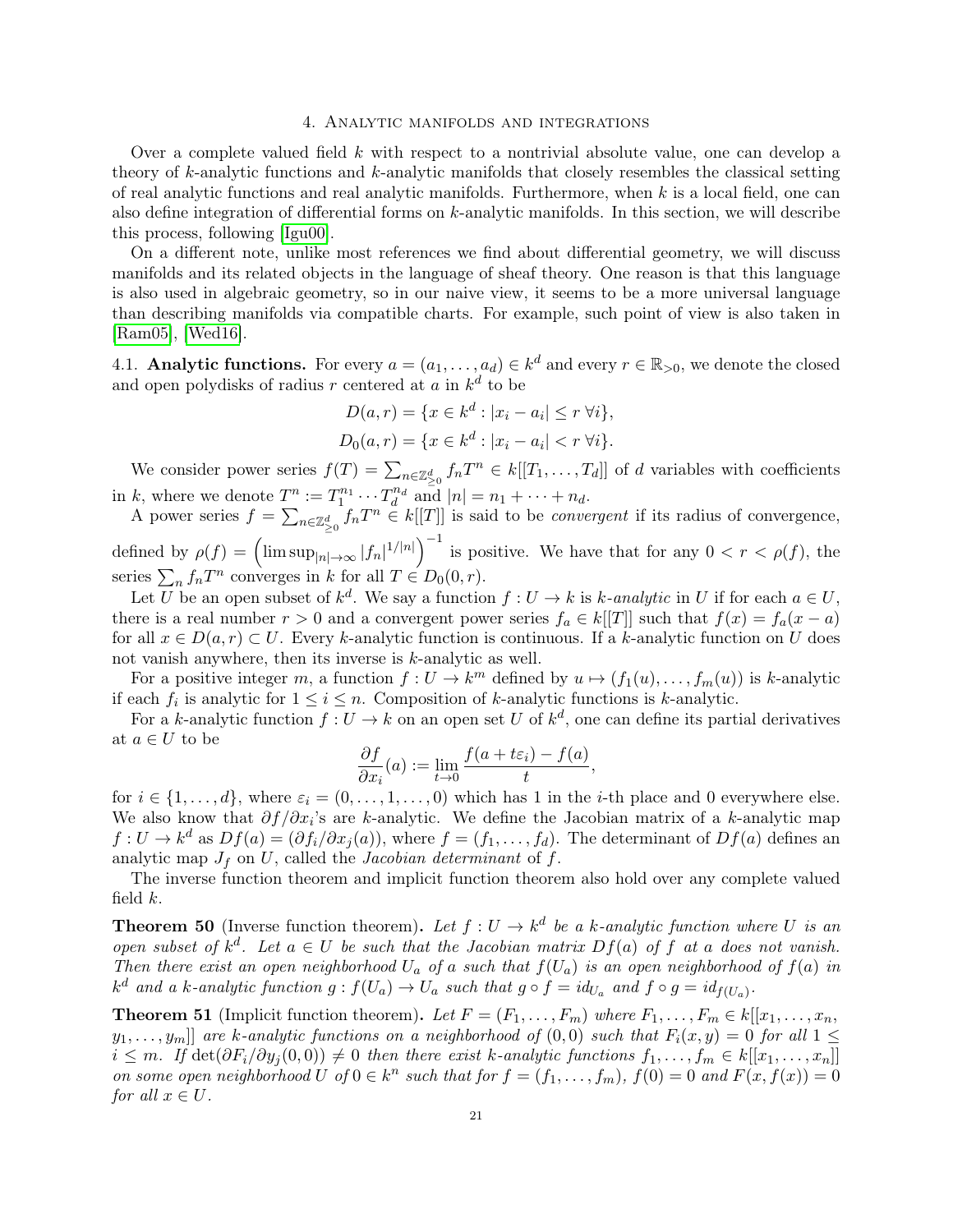## 4. Analytic manifolds and integrations

Over a complete valued field $k$ with respect to a nontrivial absolute value, one can develop a theory of $k$-analytic functions and $k$-analytic manifolds that closely resembles the classical setting of real analytic functions and real analytic manifolds. Furthermore, when $k$ is a local field, one can also define integration of differential forms on $k$-analytic manifolds. In this section, we will describe this process, following [Igu00].

On a different note, unlike most references we find about differential geometry, we will discuss manifolds and its related objects in the language of sheaf theory. One reason is that this language is also used in algebraic geometry, so in our naive view, it seems to be a more universal language than describing manifolds via compatible charts. For example, such point of view is also taken in [Ram05], [Wed16].

### 4.1. Analytic functions.

For every $a = (a_1, \dots, a_d) \in k^d$ and every $r \in \mathbb{R}_{>0}$, we denote the closed and open polydisks of radius $r$ centered at $a$ in $k^d$ to be

$$D(a, r) = \{x \in k^d : |x_i - a_i| \le r \ \forall i\},$$
$$D_0(a, r) = \{x \in k^d : |x_i - a_i| < r \ \forall i\}.$$

We consider power series $f(T) = \sum_{n \in \mathbb{Z}^d_{\ge 0}} f_n T^n \in k[[T_1, \dots, T_d]]$ of $d$ variables with coefficients in $k$, where we denote $T^n := T_1^{n_1} \cdots T_d^{n_d}$ and $|n| = n_1 + \dots + n_d$.

A power series $f = \sum_{n \in \mathbb{Z}^d_{\ge 0}} f_n T^n \in k[[T]]$ is said to be *convergent* if its radius of convergence, defined by $\rho(f) = \left( \limsup_{|n| \to \infty} |f_n|^{1/|n|} \right)^{-1}$ is positive. We have that for any $0 < r < \rho(f)$, the series $\sum_n f_n T^n$ converges in $k$ for all $T \in D_0(0, r)$.

Let $U$ be an open subset of $k^d$. We say a function $f : U \to k$ is *$k$-analytic* in $U$ if for each $a \in U$, there is a real number $r > 0$ and a convergent power series $f_a \in k[[T]]$ such that $f(x) = f_a(x - a)$ for all $x \in D(a, r) \subset U$. Every $k$-analytic function is continuous. If a $k$-analytic function on $U$ does not vanish anywhere, then its inverse is $k$-analytic as well.

For a positive integer $m$, a function $f : U \to k^m$ defined by $u \mapsto (f_1(u), \dots, f_m(u))$ is $k$-analytic if each $f_i$ is analytic for $1 \le i \le n$. Composition of $k$-analytic functions is $k$-analytic.

For a $k$-analytic function $f : U \to k$ on an open set $U$ of $k^d$, one can define its partial derivatives at $a \in U$ to be

$$\frac{\partial f}{\partial x_i}(a) := \lim_{t \to 0} \frac{f(a + t\varepsilon_i) - f(a)}{t},$$

for $i \in \{1, \dots, d\}$, where $\varepsilon_i = (0, \dots, 1, \dots, 0)$ which has 1 in the $i$-th place and 0 everywhere else. We also know that $\partial f / \partial x_i$'s are $k$-analytic. We define the Jacobian matrix of a $k$-analytic map $f : U \to k^d$ as $Df(a) = (\partial f_i / \partial x_j(a))$, where $f = (f_1, \dots, f_d)$. The determinant of $Df(a)$ defines an analytic map $J_f$ on $U$, called the *Jacobian determinant* of $f$.

The inverse function theorem and implicit function theorem also hold over any complete valued field $k$.

**Theorem 50** (Inverse function theorem). *Let $f : U \to k^d$ be a $k$-analytic function where $U$ is an open subset of $k^d$. Let $a \in U$ be such that the Jacobian matrix $Df(a)$ of $f$ at $a$ does not vanish. Then there exist an open neighborhood $U_a$ of $a$ such that $f(U_a)$ is an open neighborhood of $f(a)$ in $k^d$ and a $k$-analytic function $g : f(U_a) \to U_a$ such that $g \circ f = id_{U_a}$ and $f \circ g = id_{f(U_a)}$.*

**Theorem 51** (Implicit function theorem). *Let $F = (F_1, \dots, F_m)$ where $F_1, \dots, F_m \in k[[x_1, \dots, x_n, y_1, \dots, y_m]]$ are $k$-analytic functions on a neighborhood of $(0, 0)$ such that $F_i(x, y) = 0$ for all $1 \le i \le m$. If $\det(\partial F_i / \partial y_j(0, 0)) \ne 0$ then there exist $k$-analytic functions $f_1, \dots, f_m \in k[[x_1, \dots, x_n]]$ on some open neighborhood $U$ of $0 \in k^n$ such that for $f = (f_1, \dots, f_m)$, $f(0) = 0$ and $F(x, f(x)) = 0$ for all $x \in U$.*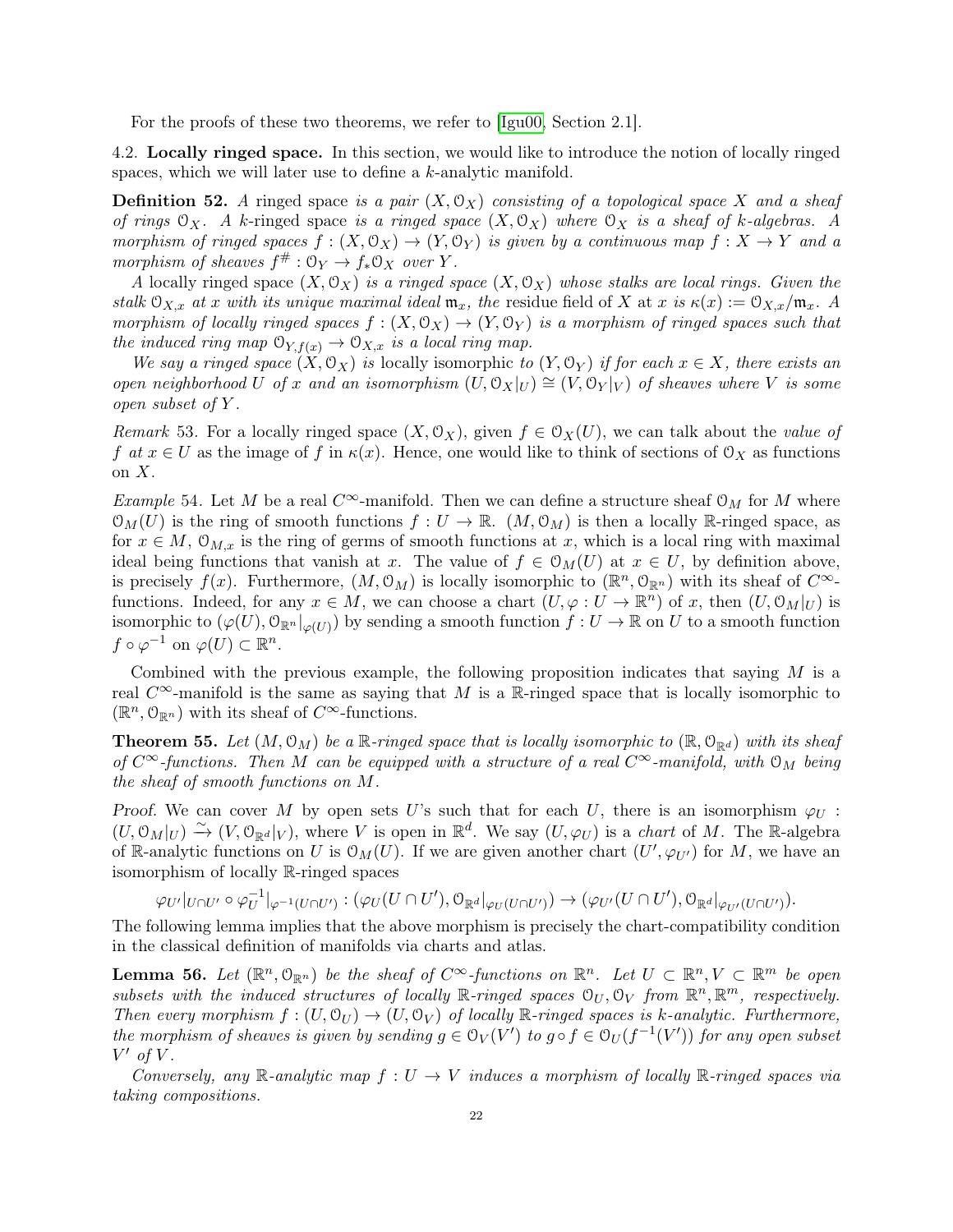For the proofs of these two theorems, we refer to [Igu00, Section 2.1].

### 4.2. Locally ringed space.

In this section, we would like to introduce the notion of locally ringed spaces, which we will later use to define a $k$-analytic manifold.

**Definition 52.** *A* ringed space *is a pair* $(X, \mathcal{O}_X)$ *consisting of a topological space* $X$ *and a sheaf of rings* $\mathcal{O}_X$*. A* $k$-ringed space *is a ringed space* $(X, \mathcal{O}_X)$ *where* $\mathcal{O}_X$ *is a sheaf of* $k$*-algebras. A morphism of ringed spaces* $f : (X, \mathcal{O}_X) \to (Y, \mathcal{O}_Y)$ *is given by a continuous map* $f : X \to Y$ *and a morphism of sheaves* $f^\# : \mathcal{O}_Y \to f_*\mathcal{O}_X$ *over* $Y$*.*

*A* locally ringed space $(X, \mathcal{O}_X)$ *is a ringed space* $(X, \mathcal{O}_X)$ *whose stalks are local rings. Given the stalk* $\mathcal{O}_{X,x}$ *at* $x$ *with its unique maximal ideal* $\mathfrak{m}_x$*, the* residue field of $X$ at $x$ *is* $\kappa(x) := \mathcal{O}_{X,x}/\mathfrak{m}_x$*. A morphism of locally ringed spaces* $f : (X, \mathcal{O}_X) \to (Y, \mathcal{O}_Y)$ *is a morphism of ringed spaces such that the induced ring map* $\mathcal{O}_{Y,f(x)} \to \mathcal{O}_{X,x}$ *is a local ring map.*

*We say a ringed space* $(X, \mathcal{O}_X)$ *is* locally isomorphic *to* $(Y, \mathcal{O}_Y)$ *if for each* $x \in X$*, there exists an open neighborhood* $U$ *of* $x$ *and an isomorphism* $(U, \mathcal{O}_X|_U) \cong (V, \mathcal{O}_Y|_V)$ *of sheaves where* $V$ *is some open subset of* $Y$*.*

*Remark* 53. For a locally ringed space $(X, \mathcal{O}_X)$, given $f \in \mathcal{O}_X(U)$, we can talk about the *value of* $f$ *at* $x \in U$ as the image of $f$ in $\kappa(x)$. Hence, one would like to think of sections of $\mathcal{O}_X$ as functions on $X$.

*Example* 54. Let $M$ be a real $C^\infty$-manifold. Then we can define a structure sheaf $\mathcal{O}_M$ for $M$ where $\mathcal{O}_M(U)$ is the ring of smooth functions $f : U \to \mathbb{R}$. $(M, \mathcal{O}_M)$ is then a locally $\mathbb{R}$-ringed space, as for $x \in M$, $\mathcal{O}_{M,x}$ is the ring of germs of smooth functions at $x$, which is a local ring with maximal ideal being functions that vanish at $x$. The value of $f \in \mathcal{O}_M(U)$ at $x \in U$, by definition above, is precisely $f(x)$. Furthermore, $(M, \mathcal{O}_M)$ is locally isomorphic to $(\mathbb{R}^n, \mathcal{O}_{\mathbb{R}^n})$ with its sheaf of $C^\infty$-functions. Indeed, for any $x \in M$, we can choose a chart $(U, \varphi : U \to \mathbb{R}^n)$ of $x$, then $(U, \mathcal{O}_M|_U)$ is isomorphic to $(\varphi(U), \mathcal{O}_{\mathbb{R}^n}|_{\varphi(U)})$ by sending a smooth function $f : U \to \mathbb{R}$ on $U$ to a smooth function $f \circ \varphi^{-1}$ on $\varphi(U) \subset \mathbb{R}^n$.

Combined with the previous example, the following proposition indicates that saying $M$ is a real $C^\infty$-manifold is the same as saying that $M$ is a $\mathbb{R}$-ringed space that is locally isomorphic to $(\mathbb{R}^n, \mathcal{O}_{\mathbb{R}^n})$ with its sheaf of $C^\infty$-functions.

**Theorem 55.** *Let* $(M, \mathcal{O}_M)$ *be a* $\mathbb{R}$*-ringed space that is locally isomorphic to* $(\mathbb{R}, \mathcal{O}_{\mathbb{R}^d})$ *with its sheaf of* $C^\infty$*-functions. Then* $M$ *can be equipped with a structure of a real* $C^\infty$*-manifold, with* $\mathcal{O}_M$ *being the sheaf of smooth functions on* $M$*.*

*Proof.* We can cover $M$ by open sets $U$'s such that for each $U$, there is an isomorphism $\varphi_U : (U, \mathcal{O}_M|_U) \xrightarrow{\sim} (V, \mathcal{O}_{\mathbb{R}^d}|_V)$, where $V$ is open in $\mathbb{R}^d$. We say $(U, \varphi_U)$ is a *chart* of $M$. The $\mathbb{R}$-algebra of $\mathbb{R}$-analytic functions on $U$ is $\mathcal{O}_M(U)$. If we are given another chart $(U', \varphi_{U'})$ for $M$, we have an isomorphism of locally $\mathbb{R}$-ringed spaces

$$\varphi_{U'}|_{U\cap U'} \circ \varphi_U^{-1}|_{\varphi^{-1}(U\cap U')} : (\varphi_U(U \cap U'), \mathcal{O}_{\mathbb{R}^d}|_{\varphi_U(U\cap U')}) \to (\varphi_{U'}(U \cap U'), \mathcal{O}_{\mathbb{R}^d}|_{\varphi_{U'}(U\cap U')}).$$

The following lemma implies that the above morphism is precisely the chart-compatibility condition in the classical definition of manifolds via charts and atlas.

**Lemma 56.** *Let* $(\mathbb{R}^n, \mathcal{O}_{\mathbb{R}^n})$ *be the sheaf of* $C^\infty$*-functions on* $\mathbb{R}^n$*. Let* $U \subset \mathbb{R}^n, V \subset \mathbb{R}^m$ *be open subsets with the induced structures of locally* $\mathbb{R}$*-ringed spaces* $\mathcal{O}_U, \mathcal{O}_V$ *from* $\mathbb{R}^n, \mathbb{R}^m$*, respectively. Then every morphism* $f : (U, \mathcal{O}_U) \to (U, \mathcal{O}_V)$ *of locally* $\mathbb{R}$*-ringed spaces is* $k$*-analytic. Furthermore, the morphism of sheaves is given by sending* $g \in \mathcal{O}_V(V')$ *to* $g \circ f \in \mathcal{O}_U(f^{-1}(V'))$ *for any open subset* $V'$ *of* $V$*.*

*Conversely, any* $\mathbb{R}$*-analytic map* $f : U \to V$ *induces a morphism of locally* $\mathbb{R}$*-ringed spaces via taking compositions.*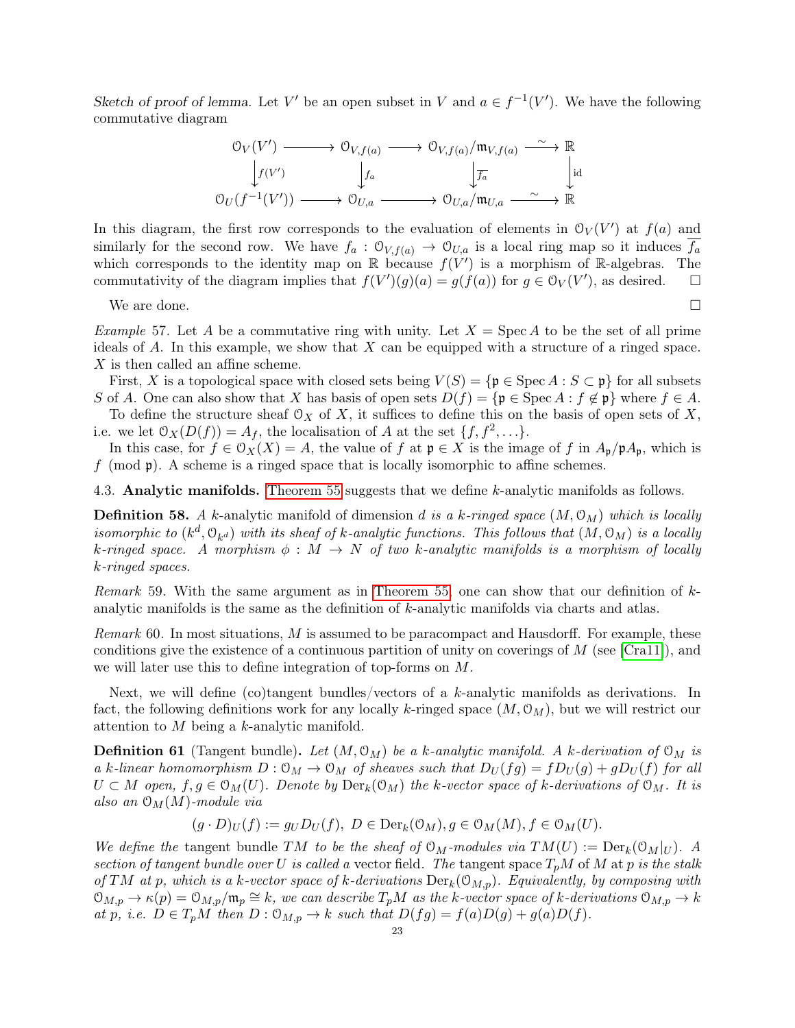*Sketch of proof of lemma.* Let $V'$ be an open subset in $V$ and $a \in f^{-1}(V')$. We have the following commutative diagram

$$\begin{array}{ccccccc}
\mathcal{O}_V(V') & \longrightarrow & \mathcal{O}_{V,f(a)} & \longrightarrow & \mathcal{O}_{V,f(a)}/\mathfrak{m}_{V,f(a)} & \xrightarrow{\sim} & \mathbb{R} \\
\downarrow f(V') & & \downarrow f_a & & \downarrow \overline{f_a} & & \downarrow \mathrm{id} \\
\mathcal{O}_U(f^{-1}(V')) & \longrightarrow & \mathcal{O}_{U,a} & \longrightarrow & \mathcal{O}_{U,a}/\mathfrak{m}_{U,a} & \xrightarrow{\sim} & \mathbb{R}
\end{array}$$

In this diagram, the first row corresponds to the evaluation of elements in $\mathcal{O}_V(V')$ at $f(a)$ and similarly for the second row. We have $f_a : \mathcal{O}_{V,f(a)} \to \mathcal{O}_{U,a}$ is a local ring map so it induces $\overline{f_a}$ which corresponds to the identity map on $\mathbb{R}$ because $f(V')$ is a morphism of $\mathbb{R}$-algebras. The commutativity of the diagram implies that $f(V')(g)(a) = g(f(a))$ for $g \in \mathcal{O}_V(V')$, as desired. □

We are done. □

*Example* 57. Let $A$ be a commutative ring with unity. Let $X = \operatorname{Spec} A$ to be the set of all prime ideals of $A$. In this example, we show that $X$ can be equipped with a structure of a ringed space. $X$ is then called an affine scheme.

First, $X$ is a topological space with closed sets being $V(S) = \{\mathfrak{p} \in \operatorname{Spec} A : S \subset \mathfrak{p}\}$ for all subsets $S$ of $A$. One can also show that $X$ has basis of open sets $D(f) = \{\mathfrak{p} \in \operatorname{Spec} A : f \notin \mathfrak{p}\}$ where $f \in A$.

To define the structure sheaf $\mathcal{O}_X$ of $X$, it suffices to define this on the basis of open sets of $X$, i.e. we let $\mathcal{O}_X(D(f)) = A_f$, the localisation of $A$ at the set $\{f, f^2, \dots\}$.

In this case, for $f \in \mathcal{O}_X(X) = A$, the value of $f$ at $\mathfrak{p} \in X$ is the image of $f$ in $A_{\mathfrak{p}}/\mathfrak{p}A_{\mathfrak{p}}$, which is $f \pmod{\mathfrak{p}}$. A scheme is a ringed space that is locally isomorphic to affine schemes.

## 4.3. Analytic manifolds.

Theorem 55 suggests that we define $k$-analytic manifolds as follows.

**Definition 58.** *A $k$-analytic manifold of dimension $d$ is a $k$-ringed space $(M, \mathcal{O}_M)$ which is locally isomorphic to $(k^d, \mathcal{O}_{k^d})$ with its sheaf of $k$-analytic functions. This follows that $(M, \mathcal{O}_M)$ is a locally $k$-ringed space. A morphism $\phi : M \to N$ of two $k$-analytic manifolds is a morphism of locally $k$-ringed spaces.*

*Remark* 59. With the same argument as in Theorem 55, one can show that our definition of $k$-analytic manifolds is the same as the definition of $k$-analytic manifolds via charts and atlas.

*Remark* 60. In most situations, $M$ is assumed to be paracompact and Hausdorff. For example, these conditions give the existence of a continuous partition of unity on coverings of $M$ (see [Cra11]), and we will later use this to define integration of top-forms on $M$.

Next, we will define (co)tangent bundles/vectors of a $k$-analytic manifolds as derivations. In fact, the following definitions work for any locally $k$-ringed space $(M, \mathcal{O}_M)$, but we will restrict our attention to $M$ being a $k$-analytic manifold.

**Definition 61** (Tangent bundle)**.** *Let $(M, \mathcal{O}_M)$ be a $k$-analytic manifold. A $k$-derivation of $\mathcal{O}_M$ is a $k$-linear homomorphism $D : \mathcal{O}_M \to \mathcal{O}_M$ of sheaves such that $D_U(fg) = fD_U(g) + gD_U(f)$ for all $U \subset M$ open, $f, g \in \mathcal{O}_M(U)$. Denote by $\operatorname{Der}_k(\mathcal{O}_M)$ the $k$-vector space of $k$-derivations of $\mathcal{O}_M$. It is also an $\mathcal{O}_M(M)$-module via*

$$(g \cdot D)_U(f) := g_U D_U(f),\ D \in \operatorname{Der}_k(\mathcal{O}_M), g \in \mathcal{O}_M(M), f \in \mathcal{O}_M(U).$$

*We define the* tangent bundle *$TM$ to be the sheaf of $\mathcal{O}_M$-modules via $TM(U) := \operatorname{Der}_k(\mathcal{O}_M|_U)$. A section of tangent bundle over $U$ is called a* vector field. *The* tangent space *$T_pM$ of $M$ at $p$ is the stalk of $TM$ at $p$, which is a $k$-vector space of $k$-derivations $\operatorname{Der}_k(\mathcal{O}_{M,p})$. Equivalently, by composing with $\mathcal{O}_{M,p} \to \kappa(p) = \mathcal{O}_{M,p}/\mathfrak{m}_p \cong k$, we can describe $T_pM$ as the $k$-vector space of $k$-derivations $\mathcal{O}_{M,p} \to k$ at $p$, i.e. $D \in T_pM$ then $D : \mathcal{O}_{M,p} \to k$ such that $D(fg) = f(a)D(g) + g(a)D(f)$.*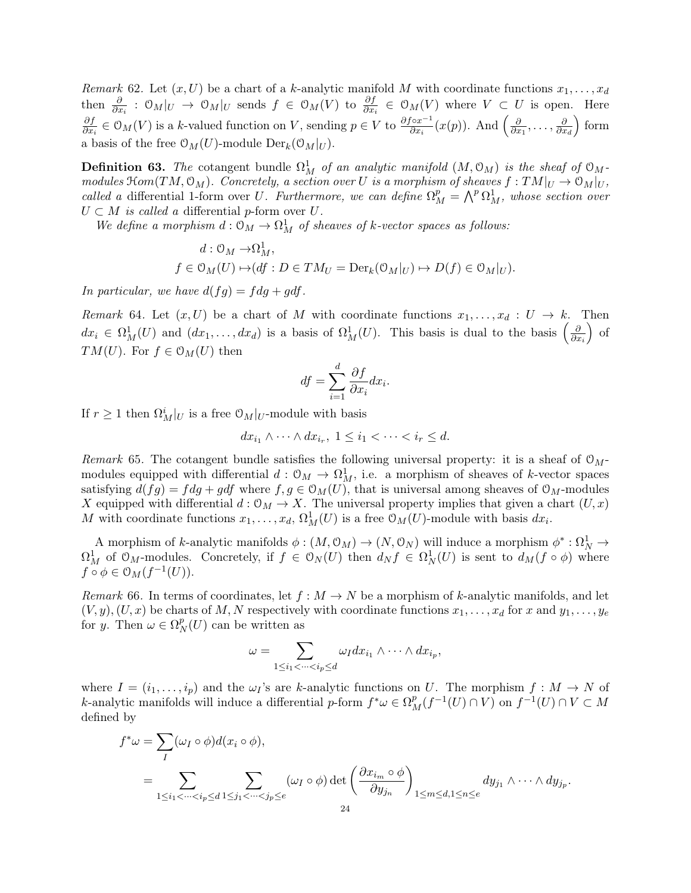*Remark* 62. Let $(x, U)$ be a chart of a $k$-analytic manifold $M$ with coordinate functions $x_1, \dots, x_d$ then $\frac{\partial}{\partial x_i} : \mathcal{O}_M|_U \to \mathcal{O}_M|_U$ sends $f \in \mathcal{O}_M(V)$ to $\frac{\partial f}{\partial x_i} \in \mathcal{O}_M(V)$ where $V \subset U$ is open. Here $\frac{\partial f}{\partial x_i} \in \mathcal{O}_M(V)$ is a $k$-valued function on $V$, sending $p \in V$ to $\frac{\partial f \circ x^{-1}}{\partial x_i}(x(p))$. And $\left(\frac{\partial}{\partial x_1}, \dots, \frac{\partial}{\partial x_d}\right)$ form a basis of the free $\mathcal{O}_M(U)$-module $\mathrm{Der}_k(\mathcal{O}_M|_U)$.

**Definition 63.** *The* cotangent bundle $\Omega^1_M$ *of an analytic manifold* $(M, \mathcal{O}_M)$ *is the sheaf of* $\mathcal{O}_M$*-modules* $\mathcal{H}om(TM, \mathcal{O}_M)$*. Concretely, a section over* $U$ *is a morphism of sheaves* $f : TM|_U \to \mathcal{O}_M|_U$*, called a* differential 1-form *over* $U$*. Furthermore, we can define* $\Omega^p_M = \bigwedge^p \Omega^1_M$*, whose section over* $U \subset M$ *is called a* differential $p$-form *over* $U$*.*

*We define a morphism* $d : \mathcal{O}_M \to \Omega^1_M$ *of sheaves of* $k$*-vector spaces as follows:*

$$
\begin{aligned}
d : \mathcal{O}_M \to & \Omega^1_M, \\
f \in \mathcal{O}_M(U) \mapsto & (df : D \in TM_U = \mathrm{Der}_k(\mathcal{O}_M|_U) \mapsto D(f) \in \mathcal{O}_M|_U).
\end{aligned}
$$

*In particular, we have* $d(fg) = fdg + gdf$*.*

*Remark* 64. Let $(x, U)$ be a chart of $M$ with coordinate functions $x_1, \dots, x_d : U \to k$. Then $dx_i \in \Omega^1_M(U)$ and $(dx_1, \dots, dx_d)$ is a basis of $\Omega^1_M(U)$. This basis is dual to the basis $\left(\frac{\partial}{\partial x_i}\right)$ of $TM(U)$. For $f \in \mathcal{O}_M(U)$ then

$$
df = \sum_{i=1}^{d} \frac{\partial f}{\partial x_i} dx_i.
$$

If $r \geq 1$ then $\Omega^i_M|_U$ is a free $\mathcal{O}_M|_U$-module with basis

$$
dx_{i_1} \wedge \dots \wedge dx_{i_r}, \ 1 \leq i_1 < \dots < i_r \leq d.
$$

*Remark* 65. The cotangent bundle satisfies the following universal property: it is a sheaf of $\mathcal{O}_M$-modules equipped with differential $d : \mathcal{O}_M \to \Omega^1_M$, i.e. a morphism of sheaves of $k$-vector spaces satisfying $d(fg) = fdg + gdf$ where $f, g \in \mathcal{O}_M(U)$, that is universal among sheaves of $\mathcal{O}_M$-modules $X$ equipped with differential $d : \mathcal{O}_M \to X$. The universal property implies that given a chart $(U, x)$ $M$ with coordinate functions $x_1, \dots, x_d$, $\Omega^1_M(U)$ is a free $\mathcal{O}_M(U)$-module with basis $dx_i$.

A morphism of $k$-analytic manifolds $\phi : (M, \mathcal{O}_M) \to (N, \mathcal{O}_N)$ will induce a morphism $\phi^* : \Omega^1_N \to \Omega^1_M$ of $\mathcal{O}_M$-modules. Concretely, if $f \in \mathcal{O}_N(U)$ then $d_N f \in \Omega^1_N(U)$ is sent to $d_M(f \circ \phi)$ where $f \circ \phi \in \mathcal{O}_M(f^{-1}(U))$.

*Remark* 66. In terms of coordinates, let $f : M \to N$ be a morphism of $k$-analytic manifolds, and let $(V, y), (U, x)$ be charts of $M, N$ respectively with coordinate functions $x_1, \dots, x_d$ for $x$ and $y_1, \dots, y_e$ for $y$. Then $\omega \in \Omega^p_N(U)$ can be written as

$$
\omega = \sum_{1 \leq i_1 < \dots < i_p \leq d} \omega_I dx_{i_1} \wedge \dots \wedge dx_{i_p},
$$

where $I = (i_1, \dots, i_p)$ and the $\omega_I$'s are $k$-analytic functions on $U$. The morphism $f : M \to N$ of $k$-analytic manifolds will induce a differential $p$-form $f^*\omega \in \Omega^p_M(f^{-1}(U) \cap V)$ on $f^{-1}(U) \cap V \subset M$ defined by

$$
\begin{aligned}
f^*\omega &= \sum_I (\omega_I \circ \phi) d(x_i \circ \phi), \\
&= \sum_{1 \leq i_1 < \dots < i_p \leq d} \sum_{1 \leq j_1 < \dots < j_p \leq e} (\omega_I \circ \phi) \det \left( \frac{\partial x_{i_m} \circ \phi}{\partial y_{j_n}} \right)_{1 \leq m \leq d, 1 \leq n \leq e} dy_{j_1} \wedge \dots \wedge dy_{j_p}.
\end{aligned}
$$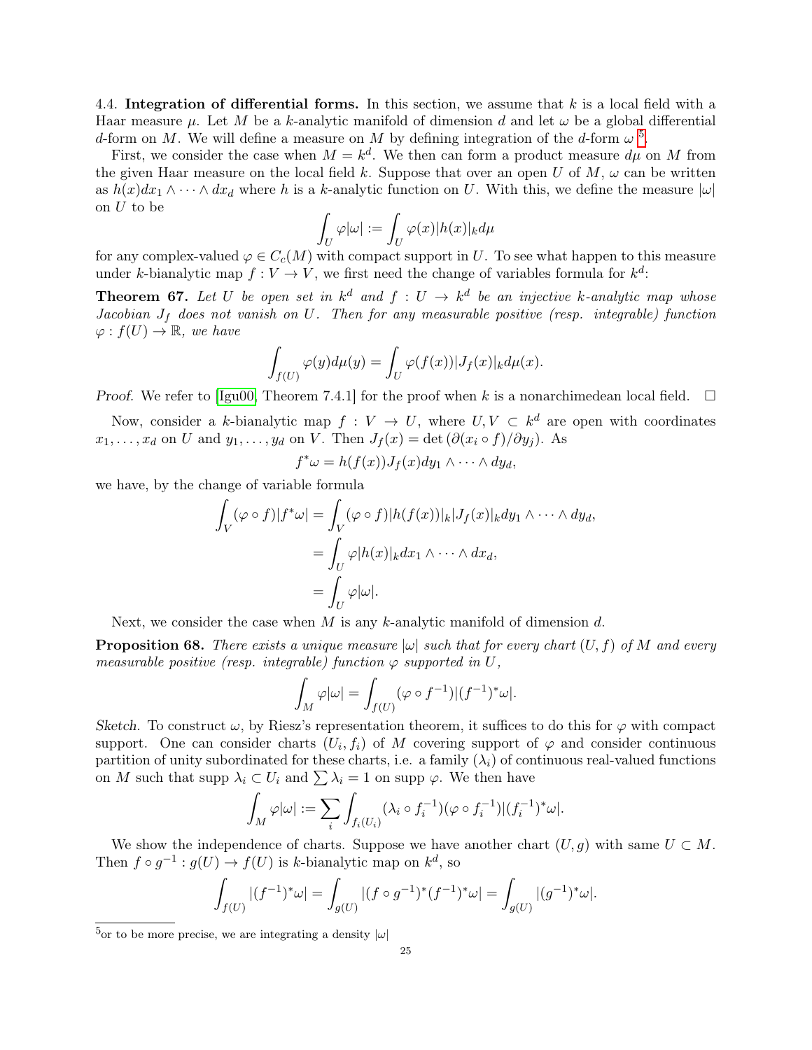**4.4. Integration of differential forms.** In this section, we assume that $k$ is a local field with a Haar measure $\mu$. Let $M$ be a $k$-analytic manifold of dimension $d$ and let $\omega$ be a global differential $d$-form on $M$. We will define a measure on $M$ by defining integration of the $d$-form $\omega$ [5].

First, we consider the case when $M = k^d$. We then can form a product measure $d\mu$ on $M$ from the given Haar measure on the local field $k$. Suppose that over an open $U$ of $M$, $\omega$ can be written as $h(x)dx_1 \wedge \cdots \wedge dx_d$ where $h$ is a $k$-analytic function on $U$. With this, we define the measure $|\omega|$ on $U$ to be

$$\int_U \varphi|\omega| := \int_U \varphi(x)|h(x)|_k d\mu$$

for any complex-valued $\varphi \in C_c(M)$ with compact support in $U$. To see what happen to this measure under $k$-bianalytic map $f : V \to V$, we first need the change of variables formula for $k^d$:

**Theorem 67.** *Let $U$ be open set in $k^d$ and $f : U \to k^d$ be an injective $k$-analytic map whose Jacobian $J_f$ does not vanish on $U$. Then for any measurable positive (resp. integrable) function $\varphi : f(U) \to \mathbb{R}$, we have*

$$\int_{f(U)} \varphi(y)d\mu(y) = \int_U \varphi(f(x))|J_f(x)|_k d\mu(x).$$

*Proof.* We refer to [Igu00, Theorem 7.4.1] for the proof when $k$ is a nonarchimedean local field. $\square$

Now, consider a $k$-bianalytic map $f : V \to U$, where $U, V \subset k^d$ are open with coordinates $x_1, \ldots, x_d$ on $U$ and $y_1, \ldots, y_d$ on $V$. Then $J_f(x) = \det(\partial(x_i \circ f)/\partial y_j)$. As

$$f^*\omega = h(f(x))J_f(x)dy_1 \wedge \cdots \wedge dy_d,$$

we have, by the change of variable formula

$$\begin{aligned}
\int_V (\varphi \circ f)|f^*\omega| &= \int_V (\varphi \circ f)|h(f(x))|_k|J_f(x)|_k dy_1 \wedge \cdots \wedge dy_d, \\
&= \int_U \varphi|h(x)|_k dx_1 \wedge \cdots \wedge dx_d, \\
&= \int_U \varphi|\omega|.
\end{aligned}$$

Next, we consider the case when $M$ is any $k$-analytic manifold of dimension $d$.

**Proposition 68.** *There exists a unique measure $|\omega|$ such that for every chart $(U, f)$ of $M$ and every measurable positive (resp. integrable) function $\varphi$ supported in $U$,*

$$\int_M \varphi|\omega| = \int_{f(U)} (\varphi \circ f^{-1})|(f^{-1})^*\omega|.$$

*Sketch.* To construct $\omega$, by Riesz's representation theorem, it suffices to do this for $\varphi$ with compact support. One can consider charts $(U_i, f_i)$ of $M$ covering support of $\varphi$ and consider continuous partition of unity subordinated for these charts, i.e. a family $(\lambda_i)$ of continuous real-valued functions on $M$ such that $\operatorname{supp} \lambda_i \subset U_i$ and $\sum \lambda_i = 1$ on $\operatorname{supp} \varphi$. We then have

$$\int_M \varphi|\omega| := \sum_i \int_{f_i(U_i)} (\lambda_i \circ f_i^{-1})(\varphi \circ f_i^{-1})|(f_i^{-1})^*\omega|.$$

We show the independence of charts. Suppose we have another chart $(U, g)$ with same $U \subset M$. Then $f \circ g^{-1} : g(U) \to f(U)$ is $k$-bianalytic map on $k^d$, so

$$\int_{f(U)} |(f^{-1})^*\omega| = \int_{g(U)} |(f \circ g^{-1})^*(f^{-1})^*\omega| = \int_{g(U)} |(g^{-1})^*\omega|.$$

[5] or to be more precise, we are integrating a density $|\omega|$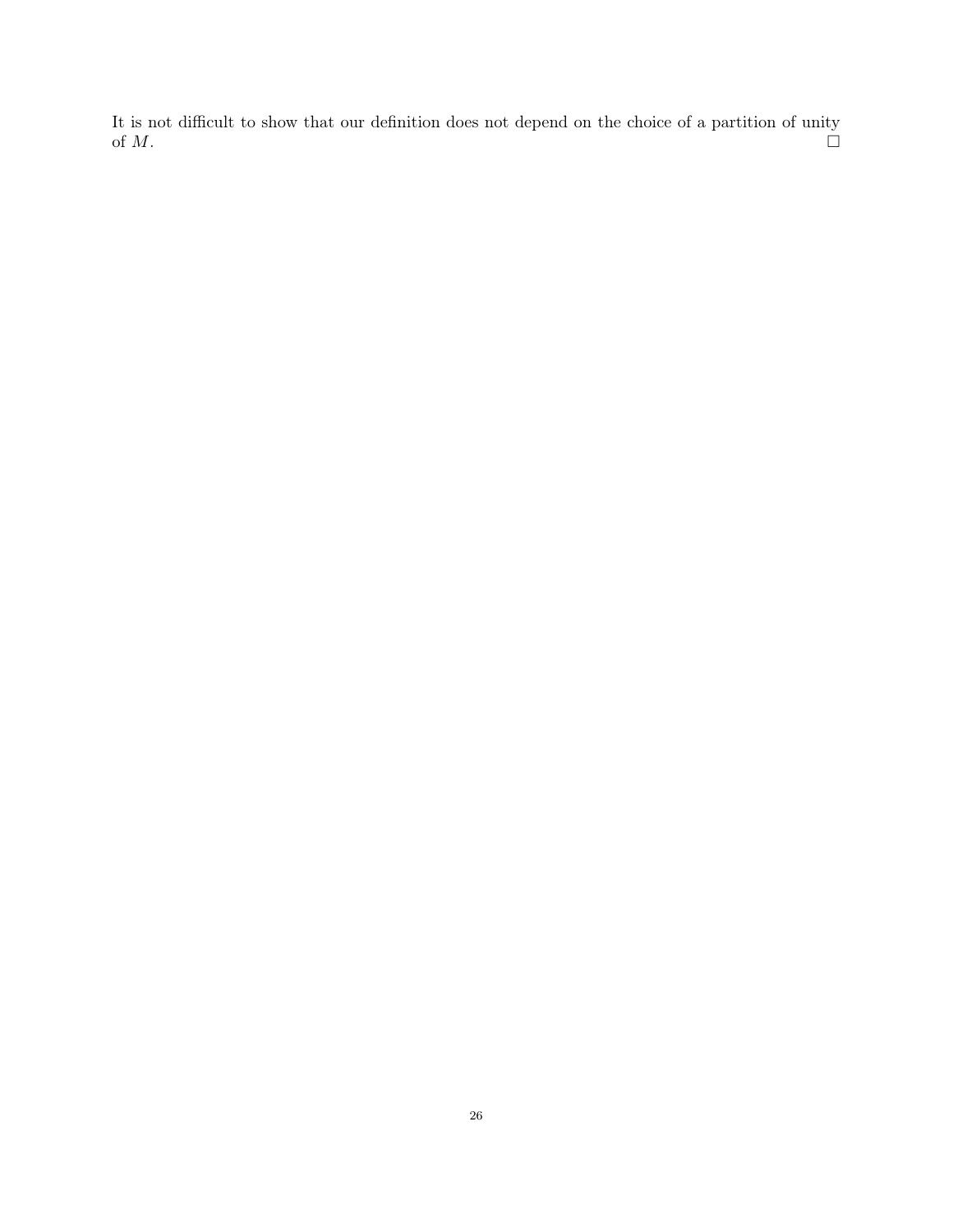It is not difficult to show that our definition does not depend on the choice of a partition of unity of $M$. $\square$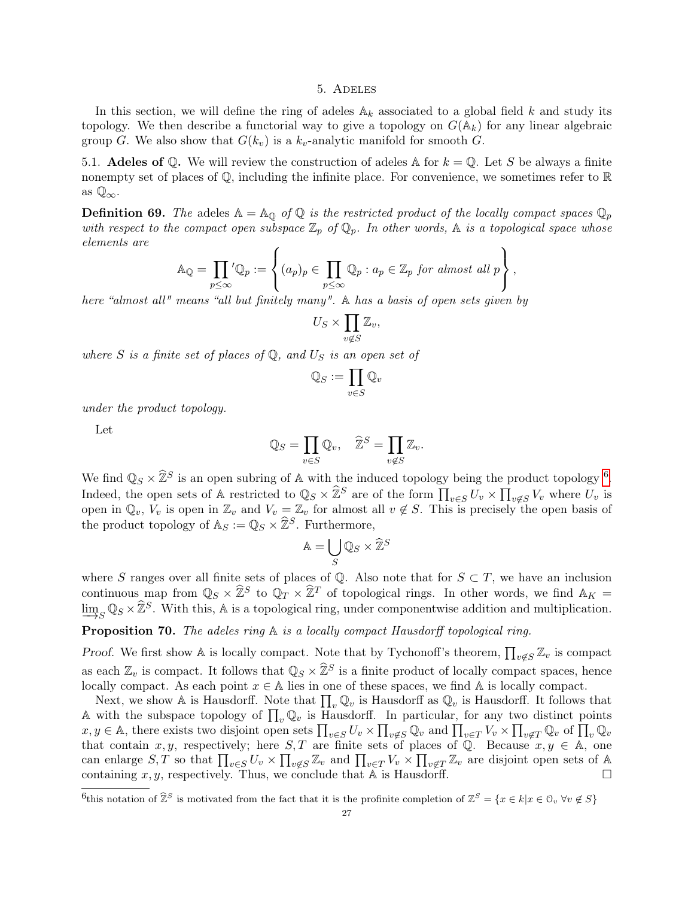# 5. Adeles

In this section, we will define the ring of adeles $\mathbb{A}_k$ associated to a global field $k$ and study its topology. We then describe a functorial way to give a topology on $G(\mathbb{A}_k)$ for any linear algebraic group $G$. We also show that $G(k_v)$ is a $k_v$-analytic manifold for smooth $G$.

## 5.1. Adeles of $\mathbb{Q}$.

We will review the construction of adeles $\mathbb{A}$ for $k = \mathbb{Q}$. Let $S$ be always a finite nonempty set of places of $\mathbb{Q}$, including the infinite place. For convenience, we sometimes refer to $\mathbb{R}$ as $\mathbb{Q}_\infty$.

**Definition 69.** *The* adeles $\mathbb{A} = \mathbb{A}_{\mathbb{Q}}$ *of* $\mathbb{Q}$ *is the restricted product of the locally compact spaces* $\mathbb{Q}_p$ *with respect to the compact open subspace* $\mathbb{Z}_p$ *of* $\mathbb{Q}_p$*. In other words,* $\mathbb{A}$ *is a topological space whose elements are*

$$\mathbb{A}_{\mathbb{Q}} = \prod_{p \le \infty}{}' \mathbb{Q}_p := \left\{ (a_p)_p \in \prod_{p \le \infty} \mathbb{Q}_p : a_p \in \mathbb{Z}_p \text{ for almost all } p \right\},$$

*here "almost all" means "all but finitely many".* $\mathbb{A}$ *has a basis of open sets given by*

$$U_S \times \prod_{v \notin S} \mathbb{Z}_v,$$

*where* $S$ *is a finite set of places of* $\mathbb{Q}$*, and* $U_S$ *is an open set of*

$$\mathbb{Q}_S := \prod_{v \in S} \mathbb{Q}_v$$

*under the product topology.*

Let

$$\mathbb{Q}_S = \prod_{v \in S} \mathbb{Q}_v, \quad \widehat{\mathbb{Z}}^S = \prod_{v \notin S} \mathbb{Z}_v.$$

We find $\mathbb{Q}_S \times \widehat{\mathbb{Z}}^S$ is an open subring of $\mathbb{A}$ with the induced topology being the product topology [6]. Indeed, the open sets of $\mathbb{A}$ restricted to $\mathbb{Q}_S \times \widehat{\mathbb{Z}}^S$ are of the form $\prod_{v \in S} U_v \times \prod_{v \notin S} V_v$ where $U_v$ is open in $\mathbb{Q}_v$, $V_v$ is open in $\mathbb{Z}_v$ and $V_v = \mathbb{Z}_v$ for almost all $v \notin S$. This is precisely the open basis of the product topology of $\mathbb{A}_S := \mathbb{Q}_S \times \widehat{\mathbb{Z}}^S$. Furthermore,

$$\mathbb{A} = \bigcup_S \mathbb{Q}_S \times \widehat{\mathbb{Z}}^S$$

where $S$ ranges over all finite sets of places of $\mathbb{Q}$. Also note that for $S \subset T$, we have an inclusion continuous map from $\mathbb{Q}_S \times \widehat{\mathbb{Z}}^S$ to $\mathbb{Q}_T \times \widehat{\mathbb{Z}}^T$ of topological rings. In other words, we find $\mathbb{A}_K = \varinjlim_S \mathbb{Q}_S \times \widehat{\mathbb{Z}}^S$. With this, $\mathbb{A}$ is a topological ring, under componentwise addition and multiplication.

**Proposition 70.** *The adeles ring* $\mathbb{A}$ *is a locally compact Hausdorff topological ring.*

*Proof.* We first show $\mathbb{A}$ is locally compact. Note that by Tychonoff's theorem, $\prod_{v \notin S} \mathbb{Z}_v$ is compact as each $\mathbb{Z}_v$ is compact. It follows that $\mathbb{Q}_S \times \widehat{\mathbb{Z}}^S$ is a finite product of locally compact spaces, hence locally compact. As each point $x \in \mathbb{A}$ lies in one of these spaces, we find $\mathbb{A}$ is locally compact.

Next, we show $\mathbb{A}$ is Hausdorff. Note that $\prod_v \mathbb{Q}_v$ is Hausdorff as $\mathbb{Q}_v$ is Hausdorff. It follows that $\mathbb{A}$ with the subspace topology of $\prod_v \mathbb{Q}_v$ is Hausdorff. In particular, for any two distinct points $x, y \in \mathbb{A}$, there exists two disjoint open sets $\prod_{v \in S} U_v \times \prod_{v \notin S} \mathbb{Q}_v$ and $\prod_{v \in T} V_v \times \prod_{v \notin T} \mathbb{Q}_v$ of $\prod_v \mathbb{Q}_v$ that contain $x, y$, respectively; here $S, T$ are finite sets of places of $\mathbb{Q}$. Because $x, y \in \mathbb{A}$, one can enlarge $S, T$ so that $\prod_{v \in S} U_v \times \prod_{v \notin S} \mathbb{Z}_v$ and $\prod_{v \in T} V_v \times \prod_{v \notin T} \mathbb{Z}_v$ are disjoint open sets of $\mathbb{A}$ containing $x, y$, respectively. Thus, we conclude that $\mathbb{A}$ is Hausdorff. $\square$

---

[6] this notation of $\widehat{\mathbb{Z}}^S$ is motivated from the fact that it is the profinite completion of $\mathbb{Z}^S = \{x \in k | x \in \mathcal{O}_v \ \forall v \notin S\}$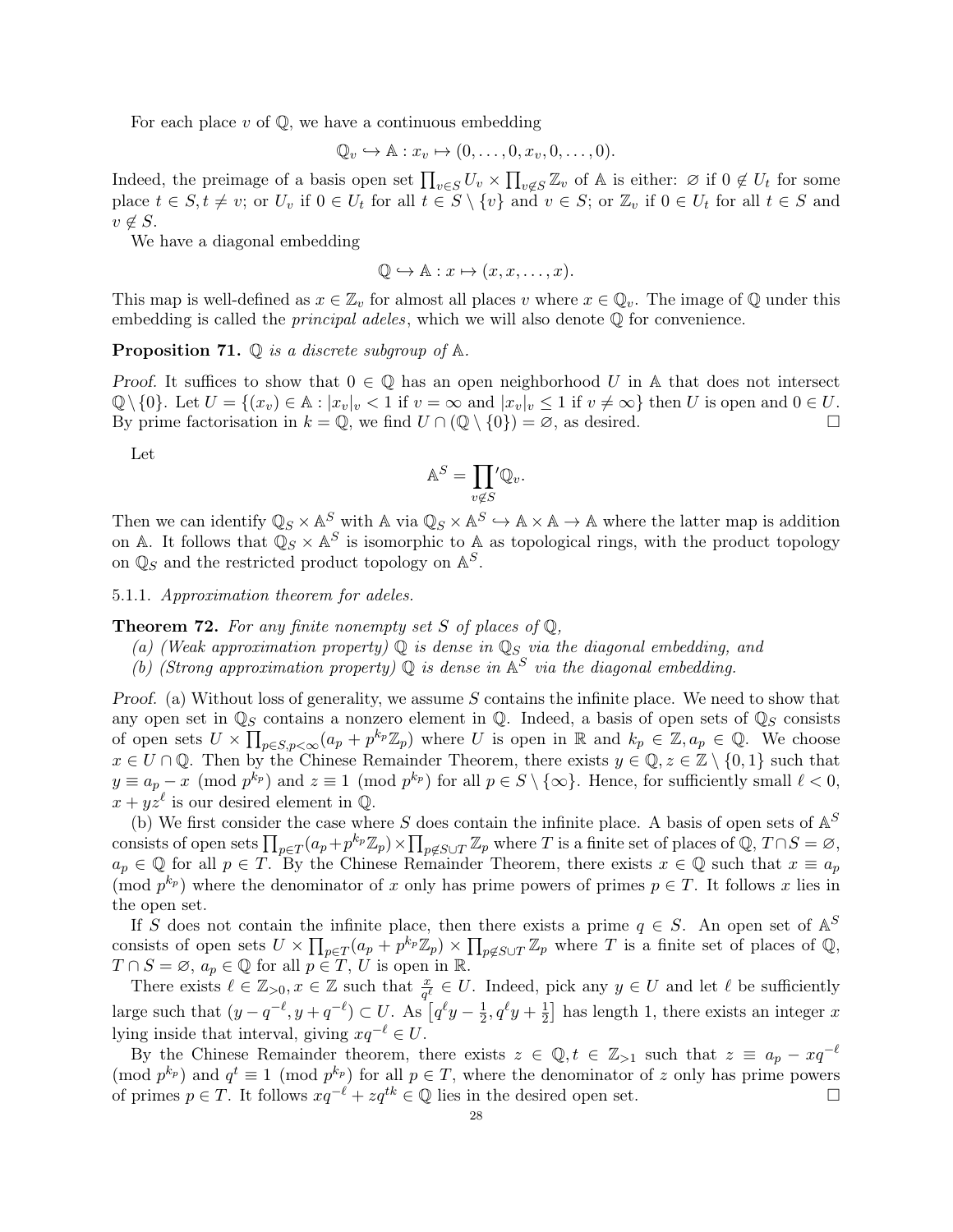For each place $v$ of $\mathbb{Q}$, we have a continuous embedding

$$\mathbb{Q}_v \hookrightarrow \mathbb{A} : x_v \mapsto (0, \dots, 0, x_v, 0, \dots, 0).$$

Indeed, the preimage of a basis open set $\prod_{v \in S} U_v \times \prod_{v \notin S} \mathbb{Z}_v$ of $\mathbb{A}$ is either: $\varnothing$ if $0 \notin U_t$ for some place $t \in S, t \neq v$; or $U_v$ if $0 \in U_t$ for all $t \in S \setminus \{v\}$ and $v \in S$; or $\mathbb{Z}_v$ if $0 \in U_t$ for all $t \in S$ and $v \notin S$.

We have a diagonal embedding

$$\mathbb{Q} \hookrightarrow \mathbb{A} : x \mapsto (x, x, \dots, x).$$

This map is well-defined as $x \in \mathbb{Z}_v$ for almost all places $v$ where $x \in \mathbb{Q}_v$. The image of $\mathbb{Q}$ under this embedding is called the *principal adeles*, which we will also denote $\mathbb{Q}$ for convenience.

**Proposition 71.** *$\mathbb{Q}$ is a discrete subgroup of $\mathbb{A}$.*

*Proof.* It suffices to show that $0 \in \mathbb{Q}$ has an open neighborhood $U$ in $\mathbb{A}$ that does not intersect $\mathbb{Q} \setminus \{0\}$. Let $U = \{(x_v) \in \mathbb{A} : |x_v|_v < 1 \text{ if } v = \infty \text{ and } |x_v|_v \leq 1 \text{ if } v \neq \infty\}$ then $U$ is open and $0 \in U$. By prime factorisation in $k = \mathbb{Q}$, we find $U \cap (\mathbb{Q} \setminus \{0\}) = \varnothing$, as desired. $\square$

Let

$$\mathbb{A}^S = \prod_{v \notin S}{}' \mathbb{Q}_v.$$

Then we can identify $\mathbb{Q}_S \times \mathbb{A}^S$ with $\mathbb{A}$ via $\mathbb{Q}_S \times \mathbb{A}^S \hookrightarrow \mathbb{A} \times \mathbb{A} \to \mathbb{A}$ where the latter map is addition on $\mathbb{A}$. It follows that $\mathbb{Q}_S \times \mathbb{A}^S$ is isomorphic to $\mathbb{A}$ as topological rings, with the product topology on $\mathbb{Q}_S$ and the restricted product topology on $\mathbb{A}^S$.

5.1.1. *Approximation theorem for adeles.*

**Theorem 72.** *For any finite nonempty set $S$ of places of $\mathbb{Q}$,*

*(a) (Weak approximation property) $\mathbb{Q}$ is dense in $\mathbb{Q}_S$ via the diagonal embedding, and*

*(b) (Strong approximation property) $\mathbb{Q}$ is dense in $\mathbb{A}^S$ via the diagonal embedding.*

*Proof.* (a) Without loss of generality, we assume $S$ contains the infinite place. We need to show that any open set in $\mathbb{Q}_S$ contains a nonzero element in $\mathbb{Q}$. Indeed, a basis of open sets of $\mathbb{Q}_S$ consists of open sets $U \times \prod_{p \in S, p < \infty} (a_p + p^{k_p}\mathbb{Z}_p)$ where $U$ is open in $\mathbb{R}$ and $k_p \in \mathbb{Z}, a_p \in \mathbb{Q}$. We choose $x \in U \cap \mathbb{Q}$. Then by the Chinese Remainder Theorem, there exists $y \in \mathbb{Q}, z \in \mathbb{Z} \setminus \{0, 1\}$ such that $y \equiv a_p - x \pmod{p^{k_p}}$ and $z \equiv 1 \pmod{p^{k_p}}$ for all $p \in S \setminus \{\infty\}$. Hence, for sufficiently small $\ell < 0$, $x + yz^\ell$ is our desired element in $\mathbb{Q}$.

(b) We first consider the case where $S$ does contain the infinite place. A basis of open sets of $\mathbb{A}^S$ consists of open sets $\prod_{p \in T}(a_p + p^{k_p}\mathbb{Z}_p) \times \prod_{p \notin S \cup T} \mathbb{Z}_p$ where $T$ is a finite set of places of $\mathbb{Q}$, $T \cap S = \varnothing$, $a_p \in \mathbb{Q}$ for all $p \in T$. By the Chinese Remainder Theorem, there exists $x \in \mathbb{Q}$ such that $x \equiv a_p \pmod{p^{k_p}}$ where the denominator of $x$ only has prime powers of primes $p \in T$. It follows $x$ lies in the open set.

If $S$ does not contain the infinite place, then there exists a prime $q \in S$. An open set of $\mathbb{A}^S$ consists of open sets $U \times \prod_{p \in T}(a_p + p^{k_p}\mathbb{Z}_p) \times \prod_{p \notin S \cup T} \mathbb{Z}_p$ where $T$ is a finite set of places of $\mathbb{Q}$, $T \cap S = \varnothing$, $a_p \in \mathbb{Q}$ for all $p \in T$, $U$ is open in $\mathbb{R}$.

There exists $\ell \in \mathbb{Z}_{>0}, x \in \mathbb{Z}$ such that $\frac{x}{q^\ell} \in U$. Indeed, pick any $y \in U$ and let $\ell$ be sufficiently large such that $(y - q^{-\ell}, y + q^{-\ell}) \subset U$. As $\left[q^\ell y - \frac{1}{2}, q^\ell y + \frac{1}{2}\right]$ has length 1, there exists an integer $x$ lying inside that interval, giving $xq^{-\ell} \in U$.

By the Chinese Remainder theorem, there exists $z \in \mathbb{Q}, t \in \mathbb{Z}_{>1}$ such that $z \equiv a_p - xq^{-\ell} \pmod{p^{k_p}}$ and $q^t \equiv 1 \pmod{p^{k_p}}$ for all $p \in T$, where the denominator of $z$ only has prime powers of primes $p \in T$. It follows $xq^{-\ell} + zq^{tk} \in \mathbb{Q}$ lies in the desired open set. $\square$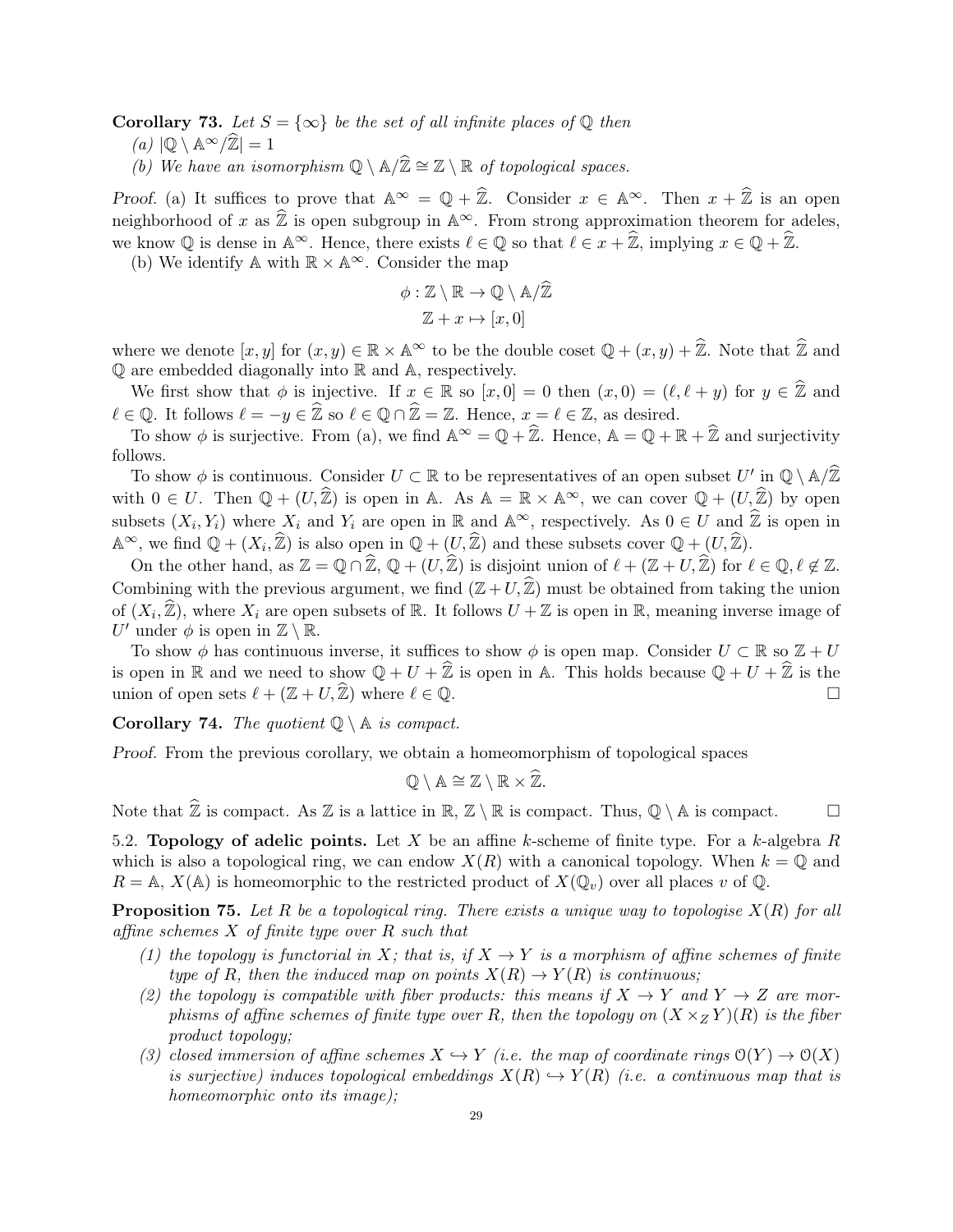**Corollary 73.** *Let $S = \{\infty\}$ be the set of all infinite places of $\mathbb{Q}$ then*

*(a) $|\mathbb{Q} \setminus \mathbb{A}^\infty / \widehat{\mathbb{Z}}| = 1$*

*(b) We have an isomorphism $\mathbb{Q} \setminus \mathbb{A} / \widehat{\mathbb{Z}} \cong \mathbb{Z} \setminus \mathbb{R}$ of topological spaces.*

*Proof.* (a) It suffices to prove that $\mathbb{A}^\infty = \mathbb{Q} + \widehat{\mathbb{Z}}$. Consider $x \in \mathbb{A}^\infty$. Then $x + \widehat{\mathbb{Z}}$ is an open neighborhood of $x$ as $\widehat{\mathbb{Z}}$ is open subgroup in $\mathbb{A}^\infty$. From strong approximation theorem for adeles, we know $\mathbb{Q}$ is dense in $\mathbb{A}^\infty$. Hence, there exists $\ell \in \mathbb{Q}$ so that $\ell \in x + \widehat{\mathbb{Z}}$, implying $x \in \mathbb{Q} + \widehat{\mathbb{Z}}$.

(b) We identify $\mathbb{A}$ with $\mathbb{R} \times \mathbb{A}^\infty$. Consider the map

$$\begin{aligned} \phi : \mathbb{Z} \setminus \mathbb{R} &\to \mathbb{Q} \setminus \mathbb{A} / \widehat{\mathbb{Z}} \\ \mathbb{Z} + x &\mapsto [x, 0] \end{aligned}$$

where we denote $[x, y]$ for $(x, y) \in \mathbb{R} \times \mathbb{A}^\infty$ to be the double coset $\mathbb{Q} + (x, y) + \widehat{\mathbb{Z}}$. Note that $\widehat{\mathbb{Z}}$ and $\mathbb{Q}$ are embedded diagonally into $\mathbb{R}$ and $\mathbb{A}$, respectively.

We first show that $\phi$ is injective. If $x \in \mathbb{R}$ so $[x, 0] = 0$ then $(x, 0) = (\ell, \ell + y)$ for $y \in \widehat{\mathbb{Z}}$ and $\ell \in \mathbb{Q}$. It follows $\ell = -y \in \widehat{\mathbb{Z}}$ so $\ell \in \mathbb{Q} \cap \widehat{\mathbb{Z}} = \mathbb{Z}$. Hence, $x = \ell \in \mathbb{Z}$, as desired.

To show $\phi$ is surjective. From (a), we find $\mathbb{A}^\infty = \mathbb{Q} + \widehat{\mathbb{Z}}$. Hence, $\mathbb{A} = \mathbb{Q} + \mathbb{R} + \widehat{\mathbb{Z}}$ and surjectivity follows.

To show $\phi$ is continuous. Consider $U \subset \mathbb{R}$ to be representatives of an open subset $U'$ in $\mathbb{Q} \setminus \mathbb{A} / \widehat{\mathbb{Z}}$ with $0 \in U$. Then $\mathbb{Q} + (U, \widehat{\mathbb{Z}})$ is open in $\mathbb{A}$. As $\mathbb{A} = \mathbb{R} \times \mathbb{A}^\infty$, we can cover $\mathbb{Q} + (U, \widehat{\mathbb{Z}})$ by open subsets $(X_i, Y_i)$ where $X_i$ and $Y_i$ are open in $\mathbb{R}$ and $\mathbb{A}^\infty$, respectively. As $0 \in U$ and $\widehat{\mathbb{Z}}$ is open in $\mathbb{A}^\infty$, we find $\mathbb{Q} + (X_i, \widehat{\mathbb{Z}})$ is also open in $\mathbb{Q} + (U, \widehat{\mathbb{Z}})$ and these subsets cover $\mathbb{Q} + (U, \widehat{\mathbb{Z}})$.

On the other hand, as $\mathbb{Z} = \mathbb{Q} \cap \widehat{\mathbb{Z}}$, $\mathbb{Q} + (U, \widehat{\mathbb{Z}})$ is disjoint union of $\ell + (\mathbb{Z} + U, \widehat{\mathbb{Z}})$ for $\ell \in \mathbb{Q}, \ell \notin \mathbb{Z}$. Combining with the previous argument, we find $(\mathbb{Z} + U, \widehat{\mathbb{Z}})$ must be obtained from taking the union of $(X_i, \widehat{\mathbb{Z}})$, where $X_i$ are open subsets of $\mathbb{R}$. It follows $U + \mathbb{Z}$ is open in $\mathbb{R}$, meaning inverse image of $U'$ under $\phi$ is open in $\mathbb{Z} \setminus \mathbb{R}$.

To show $\phi$ has continuous inverse, it suffices to show $\phi$ is open map. Consider $U \subset \mathbb{R}$ so $\mathbb{Z} + U$ is open in $\mathbb{R}$ and we need to show $\mathbb{Q} + U + \widehat{\mathbb{Z}}$ is open in $\mathbb{A}$. This holds because $\mathbb{Q} + U + \widehat{\mathbb{Z}}$ is the union of open sets $\ell + (\mathbb{Z} + U, \widehat{\mathbb{Z}})$ where $\ell \in \mathbb{Q}$. □

**Corollary 74.** *The quotient $\mathbb{Q} \setminus \mathbb{A}$ is compact.*

*Proof.* From the previous corollary, we obtain a homeomorphism of topological spaces

$$\mathbb{Q} \setminus \mathbb{A} \cong \mathbb{Z} \setminus \mathbb{R} \times \widehat{\mathbb{Z}}.$$

Note that $\widehat{\mathbb{Z}}$ is compact. As $\mathbb{Z}$ is a lattice in $\mathbb{R}$, $\mathbb{Z} \setminus \mathbb{R}$ is compact. Thus, $\mathbb{Q} \setminus \mathbb{A}$ is compact. □

5.2. **Topology of adelic points.** Let $X$ be an affine $k$-scheme of finite type. For a $k$-algebra $R$ which is also a topological ring, we can endow $X(R)$ with a canonical topology. When $k = \mathbb{Q}$ and $R = \mathbb{A}$, $X(\mathbb{A})$ is homeomorphic to the restricted product of $X(\mathbb{Q}_v)$ over all places $v$ of $\mathbb{Q}$.

**Proposition 75.** *Let $R$ be a topological ring. There exists a unique way to topologise $X(R)$ for all affine schemes $X$ of finite type over $R$ such that*

1. *the topology is functorial in $X$; that is, if $X \to Y$ is a morphism of affine schemes of finite type of $R$, then the induced map on points $X(R) \to Y(R)$ is continuous;*
2. *the topology is compatible with fiber products: this means if $X \to Y$ and $Y \to Z$ are morphisms of affine schemes of finite type over $R$, then the topology on $(X \times_Z Y)(R)$ is the fiber product topology;*
3. *closed immersion of affine schemes $X \hookrightarrow Y$ (i.e. the map of coordinate rings $\mathcal{O}(Y) \to \mathcal{O}(X)$ is surjective) induces topological embeddings $X(R) \hookrightarrow Y(R)$ (i.e. a continuous map that is homeomorphic onto its image);*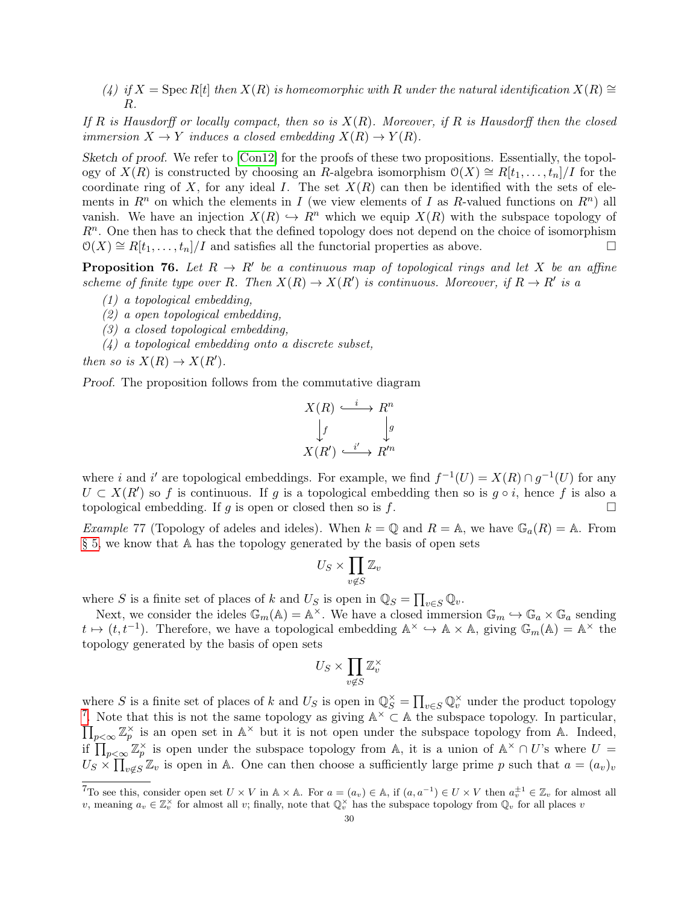*(4) if $X = \operatorname{Spec} R[t]$ then $X(R)$ is homeomorphic with $R$ under the natural identification $X(R) \cong R$.*

*If $R$ is Hausdorff or locally compact, then so is $X(R)$. Moreover, if $R$ is Hausdorff then the closed immersion $X \to Y$ induces a closed embedding $X(R) \to Y(R)$.*

*Sketch of proof.* We refer to [Con12] for the proofs of these two propositions. Essentially, the topology of $X(R)$ is constructed by choosing an $R$-algebra isomorphism $\mathcal{O}(X) \cong R[t_1, \ldots, t_n]/I$ for the coordinate ring of $X$, for any ideal $I$. The set $X(R)$ can then be identified with the sets of elements in $R^n$ on which the elements in $I$ (we view elements of $I$ as $R$-valued functions on $R^n$) all vanish. We have an injection $X(R) \hookrightarrow R^n$ which we equip $X(R)$ with the subspace topology of $R^n$. One then has to check that the defined topology does not depend on the choice of isomorphism $\mathcal{O}(X) \cong R[t_1, \ldots, t_n]/I$ and satisfies all the functorial properties as above. $\square$

**Proposition 76.** *Let $R \to R'$ be a continuous map of topological rings and let $X$ be an affine scheme of finite type over $R$. Then $X(R) \to X(R')$ is continuous. Moreover, if $R \to R'$ is a*

*(1) a topological embedding,*
*(2) a open topological embedding,*
*(3) a closed topological embedding,*
*(4) a topological embedding onto a discrete subset,*

*then so is $X(R) \to X(R')$.*

*Proof.* The proposition follows from the commutative diagram

$$\begin{array}{ccc} X(R) & \xhookrightarrow{\ i\ } & R^n \\ \downarrow f & & \downarrow g \\ X(R') & \xhookrightarrow{\ i'\ } & R'^n \end{array}$$

where $i$ and $i'$ are topological embeddings. For example, we find $f^{-1}(U) = X(R) \cap g^{-1}(U)$ for any $U \subset X(R')$ so $f$ is continuous. If $g$ is a topological embedding then so is $g \circ i$, hence $f$ is also a topological embedding. If $g$ is open or closed then so is $f$. $\square$

*Example* 77 (Topology of adeles and ideles). When $k = \mathbb{Q}$ and $R = \mathbb{A}$, we have $\mathbb{G}_a(R) = \mathbb{A}$. From § 5, we know that $\mathbb{A}$ has the topology generated by the basis of open sets

$$U_S \times \prod_{v \notin S} \mathbb{Z}_v$$

where $S$ is a finite set of places of $k$ and $U_S$ is open in $\mathbb{Q}_S = \prod_{v \in S} \mathbb{Q}_v$.

Next, we consider the ideles $\mathbb{G}_m(\mathbb{A}) = \mathbb{A}^\times$. We have a closed immersion $\mathbb{G}_m \hookrightarrow \mathbb{G}_a \times \mathbb{G}_a$ sending $t \mapsto (t, t^{-1})$. Therefore, we have a topological embedding $\mathbb{A}^\times \hookrightarrow \mathbb{A} \times \mathbb{A}$, giving $\mathbb{G}_m(\mathbb{A}) = \mathbb{A}^\times$ the topology generated by the basis of open sets

$$U_S \times \prod_{v \notin S} \mathbb{Z}_v^\times$$

where $S$ is a finite set of places of $k$ and $U_S$ is open in $\mathbb{Q}_S^\times = \prod_{v \in S} \mathbb{Q}_v^\times$ under the product topology [7]. Note that this is not the same topology as giving $\mathbb{A}^\times \subset \mathbb{A}$ the subspace topology. In particular, $\prod_{p < \infty} \mathbb{Z}_p^\times$ is an open set in $\mathbb{A}^\times$ but it is not open under the subspace topology from $\mathbb{A}$. Indeed, if $\prod_{p<\infty} \mathbb{Z}_p^\times$ is open under the subspace topology from $\mathbb{A}$, it is a union of $\mathbb{A}^\times \cap U$'s where $U = U_S \times \prod_{v \notin S} \mathbb{Z}_v$ is open in $\mathbb{A}$. One can then choose a sufficiently large prime $p$ such that $a = (a_v)_v$

[7] To see this, consider open set $U \times V$ in $\mathbb{A} \times \mathbb{A}$. For $a = (a_v) \in \mathbb{A}$, if $(a, a^{-1}) \in U \times V$ then $a_v^{\pm 1} \in \mathbb{Z}_v$ for almost all $v$, meaning $a_v \in \mathbb{Z}_v^\times$ for almost all $v$; finally, note that $\mathbb{Q}_v^\times$ has the subspace topology from $\mathbb{Q}_v$ for all places $v$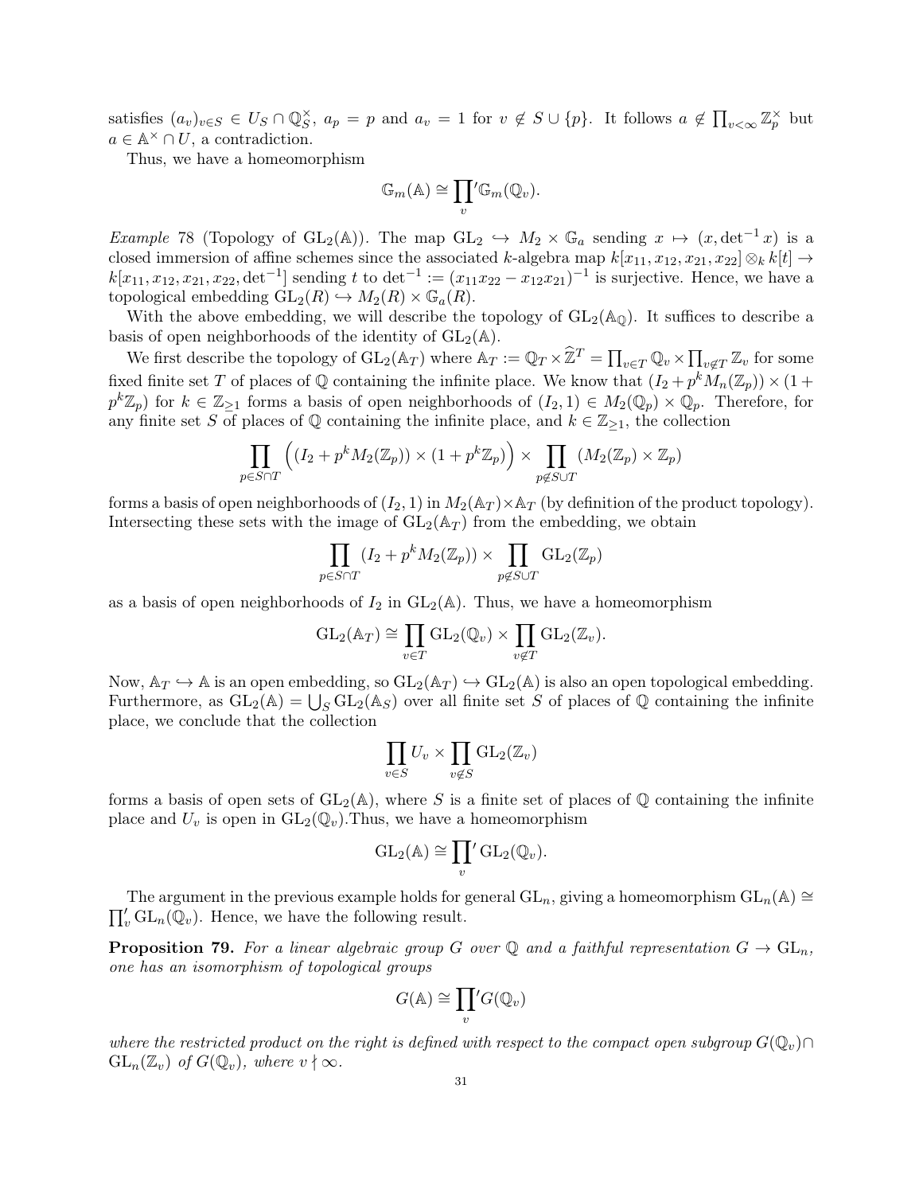satisfies $(a_v)_{v\in S} \in U_S \cap \mathbb{Q}_S^\times$, $a_p = p$ and $a_v = 1$ for $v \notin S \cup \{p\}$. It follows $a \notin \prod_{v<\infty} \mathbb{Z}_p^\times$ but $a \in \mathbb{A}^\times \cap U$, a contradiction.

Thus, we have a homeomorphism

$$\mathbb{G}_m(\mathbb{A}) \cong {\prod_v}' \mathbb{G}_m(\mathbb{Q}_v).$$

*Example* 78 (Topology of $\mathrm{GL}_2(\mathbb{A})$). The map $\mathrm{GL}_2 \hookrightarrow M_2 \times \mathbb{G}_a$ sending $x \mapsto (x, \det^{-1} x)$ is a closed immersion of affine schemes since the associated $k$-algebra map $k[x_{11}, x_{12}, x_{21}, x_{22}] \otimes_k k[t] \to k[x_{11}, x_{12}, x_{21}, x_{22}, \det^{-1}]$ sending $t$ to $\det^{-1} := (x_{11}x_{22} - x_{12}x_{21})^{-1}$ is surjective. Hence, we have a topological embedding $\mathrm{GL}_2(R) \hookrightarrow M_2(R) \times \mathbb{G}_a(R)$.

With the above embedding, we will describe the topology of $\mathrm{GL}_2(\mathbb{A}_\mathbb{Q})$. It suffices to describe a basis of open neighborhoods of the identity of $\mathrm{GL}_2(\mathbb{A})$.

We first describe the topology of $\mathrm{GL}_2(\mathbb{A}_T)$ where $\mathbb{A}_T := \mathbb{Q}_T \times \widehat{\mathbb{Z}}^T = \prod_{v\in T} \mathbb{Q}_v \times \prod_{v \notin T} \mathbb{Z}_v$ for some fixed finite set $T$ of places of $\mathbb{Q}$ containing the infinite place. We know that $(I_2 + p^k M_n(\mathbb{Z}_p)) \times (1 + p^k\mathbb{Z}_p)$ for $k \in \mathbb{Z}_{\geq 1}$ forms a basis of open neighborhoods of $(I_2, 1) \in M_2(\mathbb{Q}_p) \times \mathbb{Q}_p$. Therefore, for any finite set $S$ of places of $\mathbb{Q}$ containing the infinite place, and $k \in \mathbb{Z}_{\geq 1}$, the collection

$$\prod_{p \in S\cap T} \Big( (I_2 + p^k M_2(\mathbb{Z}_p)) \times (1 + p^k \mathbb{Z}_p) \Big) \times \prod_{p \notin S \cup T} (M_2(\mathbb{Z}_p) \times \mathbb{Z}_p)$$

forms a basis of open neighborhoods of $(I_2, 1)$ in $M_2(\mathbb{A}_T) \times \mathbb{A}_T$ (by definition of the product topology). Intersecting these sets with the image of $\mathrm{GL}_2(\mathbb{A}_T)$ from the embedding, we obtain

$$\prod_{p \in S \cap T} (I_2 + p^k M_2(\mathbb{Z}_p)) \times \prod_{p \notin S \cup T} \mathrm{GL}_2(\mathbb{Z}_p)$$

as a basis of open neighborhoods of $I_2$ in $\mathrm{GL}_2(\mathbb{A})$. Thus, we have a homeomorphism

$$\mathrm{GL}_2(\mathbb{A}_T) \cong \prod_{v\in T} \mathrm{GL}_2(\mathbb{Q}_v) \times \prod_{v \notin T} \mathrm{GL}_2(\mathbb{Z}_v).$$

Now, $\mathbb{A}_T \hookrightarrow \mathbb{A}$ is an open embedding, so $\mathrm{GL}_2(\mathbb{A}_T) \hookrightarrow \mathrm{GL}_2(\mathbb{A})$ is also an open topological embedding. Furthermore, as $\mathrm{GL}_2(\mathbb{A}) = \bigcup_S \mathrm{GL}_2(\mathbb{A}_S)$ over all finite set $S$ of places of $\mathbb{Q}$ containing the infinite place, we conclude that the collection

$$\prod_{v \in S} U_v \times \prod_{v \notin S} \mathrm{GL}_2(\mathbb{Z}_v)$$

forms a basis of open sets of $\mathrm{GL}_2(\mathbb{A})$, where $S$ is a finite set of places of $\mathbb{Q}$ containing the infinite place and $U_v$ is open in $\mathrm{GL}_2(\mathbb{Q}_v)$.Thus, we have a homeomorphism

$$\mathrm{GL}_2(\mathbb{A}) \cong {\prod_v}' \mathrm{GL}_2(\mathbb{Q}_v).$$

The argument in the previous example holds for general $\mathrm{GL}_n$, giving a homeomorphism $\mathrm{GL}_n(\mathbb{A}) \cong \prod_v' \mathrm{GL}_n(\mathbb{Q}_v)$. Hence, we have the following result.

**Proposition 79.** *For a linear algebraic group $G$ over $\mathbb{Q}$ and a faithful representation $G \to \mathrm{GL}_n$, one has an isomorphism of topological groups*

$$G(\mathbb{A}) \cong {\prod_v}' G(\mathbb{Q}_v)$$

*where the restricted product on the right is defined with respect to the compact open subgroup $G(\mathbb{Q}_v) \cap \mathrm{GL}_n(\mathbb{Z}_v)$ of $G(\mathbb{Q}_v)$, where $v \nmid \infty$.*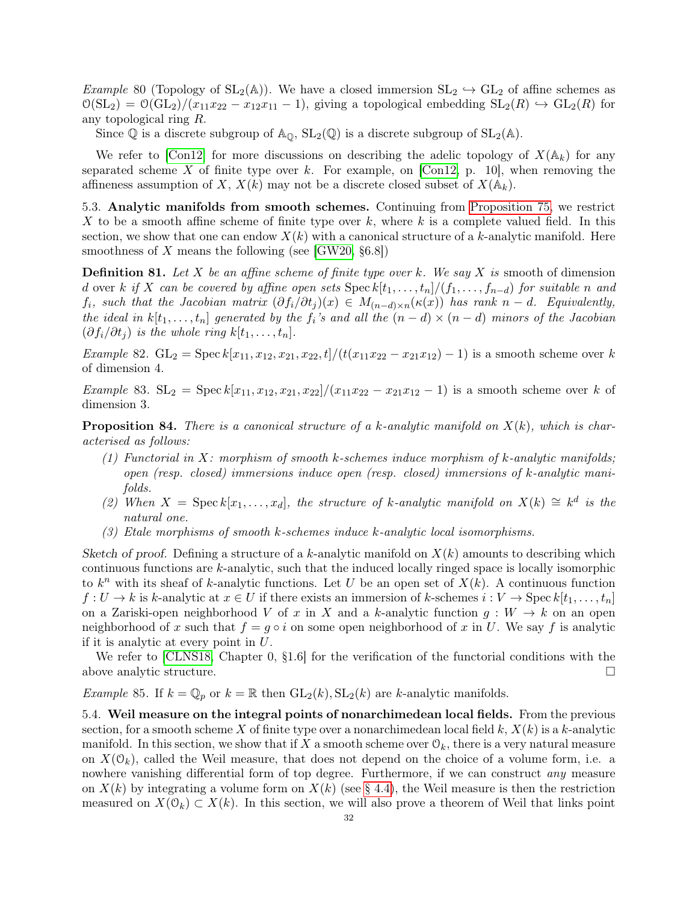*Example* 80 (Topology of $\mathrm{SL}_2(\mathbb{A})$). We have a closed immersion $\mathrm{SL}_2 \hookrightarrow \mathrm{GL}_2$ of affine schemes as $\mathcal{O}(\mathrm{SL}_2) = \mathcal{O}(\mathrm{GL}_2)/(x_{11}x_{22} - x_{12}x_{11} - 1)$, giving a topological embedding $\mathrm{SL}_2(R) \hookrightarrow \mathrm{GL}_2(R)$ for any topological ring $R$.

Since $\mathbb{Q}$ is a discrete subgroup of $\mathbb{A}_\mathbb{Q}$, $\mathrm{SL}_2(\mathbb{Q})$ is a discrete subgroup of $\mathrm{SL}_2(\mathbb{A})$.

We refer to [Con12] for more discussions on describing the adelic topology of $X(\mathbb{A}_k)$ for any separated scheme $X$ of finite type over $k$. For example, on [Con12, p. 10], when removing the affineness assumption of $X$, $X(k)$ may not be a discrete closed subset of $X(\mathbb{A}_k)$.

5.3. **Analytic manifolds from smooth schemes.** Continuing from Proposition 75, we restrict $X$ to be a smooth affine scheme of finite type over $k$, where $k$ is a complete valued field. In this section, we show that one can endow $X(k)$ with a canonical structure of a $k$-analytic manifold. Here smoothness of $X$ means the following (see [GW20, §6.8])

**Definition 81.** *Let $X$ be an affine scheme of finite type over $k$. We say $X$ is* smooth of dimension $d$ over $k$ *if $X$ can be covered by affine open sets $\operatorname{Spec} k[t_1, \dots, t_n]/(f_1, \dots, f_{n-d})$ for suitable $n$ and $f_i$, such that the Jacobian matrix $(\partial f_i/\partial t_j)(x) \in M_{(n-d)\times n}(\kappa(x))$ has rank $n-d$. Equivalently, the ideal in $k[t_1, \dots, t_n]$ generated by the $f_i$'s and all the $(n-d)\times(n-d)$ minors of the Jacobian $(\partial f_i/\partial t_j)$ is the whole ring $k[t_1, \dots, t_n]$.*

*Example* 82. $\mathrm{GL}_2 = \operatorname{Spec} k[x_{11}, x_{12}, x_{21}, x_{22}, t]/(t(x_{11}x_{22} - x_{21}x_{12}) - 1)$ is a smooth scheme over $k$ of dimension 4.

*Example* 83. $\mathrm{SL}_2 = \operatorname{Spec} k[x_{11}, x_{12}, x_{21}, x_{22}]/(x_{11}x_{22} - x_{21}x_{12} - 1)$ is a smooth scheme over $k$ of dimension 3.

**Proposition 84.** *There is a canonical structure of a $k$-analytic manifold on $X(k)$, which is characterised as follows:*

*(1) Functorial in $X$: morphism of smooth $k$-schemes induce morphism of $k$-analytic manifolds; open (resp. closed) immersions induce open (resp. closed) immersions of $k$-analytic manifolds.*

*(2) When $X = \operatorname{Spec} k[x_1, \dots, x_d]$, the structure of $k$-analytic manifold on $X(k) \cong k^d$ is the natural one.*

*(3) Etale morphisms of smooth $k$-schemes induce $k$-analytic local isomorphisms.*

*Sketch of proof.* Defining a structure of a $k$-analytic manifold on $X(k)$ amounts to describing which continuous functions are $k$-analytic, such that the induced locally ringed space is locally isomorphic to $k^n$ with its sheaf of $k$-analytic functions. Let $U$ be an open set of $X(k)$. A continuous function $f : U \to k$ is $k$-analytic at $x \in U$ if there exists an immersion of $k$-schemes $i : V \to \operatorname{Spec} k[t_1, \dots, t_n]$ on a Zariski-open neighborhood $V$ of $x$ in $X$ and a $k$-analytic function $g : W \to k$ on an open neighborhood of $x$ such that $f = g \circ i$ on some open neighborhood of $x$ in $U$. We say $f$ is analytic if it is analytic at every point in $U$.

We refer to [CLNS18, Chapter 0, §1.6] for the verification of the functorial conditions with the above analytic structure. □

*Example* 85. If $k = \mathbb{Q}_p$ or $k = \mathbb{R}$ then $\mathrm{GL}_2(k), \mathrm{SL}_2(k)$ are $k$-analytic manifolds.

5.4. **Weil measure on the integral points of nonarchimedean local fields.** From the previous section, for a smooth scheme $X$ of finite type over a nonarchimedean local field $k$, $X(k)$ is a $k$-analytic manifold. In this section, we show that if $X$ a smooth scheme over $\mathcal{O}_k$, there is a very natural measure on $X(\mathcal{O}_k)$, called the Weil measure, that does not depend on the choice of a volume form, i.e. a nowhere vanishing differential form of top degree. Furthermore, if we can construct *any* measure on $X(k)$ by integrating a volume form on $X(k)$ (see § 4.4), the Weil measure is then the restriction measured on $X(\mathcal{O}_k) \subset X(k)$. In this section, we will also prove a theorem of Weil that links point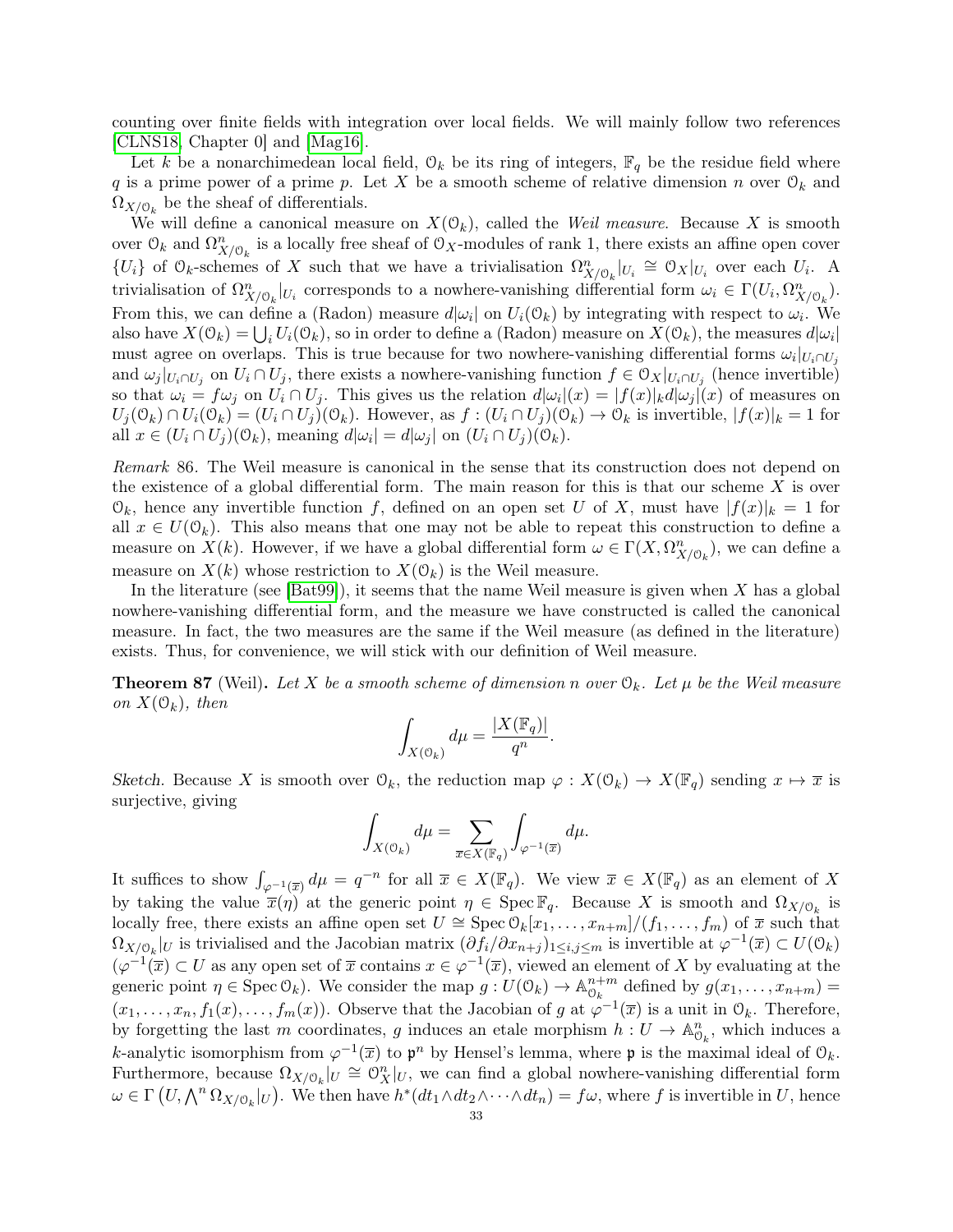counting over finite fields with integration over local fields. We will mainly follow two references [CLNS18, Chapter 0] and [Mag16].

Let $k$ be a nonarchimedean local field, $\mathcal{O}_k$ be its ring of integers, $\mathbb{F}_q$ be the residue field where $q$ is a prime power of a prime $p$. Let $X$ be a smooth scheme of relative dimension $n$ over $\mathcal{O}_k$ and $\Omega_{X/\mathcal{O}_k}$ be the sheaf of differentials.

We will define a canonical measure on $X(\mathcal{O}_k)$, called the *Weil measure*. Because $X$ is smooth over $\mathcal{O}_k$ and $\Omega^n_{X/\mathcal{O}_k}$ is a locally free sheaf of $\mathcal{O}_X$-modules of rank 1, there exists an affine open cover $\{U_i\}$ of $\mathcal{O}_k$-schemes of $X$ such that we have a trivialisation $\Omega^n_{X/\mathcal{O}_k}|_{U_i} \cong \mathcal{O}_X|_{U_i}$ over each $U_i$. A trivialisation of $\Omega^n_{X/\mathcal{O}_k}|_{U_i}$ corresponds to a nowhere-vanishing differential form $\omega_i \in \Gamma(U_i, \Omega^n_{X/\mathcal{O}_k})$. From this, we can define a (Radon) measure $d|\omega_i|$ on $U_i(\mathcal{O}_k)$ by integrating with respect to $\omega_i$. We also have $X(\mathcal{O}_k) = \bigcup_i U_i(\mathcal{O}_k)$, so in order to define a (Radon) measure on $X(\mathcal{O}_k)$, the measures $d|\omega_i|$ must agree on overlaps. This is true because for two nowhere-vanishing differential forms $\omega_i|_{U_i\cap U_j}$ and $\omega_j|_{U_i\cap U_j}$ on $U_i \cap U_j$, there exists a nowhere-vanishing function $f \in \mathcal{O}_X|_{U_i\cap U_j}$ (hence invertible) so that $\omega_i = f\omega_j$ on $U_i \cap U_j$. This gives us the relation $d|\omega_i|(x) = |f(x)|_k d|\omega_j|(x)$ of measures on $U_j(\mathcal{O}_k) \cap U_i(\mathcal{O}_k) = (U_i \cap U_j)(\mathcal{O}_k)$. However, as $f : (U_i \cap U_j)(\mathcal{O}_k) \to \mathcal{O}_k$ is invertible, $|f(x)|_k = 1$ for all $x \in (U_i \cap U_j)(\mathcal{O}_k)$, meaning $d|\omega_i| = d|\omega_j|$ on $(U_i \cap U_j)(\mathcal{O}_k)$.

*Remark* 86. The Weil measure is canonical in the sense that its construction does not depend on the existence of a global differential form. The main reason for this is that our scheme $X$ is over $\mathcal{O}_k$, hence any invertible function $f$, defined on an open set $U$ of $X$, must have $|f(x)|_k = 1$ for all $x \in U(\mathcal{O}_k)$. This also means that one may not be able to repeat this construction to define a measure on $X(k)$. However, if we have a global differential form $\omega \in \Gamma(X, \Omega^n_{X/\mathcal{O}_k})$, we can define a measure on $X(k)$ whose restriction to $X(\mathcal{O}_k)$ is the Weil measure.

In the literature (see [Bat99]), it seems that the name Weil measure is given when $X$ has a global nowhere-vanishing differential form, and the measure we have constructed is called the canonical measure. In fact, the two measures are the same if the Weil measure (as defined in the literature) exists. Thus, for convenience, we will stick with our definition of Weil measure.

**Theorem 87** (Weil). *Let $X$ be a smooth scheme of dimension $n$ over $\mathcal{O}_k$. Let $\mu$ be the Weil measure on $X(\mathcal{O}_k)$, then*

$$\int_{X(\mathcal{O}_k)} d\mu = \frac{|X(\mathbb{F}_q)|}{q^n}.$$

*Sketch.* Because $X$ is smooth over $\mathcal{O}_k$, the reduction map $\varphi : X(\mathcal{O}_k) \to X(\mathbb{F}_q)$ sending $x \mapsto \overline{x}$ is surjective, giving

$$\int_{X(\mathcal{O}_k)} d\mu = \sum_{\overline{x}\in X(\mathbb{F}_q)} \int_{\varphi^{-1}(\overline{x})} d\mu.$$

It suffices to show $\int_{\varphi^{-1}(\overline{x})} d\mu = q^{-n}$ for all $\overline{x} \in X(\mathbb{F}_q)$. We view $\overline{x} \in X(\mathbb{F}_q)$ as an element of $X$ by taking the value $\overline{x}(\eta)$ at the generic point $\eta \in \operatorname{Spec} \mathbb{F}_q$. Because $X$ is smooth and $\Omega_{X/\mathcal{O}_k}$ is locally free, there exists an affine open set $U \cong \operatorname{Spec} \mathcal{O}_k[x_1, \ldots, x_{n+m}]/(f_1, \ldots, f_m)$ of $\overline{x}$ such that $\Omega_{X/\mathcal{O}_k}|_U$ is trivialised and the Jacobian matrix $(\partial f_i/\partial x_{n+j})_{1\le i,j\le m}$ is invertible at $\varphi^{-1}(\overline{x}) \subset U(\mathcal{O}_k)$ ($\varphi^{-1}(\overline{x}) \subset U$ as any open set of $\overline{x}$ contains $x \in \varphi^{-1}(\overline{x})$, viewed an element of $X$ by evaluating at the generic point $\eta \in \operatorname{Spec} \mathcal{O}_k$). We consider the map $g : U(\mathcal{O}_k) \to \mathbb{A}^{n+m}_{\mathcal{O}_k}$ defined by $g(x_1, \ldots, x_{n+m}) = (x_1, \ldots, x_n, f_1(x), \ldots, f_m(x))$. Observe that the Jacobian of $g$ at $\varphi^{-1}(\overline{x})$ is a unit in $\mathcal{O}_k$. Therefore, by forgetting the last $m$ coordinates, $g$ induces an etale morphism $h : U \to \mathbb{A}^n_{\mathcal{O}_k}$, which induces a $k$-analytic isomorphism from $\varphi^{-1}(\overline{x})$ to $\mathfrak{p}^n$ by Hensel's lemma, where $\mathfrak{p}$ is the maximal ideal of $\mathcal{O}_k$. Furthermore, because $\Omega_{X/\mathcal{O}_k}|_U \cong \mathcal{O}^n_X|_U$, we can find a global nowhere-vanishing differential form $\omega \in \Gamma\left(U, \bigwedge^n \Omega_{X/\mathcal{O}_k}|_U\right)$. We then have $h^*(dt_1 \wedge dt_2 \wedge \cdots \wedge dt_n) = f\omega$, where $f$ is invertible in $U$, hence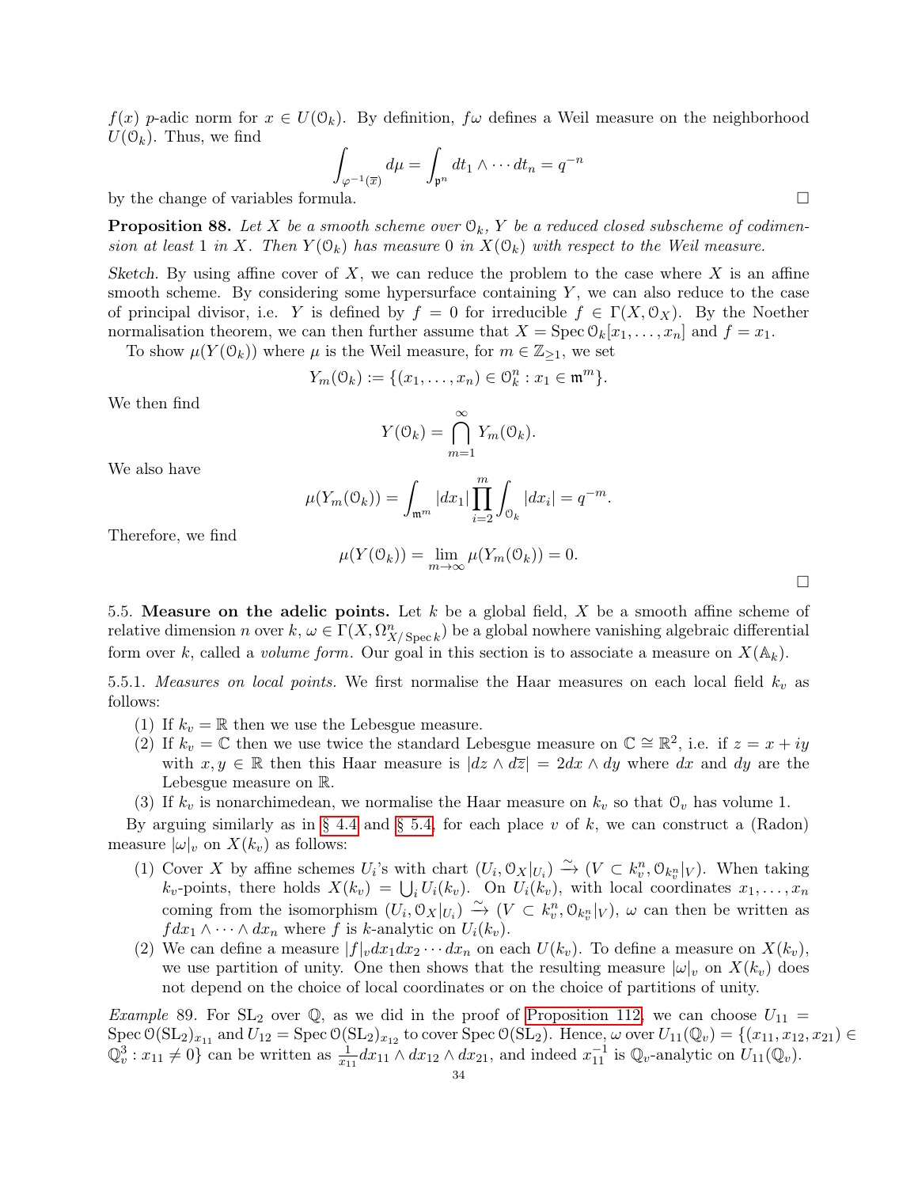$f(x)$ $p$-adic norm for $x \in U(\mathcal{O}_k)$. By definition, $f\omega$ defines a Weil measure on the neighborhood $U(\mathcal{O}_k)$. Thus, we find

$$\int_{\varphi^{-1}(\overline{x})} d\mu = \int_{\mathfrak{p}^n} dt_1 \wedge \cdots dt_n = q^{-n}$$

by the change of variables formula. □

**Proposition 88.** *Let $X$ be a smooth scheme over $\mathcal{O}_k$, $Y$ be a reduced closed subscheme of codimension at least 1 in $X$. Then $Y(\mathcal{O}_k)$ has measure 0 in $X(\mathcal{O}_k)$ with respect to the Weil measure.*

*Sketch.* By using affine cover of $X$, we can reduce the problem to the case where $X$ is an affine smooth scheme. By considering some hypersurface containing $Y$, we can also reduce to the case of principal divisor, i.e. $Y$ is defined by $f = 0$ for irreducible $f \in \Gamma(X, \mathcal{O}_X)$. By the Noether normalisation theorem, we can then further assume that $X = \operatorname{Spec} \mathcal{O}_k[x_1, \dots, x_n]$ and $f = x_1$.

To show $\mu(Y(\mathcal{O}_k))$ where $\mu$ is the Weil measure, for $m \in \mathbb{Z}_{\geq 1}$, we set

$$Y_m(\mathcal{O}_k) := \{(x_1, \dots, x_n) \in \mathcal{O}_k^n : x_1 \in \mathfrak{m}^m\}.$$

We then find

$$Y(\mathcal{O}_k) = \bigcap_{m=1}^{\infty} Y_m(\mathcal{O}_k).$$

We also have

$$\mu(Y_m(\mathcal{O}_k)) = \int_{\mathfrak{m}^m} |dx_1| \prod_{i=2}^{m} \int_{\mathcal{O}_k} |dx_i| = q^{-m}.$$

Therefore, we find

$$\mu(Y(\mathcal{O}_k)) = \lim_{m\to\infty} \mu(Y_m(\mathcal{O}_k)) = 0.$$

□

5.5. **Measure on the adelic points.** Let $k$ be a global field, $X$ be a smooth affine scheme of relative dimension $n$ over $k$, $\omega \in \Gamma(X, \Omega^n_{X/\operatorname{Spec} k})$ be a global nowhere vanishing algebraic differential form over $k$, called a *volume form*. Our goal in this section is to associate a measure on $X(\mathbb{A}_k)$.

5.5.1. *Measures on local points.* We first normalise the Haar measures on each local field $k_v$ as follows:

1. If $k_v = \mathbb{R}$ then we use the Lebesgue measure.
2. If $k_v = \mathbb{C}$ then we use twice the standard Lebesgue measure on $\mathbb{C} \cong \mathbb{R}^2$, i.e. if $z = x + iy$ with $x, y \in \mathbb{R}$ then this Haar measure is $|dz \wedge d\overline{z}| = 2dx \wedge dy$ where $dx$ and $dy$ are the Lebesgue measure on $\mathbb{R}$.
3. If $k_v$ is nonarchimedean, we normalise the Haar measure on $k_v$ so that $\mathcal{O}_v$ has volume 1.

By arguing similarly as in § 4.4 and § 5.4, for each place $v$ of $k$, we can construct a (Radon) measure $|\omega|_v$ on $X(k_v)$ as follows:

1. Cover $X$ by affine schemes $U_i$'s with chart $(U_i, \mathcal{O}_X|_{U_i}) \xrightarrow{\sim} (V \subset k_v^n, \mathcal{O}_{k_v^n}|_V)$. When taking $k_v$-points, there holds $X(k_v) = \bigcup_i U_i(k_v)$. On $U_i(k_v)$, with local coordinates $x_1, \dots, x_n$ coming from the isomorphism $(U_i, \mathcal{O}_X|_{U_i}) \xrightarrow{\sim} (V \subset k_v^n, \mathcal{O}_{k_v^n}|_V)$, $\omega$ can then be written as $f dx_1 \wedge \cdots \wedge dx_n$ where $f$ is $k$-analytic on $U_i(k_v)$.
2. We can define a measure $|f|_v dx_1 dx_2 \cdots dx_n$ on each $U(k_v)$. To define a measure on $X(k_v)$, we use partition of unity. One then shows that the resulting measure $|\omega|_v$ on $X(k_v)$ does not depend on the choice of local coordinates or on the choice of partitions of unity.

*Example* 89. For $\mathrm{SL}_2$ over $\mathbb{Q}$, as we did in the proof of Proposition 112, we can choose $U_{11} = \operatorname{Spec} \mathcal{O}(\mathrm{SL}_2)_{x_{11}}$ and $U_{12} = \operatorname{Spec} \mathcal{O}(\mathrm{SL}_2)_{x_{12}}$ to cover $\operatorname{Spec} \mathcal{O}(\mathrm{SL}_2)$. Hence, $\omega$ over $U_{11}(\mathbb{Q}_v) = \{(x_{11}, x_{12}, x_{21}) \in \mathbb{Q}_v^3 : x_{11} \neq 0\}$ can be written as $\frac{1}{x_{11}} dx_{11} \wedge dx_{12} \wedge dx_{21}$, and indeed $x_{11}^{-1}$ is $\mathbb{Q}_v$-analytic on $U_{11}(\mathbb{Q}_v)$.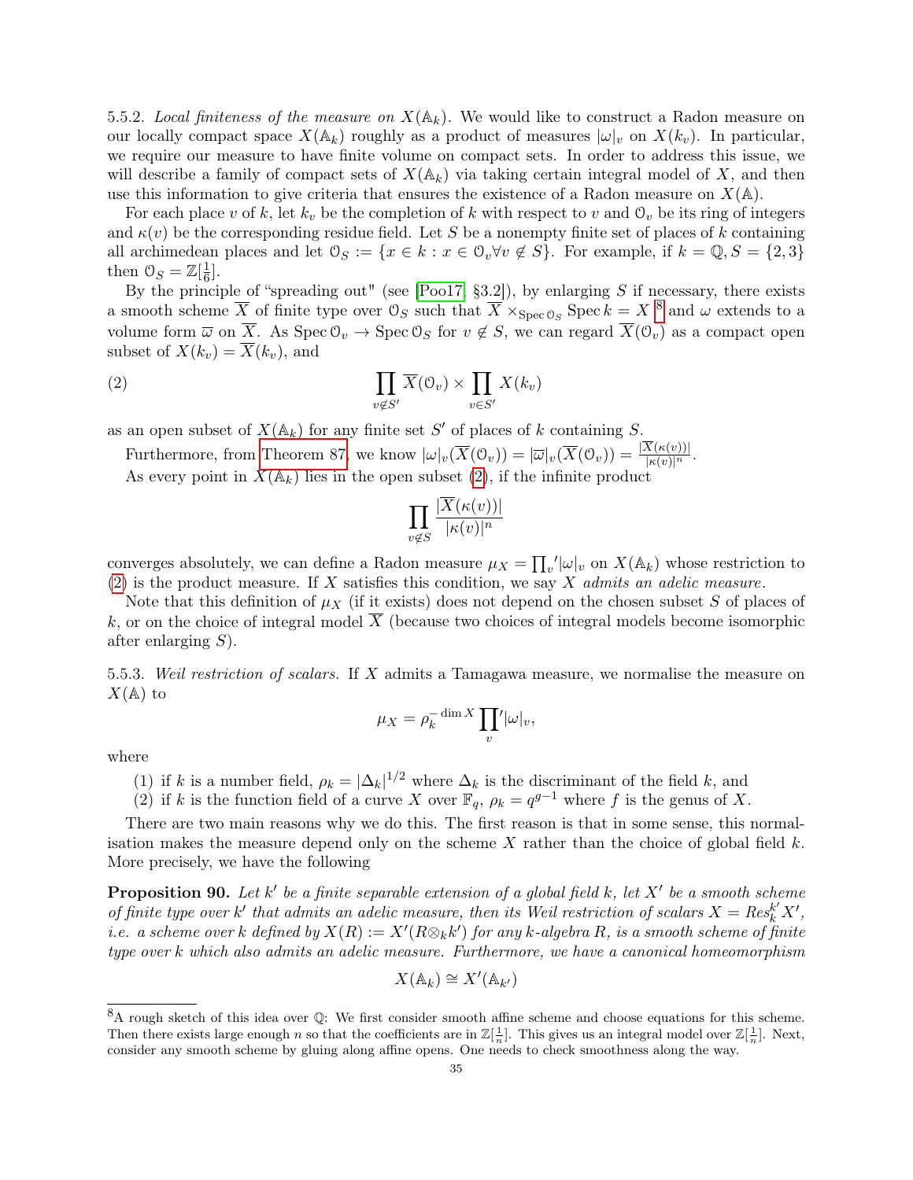5.5.2. *Local finiteness of the measure on $X(\mathbb{A}_k)$.* We would like to construct a Radon measure on our locally compact space $X(\mathbb{A}_k)$ roughly as a product of measures $|\omega|_v$ on $X(k_v)$. In particular, we require our measure to have finite volume on compact sets. In order to address this issue, we will describe a family of compact sets of $X(\mathbb{A}_k)$ via taking certain integral model of $X$, and then use this information to give criteria that ensures the existence of a Radon measure on $X(\mathbb{A})$.

For each place $v$ of $k$, let $k_v$ be the completion of $k$ with respect to $v$ and $\mathcal{O}_v$ be its ring of integers and $\kappa(v)$ be the corresponding residue field. Let $S$ be a nonempty finite set of places of $k$ containing all archimedean places and let $\mathcal{O}_S := \{x \in k : x \in \mathcal{O}_v \forall v \notin S\}$. For example, if $k = \mathbb{Q}, S = \{2, 3\}$ then $\mathcal{O}_S = \mathbb{Z}[\frac{1}{6}]$.

By the principle of "spreading out" (see [Poo17, §3.2]), by enlarging $S$ if necessary, there exists a smooth scheme $\overline{X}$ of finite type over $\mathcal{O}_S$ such that $\overline{X} \times_{\operatorname{Spec} \mathcal{O}_S} \operatorname{Spec} k = X$ [8] and $\omega$ extends to a volume form $\overline{\omega}$ on $\overline{X}$. As $\operatorname{Spec} \mathcal{O}_v \to \operatorname{Spec} \mathcal{O}_S$ for $v \notin S$, we can regard $\overline{X}(\mathcal{O}_v)$ as a compact open subset of $X(k_v) = \overline{X}(k_v)$, and

$$\prod_{v \notin S'} \overline{X}(\mathcal{O}_v) \times \prod_{v \in S'} X(k_v) \tag{2}$$

as an open subset of $X(\mathbb{A}_k)$ for any finite set $S'$ of places of $k$ containing $S$.

Furthermore, from Theorem 87, we know $|\omega|_v(\overline{X}(\mathcal{O}_v)) = |\overline{\omega}|_v(\overline{X}(\mathcal{O}_v)) = \frac{|\overline{X}(\kappa(v))|}{|\kappa(v)|^n}$.

As every point in $X(\mathbb{A}_k)$ lies in the open subset (2), if the infinite product

$$\prod_{v \notin S} \frac{|\overline{X}(\kappa(v))|}{|\kappa(v)|^n}$$

converges absolutely, we can define a Radon measure $\mu_X = \prod_v' |\omega|_v$ on $X(\mathbb{A}_k)$ whose restriction to (2) is the product measure. If $X$ satisfies this condition, we say $X$ *admits an adelic measure.*

Note that this definition of $\mu_X$ (if it exists) does not depend on the chosen subset $S$ of places of $k$, or on the choice of integral model $\overline{X}$ (because two choices of integral models become isomorphic after enlarging $S$).

5.5.3. *Weil restriction of scalars.* If $X$ admits a Tamagawa measure, we normalise the measure on $X(\mathbb{A})$ to

$$\mu_X = \rho_k^{-\dim X} \prod_v{}' |\omega|_v,$$

where

(1) if $k$ is a number field, $\rho_k = |\Delta_k|^{1/2}$ where $\Delta_k$ is the discriminant of the field $k$, and
(2) if $k$ is the function field of a curve $X$ over $\mathbb{F}_q$, $\rho_k = q^{g-1}$ where $f$ is the genus of $X$.

There are two main reasons why we do this. The first reason is that in some sense, this normalisation makes the measure depend only on the scheme $X$ rather than the choice of global field $k$. More precisely, we have the following

**Proposition 90.** *Let $k'$ be a finite separable extension of a global field $k$, let $X'$ be a smooth scheme of finite type over $k'$ that admits an adelic measure, then its Weil restriction of scalars $X = Res_k^{k'} X'$, i.e. a scheme over $k$ defined by $X(R) := X'(R \otimes_k k')$ for any $k$-algebra $R$, is a smooth scheme of finite type over $k$ which also admits an adelic measure. Furthermore, we have a canonical homeomorphism*

$$X(\mathbb{A}_k) \cong X'(\mathbb{A}_{k'})$$

[8] A rough sketch of this idea over $\mathbb{Q}$: We first consider smooth affine scheme and choose equations for this scheme. Then there exists large enough $n$ so that the coefficients are in $\mathbb{Z}[\frac{1}{n}]$. This gives us an integral model over $\mathbb{Z}[\frac{1}{n}]$. Next, consider any smooth scheme by gluing along affine opens. One needs to check smoothness along the way.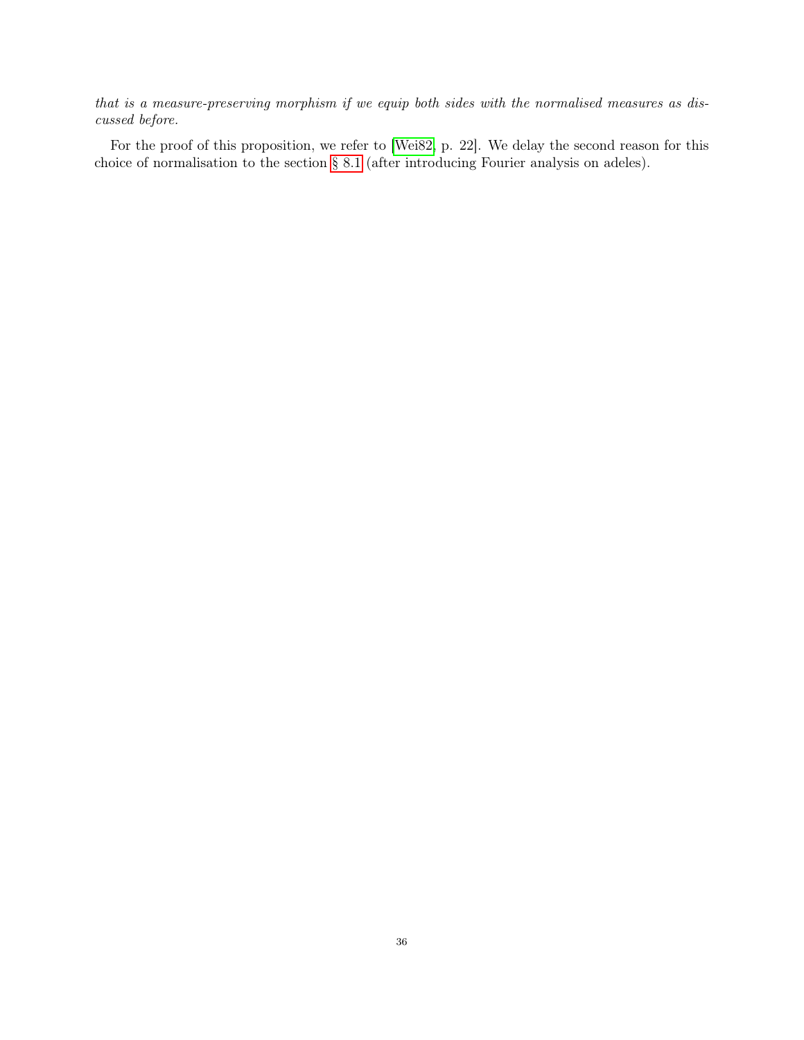*that is a measure-preserving morphism if we equip both sides with the normalised measures as discussed before.*

For the proof of this proposition, we refer to [Wei82, p. 22]. We delay the second reason for this choice of normalisation to the section § 8.1 (after introducing Fourier analysis on adeles).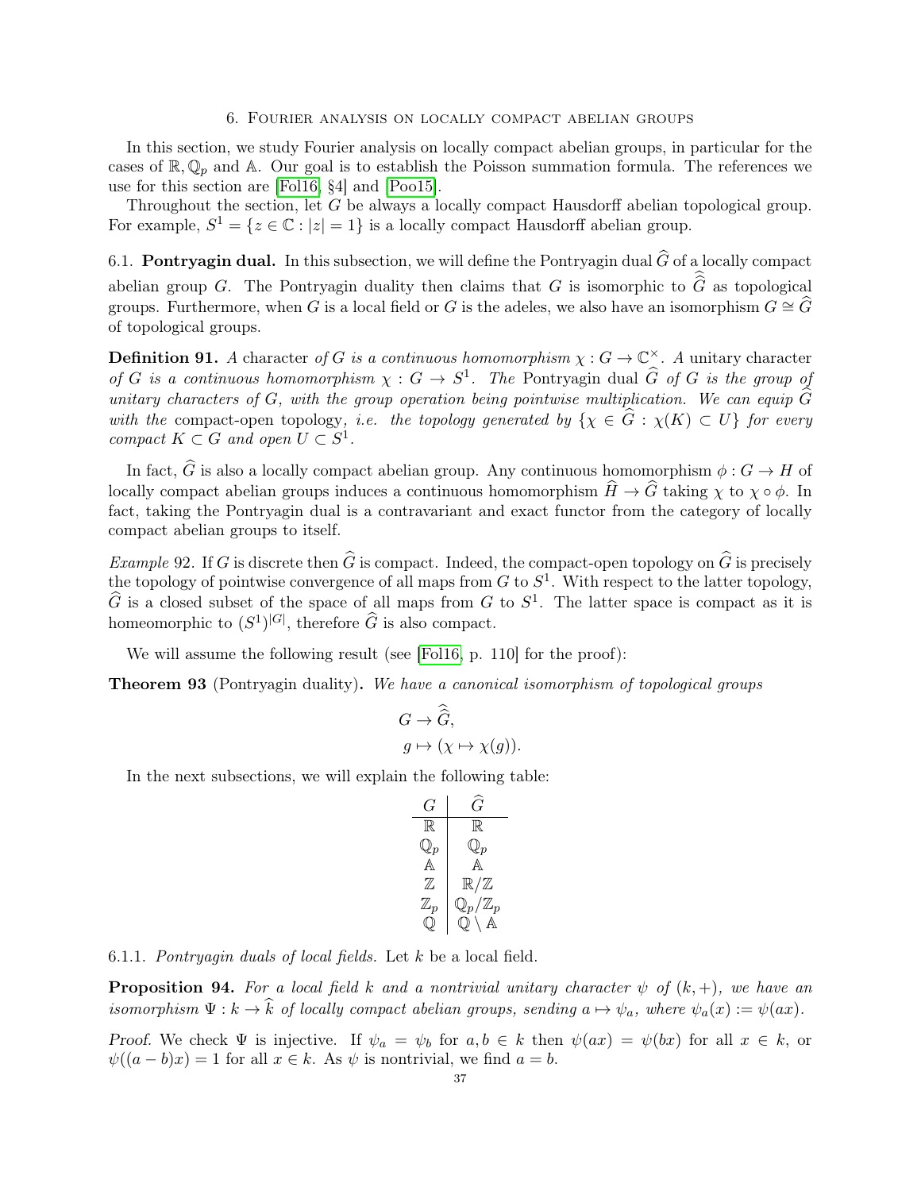## 6. Fourier analysis on locally compact abelian groups

In this section, we study Fourier analysis on locally compact abelian groups, in particular for the cases of $\mathbb{R}, \mathbb{Q}_p$ and $\mathbb{A}$. Our goal is to establish the Poisson summation formula. The references we use for this section are [Fol16, §4] and [Poo15].

Throughout the section, let $G$ be always a locally compact Hausdorff abelian topological group. For example, $S^1 = \{z \in \mathbb{C} : |z| = 1\}$ is a locally compact Hausdorff abelian group.

### 6.1. Pontryagin dual.

In this subsection, we will define the Pontryagin dual $\widehat{G}$ of a locally compact abelian group $G$. The Pontryagin duality then claims that $G$ is isomorphic to $\widehat{\widehat{G}}$ as topological groups. Furthermore, when $G$ is a local field or $G$ is the adeles, we also have an isomorphism $G \cong \widehat{G}$ of topological groups.

**Definition 91.** *A* character *of $G$ is a continuous homomorphism $\chi : G \to \mathbb{C}^\times$. A* unitary character *of $G$ is a continuous homomorphism $\chi : G \to S^1$. The* Pontryagin dual *$\widehat{G}$ of $G$ is the group of unitary characters of $G$, with the group operation being pointwise multiplication. We can equip $\widehat{G}$ with the* compact-open topology, *i.e. the topology generated by $\{\chi \in \widehat{G} : \chi(K) \subset U\}$ for every compact $K \subset G$ and open $U \subset S^1$.*

In fact, $\widehat{G}$ is also a locally compact abelian group. Any continuous homomorphism $\phi : G \to H$ of locally compact abelian groups induces a continuous homomorphism $\widehat{H} \to \widehat{G}$ taking $\chi$ to $\chi \circ \phi$. In fact, taking the Pontryagin dual is a contravariant and exact functor from the category of locally compact abelian groups to itself.

*Example* 92. If $G$ is discrete then $\widehat{G}$ is compact. Indeed, the compact-open topology on $\widehat{G}$ is precisely the topology of pointwise convergence of all maps from $G$ to $S^1$. With respect to the latter topology, $\widehat{G}$ is a closed subset of the space of all maps from $G$ to $S^1$. The latter space is compact as it is homeomorphic to $(S^1)^{|G|}$, therefore $\widehat{G}$ is also compact.

We will assume the following result (see [Fol16, p. 110] for the proof):

**Theorem 93** (Pontryagin duality)**.** *We have a canonical isomorphism of topological groups*

$$G \to \widehat{\widehat{G}},$$
$$g \mapsto (\chi \mapsto \chi(g)).$$

In the next subsections, we will explain the following table:

| $G$ | $\widehat{G}$ |
|---|---|
| $\mathbb{R}$ | $\mathbb{R}$ |
| $\mathbb{Q}_p$ | $\mathbb{Q}_p$ |
| $\mathbb{A}$ | $\mathbb{A}$ |
| $\mathbb{Z}$ | $\mathbb{R}/\mathbb{Z}$ |
| $\mathbb{Z}_p$ | $\mathbb{Q}_p/\mathbb{Z}_p$ |
| $\mathbb{Q}$ | $\mathbb{Q} \setminus \mathbb{A}$ |

#### 6.1.1. *Pontryagin duals of local fields.*

Let $k$ be a local field.

**Proposition 94.** *For a local field $k$ and a nontrivial unitary character $\psi$ of $(k, +)$, we have an isomorphism $\Psi : k \to \widehat{k}$ of locally compact abelian groups, sending $a \mapsto \psi_a$, where $\psi_a(x) := \psi(ax)$.*

*Proof.* We check $\Psi$ is injective. If $\psi_a = \psi_b$ for $a, b \in k$ then $\psi(ax) = \psi(bx)$ for all $x \in k$, or $\psi((a-b)x) = 1$ for all $x \in k$. As $\psi$ is nontrivial, we find $a = b$.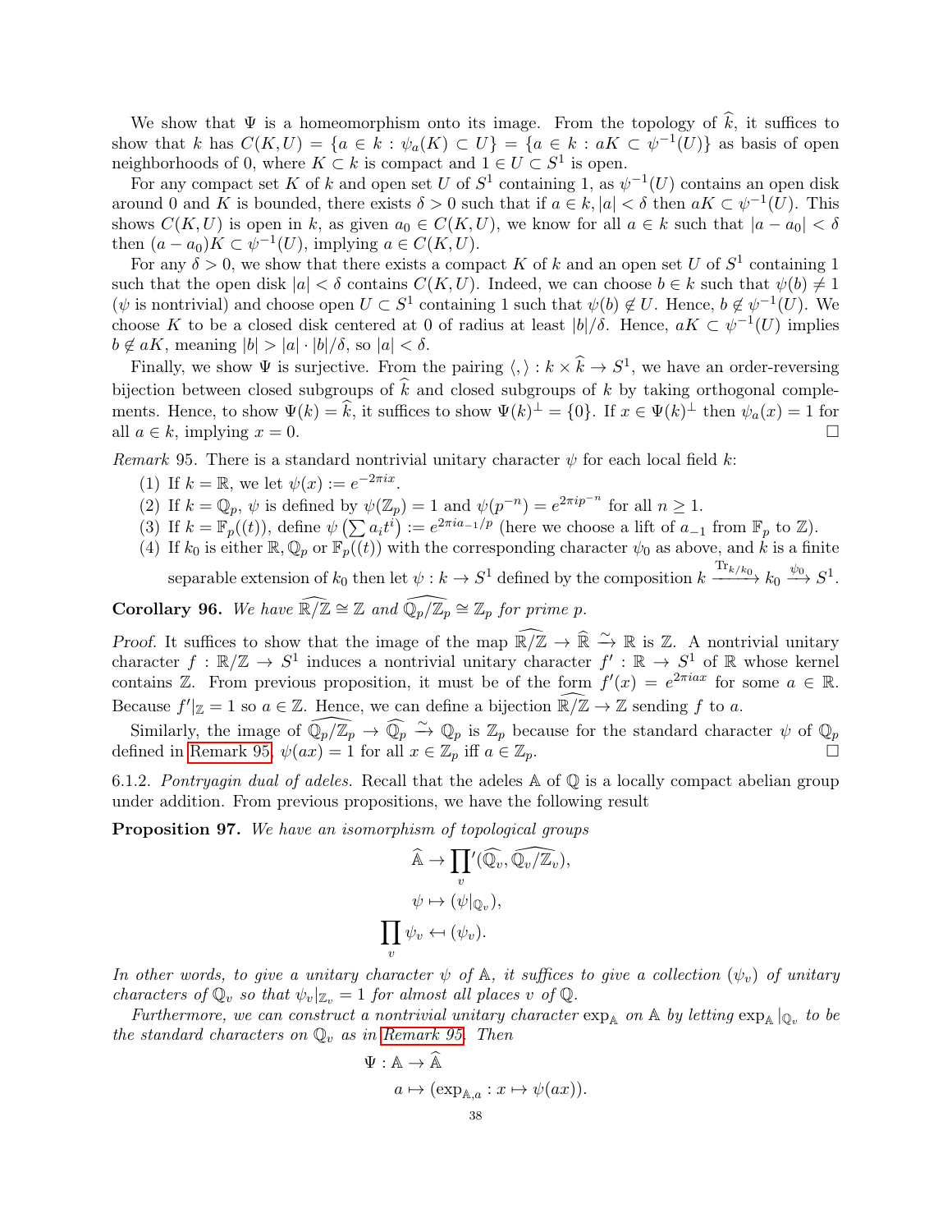We show that $\Psi$ is a homeomorphism onto its image. From the topology of $\widehat{k}$, it suffices to show that $k$ has $C(K,U) = \{a \in k : \psi_a(K) \subset U\} = \{a \in k : aK \subset \psi^{-1}(U)\}$ as basis of open neighborhoods of 0, where $K \subset k$ is compact and $1 \in U \subset S^1$ is open.

For any compact set $K$ of $k$ and open set $U$ of $S^1$ containing 1, as $\psi^{-1}(U)$ contains an open disk around 0 and $K$ is bounded, there exists $\delta > 0$ such that if $a \in k, |a| < \delta$ then $aK \subset \psi^{-1}(U)$. This shows $C(K,U)$ is open in $k$, as given $a_0 \in C(K,U)$, we know for all $a \in k$ such that $|a - a_0| < \delta$ then $(a - a_0)K \subset \psi^{-1}(U)$, implying $a \in C(K,U)$.

For any $\delta > 0$, we show that there exists a compact $K$ of $k$ and an open set $U$ of $S^1$ containing 1 such that the open disk $|a| < \delta$ contains $C(K,U)$. Indeed, we can choose $b \in k$ such that $\psi(b) \neq 1$ ($\psi$ is nontrivial) and choose open $U \subset S^1$ containing 1 such that $\psi(b) \notin U$. Hence, $b \notin \psi^{-1}(U)$. We choose $K$ to be a closed disk centered at 0 of radius at least $|b|/\delta$. Hence, $aK \subset \psi^{-1}(U)$ implies $b \notin aK$, meaning $|b| > |a| \cdot |b|/\delta$, so $|a| < \delta$.

Finally, we show $\Psi$ is surjective. From the pairing $\langle , \rangle : k \times \widehat{k} \to S^1$, we have an order-reversing bijection between closed subgroups of $\widehat{k}$ and closed subgroups of $k$ by taking orthogonal complements. Hence, to show $\Psi(k) = \widehat{k}$, it suffices to show $\Psi(k)^{\perp} = \{0\}$. If $x \in \Psi(k)^{\perp}$ then $\psi_a(x) = 1$ for all $a \in k$, implying $x = 0$. $\square$

*Remark* 95. There is a standard nontrivial unitary character $\psi$ for each local field $k$:

(1) If $k = \mathbb{R}$, we let $\psi(x) := e^{-2\pi i x}$.
(2) If $k = \mathbb{Q}_p$, $\psi$ is defined by $\psi(\mathbb{Z}_p) = 1$ and $\psi(p^{-n}) = e^{2\pi i p^{-n}}$ for all $n \geq 1$.
(3) If $k = \mathbb{F}_p((t))$, define $\psi\left(\sum a_i t^i\right) := e^{2\pi i a_{-1}/p}$ (here we choose a lift of $a_{-1}$ from $\mathbb{F}_p$ to $\mathbb{Z}$).
(4) If $k_0$ is either $\mathbb{R}, \mathbb{Q}_p$ or $\mathbb{F}_p((t))$ with the corresponding character $\psi_0$ as above, and $k$ is a finite separable extension of $k_0$ then let $\psi : k \to S^1$ defined by the composition $k \xrightarrow{\mathrm{Tr}_{k/k_0}} k_0 \xrightarrow{\psi_0} S^1$.

**Corollary 96.** *We have $\widehat{\mathbb{R}/\mathbb{Z}} \cong \mathbb{Z}$ and $\widehat{\mathbb{Q}_p/\mathbb{Z}_p} \cong \mathbb{Z}_p$ for prime $p$.*

*Proof.* It suffices to show that the image of the map $\widehat{\mathbb{R}/\mathbb{Z}} \to \widehat{\mathbb{R}} \xrightarrow{\sim} \mathbb{R}$ is $\mathbb{Z}$. A nontrivial unitary character $f : \mathbb{R}/\mathbb{Z} \to S^1$ induces a nontrivial unitary character $f' : \mathbb{R} \to S^1$ of $\mathbb{R}$ whose kernel contains $\mathbb{Z}$. From previous proposition, it must be of the form $f'(x) = e^{2\pi i a x}$ for some $a \in \mathbb{R}$. Because $f'|_{\mathbb{Z}} = 1$ so $a \in \mathbb{Z}$. Hence, we can define a bijection $\widehat{\mathbb{R}/\mathbb{Z}} \to \mathbb{Z}$ sending $f$ to $a$.

Similarly, the image of $\widehat{\mathbb{Q}_p/\mathbb{Z}_p} \to \widehat{\mathbb{Q}_p} \xrightarrow{\sim} \mathbb{Q}_p$ is $\mathbb{Z}_p$ because for the standard character $\psi$ of $\mathbb{Q}_p$ defined in Remark 95, $\psi(ax) = 1$ for all $x \in \mathbb{Z}_p$ iff $a \in \mathbb{Z}_p$. $\square$

6.1.2. *Pontryagin dual of adeles.* Recall that the adeles $\mathbb{A}$ of $\mathbb{Q}$ is a locally compact abelian group under addition. From previous propositions, we have the following result

**Proposition 97.** *We have an isomorphism of topological groups*

$$\widehat{\mathbb{A}} \to \prod_v{}'(\widehat{\mathbb{Q}_v}, \widehat{\mathbb{Q}_v/\mathbb{Z}_v}),$$
$$\psi \mapsto (\psi|_{\mathbb{Q}_v}),$$
$$\prod_v \psi_v \leftarrow (\psi_v).$$

*In other words, to give a unitary character $\psi$ of $\mathbb{A}$, it suffices to give a collection $(\psi_v)$ of unitary characters of $\mathbb{Q}_v$ so that $\psi_v|_{\mathbb{Z}_v} = 1$ for almost all places $v$ of $\mathbb{Q}$.*

*Furthermore, we can construct a nontrivial unitary character $\exp_{\mathbb{A}}$ on $\mathbb{A}$ by letting $\exp_{\mathbb{A}}|_{\mathbb{Q}_v}$ to be the standard characters on $\mathbb{Q}_v$ as in Remark 95. Then*

$$\Psi : \mathbb{A} \to \widehat{\mathbb{A}}$$
$$a \mapsto (\exp_{\mathbb{A},a} : x \mapsto \psi(ax)).$$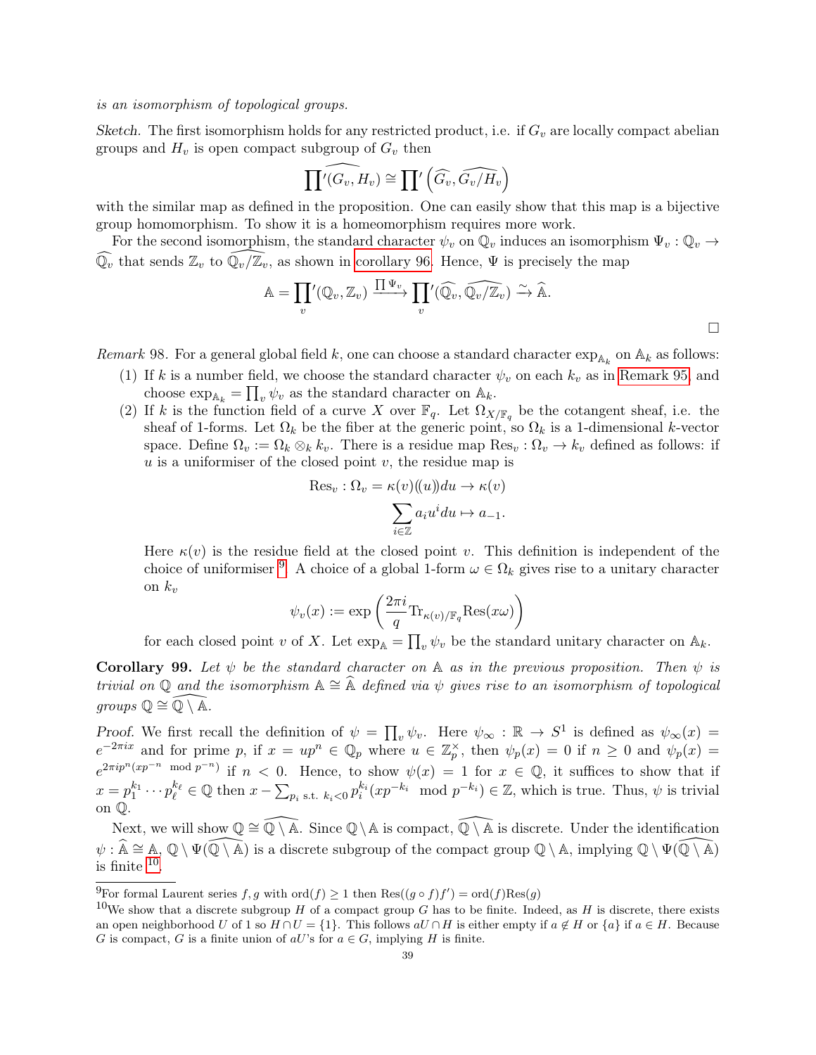*is an isomorphism of topological groups.*

*Sketch.* The first isomorphism holds for any restricted product, i.e. if $G_v$ are locally compact abelian groups and $H_v$ is open compact subgroup of $G_v$ then

$$\widehat{\prod{}'(G_v, H_v)} \cong \prod{}'\left(\widehat{G_v}, \widehat{G_v/H_v}\right)$$

with the similar map as defined in the proposition. One can easily show that this map is a bijective group homomorphism. To show it is a homeomorphism requires more work.

For the second isomorphism, the standard character $\psi_v$ on $\mathbb{Q}_v$ induces an isomorphism $\Psi_v : \mathbb{Q}_v \to \widehat{\mathbb{Q}_v}$ that sends $\mathbb{Z}_v$ to $\widehat{\mathbb{Q}_v/\mathbb{Z}_v}$, as shown in corollary 96. Hence, $\Psi$ is precisely the map

$$\mathbb{A} = \prod_v{}'(\mathbb{Q}_v, \mathbb{Z}_v) \xrightarrow{\prod \Psi_v} \prod_v{}'(\widehat{\mathbb{Q}_v}, \widehat{\mathbb{Q}_v/\mathbb{Z}_v}) \xrightarrow{\sim} \widehat{\mathbb{A}}.$$

$\square$

*Remark* 98. For a general global field $k$, one can choose a standard character $\exp_{\mathbb{A}_k}$ on $\mathbb{A}_k$ as follows:

1. If $k$ is a number field, we choose the standard character $\psi_v$ on each $k_v$ as in Remark 95, and choose $\exp_{\mathbb{A}_k} = \prod_v \psi_v$ as the standard character on $\mathbb{A}_k$.
2. If $k$ is the function field of a curve $X$ over $\mathbb{F}_q$. Let $\Omega_{X/\mathbb{F}_q}$ be the cotangent sheaf, i.e. the sheaf of 1-forms. Let $\Omega_k$ be the fiber at the generic point, so $\Omega_k$ is a 1-dimensional $k$-vector space. Define $\Omega_v := \Omega_k \otimes_k k_v$. There is a residue map $\text{Res}_v : \Omega_v \to k_v$ defined as follows: if $u$ is a uniformiser of the closed point $v$, the residue map is

$$\begin{aligned}\text{Res}_v : \Omega_v = \kappa(v)(\!(u)\!)du &\to \kappa(v)\\ \sum_{i\in\mathbb{Z}} a_i u^i du &\mapsto a_{-1}.\end{aligned}$$

Here $\kappa(v)$ is the residue field at the closed point $v$. This definition is independent of the choice of uniformiser [9]. A choice of a global 1-form $\omega \in \Omega_k$ gives rise to a unitary character on $k_v$

$$\psi_v(x) := \exp\left(\frac{2\pi i}{q}\text{Tr}_{\kappa(v)/\mathbb{F}_q}\text{Res}(x\omega)\right)$$

for each closed point $v$ of $X$. Let $\exp_{\mathbb{A}} = \prod_v \psi_v$ be the standard unitary character on $\mathbb{A}_k$.

**Corollary 99.** *Let $\psi$ be the standard character on $\mathbb{A}$ as in the previous proposition. Then $\psi$ is trivial on $\mathbb{Q}$ and the isomorphism $\mathbb{A} \cong \widehat{\mathbb{A}}$ defined via $\psi$ gives rise to an isomorphism of topological groups $\mathbb{Q} \cong \widehat{\mathbb{Q}\setminus\mathbb{A}}$.*

*Proof.* We first recall the definition of $\psi = \prod_v \psi_v$. Here $\psi_\infty : \mathbb{R} \to S^1$ is defined as $\psi_\infty(x) = e^{-2\pi i x}$ and for prime $p$, if $x = up^n \in \mathbb{Q}_p$ where $u \in \mathbb{Z}_p^\times$, then $\psi_p(x) = 0$ if $n \geq 0$ and $\psi_p(x) = e^{2\pi i p^n (xp^{-n} \mod p^{-n})}$ if $n < 0$. Hence, to show $\psi(x) = 1$ for $x \in \mathbb{Q}$, it suffices to show that if $x = p_1^{k_1} \cdots p_\ell^{k_\ell} \in \mathbb{Q}$ then $x - \sum_{p_i \text{ s.t. } k_i < 0} p_i^{k_i}(xp^{-k_i} \mod p^{-k_i}) \in \mathbb{Z}$, which is true. Thus, $\psi$ is trivial on $\mathbb{Q}$.

Next, we will show $\mathbb{Q} \cong \widehat{\mathbb{Q}\setminus\mathbb{A}}$. Since $\mathbb{Q}\setminus\mathbb{A}$ is compact, $\widehat{\mathbb{Q}\setminus\mathbb{A}}$ is discrete. Under the identification $\psi : \widehat{\mathbb{A}} \cong \mathbb{A}$, $\mathbb{Q}\setminus\Psi(\widehat{\mathbb{Q}\setminus\mathbb{A}})$ is a discrete subgroup of the compact group $\mathbb{Q}\setminus\mathbb{A}$, implying $\mathbb{Q}\setminus\Psi(\widehat{\mathbb{Q}\setminus\mathbb{A}})$ is finite [10].

---

[9] For formal Laurent series $f, g$ with $\text{ord}(f) \geq 1$ then $\text{Res}((g \circ f)f') = \text{ord}(f)\text{Res}(g)$

[10] We show that a discrete subgroup $H$ of a compact group $G$ has to be finite. Indeed, as $H$ is discrete, there exists an open neighborhood $U$ of 1 so $H \cap U = \{1\}$. This follows $aU \cap H$ is either empty if $a \notin H$ or $\{a\}$ if $a \in H$. Because $G$ is compact, $G$ is a finite union of $aU$'s for $a \in G$, implying $H$ is finite.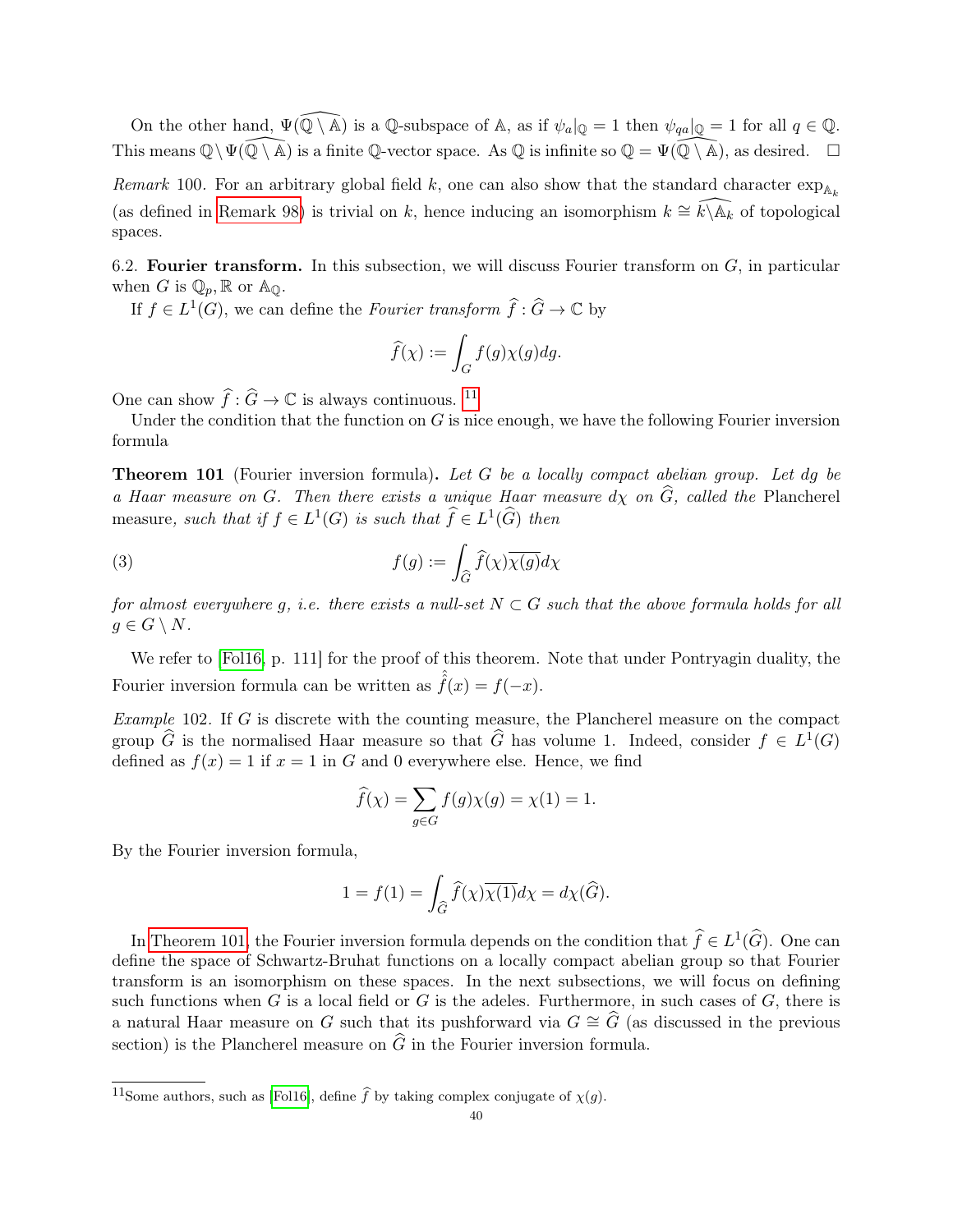On the other hand, $\Psi(\widehat{\mathbb{Q}\setminus\mathbb{A}})$ is a $\mathbb{Q}$-subspace of $\mathbb{A}$, as if $\psi_a|_{\mathbb{Q}} = 1$ then $\psi_{qa}|_{\mathbb{Q}} = 1$ for all $q \in \mathbb{Q}$. This means $\mathbb{Q} \setminus \Psi(\widehat{\mathbb{Q}\setminus\mathbb{A}})$ is a finite $\mathbb{Q}$-vector space. As $\mathbb{Q}$ is infinite so $\mathbb{Q} = \Psi(\widehat{\mathbb{Q}\setminus\mathbb{A}})$, as desired. $\square$

*Remark* 100. For an arbitrary global field $k$, one can also show that the standard character $\exp_{\mathbb{A}_k}$ (as defined in Remark 98) is trivial on $k$, hence inducing an isomorphism $k \cong \widehat{k\setminus\mathbb{A}_k}$ of topological spaces.

**6.2. Fourier transform.** In this subsection, we will discuss Fourier transform on $G$, in particular when $G$ is $\mathbb{Q}_p, \mathbb{R}$ or $\mathbb{A}_{\mathbb{Q}}$.

If $f \in L^1(G)$, we can define the *Fourier transform* $\widehat{f} : \widehat{G} \to \mathbb{C}$ by

$$\widehat{f}(\chi) := \int_G f(g)\chi(g)dg.$$

One can show $\widehat{f} : \widehat{G} \to \mathbb{C}$ is always continuous. [11]

Under the condition that the function on $G$ is nice enough, we have the following Fourier inversion formula

**Theorem 101** (Fourier inversion formula)**.** *Let $G$ be a locally compact abelian group. Let $dg$ be a Haar measure on $G$. Then there exists a unique Haar measure $d\chi$ on $\widehat{G}$, called the* Plancherel measure*, such that if $f \in L^1(G)$ is such that $\widehat{f} \in L^1(\widehat{G})$ then*

$$f(g) := \int_{\widehat{G}} \widehat{f}(\chi)\overline{\chi(g)}d\chi \tag{3}$$

*for almost everywhere $g$, i.e. there exists a null-set $N \subset G$ such that the above formula holds for all $g \in G \setminus N$.*

We refer to [Fol16, p. 111] for the proof of this theorem. Note that under Pontryagin duality, the Fourier inversion formula can be written as $\hat{\hat{f}}(x) = f(-x)$.

*Example* 102. If $G$ is discrete with the counting measure, the Plancherel measure on the compact group $\widehat{G}$ is the normalised Haar measure so that $\widehat{G}$ has volume 1. Indeed, consider $f \in L^1(G)$ defined as $f(x) = 1$ if $x = 1$ in $G$ and 0 everywhere else. Hence, we find

$$\widehat{f}(\chi) = \sum_{g\in G} f(g)\chi(g) = \chi(1) = 1.$$

By the Fourier inversion formula,

$$1 = f(1) = \int_{\widehat{G}} \widehat{f}(\chi)\overline{\chi(1)}d\chi = d\chi(\widehat{G}).$$

In Theorem 101, the Fourier inversion formula depends on the condition that $\widehat{f} \in L^1(\widehat{G})$. One can define the space of Schwartz-Bruhat functions on a locally compact abelian group so that Fourier transform is an isomorphism on these spaces. In the next subsections, we will focus on defining such functions when $G$ is a local field or $G$ is the adeles. Furthermore, in such cases of $G$, there is a natural Haar measure on $G$ such that its pushforward via $G \cong \widehat{G}$ (as discussed in the previous section) is the Plancherel measure on $\widehat{G}$ in the Fourier inversion formula.

[11] Some authors, such as [Fol16], define $\widehat{f}$ by taking complex conjugate of $\chi(g)$.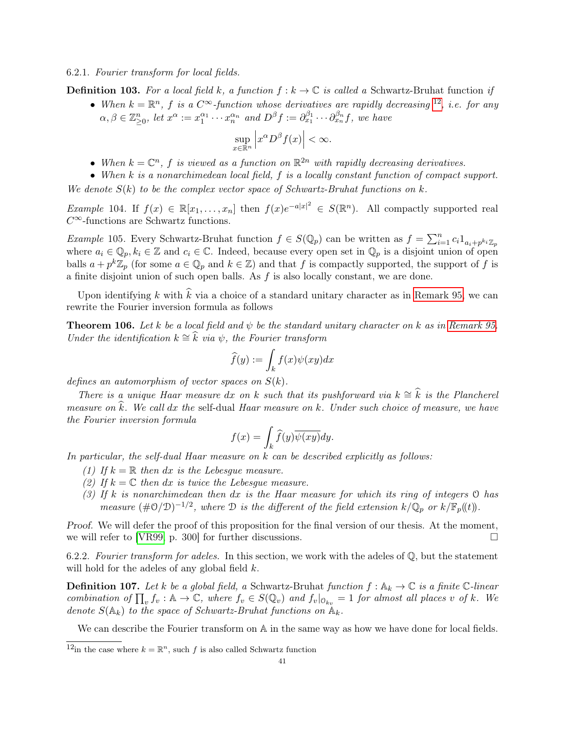6.2.1. *Fourier transform for local fields.*

**Definition 103.** *For a local field $k$, a function $f : k \to \mathbb{C}$ is called a* Schwartz-Bruhat function *if*

- *When $k = \mathbb{R}^n$, $f$ is a $C^\infty$-function whose derivatives are rapidly decreasing* [12]*, i.e. for any $\alpha, \beta \in \mathbb{Z}^n_{\geq 0}$, let $x^\alpha := x_1^{\alpha_1} \cdots x_n^{\alpha_n}$ and $D^\beta f := \partial_{x_1}^{\beta_1} \cdots \partial_{x_n}^{\beta_n} f$, we have*
$$\sup_{x \in \mathbb{R}^n} \left| x^\alpha D^\beta f(x) \right| < \infty.$$
- *When $k = \mathbb{C}^n$, $f$ is viewed as a function on $\mathbb{R}^{2n}$ with rapidly decreasing derivatives.*
- *When $k$ is a nonarchimedean local field, $f$ is a locally constant function of compact support.*

*We denote $S(k)$ to be the complex vector space of Schwartz-Bruhat functions on $k$.*

*Example* 104. If $f(x) \in \mathbb{R}[x_1, \ldots, x_n]$ then $f(x)e^{-a|x|^2} \in S(\mathbb{R}^n)$. All compactly supported real $C^\infty$-functions are Schwartz functions.

*Example* 105. Every Schwartz-Bruhat function $f \in S(\mathbb{Q}_p)$ can be written as $f = \sum_{i=1}^n c_i 1_{a_i + p^{k_i}\mathbb{Z}_p}$ where $a_i \in \mathbb{Q}_p, k_i \in \mathbb{Z}$ and $c_i \in \mathbb{C}$. Indeed, because every open set in $\mathbb{Q}_p$ is a disjoint union of open balls $a + p^k\mathbb{Z}_p$ (for some $a \in \mathbb{Q}_p$ and $k \in \mathbb{Z}$) and that $f$ is compactly supported, the support of $f$ is a finite disjoint union of such open balls. As $f$ is also locally constant, we are done.

Upon identifying $k$ with $\widehat{k}$ via a choice of a standard unitary character as in Remark 95, we can rewrite the Fourier inversion formula as follows

**Theorem 106.** *Let $k$ be a local field and $\psi$ be the standard unitary character on $k$ as in Remark 95. Under the identification $k \cong \widehat{k}$ via $\psi$, the Fourier transform*
$$\widehat{f}(y) := \int_k f(x)\psi(xy)dx$$
*defines an automorphism of vector spaces on $S(k)$.*

*There is a unique Haar measure $dx$ on $k$ such that its pushforward via $k \cong \widehat{k}$ is the Plancherel measure on $\widehat{k}$. We call $dx$ the* self-dual *Haar measure on $k$. Under such choice of measure, we have the Fourier inversion formula*
$$f(x) = \int_k \widehat{f}(y)\overline{\psi(xy)}dy.$$
*In particular, the self-dual Haar measure on $k$ can be described explicitly as follows:*

*(1) If $k = \mathbb{R}$ then $dx$ is the Lebesgue measure.*
*(2) If $k = \mathbb{C}$ then $dx$ is twice the Lebesgue measure.*
*(3) If $k$ is nonarchimedean then $dx$ is the Haar measure for which its ring of integers $\mathcal{O}$ has measure $(\#\mathcal{O}/\mathcal{D})^{-1/2}$, where $\mathcal{D}$ is the different of the field extension $k/\mathbb{Q}_p$ or $k/\mathbb{F}_p((t))$.*

*Proof.* We will defer the proof of this proposition for the final version of our thesis. At the moment, we will refer to [VR99, p. 300] for further discussions. □

6.2.2. *Fourier transform for adeles.* In this section, we work with the adeles of $\mathbb{Q}$, but the statement will hold for the adeles of any global field $k$.

**Definition 107.** *Let $k$ be a global field, a* Schwartz-Bruhat *function $f : \mathbb{A}_k \to \mathbb{C}$ is a finite $\mathbb{C}$-linear combination of $\prod_v f_v : \mathbb{A} \to \mathbb{C}$, where $f_v \in S(\mathbb{Q}_v)$ and $f_v|_{\mathcal{O}_{k_v}} = 1$ for almost all places $v$ of $k$. We denote $S(\mathbb{A}_k)$ to the space of Schwartz-Bruhat functions on $\mathbb{A}_k$.*

We can describe the Fourier transform on $\mathbb{A}$ in the same way as how we have done for local fields.

[12] in the case where $k = \mathbb{R}^n$, such $f$ is also called Schwartz function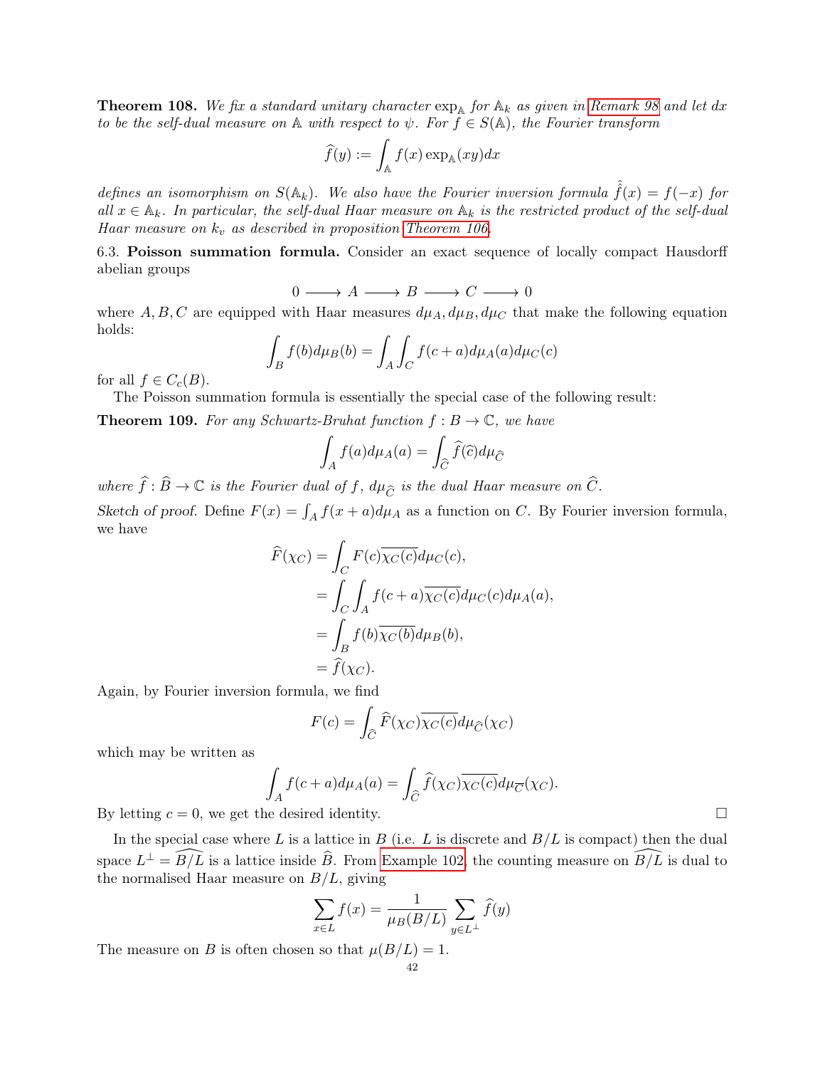**Theorem 108.** *We fix a standard unitary character* $\exp_{\mathbb{A}}$ *for* $\mathbb{A}_k$ *as given in Remark 98 and let* $dx$ *to be the self-dual measure on* $\mathbb{A}$ *with respect to* $\psi$*. For* $f \in S(\mathbb{A})$*, the Fourier transform*

$$\widehat{f}(y) := \int_{\mathbb{A}} f(x) \exp_{\mathbb{A}}(xy) dx$$

*defines an isomorphism on* $S(\mathbb{A}_k)$*. We also have the Fourier inversion formula* $\hat{\hat{f}}(x) = f(-x)$ *for all* $x \in \mathbb{A}_k$*. In particular, the self-dual Haar measure on* $\mathbb{A}_k$ *is the restricted product of the self-dual Haar measure on* $k_v$ *as described in proposition Theorem 106.*

6.3. **Poisson summation formula.** Consider an exact sequence of locally compact Hausdorff abelian groups

$$0 \longrightarrow A \longrightarrow B \longrightarrow C \longrightarrow 0$$

where $A, B, C$ are equipped with Haar measures $d\mu_A, d\mu_B, d\mu_C$ that make the following equation holds:

$$\int_B f(b) d\mu_B(b) = \int_A \int_C f(c+a) d\mu_A(a) d\mu_C(c)$$

for all $f \in C_c(B)$.

The Poisson summation formula is essentially the special case of the following result:

**Theorem 109.** *For any Schwartz-Bruhat function* $f : B \to \mathbb{C}$*, we have*

$$\int_A f(a) d\mu_A(a) = \int_{\widehat{C}} \widehat{f}(\widehat{c}) d\mu_{\widehat{C}}$$

*where* $\widehat{f} : \widehat{B} \to \mathbb{C}$ *is the Fourier dual of* $f$*,* $d\mu_{\widehat{C}}$ *is the dual Haar measure on* $\widehat{C}$*.*

*Sketch of proof.* Define $F(x) = \int_A f(x+a) d\mu_A$ as a function on $C$. By Fourier inversion formula, we have

$$\begin{aligned}
\widehat{F}(\chi_C) &= \int_C F(c)\overline{\chi_C(c)} d\mu_C(c), \\
&= \int_C \int_A f(c+a)\overline{\chi_C(c)} d\mu_C(c) d\mu_A(a), \\
&= \int_B f(b)\overline{\chi_C(b)} d\mu_B(b), \\
&= \widehat{f}(\chi_C).
\end{aligned}$$

Again, by Fourier inversion formula, we find

$$F(c) = \int_{\widehat{C}} \widehat{F}(\chi_C)\overline{\chi_C(c)} d\mu_{\widehat{C}}(\chi_C)$$

which may be written as

$$\int_A f(c+a) d\mu_A(a) = \int_{\widehat{C}} \widehat{f}(\chi_C)\overline{\chi_C(c)} d\mu_{\overline{C}}(\chi_C).$$

By letting $c = 0$, we get the desired identity. □

In the special case where $L$ is a lattice in $B$ (i.e. $L$ is discrete and $B/L$ is compact) then the dual space $L^\perp = \widehat{B/L}$ is a lattice inside $\widehat{B}$. From Example 102, the counting measure on $\widehat{B/L}$ is dual to the normalised Haar measure on $B/L$, giving

$$\sum_{x \in L} f(x) = \frac{1}{\mu_B(B/L)} \sum_{y \in L^\perp} \widehat{f}(y)$$

The measure on $B$ is often chosen so that $\mu(B/L) = 1$.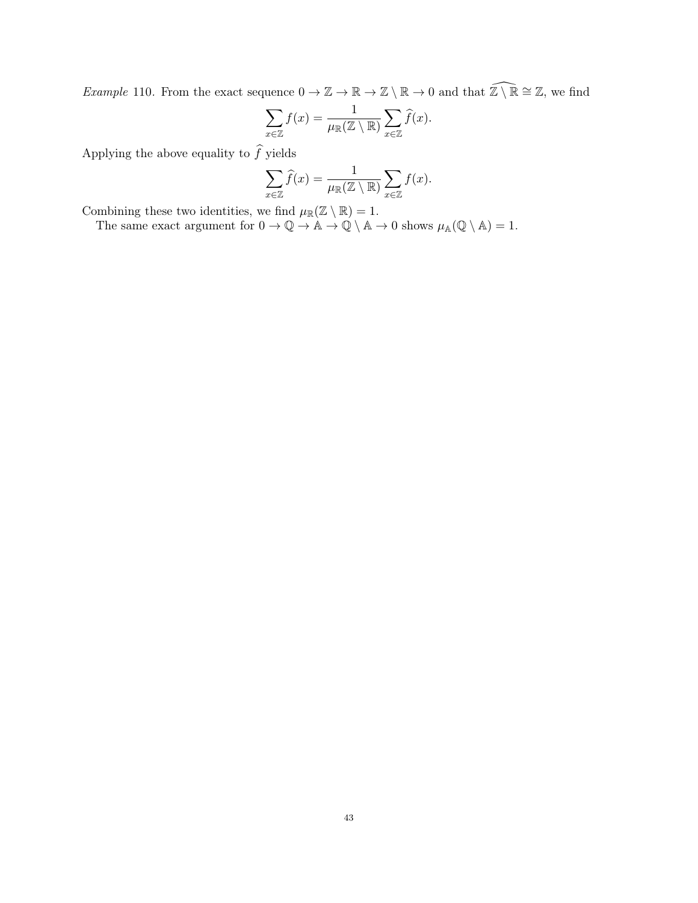*Example* 110. From the exact sequence $0 \to \mathbb{Z} \to \mathbb{R} \to \mathbb{Z} \setminus \mathbb{R} \to 0$ and that $\widehat{\mathbb{Z} \setminus \mathbb{R}} \cong \mathbb{Z}$, we find

$$\sum_{x \in \mathbb{Z}} f(x) = \frac{1}{\mu_{\mathbb{R}}(\mathbb{Z} \setminus \mathbb{R})} \sum_{x \in \mathbb{Z}} \widehat{f}(x).$$

Applying the above equality to $\widehat{f}$ yields

$$\sum_{x \in \mathbb{Z}} \widehat{f}(x) = \frac{1}{\mu_{\mathbb{R}}(\mathbb{Z} \setminus \mathbb{R})} \sum_{x \in \mathbb{Z}} f(x).$$

Combining these two identities, we find $\mu_{\mathbb{R}}(\mathbb{Z} \setminus \mathbb{R}) = 1$.

The same exact argument for $0 \to \mathbb{Q} \to \mathbb{A} \to \mathbb{Q} \setminus \mathbb{A} \to 0$ shows $\mu_{\mathbb{A}}(\mathbb{Q} \setminus \mathbb{A}) = 1$.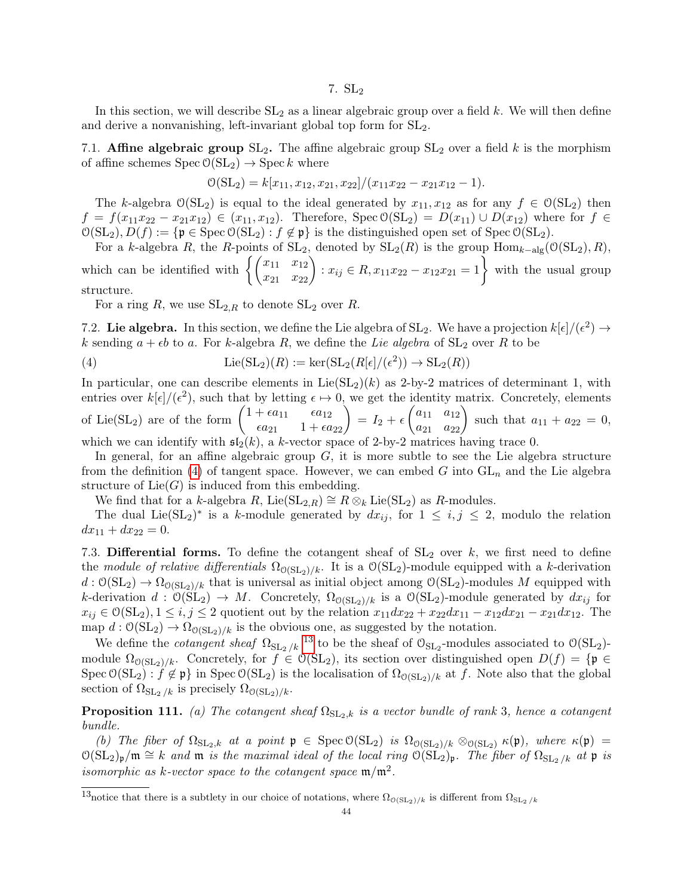# 7. $\mathrm{SL}_2$

In this section, we will describe $\mathrm{SL}_2$ as a linear algebraic group over a field $k$. We will then define and derive a nonvanishing, left-invariant global top form for $\mathrm{SL}_2$.

## 7.1. Affine algebraic group $\mathrm{SL}_2$.

The affine algebraic group $\mathrm{SL}_2$ over a field $k$ is the morphism of affine schemes $\operatorname{Spec} \mathcal{O}(\mathrm{SL}_2) \to \operatorname{Spec} k$ where

$$\mathcal{O}(\mathrm{SL}_2) = k[x_{11}, x_{12}, x_{21}, x_{22}]/(x_{11}x_{22} - x_{21}x_{12} - 1).$$

The $k$-algebra $\mathcal{O}(\mathrm{SL}_2)$ is equal to the ideal generated by $x_{11}, x_{12}$ as for any $f \in \mathcal{O}(\mathrm{SL}_2)$ then $f = f(x_{11}x_{22} - x_{21}x_{12}) \in (x_{11}, x_{12})$. Therefore, $\operatorname{Spec} \mathcal{O}(\mathrm{SL}_2) = D(x_{11}) \cup D(x_{12})$ where for $f \in \mathcal{O}(\mathrm{SL}_2)$, $D(f) := \{\mathfrak{p} \in \operatorname{Spec} \mathcal{O}(\mathrm{SL}_2) : f \notin \mathfrak{p}\}$ is the distinguished open set of $\operatorname{Spec} \mathcal{O}(\mathrm{SL}_2)$.

For a $k$-algebra $R$, the $R$-points of $\mathrm{SL}_2$, denoted by $\mathrm{SL}_2(R)$ is the group $\operatorname{Hom}_{k-\mathrm{alg}}(\mathcal{O}(\mathrm{SL}_2), R)$, which can be identified with $\left\{\begin{pmatrix} x_{11} & x_{12} \\ x_{21} & x_{22} \end{pmatrix} : x_{ij} \in R, x_{11}x_{22} - x_{12}x_{21} = 1\right\}$ with the usual group structure.

For a ring $R$, we use $\mathrm{SL}_{2,R}$ to denote $\mathrm{SL}_2$ over $R$.

## 7.2. Lie algebra.

In this section, we define the Lie algebra of $\mathrm{SL}_2$. We have a projection $k[\epsilon]/(\epsilon^2) \to k$ sending $a + \epsilon b$ to $a$. For $k$-algebra $R$, we define the *Lie algebra* of $\mathrm{SL}_2$ over $R$ to be

$$\operatorname{Lie}(\mathrm{SL}_2)(R) := \ker(\mathrm{SL}_2(R[\epsilon]/(\epsilon^2)) \to \mathrm{SL}_2(R)) \tag{4}$$

In particular, one can describe elements in $\operatorname{Lie}(\mathrm{SL}_2)(k)$ as 2-by-2 matrices of determinant 1, with entries over $k[\epsilon]/(\epsilon^2)$, such that by letting $\epsilon \mapsto 0$, we get the identity matrix. Concretely, elements of $\operatorname{Lie}(\mathrm{SL}_2)$ are of the form $\begin{pmatrix} 1+\epsilon a_{11} & \epsilon a_{12} \\ \epsilon a_{21} & 1+\epsilon a_{22} \end{pmatrix} = I_2 + \epsilon \begin{pmatrix} a_{11} & a_{12} \\ a_{21} & a_{22} \end{pmatrix}$ such that $a_{11} + a_{22} = 0$, which we can identify with $\mathfrak{sl}_2(k)$, a $k$-vector space of 2-by-2 matrices having trace 0.

In general, for an affine algebraic group $G$, it is more subtle to see the Lie algebra structure from the definition (4) of tangent space. However, we can embed $G$ into $\mathrm{GL}_n$ and the Lie algebra structure of $\operatorname{Lie}(G)$ is induced from this embedding.

We find that for a $k$-algebra $R$, $\operatorname{Lie}(\mathrm{SL}_{2,R}) \cong R \otimes_k \operatorname{Lie}(\mathrm{SL}_2)$ as $R$-modules.

The dual $\operatorname{Lie}(\mathrm{SL}_2)^*$ is a $k$-module generated by $dx_{ij}$, for $1 \le i, j \le 2$, modulo the relation $dx_{11} + dx_{22} = 0$.

## 7.3. Differential forms.

To define the cotangent sheaf of $\mathrm{SL}_2$ over $k$, we first need to define the *module of relative differentials* $\Omega_{\mathcal{O}(\mathrm{SL}_2)/k}$. It is a $\mathcal{O}(\mathrm{SL}_2)$-module equipped with a $k$-derivation $d : \mathcal{O}(\mathrm{SL}_2) \to \Omega_{\mathcal{O}(\mathrm{SL}_2)/k}$ that is universal as initial object among $\mathcal{O}(\mathrm{SL}_2)$-modules $M$ equipped with $k$-derivation $d : \mathcal{O}(\mathrm{SL}_2) \to M$. Concretely, $\Omega_{\mathcal{O}(\mathrm{SL}_2)/k}$ is a $\mathcal{O}(\mathrm{SL}_2)$-module generated by $dx_{ij}$ for $x_{ij} \in \mathcal{O}(\mathrm{SL}_2), 1 \le i, j \le 2$ quotient out by the relation $x_{11}dx_{22} + x_{22}dx_{11} - x_{12}dx_{21} - x_{21}dx_{12}$. The map $d : \mathcal{O}(\mathrm{SL}_2) \to \Omega_{\mathcal{O}(\mathrm{SL}_2)/k}$ is the obvious one, as suggested by the notation.

We define the *cotangent sheaf* $\Omega_{\mathrm{SL}_2/k}$ [13] to be the sheaf of $\mathcal{O}_{\mathrm{SL}_2}$-modules associated to $\mathcal{O}(\mathrm{SL}_2)$-module $\Omega_{\mathcal{O}(\mathrm{SL}_2)/k}$. Concretely, for $f \in \mathcal{O}(\mathrm{SL}_2)$, its section over distinguished open $D(f) = \{\mathfrak{p} \in \operatorname{Spec} \mathcal{O}(\mathrm{SL}_2) : f \notin \mathfrak{p}\}$ in $\operatorname{Spec} \mathcal{O}(\mathrm{SL}_2)$ is the localisation of $\Omega_{\mathcal{O}(\mathrm{SL}_2)/k}$ at $f$. Note also that the global section of $\Omega_{\mathrm{SL}_2/k}$ is precisely $\Omega_{\mathcal{O}(\mathrm{SL}_2)/k}$.

**Proposition 111.** *(a) The cotangent sheaf $\Omega_{\mathrm{SL}_2,k}$ is a vector bundle of rank 3, hence a cotangent bundle.*

*(b) The fiber of $\Omega_{\mathrm{SL}_2,k}$ at a point $\mathfrak{p} \in \operatorname{Spec} \mathcal{O}(\mathrm{SL}_2)$ is $\Omega_{\mathcal{O}(\mathrm{SL}_2)/k} \otimes_{\mathcal{O}(\mathrm{SL}_2)} \kappa(\mathfrak{p})$, where $\kappa(\mathfrak{p}) = \mathcal{O}(\mathrm{SL}_2)_{\mathfrak{p}}/\mathfrak{m} \cong k$ and $\mathfrak{m}$ is the maximal ideal of the local ring $\mathcal{O}(\mathrm{SL}_2)_{\mathfrak{p}}$. The fiber of $\Omega_{\mathrm{SL}_2/k}$ at $\mathfrak{p}$ is isomorphic as $k$-vector space to the cotangent space $\mathfrak{m}/\mathfrak{m}^2$.*

---

[13] notice that there is a subtlety in our choice of notations, where $\Omega_{\mathcal{O}(\mathrm{SL}_2)/k}$ is different from $\Omega_{\mathrm{SL}_2/k}$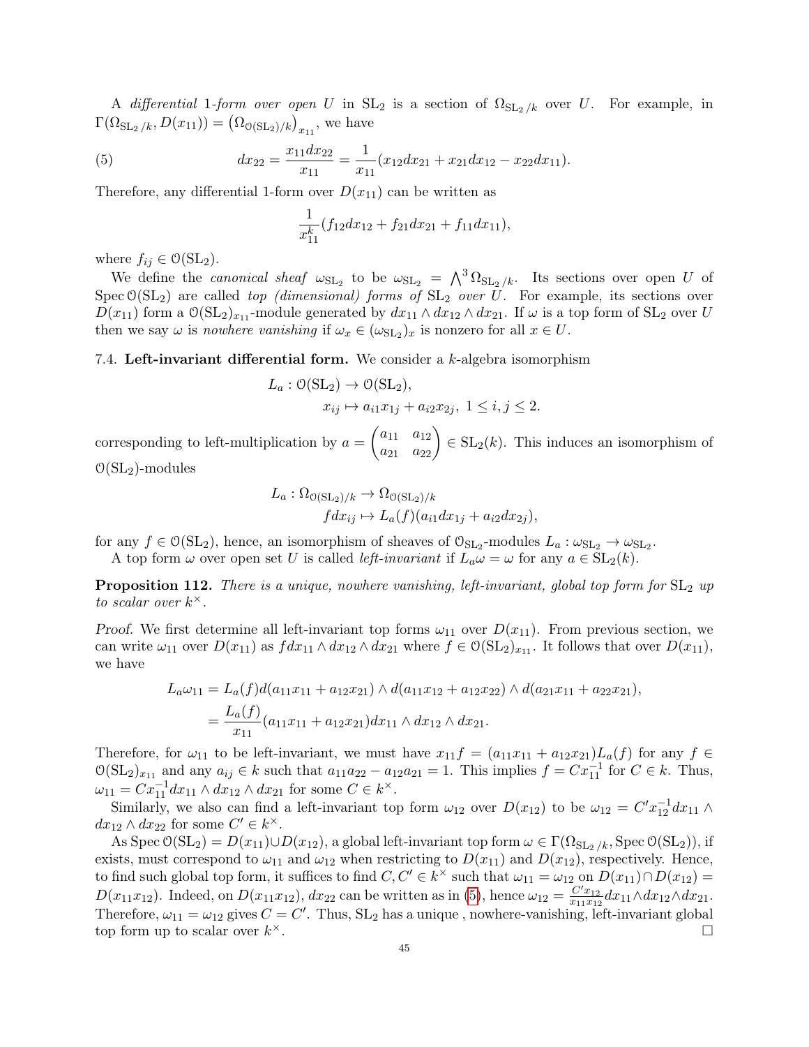A *differential* 1*-form over open* $U$ in $\mathrm{SL}_2$ is a section of $\Omega_{\mathrm{SL}_2/k}$ over $U$. For example, in $\Gamma(\Omega_{\mathrm{SL}_2/k}, D(x_{11})) = \left(\Omega_{\mathcal{O}(\mathrm{SL}_2)/k}\right)_{x_{11}}$, we have

$$dx_{22} = \frac{x_{11}dx_{22}}{x_{11}} = \frac{1}{x_{11}}(x_{12}dx_{21} + x_{21}dx_{12} - x_{22}dx_{11}). \tag{5}$$

Therefore, any differential 1-form over $D(x_{11})$ can be written as

$$\frac{1}{x_{11}^k}(f_{12}dx_{12} + f_{21}dx_{21} + f_{11}dx_{11}),$$

where $f_{ij} \in \mathcal{O}(\mathrm{SL}_2)$.

We define the *canonical sheaf* $\omega_{\mathrm{SL}_2}$ to be $\omega_{\mathrm{SL}_2} = \bigwedge^3 \Omega_{\mathrm{SL}_2/k}$. Its sections over open $U$ of $\operatorname{Spec}\mathcal{O}(\mathrm{SL}_2)$ are called *top (dimensional) forms of* $\mathrm{SL}_2$ *over* $U$. For example, its sections over $D(x_{11})$ form a $\mathcal{O}(\mathrm{SL}_2)_{x_{11}}$-module generated by $dx_{11} \wedge dx_{12} \wedge dx_{21}$. If $\omega$ is a top form of $\mathrm{SL}_2$ over $U$ then we say $\omega$ is *nowhere vanishing* if $\omega_x \in (\omega_{\mathrm{SL}_2})_x$ is nonzero for all $x \in U$.

### 7.4. Left-invariant differential form.

We consider a $k$-algebra isomorphism

$$\begin{aligned} L_a : \mathcal{O}(\mathrm{SL}_2) &\to \mathcal{O}(\mathrm{SL}_2), \\ x_{ij} &\mapsto a_{i1}x_{1j} + a_{i2}x_{2j},\ 1 \le i,j \le 2. \end{aligned}$$

corresponding to left-multiplication by $a = \begin{pmatrix} a_{11} & a_{12} \\ a_{21} & a_{22} \end{pmatrix} \in \mathrm{SL}_2(k)$. This induces an isomorphism of $\mathcal{O}(\mathrm{SL}_2)$-modules

$$\begin{aligned} L_a : \Omega_{\mathcal{O}(\mathrm{SL}_2)/k} &\to \Omega_{\mathcal{O}(\mathrm{SL}_2)/k} \\ f dx_{ij} &\mapsto L_a(f)(a_{i1}dx_{1j} + a_{i2}dx_{2j}), \end{aligned}$$

for any $f \in \mathcal{O}(\mathrm{SL}_2)$, hence, an isomorphism of sheaves of $\mathcal{O}_{\mathrm{SL}_2}$-modules $L_a : \omega_{\mathrm{SL}_2} \to \omega_{\mathrm{SL}_2}$.

A top form $\omega$ over open set $U$ is called *left-invariant* if $L_a\omega = \omega$ for any $a \in \mathrm{SL}_2(k)$.

**Proposition 112.** *There is a unique, nowhere vanishing, left-invariant, global top form for* $\mathrm{SL}_2$ *up to scalar over* $k^\times$.

*Proof.* We first determine all left-invariant top forms $\omega_{11}$ over $D(x_{11})$. From previous section, we can write $\omega_{11}$ over $D(x_{11})$ as $f dx_{11} \wedge dx_{12} \wedge dx_{21}$ where $f \in \mathcal{O}(\mathrm{SL}_2)_{x_{11}}$. It follows that over $D(x_{11})$, we have

$$\begin{aligned} L_a\omega_{11} &= L_a(f) d(a_{11}x_{11} + a_{12}x_{21}) \wedge d(a_{11}x_{12} + a_{12}x_{22}) \wedge d(a_{21}x_{11} + a_{22}x_{21}), \\ &= \frac{L_a(f)}{x_{11}}(a_{11}x_{11} + a_{12}x_{21}) dx_{11} \wedge dx_{12} \wedge dx_{21}. \end{aligned}$$

Therefore, for $\omega_{11}$ to be left-invariant, we must have $x_{11}f = (a_{11}x_{11} + a_{12}x_{21})L_a(f)$ for any $f \in \mathcal{O}(\mathrm{SL}_2)_{x_{11}}$ and any $a_{ij} \in k$ such that $a_{11}a_{22} - a_{12}a_{21} = 1$. This implies $f = Cx_{11}^{-1}$ for $C \in k$. Thus, $\omega_{11} = Cx_{11}^{-1}dx_{11} \wedge dx_{12} \wedge dx_{21}$ for some $C \in k^\times$.

Similarly, we also can find a left-invariant top form $\omega_{12}$ over $D(x_{12})$ to be $\omega_{12} = C'x_{12}^{-1}dx_{11} \wedge dx_{12} \wedge dx_{22}$ for some $C' \in k^\times$.

As $\operatorname{Spec}\mathcal{O}(\mathrm{SL}_2) = D(x_{11}) \cup D(x_{12})$, a global left-invariant top form $\omega \in \Gamma(\Omega_{\mathrm{SL}_2/k}, \operatorname{Spec}\mathcal{O}(\mathrm{SL}_2))$, if exists, must correspond to $\omega_{11}$ and $\omega_{12}$ when restricting to $D(x_{11})$ and $D(x_{12})$, respectively. Hence, to find such global top form, it suffices to find $C, C' \in k^\times$ such that $\omega_{11} = \omega_{12}$ on $D(x_{11}) \cap D(x_{12}) = D(x_{11}x_{12})$. Indeed, on $D(x_{11}x_{12})$, $dx_{22}$ can be written as in (5), hence $\omega_{12} = \frac{C'x_{12}}{x_{11}x_{12}} dx_{11} \wedge dx_{12} \wedge dx_{21}$. Therefore, $\omega_{11} = \omega_{12}$ gives $C = C'$. Thus, $\mathrm{SL}_2$ has a unique , nowhere-vanishing, left-invariant global top form up to scalar over $k^\times$. $\square$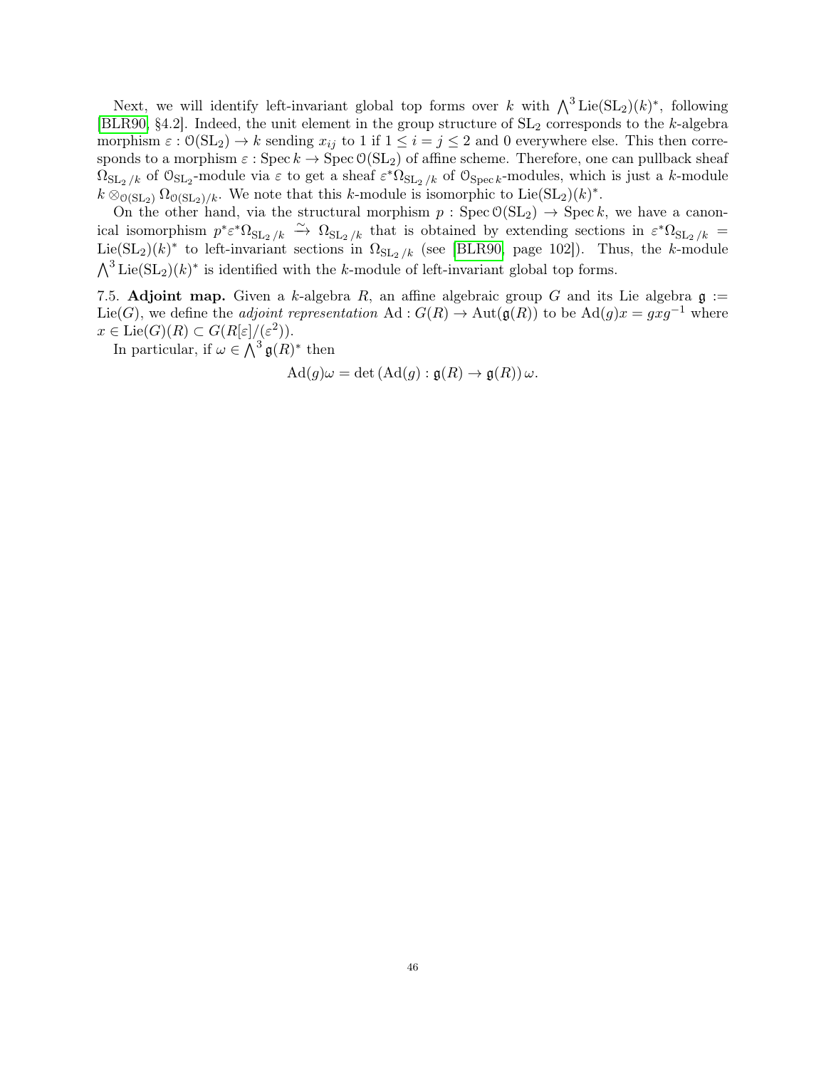Next, we will identify left-invariant global top forms over $k$ with $\bigwedge^3 \mathrm{Lie}(\mathrm{SL}_2)(k)^*$, following [BLR90, §4.2]. Indeed, the unit element in the group structure of $\mathrm{SL}_2$ corresponds to the $k$-algebra morphism $\varepsilon : \mathcal{O}(\mathrm{SL}_2) \to k$ sending $x_{ij}$ to 1 if $1 \le i = j \le 2$ and 0 everywhere else. This then corresponds to a morphism $\varepsilon : \operatorname{Spec} k \to \operatorname{Spec} \mathcal{O}(\mathrm{SL}_2)$ of affine scheme. Therefore, one can pullback sheaf $\Omega_{\mathrm{SL}_2/k}$ of $\mathcal{O}_{\mathrm{SL}_2}$-module via $\varepsilon$ to get a sheaf $\varepsilon^*\Omega_{\mathrm{SL}_2/k}$ of $\mathcal{O}_{\operatorname{Spec} k}$-modules, which is just a $k$-module $k \otimes_{\mathcal{O}(\mathrm{SL}_2)} \Omega_{\mathcal{O}(\mathrm{SL}_2)/k}$. We note that this $k$-module is isomorphic to $\mathrm{Lie}(\mathrm{SL}_2)(k)^*$.

On the other hand, via the structural morphism $p : \operatorname{Spec} \mathcal{O}(\mathrm{SL}_2) \to \operatorname{Spec} k$, we have a canonical isomorphism $p^*\varepsilon^*\Omega_{\mathrm{SL}_2/k} \xrightarrow{\sim} \Omega_{\mathrm{SL}_2/k}$ that is obtained by extending sections in $\varepsilon^*\Omega_{\mathrm{SL}_2/k} = \mathrm{Lie}(\mathrm{SL}_2)(k)^*$ to left-invariant sections in $\Omega_{\mathrm{SL}_2/k}$ (see [BLR90, page 102]). Thus, the $k$-module $\bigwedge^3 \mathrm{Lie}(\mathrm{SL}_2)(k)^*$ is identified with the $k$-module of left-invariant global top forms.

7.5. **Adjoint map.** Given a $k$-algebra $R$, an affine algebraic group $G$ and its Lie algebra $\mathfrak{g} := \mathrm{Lie}(G)$, we define the *adjoint representation* $\mathrm{Ad} : G(R) \to \mathrm{Aut}(\mathfrak{g}(R))$ to be $\mathrm{Ad}(g)x = gxg^{-1}$ where $x \in \mathrm{Lie}(G)(R) \subset G(R[\varepsilon]/(\varepsilon^2))$.

In particular, if $\omega \in \bigwedge^3 \mathfrak{g}(R)^*$ then

$$\mathrm{Ad}(g)\omega = \det\left(\mathrm{Ad}(g) : \mathfrak{g}(R) \to \mathfrak{g}(R)\right)\omega.$$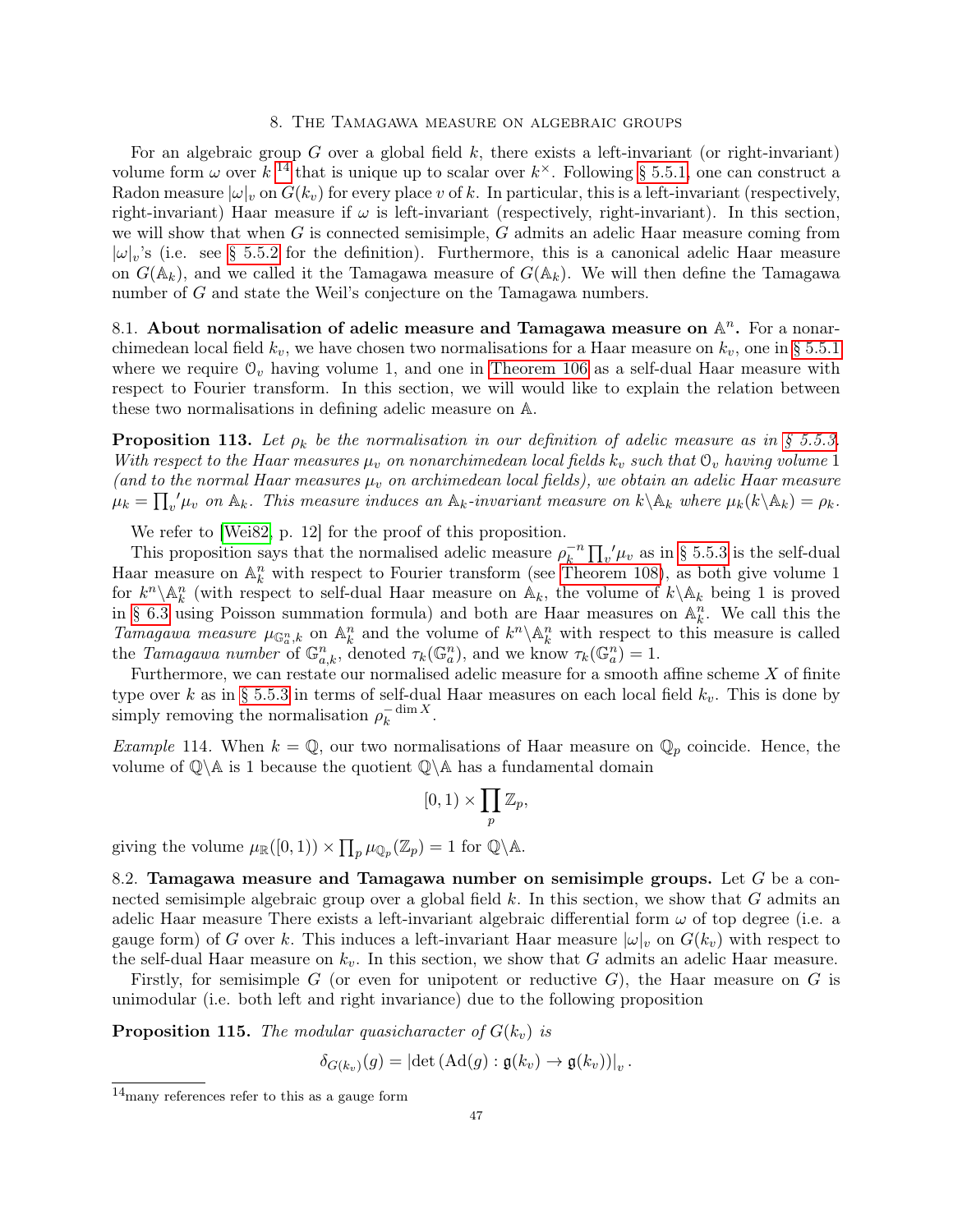## 8. The Tamagawa measure on algebraic groups

For an algebraic group $G$ over a global field $k$, there exists a left-invariant (or right-invariant) volume form $\omega$ over $k$ [14] that is unique up to scalar over $k^\times$. Following § 5.5.1, one can construct a Radon measure $|\omega|_v$ on $G(k_v)$ for every place $v$ of $k$. In particular, this is a left-invariant (respectively, right-invariant) Haar measure if $\omega$ is left-invariant (respectively, right-invariant). In this section, we will show that when $G$ is connected semisimple, $G$ admits an adelic Haar measure coming from $|\omega|_v$'s (i.e. see § 5.5.2 for the definition). Furthermore, this is a canonical adelic Haar measure on $G(\mathbb{A}_k)$, and we called it the Tamagawa measure of $G(\mathbb{A}_k)$. We will then define the Tamagawa number of $G$ and state the Weil's conjecture on the Tamagawa numbers.

8.1. **About normalisation of adelic measure and Tamagawa measure on $\mathbb{A}^n$.** For a nonarchimedean local field $k_v$, we have chosen two normalisations for a Haar measure on $k_v$, one in § 5.5.1 where we require $\mathcal{O}_v$ having volume 1, and one in Theorem 106 as a self-dual Haar measure with respect to Fourier transform. In this section, we will would like to explain the relation between these two normalisations in defining adelic measure on $\mathbb{A}$.

**Proposition 113.** *Let $\rho_k$ be the normalisation in our definition of adelic measure as in § 5.5.3. With respect to the Haar measures $\mu_v$ on nonarchimedean local fields $k_v$ such that $\mathcal{O}_v$ having volume 1 (and to the normal Haar measures $\mu_v$ on archimedean local fields), we obtain an adelic Haar measure $\mu_k = \prod_v{}' \mu_v$ on $\mathbb{A}_k$. This measure induces an $\mathbb{A}_k$-invariant measure on $k\backslash\mathbb{A}_k$ where $\mu_k(k\backslash\mathbb{A}_k) = \rho_k$.*

We refer to [Wei82, p. 12] for the proof of this proposition.

This proposition says that the normalised adelic measure $\rho_k^{-n}\prod_v{}'\mu_v$ as in § 5.5.3 is the self-dual Haar measure on $\mathbb{A}_k^n$ with respect to Fourier transform (see Theorem 108), as both give volume 1 for $k^n\backslash\mathbb{A}_k^n$ (with respect to self-dual Haar measure on $\mathbb{A}_k$, the volume of $k\backslash\mathbb{A}_k$ being 1 is proved in § 6.3 using Poisson summation formula) and both are Haar measures on $\mathbb{A}_k^n$. We call this the *Tamagawa measure* $\mu_{\mathbb{G}_a^n,k}$ on $\mathbb{A}_k^n$ and the volume of $k^n\backslash\mathbb{A}_k^n$ with respect to this measure is called the *Tamagawa number* of $\mathbb{G}_{a,k}^n$, denoted $\tau_k(\mathbb{G}_a^n)$, and we know $\tau_k(\mathbb{G}_a^n) = 1$.

Furthermore, we can restate our normalised adelic measure for a smooth affine scheme $X$ of finite type over $k$ as in § 5.5.3 in terms of self-dual Haar measures on each local field $k_v$. This is done by simply removing the normalisation $\rho_k^{-\dim X}$.

*Example* 114. When $k = \mathbb{Q}$, our two normalisations of Haar measure on $\mathbb{Q}_p$ coincide. Hence, the volume of $\mathbb{Q}\backslash\mathbb{A}$ is 1 because the quotient $\mathbb{Q}\backslash\mathbb{A}$ has a fundamental domain

$$[0,1) \times \prod_p \mathbb{Z}_p,$$

giving the volume $\mu_\mathbb{R}([0,1)) \times \prod_p \mu_{\mathbb{Q}_p}(\mathbb{Z}_p) = 1$ for $\mathbb{Q}\backslash\mathbb{A}$.

8.2. **Tamagawa measure and Tamagawa number on semisimple groups.** Let $G$ be a connected semisimple algebraic group over a global field $k$. In this section, we show that $G$ admits an adelic Haar measure There exists a left-invariant algebraic differential form $\omega$ of top degree (i.e. a gauge form) of $G$ over $k$. This induces a left-invariant Haar measure $|\omega|_v$ on $G(k_v)$ with respect to the self-dual Haar measure on $k_v$. In this section, we show that $G$ admits an adelic Haar measure.

Firstly, for semisimple $G$ (or even for unipotent or reductive $G$), the Haar measure on $G$ is unimodular (i.e. both left and right invariance) due to the following proposition

**Proposition 115.** *The modular quasicharacter of $G(k_v)$ is*

$$\delta_{G(k_v)}(g) = \left|\det\left(\mathrm{Ad}(g) : \mathfrak{g}(k_v) \to \mathfrak{g}(k_v)\right)\right|_v.$$

[14] many references refer to this as a gauge form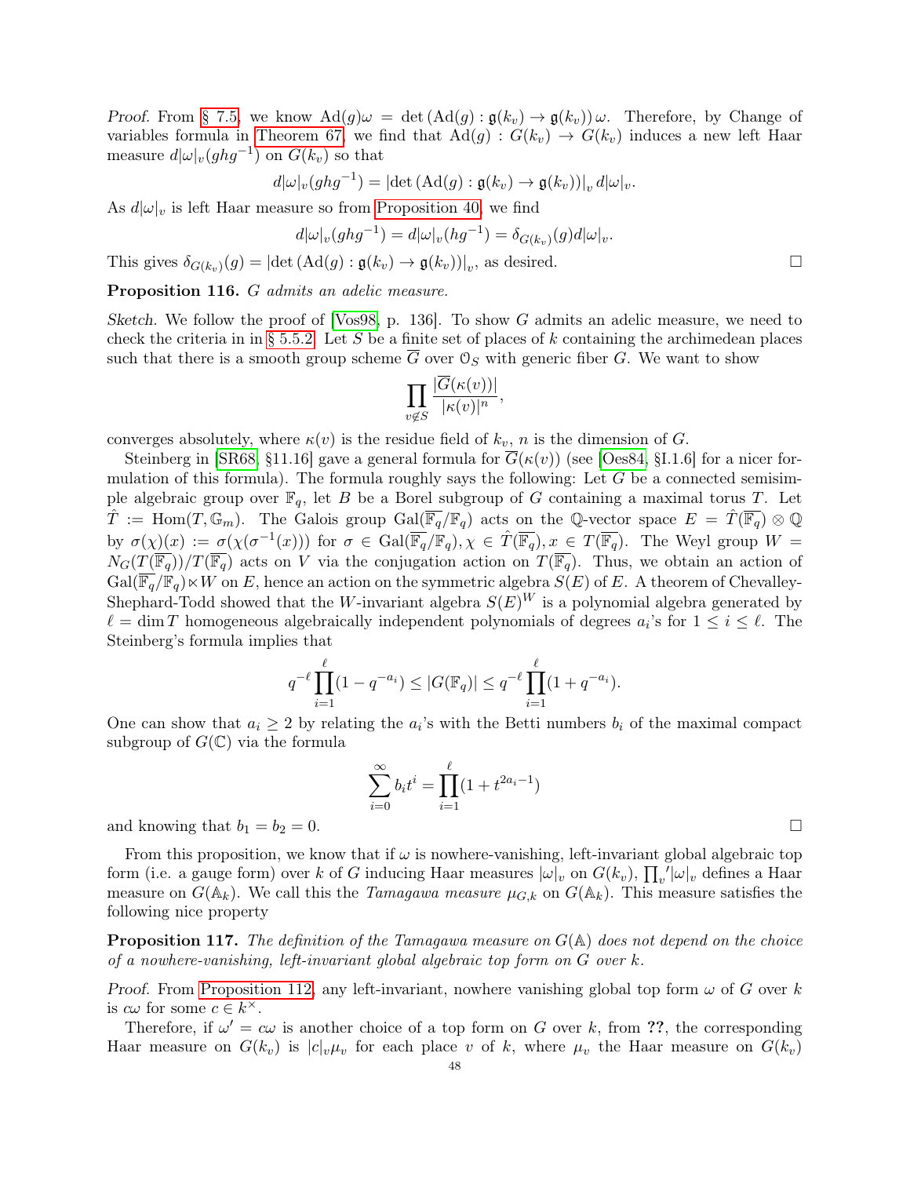*Proof.* From § 7.5, we know $\mathrm{Ad}(g)\omega = \det(\mathrm{Ad}(g) : \mathfrak{g}(k_v) \to \mathfrak{g}(k_v))\,\omega$. Therefore, by Change of variables formula in Theorem 67, we find that $\mathrm{Ad}(g) : G(k_v) \to G(k_v)$ induces a new left Haar measure $d|\omega|_v(ghg^{-1})$ on $G(k_v)$ so that

$$d|\omega|_v(ghg^{-1}) = |\det(\mathrm{Ad}(g) : \mathfrak{g}(k_v) \to \mathfrak{g}(k_v))|_v\, d|\omega|_v.$$

As $d|\omega|_v$ is left Haar measure so from Proposition 40, we find

$$d|\omega|_v(ghg^{-1}) = d|\omega|_v(hg^{-1}) = \delta_{G(k_v)}(g) d|\omega|_v.$$

This gives $\delta_{G(k_v)}(g) = |\det(\mathrm{Ad}(g) : \mathfrak{g}(k_v) \to \mathfrak{g}(k_v))|_v$, as desired. □

**Proposition 116.** *$G$ admits an adelic measure.*

*Sketch.* We follow the proof of [Vos98, p. 136]. To show $G$ admits an adelic measure, we need to check the criteria in in § 5.5.2. Let $S$ be a finite set of places of $k$ containing the archimedean places such that there is a smooth group scheme $\overline{G}$ over $\mathcal{O}_S$ with generic fiber $G$. We want to show

$$\prod_{v \notin S} \frac{|\overline{G}(\kappa(v))|}{|\kappa(v)|^n},$$

converges absolutely, where $\kappa(v)$ is the residue field of $k_v$, $n$ is the dimension of $G$.

Steinberg in [SR68, §11.16] gave a general formula for $\overline{G}(\kappa(v))$ (see [Oes84, §I.1.6] for a nicer formulation of this formula). The formula roughly says the following: Let $G$ be a connected semisimple algebraic group over $\mathbb{F}_q$, let $B$ be a Borel subgroup of $G$ containing a maximal torus $T$. Let $\hat{T} := \mathrm{Hom}(T, \mathbb{G}_m)$. The Galois group $\mathrm{Gal}(\overline{\mathbb{F}_q}/\mathbb{F}_q)$ acts on the $\mathbb{Q}$-vector space $E = \hat{T}(\overline{\mathbb{F}_q}) \otimes \mathbb{Q}$ by $\sigma(\chi)(x) := \sigma(\chi(\sigma^{-1}(x)))$ for $\sigma \in \mathrm{Gal}(\overline{\mathbb{F}_q}/\mathbb{F}_q), \chi \in \hat{T}(\overline{\mathbb{F}_q}), x \in T(\overline{\mathbb{F}_q})$. The Weyl group $W = N_G(T(\overline{\mathbb{F}_q}))/T(\overline{\mathbb{F}_q})$ acts on $V$ via the conjugation action on $T(\overline{\mathbb{F}_q})$. Thus, we obtain an action of $\mathrm{Gal}(\overline{\mathbb{F}_q}/\mathbb{F}_q) \ltimes W$ on $E$, hence an action on the symmetric algebra $S(E)$ of $E$. A theorem of Chevalley-Shephard-Todd showed that the $W$-invariant algebra $S(E)^W$ is a polynomial algebra generated by $\ell = \dim T$ homogeneous algebraically independent polynomials of degrees $a_i$'s for $1 \le i \le \ell$. The Steinberg's formula implies that

$$q^{-\ell} \prod_{i=1}^{\ell} (1 - q^{-a_i}) \le |G(\mathbb{F}_q)| \le q^{-\ell} \prod_{i=1}^{\ell} (1 + q^{-a_i}).$$

One can show that $a_i \ge 2$ by relating the $a_i$'s with the Betti numbers $b_i$ of the maximal compact subgroup of $G(\mathbb{C})$ via the formula

$$\sum_{i=0}^{\infty} b_i t^i = \prod_{i=1}^{\ell} (1 + t^{2a_i - 1})$$

and knowing that $b_1 = b_2 = 0$. □

From this proposition, we know that if $\omega$ is nowhere-vanishing, left-invariant global algebraic top form (i.e. a gauge form) over $k$ of $G$ inducing Haar measures $|\omega|_v$ on $G(k_v)$, $\prod_v{}' |\omega|_v$ defines a Haar measure on $G(\mathbb{A}_k)$. We call this the *Tamagawa measure* $\mu_{G,k}$ on $G(\mathbb{A}_k)$. This measure satisfies the following nice property

**Proposition 117.** *The definition of the Tamagawa measure on $G(\mathbb{A})$ does not depend on the choice of a nowhere-vanishing, left-invariant global algebraic top form on $G$ over $k$.*

*Proof.* From Proposition 112, any left-invariant, nowhere vanishing global top form $\omega$ of $G$ over $k$ is $c\omega$ for some $c \in k^\times$.

Therefore, if $\omega' = c\omega$ is another choice of a top form on $G$ over $k$, from **??**, the corresponding Haar measure on $G(k_v)$ is $|c|_v \mu_v$ for each place $v$ of $k$, where $\mu_v$ the Haar measure on $G(k_v)$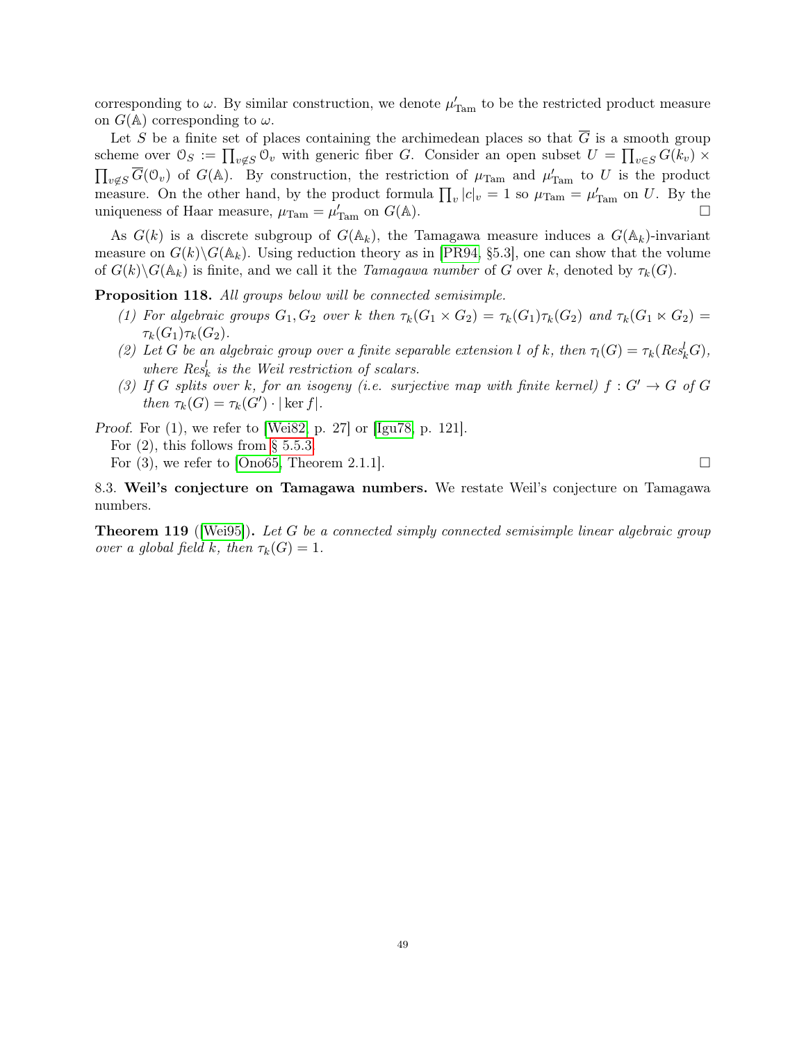corresponding to $\omega$. By similar construction, we denote $\mu'_{\mathrm{Tam}}$ to be the restricted product measure on $G(\mathbb{A})$ corresponding to $\omega$.

Let $S$ be a finite set of places containing the archimedean places so that $\overline{G}$ is a smooth group scheme over $\mathcal{O}_S := \prod_{v\notin S} \mathcal{O}_v$ with generic fiber $G$. Consider an open subset $U = \prod_{v\in S} G(k_v) \times \prod_{v\notin S} \overline{G}(\mathcal{O}_v)$ of $G(\mathbb{A})$. By construction, the restriction of $\mu_{\mathrm{Tam}}$ and $\mu'_{\mathrm{Tam}}$ to $U$ is the product measure. On the other hand, by the product formula $\prod_v |c|_v = 1$ so $\mu_{\mathrm{Tam}} = \mu'_{\mathrm{Tam}}$ on $U$. By the uniqueness of Haar measure, $\mu_{\mathrm{Tam}} = \mu'_{\mathrm{Tam}}$ on $G(\mathbb{A})$. □

As $G(k)$ is a discrete subgroup of $G(\mathbb{A}_k)$, the Tamagawa measure induces a $G(\mathbb{A}_k)$-invariant measure on $G(k)\backslash G(\mathbb{A}_k)$. Using reduction theory as in [PR94, §5.3], one can show that the volume of $G(k)\backslash G(\mathbb{A}_k)$ is finite, and we call it the *Tamagawa number* of $G$ over $k$, denoted by $\tau_k(G)$.

**Proposition 118.** *All groups below will be connected semisimple.*

1. *For algebraic groups $G_1, G_2$ over $k$ then $\tau_k(G_1 \times G_2) = \tau_k(G_1)\tau_k(G_2)$ and $\tau_k(G_1 \ltimes G_2) = \tau_k(G_1)\tau_k(G_2)$.*
2. *Let $G$ be an algebraic group over a finite separable extension $l$ of $k$, then $\tau_l(G) = \tau_k(Res^l_k G)$, where $Res^l_k$ is the Weil restriction of scalars.*
3. *If $G$ splits over $k$, for an isogeny (i.e. surjective map with finite kernel) $f : G' \to G$ of $G$ then $\tau_k(G) = \tau_k(G') \cdot |\ker f|$.*

*Proof.* For (1), we refer to [Wei82, p. 27] or [Igu78, p. 121].

For (2), this follows from § 5.5.3.

For (3), we refer to [Ono65, Theorem 2.1.1]. □

8.3. **Weil's conjecture on Tamagawa numbers.** We restate Weil's conjecture on Tamagawa numbers.

**Theorem 119** ([Wei95])**.** *Let $G$ be a connected simply connected semisimple linear algebraic group over a global field $k$, then $\tau_k(G) = 1$.*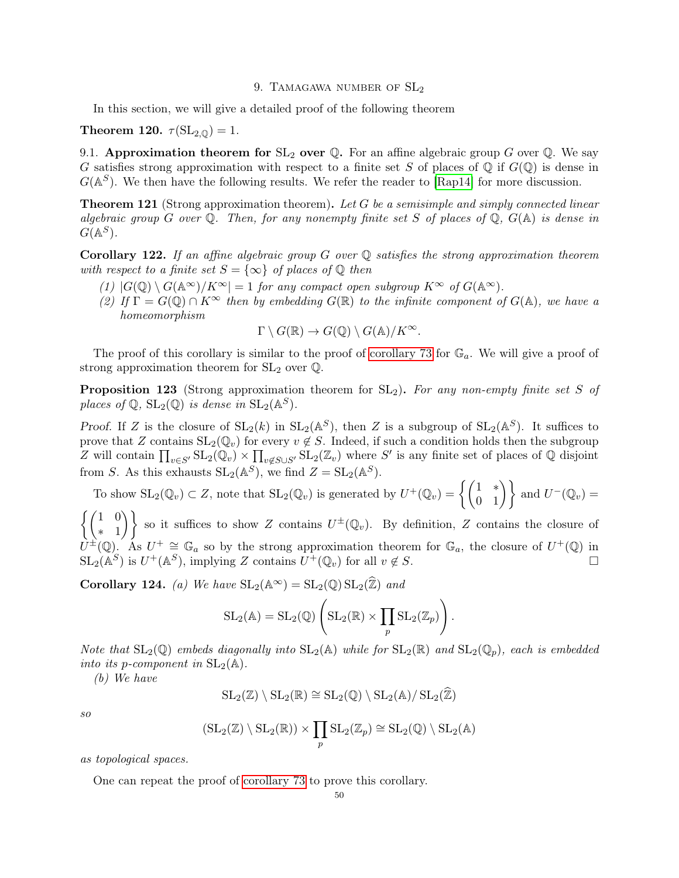## 9. Tamagawa number of $\mathrm{SL}_2$

In this section, we will give a detailed proof of the following theorem

**Theorem 120.** $\tau(\mathrm{SL}_{2,\mathbb{Q}}) = 1$.

9.1. **Approximation theorem for $\mathrm{SL}_2$ over $\mathbb{Q}$.** For an affine algebraic group $G$ over $\mathbb{Q}$. We say $G$ satisfies strong approximation with respect to a finite set $S$ of places of $\mathbb{Q}$ if $G(\mathbb{Q})$ is dense in $G(\mathbb{A}^S)$. We then have the following results. We refer the reader to [Rap14] for more discussion.

**Theorem 121** (Strong approximation theorem)**.** *Let $G$ be a semisimple and simply connected linear algebraic group $G$ over $\mathbb{Q}$. Then, for any nonempty finite set $S$ of places of $\mathbb{Q}$, $G(\mathbb{A})$ is dense in $G(\mathbb{A}^S)$.*

**Corollary 122.** *If an affine algebraic group $G$ over $\mathbb{Q}$ satisfies the strong approximation theorem with respect to a finite set $S = \{\infty\}$ of places of $\mathbb{Q}$ then*

*(1) $|G(\mathbb{Q}) \setminus G(\mathbb{A}^\infty)/K^\infty| = 1$ for any compact open subgroup $K^\infty$ of $G(\mathbb{A}^\infty)$.*

*(2) If $\Gamma = G(\mathbb{Q}) \cap K^\infty$ then by embedding $G(\mathbb{R})$ to the infinite component of $G(\mathbb{A})$, we have a homeomorphism*

$$\Gamma \setminus G(\mathbb{R}) \to G(\mathbb{Q}) \setminus G(\mathbb{A})/K^\infty.$$

The proof of this corollary is similar to the proof of corollary 73 for $\mathbb{G}_a$. We will give a proof of strong approximation theorem for $\mathrm{SL}_2$ over $\mathbb{Q}$.

**Proposition 123** (Strong approximation theorem for $\mathrm{SL}_2$)**.** *For any non-empty finite set $S$ of places of $\mathbb{Q}$, $\mathrm{SL}_2(\mathbb{Q})$ is dense in $\mathrm{SL}_2(\mathbb{A}^S)$.*

*Proof.* If $Z$ is the closure of $\mathrm{SL}_2(k)$ in $\mathrm{SL}_2(\mathbb{A}^S)$, then $Z$ is a subgroup of $\mathrm{SL}_2(\mathbb{A}^S)$. It suffices to prove that $Z$ contains $\mathrm{SL}_2(\mathbb{Q}_v)$ for every $v \notin S$. Indeed, if such a condition holds then the subgroup $Z$ will contain $\prod_{v\in S'} \mathrm{SL}_2(\mathbb{Q}_v) \times \prod_{v\notin S\cup S'} \mathrm{SL}_2(\mathbb{Z}_v)$ where $S'$ is any finite set of places of $\mathbb{Q}$ disjoint from $S$. As this exhausts $\mathrm{SL}_2(\mathbb{A}^S)$, we find $Z = \mathrm{SL}_2(\mathbb{A}^S)$.

To show $\mathrm{SL}_2(\mathbb{Q}_v) \subset Z$, note that $\mathrm{SL}_2(\mathbb{Q}_v)$ is generated by $U^+(\mathbb{Q}_v) = \left\{\begin{pmatrix} 1 & * \\ 0 & 1\end{pmatrix}\right\}$ and $U^-(\mathbb{Q}_v) = \left\{\begin{pmatrix} 1 & 0 \\ * & 1\end{pmatrix}\right\}$ so it suffices to show $Z$ contains $U^\pm(\mathbb{Q}_v)$. By definition, $Z$ contains the closure of $U^\pm(\mathbb{Q})$. As $U^+ \cong \mathbb{G}_a$ so by the strong approximation theorem for $\mathbb{G}_a$, the closure of $U^+(\mathbb{Q})$ in $\mathrm{SL}_2(\mathbb{A}^S)$ is $U^+(\mathbb{A}^S)$, implying $Z$ contains $U^+(\mathbb{Q}_v)$ for all $v \notin S$. □

**Corollary 124.** *(a) We have $\mathrm{SL}_2(\mathbb{A}^\infty) = \mathrm{SL}_2(\mathbb{Q})\,\mathrm{SL}_2(\widehat{\mathbb{Z}})$ and*

$$\mathrm{SL}_2(\mathbb{A}) = \mathrm{SL}_2(\mathbb{Q})\left(\mathrm{SL}_2(\mathbb{R}) \times \prod_p \mathrm{SL}_2(\mathbb{Z}_p)\right).$$

*Note that $\mathrm{SL}_2(\mathbb{Q})$ embeds diagonally into $\mathrm{SL}_2(\mathbb{A})$ while for $\mathrm{SL}_2(\mathbb{R})$ and $\mathrm{SL}_2(\mathbb{Q}_p)$, each is embedded into its p-component in $\mathrm{SL}_2(\mathbb{A})$.*

*(b) We have*

$$\mathrm{SL}_2(\mathbb{Z}) \setminus \mathrm{SL}_2(\mathbb{R}) \cong \mathrm{SL}_2(\mathbb{Q}) \setminus \mathrm{SL}_2(\mathbb{A})/\mathrm{SL}_2(\widehat{\mathbb{Z}})$$

*so*

$$(\mathrm{SL}_2(\mathbb{Z}) \setminus \mathrm{SL}_2(\mathbb{R})) \times \prod_p \mathrm{SL}_2(\mathbb{Z}_p) \cong \mathrm{SL}_2(\mathbb{Q}) \setminus \mathrm{SL}_2(\mathbb{A})$$

*as topological spaces.*

One can repeat the proof of corollary 73 to prove this corollary.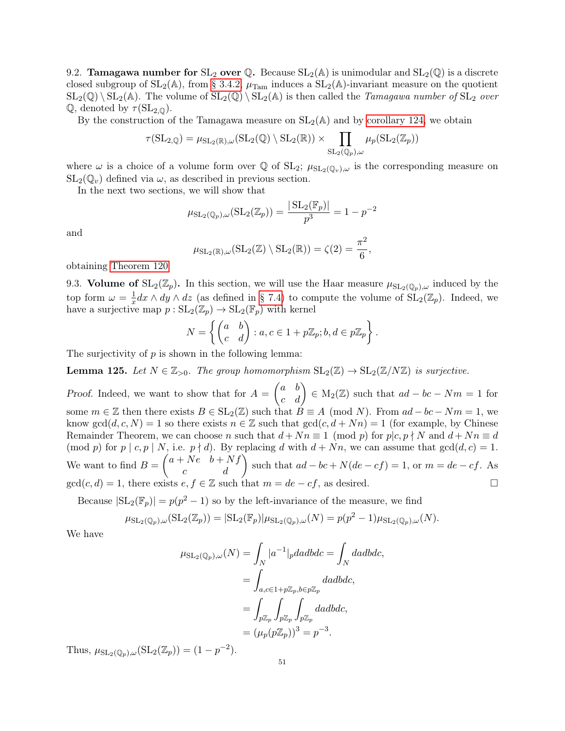9.2. **Tamagawa number for $\mathrm{SL}_2$ over $\mathbb{Q}$.** Because $\mathrm{SL}_2(\mathbb{A})$ is unimodular and $\mathrm{SL}_2(\mathbb{Q})$ is a discrete closed subgroup of $\mathrm{SL}_2(\mathbb{A})$, from § 3.4.2, $\mu_{\mathrm{Tam}}$ induces a $\mathrm{SL}_2(\mathbb{A})$-invariant measure on the quotient $\mathrm{SL}_2(\mathbb{Q}) \setminus \mathrm{SL}_2(\mathbb{A})$. The volume of $\mathrm{SL}_2(\mathbb{Q}) \setminus \mathrm{SL}_2(\mathbb{A})$ is then called the *Tamagawa number of* $\mathrm{SL}_2$ *over* $\mathbb{Q}$, denoted by $\tau(\mathrm{SL}_{2,\mathbb{Q}})$.

By the construction of the Tamagawa measure on $\mathrm{SL}_2(\mathbb{A})$ and by corollary 124, we obtain

$$\tau(\mathrm{SL}_{2,\mathbb{Q}}) = \mu_{\mathrm{SL}_2(\mathbb{R}),\omega}(\mathrm{SL}_2(\mathbb{Q}) \setminus \mathrm{SL}_2(\mathbb{R})) \times \prod_{\mathrm{SL}_2(\mathbb{Q}_p),\omega} \mu_p(\mathrm{SL}_2(\mathbb{Z}_p))$$

where $\omega$ is a choice of a volume form over $\mathbb{Q}$ of $\mathrm{SL}_2$; $\mu_{\mathrm{SL}_2(\mathbb{Q}_v),\omega}$ is the corresponding measure on $\mathrm{SL}_2(\mathbb{Q}_v)$ defined via $\omega$, as described in previous section.

In the next two sections, we will show that

$$\mu_{\mathrm{SL}_2(\mathbb{Q}_p),\omega}(\mathrm{SL}_2(\mathbb{Z}_p)) = \frac{|\mathrm{SL}_2(\mathbb{F}_p)|}{p^3} = 1 - p^{-2}$$

and

$$\mu_{\mathrm{SL}_2(\mathbb{R}),\omega}(\mathrm{SL}_2(\mathbb{Z}) \setminus \mathrm{SL}_2(\mathbb{R})) = \zeta(2) = \frac{\pi^2}{6},$$

obtaining Theorem 120.

9.3. **Volume of $\mathrm{SL}_2(\mathbb{Z}_p)$.** In this section, we will use the Haar measure $\mu_{\mathrm{SL}_2(\mathbb{Q}_p),\omega}$ induced by the top form $\omega = \frac{1}{x} dx \wedge dy \wedge dz$ (as defined in § 7.4) to compute the volume of $\mathrm{SL}_2(\mathbb{Z}_p)$. Indeed, we have a surjective map $p : \mathrm{SL}_2(\mathbb{Z}_p) \to \mathrm{SL}_2(\mathbb{F}_p)$ with kernel

$$N = \left\{ \begin{pmatrix} a & b \\ c & d \end{pmatrix} : a, c \in 1 + p\mathbb{Z}_p ; b, d \in p\mathbb{Z}_p \right\}.$$

The surjectivity of $p$ is shown in the following lemma:

**Lemma 125.** *Let $N \in \mathbb{Z}_{>0}$. The group homomorphism $\mathrm{SL}_2(\mathbb{Z}) \to \mathrm{SL}_2(\mathbb{Z}/N\mathbb{Z})$ is surjective.*

*Proof.* Indeed, we want to show that for $A = \begin{pmatrix} a & b \\ c & d \end{pmatrix} \in \mathrm{M}_2(\mathbb{Z})$ such that $ad - bc - Nm = 1$ for some $m \in \mathbb{Z}$ then there exists $B \in \mathrm{SL}_2(\mathbb{Z})$ such that $B \equiv A \pmod N$. From $ad - bc - Nm = 1$, we know $\gcd(d, c, N) = 1$ so there exists $n \in \mathbb{Z}$ such that $\gcd(c, d + Nn) = 1$ (for example, by Chinese Remainder Theorem, we can choose $n$ such that $d + Nn \equiv 1 \pmod p$ for $p | c, p \nmid N$ and $d + Nn \equiv d \pmod p$ for $p \mid c, p \mid N$, i.e. $p \nmid d$). By replacing $d$ with $d + Nn$, we can assume that $\gcd(d, c) = 1$. We want to find $B = \begin{pmatrix} a + Ne & b + Nf \\ c & d \end{pmatrix}$ such that $ad - bc + N(de - cf) = 1$, or $m = de - cf$. As $\gcd(c, d) = 1$, there exists $e, f \in \mathbb{Z}$ such that $m = de - cf$, as desired. $\square$

Because $|\mathrm{SL}_2(\mathbb{F}_p)| = p(p^2 - 1)$ so by the left-invariance of the measure, we find

$$\mu_{\mathrm{SL}_2(\mathbb{Q}_p),\omega}(\mathrm{SL}_2(\mathbb{Z}_p)) = |\mathrm{SL}_2(\mathbb{F}_p)| \mu_{\mathrm{SL}_2(\mathbb{Q}_p),\omega}(N) = p(p^2 - 1)\mu_{\mathrm{SL}_2(\mathbb{Q}_p),\omega}(N).$$

We have

$$\begin{aligned}
\mu_{\mathrm{SL}_2(\mathbb{Q}_p),\omega}(N) &= \int_N |a^{-1}|_p da db dc = \int_N da db dc, \\
&= \int_{a,c \in 1+p\mathbb{Z}_p, b \in p\mathbb{Z}_p} da db dc, \\
&= \int_{p\mathbb{Z}_p} \int_{p\mathbb{Z}_p} \int_{p\mathbb{Z}_p} da db dc, \\
&= (\mu_p(p\mathbb{Z}_p))^3 = p^{-3}.
\end{aligned}$$

Thus, $\mu_{\mathrm{SL}_2(\mathbb{Q}_p),\omega}(\mathrm{SL}_2(\mathbb{Z}_p)) = (1 - p^{-2})$.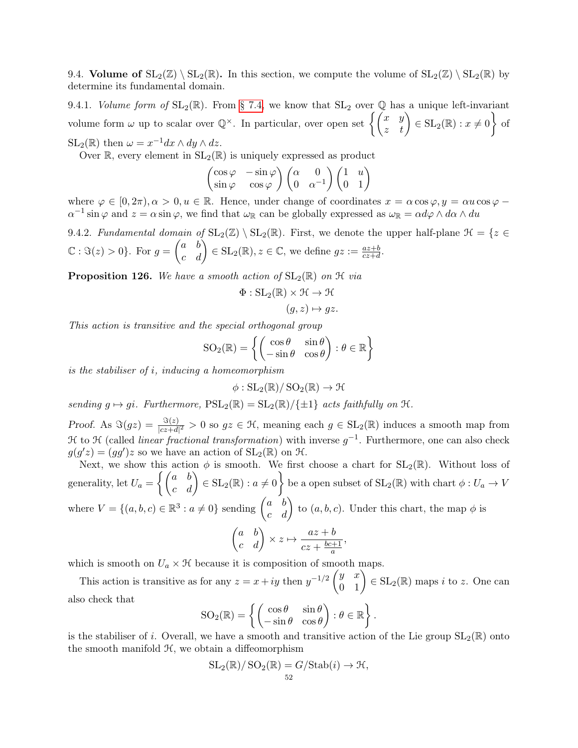9.4. **Volume of $\mathrm{SL}_2(\mathbb{Z}) \setminus \mathrm{SL}_2(\mathbb{R})$.** In this section, we compute the volume of $\mathrm{SL}_2(\mathbb{Z}) \setminus \mathrm{SL}_2(\mathbb{R})$ by determine its fundamental domain.

9.4.1. *Volume form of* $\mathrm{SL}_2(\mathbb{R})$. From § 7.4, we know that $\mathrm{SL}_2$ over $\mathbb{Q}$ has a unique left-invariant volume form $\omega$ up to scalar over $\mathbb{Q}^\times$. In particular, over open set $\left\{ \begin{pmatrix} x & y \\ z & t \end{pmatrix} \in \mathrm{SL}_2(\mathbb{R}) : x \neq 0 \right\}$ of $\mathrm{SL}_2(\mathbb{R})$ then $\omega = x^{-1} dx \wedge dy \wedge dz$.

Over $\mathbb{R}$, every element in $\mathrm{SL}_2(\mathbb{R})$ is uniquely expressed as product

$$\begin{pmatrix} \cos\varphi & -\sin\varphi \\ \sin\varphi & \cos\varphi \end{pmatrix} \begin{pmatrix} \alpha & 0 \\ 0 & \alpha^{-1} \end{pmatrix} \begin{pmatrix} 1 & u \\ 0 & 1 \end{pmatrix}$$

where $\varphi \in [0, 2\pi), \alpha > 0, u \in \mathbb{R}$. Hence, under change of coordinates $x = \alpha \cos\varphi, y = \alpha u \cos\varphi - \alpha^{-1} \sin\varphi$ and $z = \alpha \sin\varphi$, we find that $\omega_\mathbb{R}$ can be globally expressed as $\omega_\mathbb{R} = \alpha d\varphi \wedge d\alpha \wedge du$

9.4.2. *Fundamental domain of* $\mathrm{SL}_2(\mathbb{Z}) \setminus \mathrm{SL}_2(\mathbb{R})$. First, we denote the upper half-plane $\mathcal{H} = \{z \in \mathbb{C} : \Im(z) > 0\}$. For $g = \begin{pmatrix} a & b \\ c & d \end{pmatrix} \in \mathrm{SL}_2(\mathbb{R}), z \in \mathbb{C}$, we define $gz := \frac{az+b}{cz+d}$.

**Proposition 126.** *We have a smooth action of* $\mathrm{SL}_2(\mathbb{R})$ *on* $\mathcal{H}$ *via*

$$\Phi : \mathrm{SL}_2(\mathbb{R}) \times \mathcal{H} \to \mathcal{H}$$
$$(g, z) \mapsto gz.$$

*This action is transitive and the special orthogonal group*

$$\mathrm{SO}_2(\mathbb{R}) = \left\{ \begin{pmatrix} \cos\theta & \sin\theta \\ -\sin\theta & \cos\theta \end{pmatrix} : \theta \in \mathbb{R} \right\}$$

*is the stabiliser of* $i$*, inducing a homeomorphism*

$$\phi : \mathrm{SL}_2(\mathbb{R}) / \mathrm{SO}_2(\mathbb{R}) \to \mathcal{H}$$

*sending* $g \mapsto gi$*. Furthermore,* $\mathrm{PSL}_2(\mathbb{R}) = \mathrm{SL}_2(\mathbb{R}) / \{\pm 1\}$ *acts faithfully on* $\mathcal{H}$*.*

*Proof.* As $\Im(gz) = \frac{\Im(z)}{|cz+d|^2} > 0$ so $gz \in \mathcal{H}$, meaning each $g \in \mathrm{SL}_2(\mathbb{R})$ induces a smooth map from $\mathcal{H}$ to $\mathcal{H}$ (called *linear fractional transformation*) with inverse $g^{-1}$. Furthermore, one can also check $g(g'z) = (gg')z$ so we have an action of $\mathrm{SL}_2(\mathbb{R})$ on $\mathcal{H}$.

Next, we show this action $\phi$ is smooth. We first choose a chart for $\mathrm{SL}_2(\mathbb{R})$. Without loss of generality, let $U_a = \left\{ \begin{pmatrix} a & b \\ c & d \end{pmatrix} \in \mathrm{SL}_2(\mathbb{R}) : a \neq 0 \right\}$ be a open subset of $\mathrm{SL}_2(\mathbb{R})$ with chart $\phi : U_a \to V$ where $V = \{(a, b, c) \in \mathbb{R}^3 : a \neq 0\}$ sending $\begin{pmatrix} a & b \\ c & d \end{pmatrix}$ to $(a, b, c)$. Under this chart, the map $\phi$ is

$$\begin{pmatrix} a & b \\ c & d \end{pmatrix} \times z \mapsto \frac{az+b}{cz + \frac{bc+1}{a}},$$

which is smooth on $U_a \times \mathcal{H}$ because it is composition of smooth maps.

This action is transitive as for any $z = x + iy$ then $y^{-1/2} \begin{pmatrix} y & x \\ 0 & 1 \end{pmatrix} \in \mathrm{SL}_2(\mathbb{R})$ maps $i$ to $z$. One can also check that

$$\mathrm{SO}_2(\mathbb{R}) = \left\{ \begin{pmatrix} \cos\theta & \sin\theta \\ -\sin\theta & \cos\theta \end{pmatrix} : \theta \in \mathbb{R} \right\}.$$

is the stabiliser of $i$. Overall, we have a smooth and transitive action of the Lie group $\mathrm{SL}_2(\mathbb{R})$ onto the smooth manifold $\mathcal{H}$, we obtain a diffeomorphism

$$\mathrm{SL}_2(\mathbb{R}) / \mathrm{SO}_2(\mathbb{R}) = G/\mathrm{Stab}(i) \to \mathcal{H},$$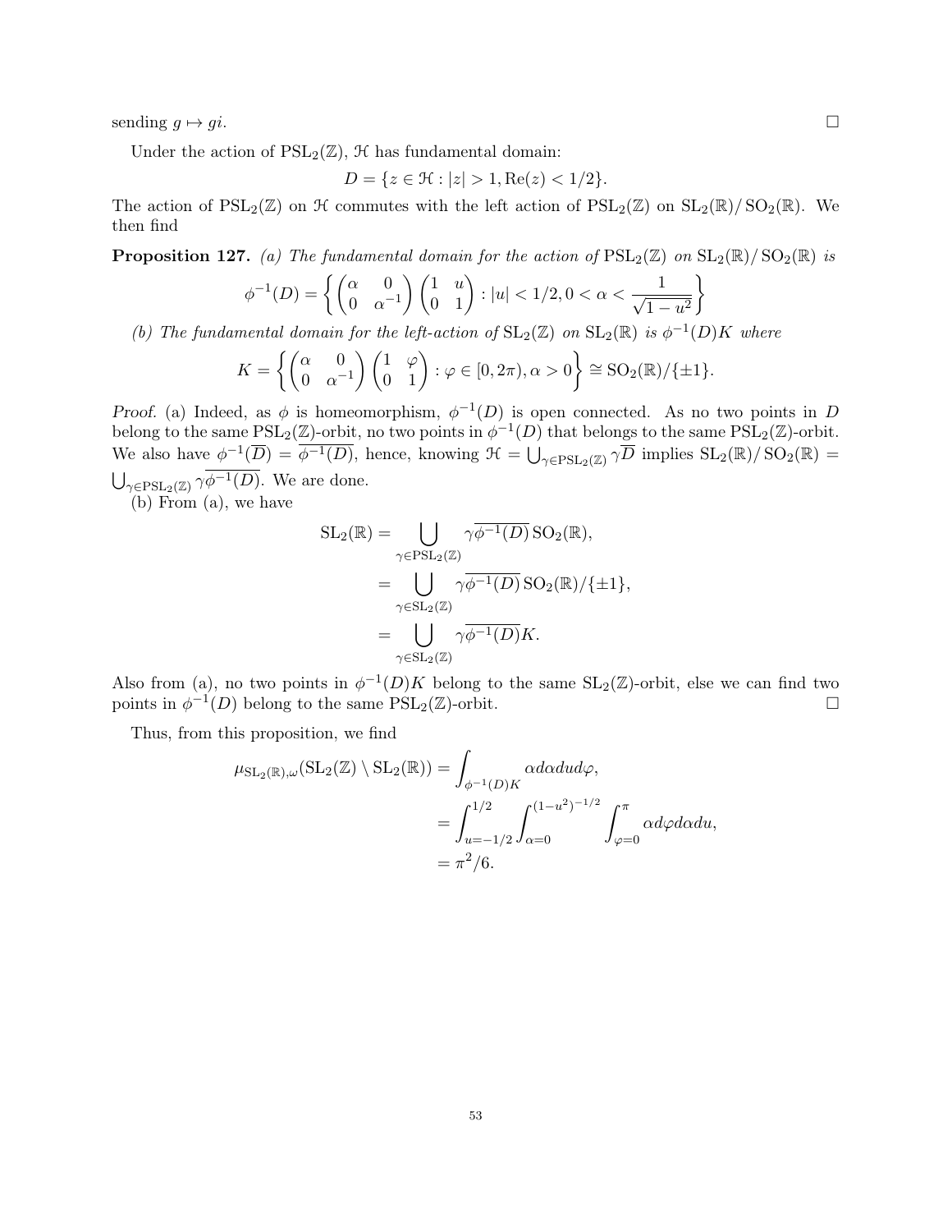sending $g \mapsto gi$. $\square$

Under the action of $\mathrm{PSL}_2(\mathbb{Z})$, $\mathcal{H}$ has fundamental domain:

$$D = \{z \in \mathcal{H} : |z| > 1, \mathrm{Re}(z) < 1/2\}.$$

The action of $\mathrm{PSL}_2(\mathbb{Z})$ on $\mathcal{H}$ commutes with the left action of $\mathrm{PSL}_2(\mathbb{Z})$ on $\mathrm{SL}_2(\mathbb{R})/\mathrm{SO}_2(\mathbb{R})$. We then find

**Proposition 127.** *(a) The fundamental domain for the action of $\mathrm{PSL}_2(\mathbb{Z})$ on $\mathrm{SL}_2(\mathbb{R})/\mathrm{SO}_2(\mathbb{R})$ is*

$$\phi^{-1}(D) = \left\{ \begin{pmatrix} \alpha & 0 \\ 0 & \alpha^{-1} \end{pmatrix} \begin{pmatrix} 1 & u \\ 0 & 1 \end{pmatrix} : |u| < 1/2, 0 < \alpha < \frac{1}{\sqrt{1-u^2}} \right\}$$

*(b) The fundamental domain for the left-action of $\mathrm{SL}_2(\mathbb{Z})$ on $\mathrm{SL}_2(\mathbb{R})$ is $\phi^{-1}(D)K$ where*

$$K = \left\{ \begin{pmatrix} \alpha & 0 \\ 0 & \alpha^{-1} \end{pmatrix} \begin{pmatrix} 1 & \varphi \\ 0 & 1 \end{pmatrix} : \varphi \in [0, 2\pi), \alpha > 0 \right\} \cong \mathrm{SO}_2(\mathbb{R})/\{\pm 1\}.$$

*Proof.* (a) Indeed, as $\phi$ is homeomorphism, $\phi^{-1}(D)$ is open connected. As no two points in $D$ belong to the same $\mathrm{PSL}_2(\mathbb{Z})$-orbit, no two points in $\phi^{-1}(D)$ that belongs to the same $\mathrm{PSL}_2(\mathbb{Z})$-orbit. We also have $\phi^{-1}(\overline{D}) = \overline{\phi^{-1}(D)}$, hence, knowing $\mathcal{H} = \bigcup_{\gamma \in \mathrm{PSL}_2(\mathbb{Z})} \gamma \overline{D}$ implies $\mathrm{SL}_2(\mathbb{R})/\mathrm{SO}_2(\mathbb{R}) = \bigcup_{\gamma \in \mathrm{PSL}_2(\mathbb{Z})} \gamma \overline{\phi^{-1}(D)}$. We are done.

(b) From (a), we have

$$\begin{aligned}
\mathrm{SL}_2(\mathbb{R}) &= \bigcup_{\gamma \in \mathrm{PSL}_2(\mathbb{Z})} \gamma \overline{\phi^{-1}(D)} \, \mathrm{SO}_2(\mathbb{R}), \\
&= \bigcup_{\gamma \in \mathrm{SL}_2(\mathbb{Z})} \gamma \overline{\phi^{-1}(D)} \, \mathrm{SO}_2(\mathbb{R})/\{\pm 1\}, \\
&= \bigcup_{\gamma \in \mathrm{SL}_2(\mathbb{Z})} \gamma \overline{\phi^{-1}(D)} K.
\end{aligned}$$

Also from (a), no two points in $\phi^{-1}(D)K$ belong to the same $\mathrm{SL}_2(\mathbb{Z})$-orbit, else we can find two points in $\phi^{-1}(D)$ belong to the same $\mathrm{PSL}_2(\mathbb{Z})$-orbit. $\square$

Thus, from this proposition, we find

$$\begin{aligned}
\mu_{\mathrm{SL}_2(\mathbb{R}),\omega}(\mathrm{SL}_2(\mathbb{Z}) \setminus \mathrm{SL}_2(\mathbb{R})) &= \int_{\phi^{-1}(D)K} \alpha d\alpha du d\varphi, \\
&= \int_{u=-1/2}^{1/2} \int_{\alpha=0}^{(1-u^2)^{-1/2}} \int_{\varphi=0}^{\pi} \alpha d\varphi d\alpha du, \\
&= \pi^2/6.
\end{aligned}$$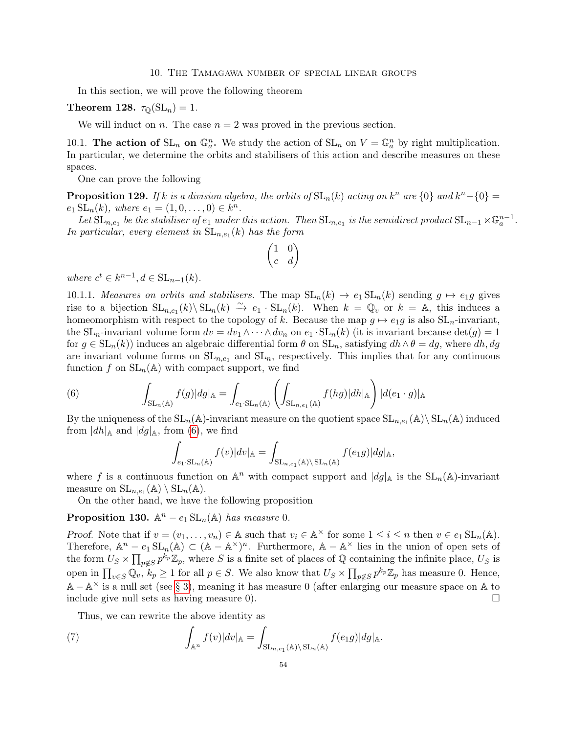## 10. The Tamagawa number of special linear groups

In this section, we will prove the following theorem

**Theorem 128.** $\tau_{\mathbb{Q}}(\mathrm{SL}_n) = 1$.

We will induct on $n$. The case $n = 2$ was proved in the previous section.

### 10.1. The action of $\mathrm{SL}_n$ on $\mathbb{G}_a^n$.

We study the action of $\mathrm{SL}_n$ on $V = \mathbb{G}_a^n$ by right multiplication. In particular, we determine the orbits and stabilisers of this action and describe measures on these spaces.

One can prove the following

**Proposition 129.** *If $k$ is a division algebra, the orbits of $\mathrm{SL}_n(k)$ acting on $k^n$ are $\{0\}$ and $k^n - \{0\} = e_1 \mathrm{SL}_n(k)$, where $e_1 = (1, 0, \dots, 0) \in k^n$.*

*Let $\mathrm{SL}_{n,e_1}$ be the stabiliser of $e_1$ under this action. Then $\mathrm{SL}_{n,e_1}$ is the semidirect product $\mathrm{SL}_{n-1} \ltimes \mathbb{G}_a^{n-1}$. In particular, every element in $\mathrm{SL}_{n,e_1}(k)$ has the form*

$$\begin{pmatrix} 1 & 0 \\ c & d \end{pmatrix}$$

*where $c^t \in k^{n-1}, d \in \mathrm{SL}_{n-1}(k)$.*

10.1.1. *Measures on orbits and stabilisers.* The map $\mathrm{SL}_n(k) \to e_1 \mathrm{SL}_n(k)$ sending $g \mapsto e_1 g$ gives rise to a bijection $\mathrm{SL}_{n,e_1}(k) \backslash \mathrm{SL}_n(k) \xrightarrow{\sim} e_1 \cdot \mathrm{SL}_n(k)$. When $k = \mathbb{Q}_v$ or $k = \mathbb{A}$, this induces a homeomorphism with respect to the topology of $k$. Because the map $g \mapsto e_1 g$ is also $\mathrm{SL}_n$-invariant, the $\mathrm{SL}_n$-invariant volume form $dv = dv_1 \wedge \cdots \wedge dv_n$ on $e_1 \cdot \mathrm{SL}_n(k)$ (it is invariant because $\det(g) = 1$ for $g \in \mathrm{SL}_n(k)$) induces an algebraic differential form $\theta$ on $\mathrm{SL}_n$, satisfying $dh \wedge \theta = dg$, where $dh, dg$ are invariant volume forms on $\mathrm{SL}_{n,e_1}$ and $\mathrm{SL}_n$, respectively. This implies that for any continuous function $f$ on $\mathrm{SL}_n(\mathbb{A})$ with compact support, we find

$$\int_{\mathrm{SL}_n(\mathbb{A})} f(g) |dg|_{\mathbb{A}} = \int_{e_1 \cdot \mathrm{SL}_n(\mathbb{A})} \left( \int_{\mathrm{SL}_{n,e_1}(\mathbb{A})} f(hg) |dh|_{\mathbb{A}} \right) |d(e_1 \cdot g)|_{\mathbb{A}} \tag{6}$$

By the uniqueness of the $\mathrm{SL}_n(\mathbb{A})$-invariant measure on the quotient space $\mathrm{SL}_{n,e_1}(\mathbb{A}) \backslash \mathrm{SL}_n(\mathbb{A})$ induced from $|dh|_{\mathbb{A}}$ and $|dg|_{\mathbb{A}}$, from (6), we find

$$\int_{e_1 \cdot \mathrm{SL}_n(\mathbb{A})} f(v) |dv|_{\mathbb{A}} = \int_{\mathrm{SL}_{n,e_1}(\mathbb{A}) \backslash \mathrm{SL}_n(\mathbb{A})} f(e_1 g) |dg|_{\mathbb{A}},$$

where $f$ is a continuous function on $\mathbb{A}^n$ with compact support and $|dg|_{\mathbb{A}}$ is the $\mathrm{SL}_n(\mathbb{A})$-invariant measure on $\mathrm{SL}_{n,e_1}(\mathbb{A}) \setminus \mathrm{SL}_n(\mathbb{A})$.

On the other hand, we have the following proposition

**Proposition 130.** *$\mathbb{A}^n - e_1 \mathrm{SL}_n(\mathbb{A})$ has measure 0.*

*Proof.* Note that if $v = (v_1, \dots, v_n) \in \mathbb{A}$ such that $v_i \in \mathbb{A}^\times$ for some $1 \le i \le n$ then $v \in e_1 \mathrm{SL}_n(\mathbb{A})$. Therefore, $\mathbb{A}^n - e_1 \mathrm{SL}_n(\mathbb{A}) \subset (\mathbb{A} - \mathbb{A}^\times)^n$. Furthermore, $\mathbb{A} - \mathbb{A}^\times$ lies in the union of open sets of the form $U_S \times \prod_{p \notin S} p^{k_p} \mathbb{Z}_p$, where $S$ is a finite set of places of $\mathbb{Q}$ containing the infinite place, $U_S$ is open in $\prod_{v \in S} \mathbb{Q}_v$, $k_p \ge 1$ for all $p \in S$. We also know that $U_S \times \prod_{p \notin S} p^{k_p} \mathbb{Z}_p$ has measure 0. Hence, $\mathbb{A} - \mathbb{A}^\times$ is a null set (see § 3), meaning it has measure 0 (after enlarging our measure space on $\mathbb{A}$ to include give null sets as having measure 0). $\square$

Thus, we can rewrite the above identity as

$$\int_{\mathbb{A}^n} f(v) |dv|_{\mathbb{A}} = \int_{\mathrm{SL}_{n,e_1}(\mathbb{A}) \backslash \mathrm{SL}_n(\mathbb{A})} f(e_1 g) |dg|_{\mathbb{A}}. \tag{7}$$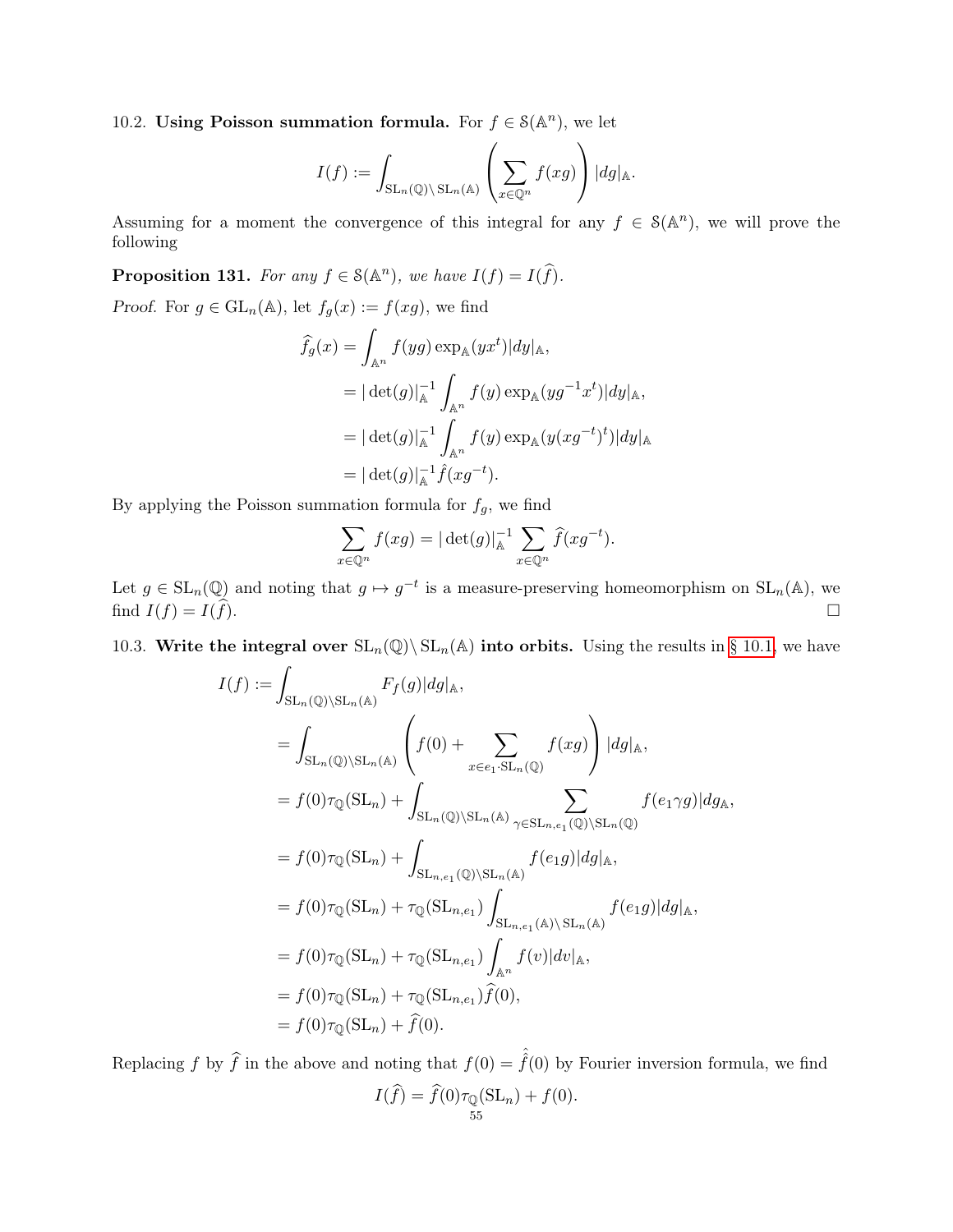10.2. **Using Poisson summation formula.** For $f \in \mathcal{S}(\mathbb{A}^n)$, we let

$$I(f) := \int_{\mathrm{SL}_n(\mathbb{Q})\backslash \mathrm{SL}_n(\mathbb{A})} \left( \sum_{x \in \mathbb{Q}^n} f(xg) \right) |dg|_{\mathbb{A}}.$$

Assuming for a moment the convergence of this integral for any $f \in \mathcal{S}(\mathbb{A}^n)$, we will prove the following

**Proposition 131.** *For any $f \in \mathcal{S}(\mathbb{A}^n)$, we have $I(f) = I(\widehat{f})$.*

*Proof.* For $g \in \mathrm{GL}_n(\mathbb{A})$, let $f_g(x) := f(xg)$, we find

$$\begin{aligned}
\widehat{f_g}(x) &= \int_{\mathbb{A}^n} f(yg) \exp_{\mathbb{A}}(yx^t) |dy|_{\mathbb{A}}, \\
&= |\det(g)|_{\mathbb{A}}^{-1} \int_{\mathbb{A}^n} f(y) \exp_{\mathbb{A}}(yg^{-1}x^t) |dy|_{\mathbb{A}}, \\
&= |\det(g)|_{\mathbb{A}}^{-1} \int_{\mathbb{A}^n} f(y) \exp_{\mathbb{A}}(y(xg^{-t})^t) |dy|_{\mathbb{A}} \\
&= |\det(g)|_{\mathbb{A}}^{-1} \hat{f}(xg^{-t}).
\end{aligned}$$

By applying the Poisson summation formula for $f_g$, we find

$$\sum_{x \in \mathbb{Q}^n} f(xg) = |\det(g)|_{\mathbb{A}}^{-1} \sum_{x \in \mathbb{Q}^n} \widehat{f}(xg^{-t}).$$

Let $g \in \mathrm{SL}_n(\mathbb{Q})$ and noting that $g \mapsto g^{-t}$ is a measure-preserving homeomorphism on $\mathrm{SL}_n(\mathbb{A})$, we find $I(f) = I(\widehat{f})$. $\square$

10.3. **Write the integral over $\mathrm{SL}_n(\mathbb{Q})\backslash \mathrm{SL}_n(\mathbb{A})$ into orbits.** Using the results in § 10.1, we have

$$\begin{aligned}
I(f) &:= \int_{\mathrm{SL}_n(\mathbb{Q})\backslash \mathrm{SL}_n(\mathbb{A})} F_f(g) |dg|_{\mathbb{A}}, \\
&= \int_{\mathrm{SL}_n(\mathbb{Q})\backslash \mathrm{SL}_n(\mathbb{A})} \left( f(0) + \sum_{x \in e_1 \cdot \mathrm{SL}_n(\mathbb{Q})} f(xg) \right) |dg|_{\mathbb{A}}, \\
&= f(0)\tau_{\mathbb{Q}}(\mathrm{SL}_n) + \int_{\mathrm{SL}_n(\mathbb{Q})\backslash \mathrm{SL}_n(\mathbb{A})} \sum_{\gamma \in \mathrm{SL}_{n,e_1}(\mathbb{Q})\backslash \mathrm{SL}_n(\mathbb{Q})} f(e_1 \gamma g) |dg_{\mathbb{A}}, \\
&= f(0)\tau_{\mathbb{Q}}(\mathrm{SL}_n) + \int_{\mathrm{SL}_{n,e_1}(\mathbb{Q})\backslash \mathrm{SL}_n(\mathbb{A})} f(e_1 g) |dg|_{\mathbb{A}}, \\
&= f(0)\tau_{\mathbb{Q}}(\mathrm{SL}_n) + \tau_{\mathbb{Q}}(\mathrm{SL}_{n,e_1}) \int_{\mathrm{SL}_{n,e_1}(\mathbb{A})\backslash \mathrm{SL}_n(\mathbb{A})} f(e_1 g) |dg|_{\mathbb{A}}, \\
&= f(0)\tau_{\mathbb{Q}}(\mathrm{SL}_n) + \tau_{\mathbb{Q}}(\mathrm{SL}_{n,e_1}) \int_{\mathbb{A}^n} f(v) |dv|_{\mathbb{A}}, \\
&= f(0)\tau_{\mathbb{Q}}(\mathrm{SL}_n) + \tau_{\mathbb{Q}}(\mathrm{SL}_{n,e_1}) \widehat{f}(0), \\
&= f(0)\tau_{\mathbb{Q}}(\mathrm{SL}_n) + \widehat{f}(0).
\end{aligned}$$

Replacing $f$ by $\widehat{f}$ in the above and noting that $f(0) = \hat{\hat{f}}(0)$ by Fourier inversion formula, we find

$$I(\widehat{f}) = \widehat{f}(0)\tau_{\mathbb{Q}}(\mathrm{SL}_n) + f(0).$$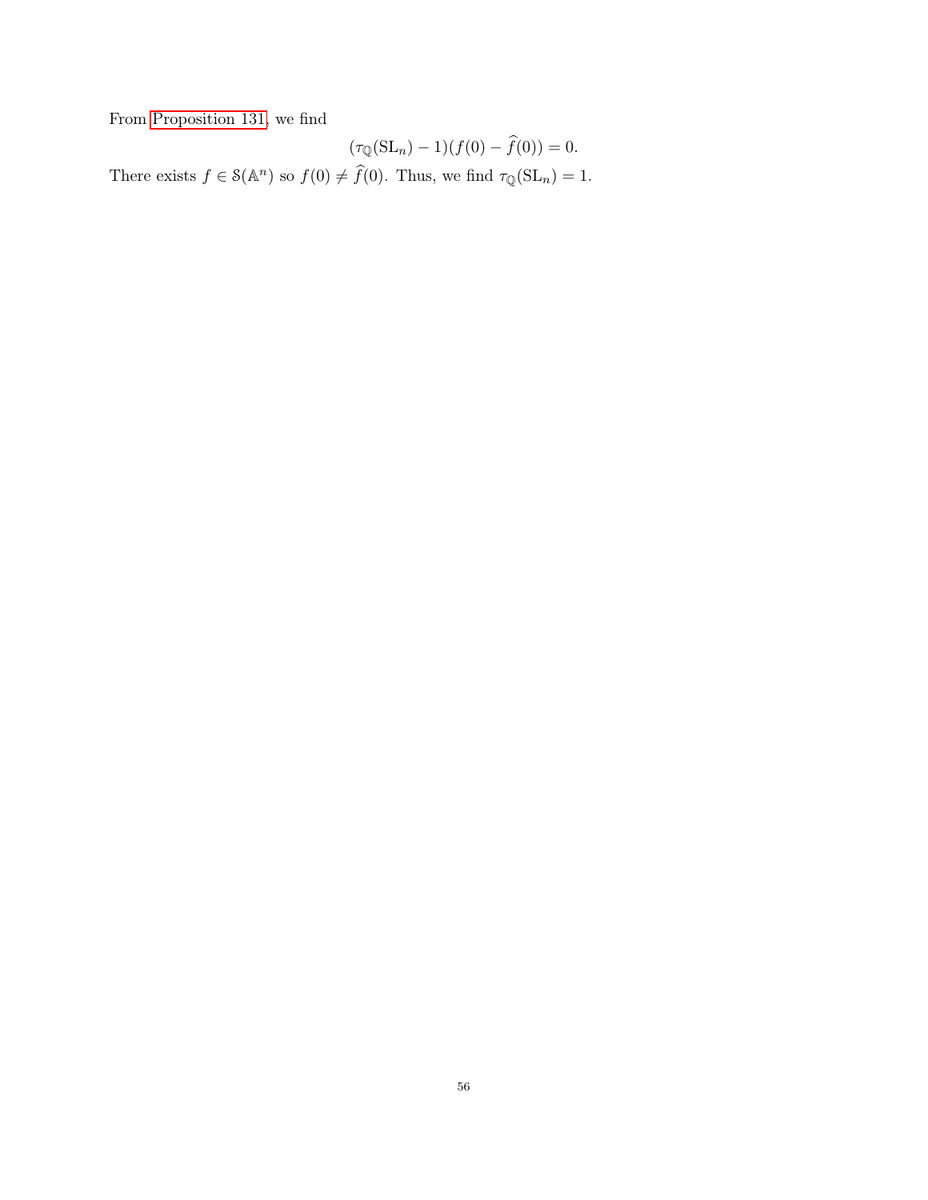From Proposition 131, we find

$$(\tau_{\mathbb{Q}}(\mathrm{SL}_n) - 1)(f(0) - \widehat{f}(0)) = 0.$$

There exists $f \in \mathcal{S}(\mathbb{A}^n)$ so $f(0) \neq \widehat{f}(0)$. Thus, we find $\tau_{\mathbb{Q}}(\mathrm{SL}_n) = 1$.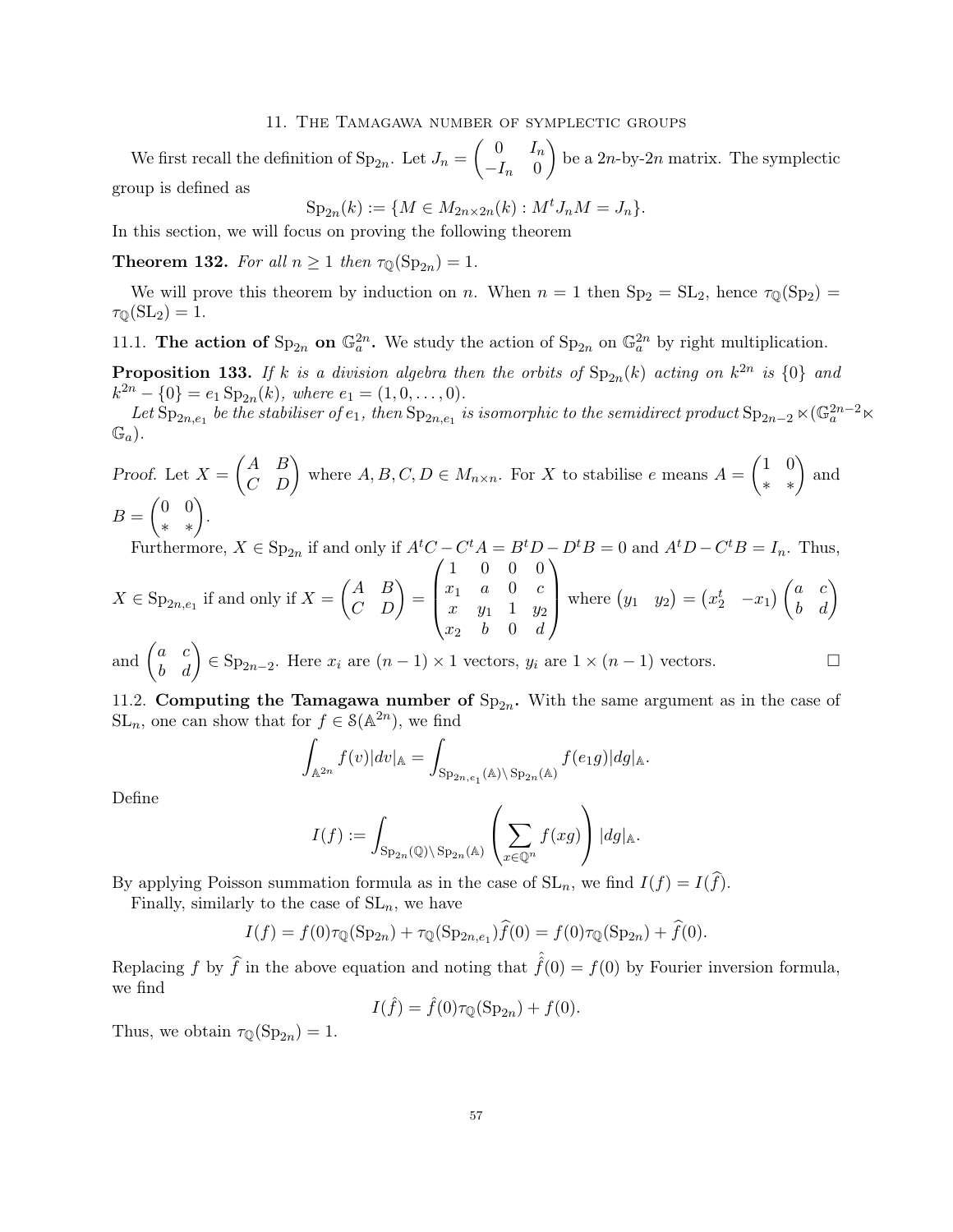## 11. The Tamagawa number of symplectic groups

We first recall the definition of $\mathrm{Sp}_{2n}$. Let $J_n = \begin{pmatrix} 0 & I_n \\ -I_n & 0 \end{pmatrix}$ be a $2n$-by-$2n$ matrix. The symplectic group is defined as

$$\mathrm{Sp}_{2n}(k) := \{M \in M_{2n\times 2n}(k) : M^t J_n M = J_n\}.$$

In this section, we will focus on proving the following theorem

**Theorem 132.** *For all $n \geq 1$ then $\tau_{\mathbb{Q}}(\mathrm{Sp}_{2n}) = 1$.*

We will prove this theorem by induction on $n$. When $n = 1$ then $\mathrm{Sp}_2 = \mathrm{SL}_2$, hence $\tau_{\mathbb{Q}}(\mathrm{Sp}_2) = \tau_{\mathbb{Q}}(\mathrm{SL}_2) = 1$.

### 11.1. The action of $\mathrm{Sp}_{2n}$ on $\mathbb{G}_a^{2n}$.

We study the action of $\mathrm{Sp}_{2n}$ on $\mathbb{G}_a^{2n}$ by right multiplication.

**Proposition 133.** *If $k$ is a division algebra then the orbits of $\mathrm{Sp}_{2n}(k)$ acting on $k^{2n}$ is $\{0\}$ and $k^{2n} - \{0\} = e_1 \mathrm{Sp}_{2n}(k)$, where $e_1 = (1, 0, \ldots, 0)$.*

*Let $\mathrm{Sp}_{2n,e_1}$ be the stabiliser of $e_1$, then $\mathrm{Sp}_{2n,e_1}$ is isomorphic to the semidirect product $\mathrm{Sp}_{2n-2} \ltimes (\mathbb{G}_a^{2n-2} \ltimes \mathbb{G}_a)$.*

*Proof.* Let $X = \begin{pmatrix} A & B \\ C & D \end{pmatrix}$ where $A, B, C, D \in M_{n\times n}$. For $X$ to stabilise $e$ means $A = \begin{pmatrix} 1 & 0 \\ * & * \end{pmatrix}$ and $B = \begin{pmatrix} 0 & 0 \\ * & * \end{pmatrix}$.

Furthermore, $X \in \mathrm{Sp}_{2n}$ if and only if $A^t C - C^t A = B^t D - D^t B = 0$ and $A^t D - C^t B = I_n$. Thus, $X \in \mathrm{Sp}_{2n,e_1}$ if and only if $X = \begin{pmatrix} A & B \\ C & D \end{pmatrix} = \begin{pmatrix} 1 & 0 & 0 & 0 \\ x_1 & a & 0 & c \\ x & y_1 & 1 & y_2 \\ x_2 & b & 0 & d \end{pmatrix}$ where $\begin{pmatrix} y_1 & y_2 \end{pmatrix} = \begin{pmatrix} x_2^t & -x_1 \end{pmatrix} \begin{pmatrix} a & c \\ b & d \end{pmatrix}$ and $\begin{pmatrix} a & c \\ b & d \end{pmatrix} \in \mathrm{Sp}_{2n-2}$. Here $x_i$ are $(n-1)\times 1$ vectors, $y_i$ are $1 \times (n-1)$ vectors. $\square$

### 11.2. Computing the Tamagawa number of $\mathrm{Sp}_{2n}$.

With the same argument as in the case of $\mathrm{SL}_n$, one can show that for $f \in \mathcal{S}(\mathbb{A}^{2n})$, we find

$$\int_{\mathbb{A}^{2n}} f(v)|dv|_{\mathbb{A}} = \int_{\mathrm{Sp}_{2n,e_1}(\mathbb{A})\backslash \mathrm{Sp}_{2n}(\mathbb{A})} f(e_1 g)|dg|_{\mathbb{A}}.$$

Define

$$I(f) := \int_{\mathrm{Sp}_{2n}(\mathbb{Q})\backslash \mathrm{Sp}_{2n}(\mathbb{A})} \left( \sum_{x \in \mathbb{Q}^n} f(xg) \right) |dg|_{\mathbb{A}}.$$

By applying Poisson summation formula as in the case of $\mathrm{SL}_n$, we find $I(f) = I(\widehat{f})$.

Finally, similarly to the case of $\mathrm{SL}_n$, we have

$$I(f) = f(0)\tau_{\mathbb{Q}}(\mathrm{Sp}_{2n}) + \tau_{\mathbb{Q}}(\mathrm{Sp}_{2n,e_1})\widehat{f}(0) = f(0)\tau_{\mathbb{Q}}(\mathrm{Sp}_{2n}) + \widehat{f}(0).$$

Replacing $f$ by $\widehat{f}$ in the above equation and noting that $\hat{\widehat{f}}(0) = f(0)$ by Fourier inversion formula, we find

$$I(\hat{f}) = \hat{f}(0)\tau_{\mathbb{Q}}(\mathrm{Sp}_{2n}) + f(0).$$

Thus, we obtain $\tau_{\mathbb{Q}}(\mathrm{Sp}_{2n}) = 1$.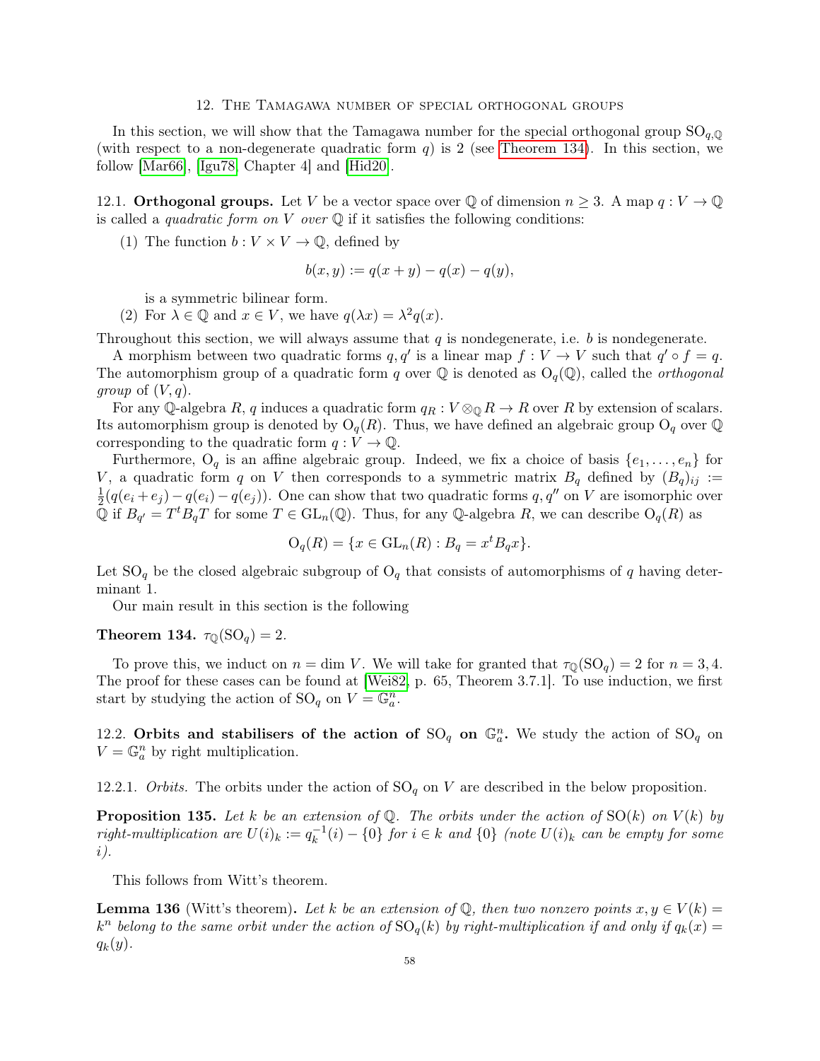## 12. The Tamagawa number of special orthogonal groups

In this section, we will show that the Tamagawa number for the special orthogonal group $\mathrm{SO}_{q,\mathbb{Q}}$ (with respect to a non-degenerate quadratic form $q$) is 2 (see Theorem 134). In this section, we follow [Mar66], [Igu78, Chapter 4] and [Hid20].

### 12.1. Orthogonal groups.

**12.1. Orthogonal groups.** Let $V$ be a vector space over $\mathbb{Q}$ of dimension $n \geq 3$. A map $q : V \to \mathbb{Q}$ is called a *quadratic form on $V$ over $\mathbb{Q}$* if it satisfies the following conditions:

(1) The function $b : V \times V \to \mathbb{Q}$, defined by

$$b(x, y) := q(x + y) - q(x) - q(y),$$

is a symmetric bilinear form.

(2) For $\lambda \in \mathbb{Q}$ and $x \in V$, we have $q(\lambda x) = \lambda^2 q(x)$.

Throughout this section, we will always assume that $q$ is nondegenerate, i.e. $b$ is nondegenerate.

A morphism between two quadratic forms $q, q'$ is a linear map $f : V \to V$ such that $q' \circ f = q$. The automorphism group of a quadratic form $q$ over $\mathbb{Q}$ is denoted as $\mathrm{O}_q(\mathbb{Q})$, called the *orthogonal group* of $(V, q)$.

For any $\mathbb{Q}$-algebra $R$, $q$ induces a quadratic form $q_R : V \otimes_{\mathbb{Q}} R \to R$ over $R$ by extension of scalars. Its automorphism group is denoted by $\mathrm{O}_q(R)$. Thus, we have defined an algebraic group $\mathrm{O}_q$ over $\mathbb{Q}$ corresponding to the quadratic form $q : V \to \mathbb{Q}$.

Furthermore, $\mathrm{O}_q$ is an affine algebraic group. Indeed, we fix a choice of basis $\{e_1, \ldots, e_n\}$ for $V$, a quadratic form $q$ on $V$ then corresponds to a symmetric matrix $B_q$ defined by $(B_q)_{ij} := \frac{1}{2}(q(e_i + e_j) - q(e_i) - q(e_j))$. One can show that two quadratic forms $q, q''$ on $V$ are isomorphic over $\mathbb{Q}$ if $B_{q'} = T^t B_q T$ for some $T \in \mathrm{GL}_n(\mathbb{Q})$. Thus, for any $\mathbb{Q}$-algebra $R$, we can describe $\mathrm{O}_q(R)$ as

$$\mathrm{O}_q(R) = \{x \in \mathrm{GL}_n(R) : B_q = x^t B_q x\}.$$

Let $\mathrm{SO}_q$ be the closed algebraic subgroup of $\mathrm{O}_q$ that consists of automorphisms of $q$ having determinant 1.

Our main result in this section is the following

**Theorem 134.** $\tau_{\mathbb{Q}}(\mathrm{SO}_q) = 2$.

To prove this, we induct on $n = \dim V$. We will take for granted that $\tau_{\mathbb{Q}}(\mathrm{SO}_q) = 2$ for $n = 3, 4$. The proof for these cases can be found at [Wei82, p. 65, Theorem 3.7.1]. To use induction, we first start by studying the action of $\mathrm{SO}_q$ on $V = \mathbb{G}_a^n$.

### 12.2. Orbits and stabilisers of the action of $\mathrm{SO}_q$ on $\mathbb{G}_a^n$.

We study the action of $\mathrm{SO}_q$ on $V = \mathbb{G}_a^n$ by right multiplication.

12.2.1. *Orbits.* The orbits under the action of $\mathrm{SO}_q$ on $V$ are described in the below proposition.

**Proposition 135.** *Let $k$ be an extension of $\mathbb{Q}$. The orbits under the action of $\mathrm{SO}(k)$ on $V(k)$ by right-multiplication are $U(i)_k := q_k^{-1}(i) - \{0\}$ for $i \in k$ and $\{0\}$ (note $U(i)_k$ can be empty for some $i$).*

This follows from Witt's theorem.

**Lemma 136** (Witt's theorem). *Let $k$ be an extension of $\mathbb{Q}$, then two nonzero points $x, y \in V(k) = k^n$ belong to the same orbit under the action of $\mathrm{SO}_q(k)$ by right-multiplication if and only if $q_k(x) = q_k(y)$.*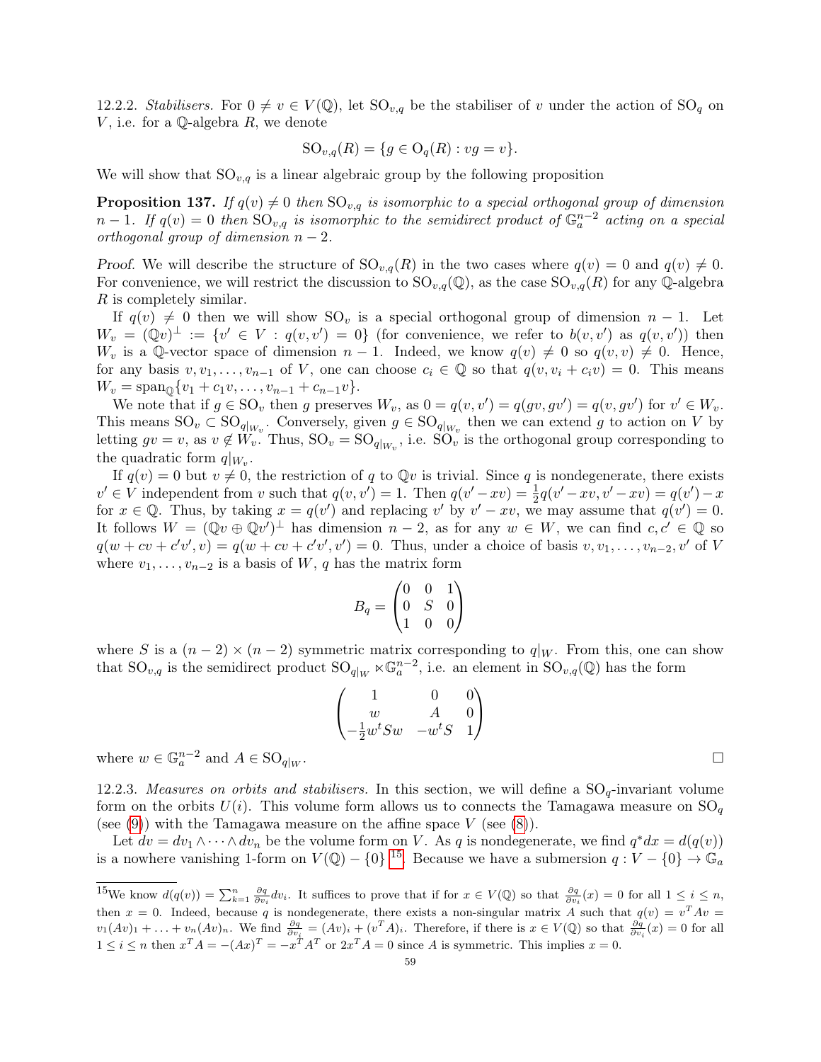12.2.2. *Stabilisers.* For $0 \neq v \in V(\mathbb{Q})$, let $\mathrm{SO}_{v,q}$ be the stabiliser of $v$ under the action of $\mathrm{SO}_q$ on $V$, i.e. for a $\mathbb{Q}$-algebra $R$, we denote

$$\mathrm{SO}_{v,q}(R) = \{g \in \mathrm{O}_q(R) : vg = v\}.$$

We will show that $\mathrm{SO}_{v,q}$ is a linear algebraic group by the following proposition

**Proposition 137.** *If $q(v) \neq 0$ then $\mathrm{SO}_{v,q}$ is isomorphic to a special orthogonal group of dimension $n-1$. If $q(v) = 0$ then $\mathrm{SO}_{v,q}$ is isomorphic to the semidirect product of $\mathbb{G}_a^{n-2}$ acting on a special orthogonal group of dimension $n-2$.*

*Proof.* We will describe the structure of $\mathrm{SO}_{v,q}(R)$ in the two cases where $q(v) = 0$ and $q(v) \neq 0$. For convenience, we will restrict the discussion to $\mathrm{SO}_{v,q}(\mathbb{Q})$, as the case $\mathrm{SO}_{v,q}(R)$ for any $\mathbb{Q}$-algebra $R$ is completely similar.

If $q(v) \neq 0$ then we will show $\mathrm{SO}_v$ is a special orthogonal group of dimension $n-1$. Let $W_v = (\mathbb{Q}v)^\perp := \{v' \in V : q(v, v') = 0\}$ (for convenience, we refer to $b(v, v')$ as $q(v, v')$) then $W_v$ is a $\mathbb{Q}$-vector space of dimension $n-1$. Indeed, we know $q(v) \neq 0$ so $q(v, v) \neq 0$. Hence, for any basis $v, v_1, \ldots, v_{n-1}$ of $V$, one can choose $c_i \in \mathbb{Q}$ so that $q(v, v_i + c_i v) = 0$. This means $W_v = \mathrm{span}_{\mathbb{Q}}\{v_1 + c_1 v, \ldots, v_{n-1} + c_{n-1} v\}$.

We note that if $g \in \mathrm{SO}_v$ then $g$ preserves $W_v$, as $0 = q(v, v') = q(gv, gv') = q(v, gv')$ for $v' \in W_v$. This means $\mathrm{SO}_v \subset \mathrm{SO}_{q|_{W_v}}$. Conversely, given $g \in \mathrm{SO}_{q|_{W_v}}$ then we can extend $g$ to action on $V$ by letting $gv = v$, as $v \notin W_v$. Thus, $\mathrm{SO}_v = \mathrm{SO}_{q|_{W_v}}$, i.e. $\mathrm{SO}_v$ is the orthogonal group corresponding to the quadratic form $q|_{W_v}$.

If $q(v) = 0$ but $v \neq 0$, the restriction of $q$ to $\mathbb{Q}v$ is trivial. Since $q$ is nondegenerate, there exists $v' \in V$ independent from $v$ such that $q(v, v') = 1$. Then $q(v' - xv) = \frac{1}{2}q(v' - xv, v' - xv) = q(v') - x$ for $x \in \mathbb{Q}$. Thus, by taking $x = q(v')$ and replacing $v'$ by $v' - xv$, we may assume that $q(v') = 0$. It follows $W = (\mathbb{Q}v \oplus \mathbb{Q}v')^\perp$ has dimension $n-2$, as for any $w \in W$, we can find $c, c' \in \mathbb{Q}$ so $q(w + cv + c'v', v) = q(w + cv + c'v', v') = 0$. Thus, under a choice of basis $v, v_1, \ldots, v_{n-2}, v'$ of $V$ where $v_1, \ldots, v_{n-2}$ is a basis of $W$, $q$ has the matrix form

$$B_q = \begin{pmatrix} 0 & 0 & 1 \\ 0 & S & 0 \\ 1 & 0 & 0 \end{pmatrix}$$

where $S$ is a $(n-2) \times (n-2)$ symmetric matrix corresponding to $q|_W$. From this, one can show that $\mathrm{SO}_{v,q}$ is the semidirect product $\mathrm{SO}_{q|_W} \ltimes \mathbb{G}_a^{n-2}$, i.e. an element in $\mathrm{SO}_{v,q}(\mathbb{Q})$ has the form

$$\begin{pmatrix} 1 & 0 & 0 \\ w & A & 0 \\ -\frac{1}{2}w^t S w & -w^t S & 1 \end{pmatrix}$$

where $w \in \mathbb{G}_a^{n-2}$ and $A \in \mathrm{SO}_{q|_W}$. $\square$

12.2.3. *Measures on orbits and stabilisers.* In this section, we will define a $\mathrm{SO}_q$-invariant volume form on the orbits $U(i)$. This volume form allows us to connects the Tamagawa measure on $\mathrm{SO}_q$ (see (9)) with the Tamagawa measure on the affine space $V$ (see (8)).

Let $dv = dv_1 \wedge \cdots \wedge dv_n$ be the volume form on $V$. As $q$ is nondegenerate, we find $q^*dx = d(q(v))$ is a nowhere vanishing 1-form on $V(\mathbb{Q}) - \{0\}$ [15]. Because we have a submersion $q : V - \{0\} \to \mathbb{G}_a$

---

[15] We know $d(q(v)) = \sum_{k=1}^n \frac{\partial q}{\partial v_i} dv_i$. It suffices to prove that if for $x \in V(\mathbb{Q})$ so that $\frac{\partial q}{\partial v_i}(x) = 0$ for all $1 \leq i \leq n$, then $x = 0$. Indeed, because $q$ is nondegenerate, there exists a non-singular matrix $A$ such that $q(v) = v^T A v = v_1(Av)_1 + \ldots + v_n(Av)_n$. We find $\frac{\partial q}{\partial v_i} = (Av)_i + (v^T A)_i$. Therefore, if there is $x \in V(\mathbb{Q})$ so that $\frac{\partial q}{\partial v_i}(x) = 0$ for all $1 \leq i \leq n$ then $x^T A = -(Ax)^T = -x^T A^T$ or $2x^T A = 0$ since $A$ is symmetric. This implies $x = 0$.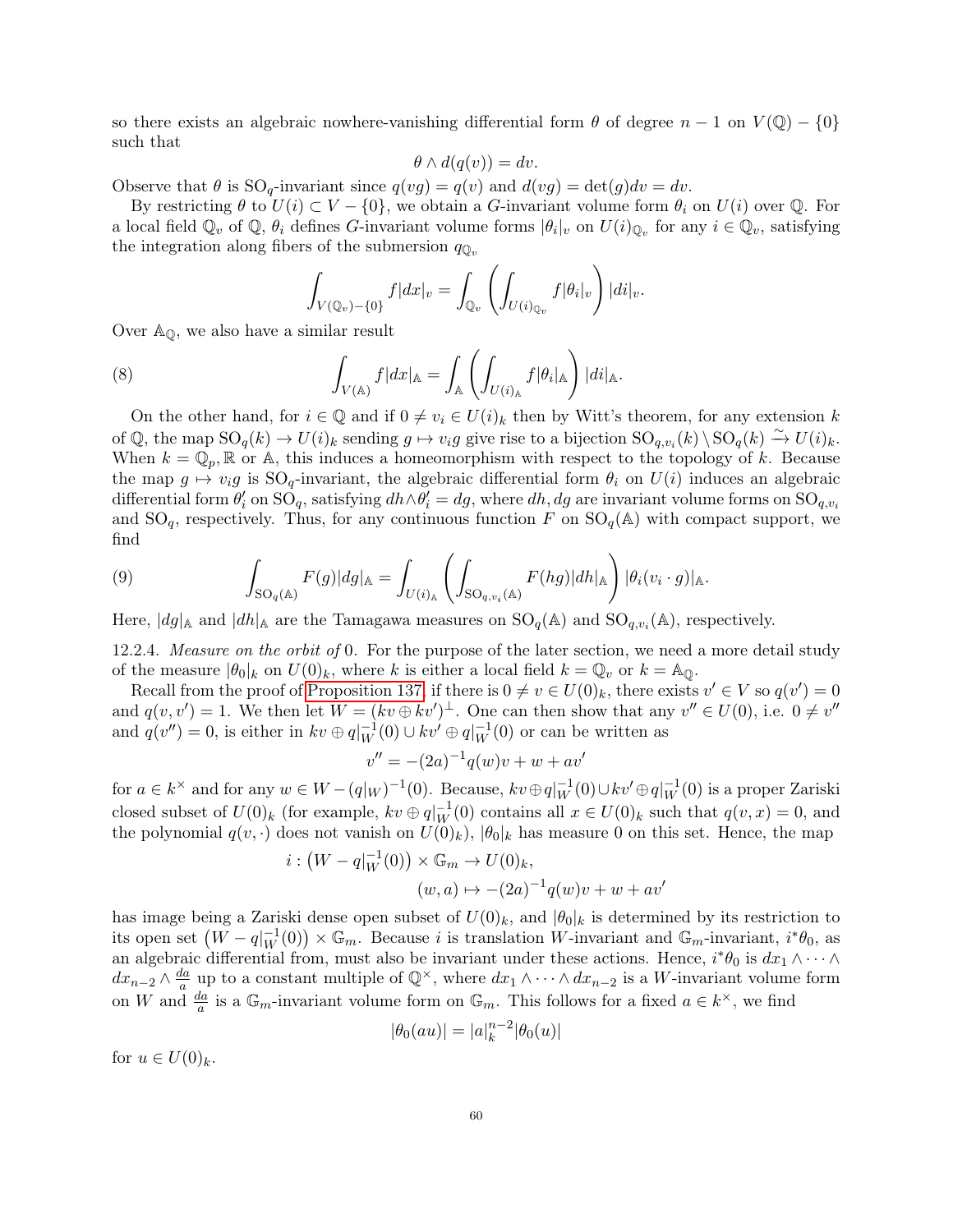so there exists an algebraic nowhere-vanishing differential form $\theta$ of degree $n-1$ on $V(\mathbb{Q}) - \{0\}$ such that

$$\theta \wedge d(q(v)) = dv.$$

Observe that $\theta$ is $\mathrm{SO}_q$-invariant since $q(vg) = q(v)$ and $d(vg) = \det(g)dv = dv$.

By restricting $\theta$ to $U(i) \subset V - \{0\}$, we obtain a $G$-invariant volume form $\theta_i$ on $U(i)$ over $\mathbb{Q}$. For a local field $\mathbb{Q}_v$ of $\mathbb{Q}$, $\theta_i$ defines $G$-invariant volume forms $|\theta_i|_v$ on $U(i)_{\mathbb{Q}_v}$ for any $i \in \mathbb{Q}_v$, satisfying the integration along fibers of the submersion $q_{\mathbb{Q}_v}$

$$\int_{V(\mathbb{Q}_v)-\{0\}} f|dx|_v = \int_{\mathbb{Q}_v} \left( \int_{U(i)_{\mathbb{Q}_v}} f|\theta_i|_v \right) |di|_v.$$

Over $\mathbb{A}_{\mathbb{Q}}$, we also have a similar result

$$\int_{V(\mathbb{A})} f|dx|_{\mathbb{A}} = \int_{\mathbb{A}} \left( \int_{U(i)_{\mathbb{A}}} f|\theta_i|_{\mathbb{A}} \right) |di|_{\mathbb{A}}. \tag{8}$$

On the other hand, for $i \in \mathbb{Q}$ and if $0 \neq v_i \in U(i)_k$ then by Witt's theorem, for any extension $k$ of $\mathbb{Q}$, the map $\mathrm{SO}_q(k) \to U(i)_k$ sending $g \mapsto v_i g$ give rise to a bijection $\mathrm{SO}_{q,v_i}(k) \setminus \mathrm{SO}_q(k) \xrightarrow{\sim} U(i)_k$. When $k = \mathbb{Q}_p, \mathbb{R}$ or $\mathbb{A}$, this induces a homeomorphism with respect to the topology of $k$. Because the map $g \mapsto v_i g$ is $\mathrm{SO}_q$-invariant, the algebraic differential form $\theta_i$ on $U(i)$ induces an algebraic differential form $\theta_i'$ on $\mathrm{SO}_q$, satisfying $dh \wedge \theta_i' = dg$, where $dh, dg$ are invariant volume forms on $\mathrm{SO}_{q,v_i}$ and $\mathrm{SO}_q$, respectively. Thus, for any continuous function $F$ on $\mathrm{SO}_q(\mathbb{A})$ with compact support, we find

$$\int_{\mathrm{SO}_q(\mathbb{A})} F(g)|dg|_{\mathbb{A}} = \int_{U(i)_{\mathbb{A}}} \left( \int_{\mathrm{SO}_{q,v_i}(\mathbb{A})} F(hg)|dh|_{\mathbb{A}} \right) |\theta_i(v_i \cdot g)|_{\mathbb{A}}. \tag{9}$$

Here, $|dg|_{\mathbb{A}}$ and $|dh|_{\mathbb{A}}$ are the Tamagawa measures on $\mathrm{SO}_q(\mathbb{A})$ and $\mathrm{SO}_{q,v_i}(\mathbb{A})$, respectively.

12.2.4. *Measure on the orbit of* 0. For the purpose of the later section, we need a more detail study of the measure $|\theta_0|_k$ on $U(0)_k$, where $k$ is either a local field $k = \mathbb{Q}_v$ or $k = \mathbb{A}_{\mathbb{Q}}$.

Recall from the proof of Proposition 137, if there is $0 \neq v \in U(0)_k$, there exists $v' \in V$ so $q(v') = 0$ and $q(v, v') = 1$. We then let $W = (kv \oplus kv')^{\perp}$. One can then show that any $v'' \in U(0)$, i.e. $0 \neq v''$ and $q(v'') = 0$, is either in $kv \oplus q|_W^{-1}(0) \cup kv' \oplus q|_W^{-1}(0)$ or can be written as

$$v'' = -(2a)^{-1} q(w) v + w + av'$$

for $a \in k^{\times}$ and for any $w \in W - (q|_W)^{-1}(0)$. Because, $kv \oplus q|_W^{-1}(0) \cup kv' \oplus q|_W^{-1}(0)$ is a proper Zariski closed subset of $U(0)_k$ (for example, $kv \oplus q|_W^{-1}(0)$ contains all $x \in U(0)_k$ such that $q(v, x) = 0$, and the polynomial $q(v, \cdot)$ does not vanish on $U(0)_k$), $|\theta_0|_k$ has measure 0 on this set. Hence, the map

$$i : \left(W - q|_W^{-1}(0)\right) \times \mathbb{G}_m \to U(0)_k,$$
$$(w, a) \mapsto -(2a)^{-1} q(w) v + w + av'$$

has image being a Zariski dense open subset of $U(0)_k$, and $|\theta_0|_k$ is determined by its restriction to its open set $\left(W - q|_W^{-1}(0)\right) \times \mathbb{G}_m$. Because $i$ is translation $W$-invariant and $\mathbb{G}_m$-invariant, $i^*\theta_0$, as an algebraic differential from, must also be invariant under these actions. Hence, $i^*\theta_0$ is $dx_1 \wedge \cdots \wedge dx_{n-2} \wedge \frac{da}{a}$ up to a constant multiple of $\mathbb{Q}^{\times}$, where $dx_1 \wedge \cdots \wedge dx_{n-2}$ is a $W$-invariant volume form on $W$ and $\frac{da}{a}$ is a $\mathbb{G}_m$-invariant volume form on $\mathbb{G}_m$. This follows for a fixed $a \in k^{\times}$, we find

$$|\theta_0(au)| = |a|_k^{n-2} |\theta_0(u)|$$

for $u \in U(0)_k$.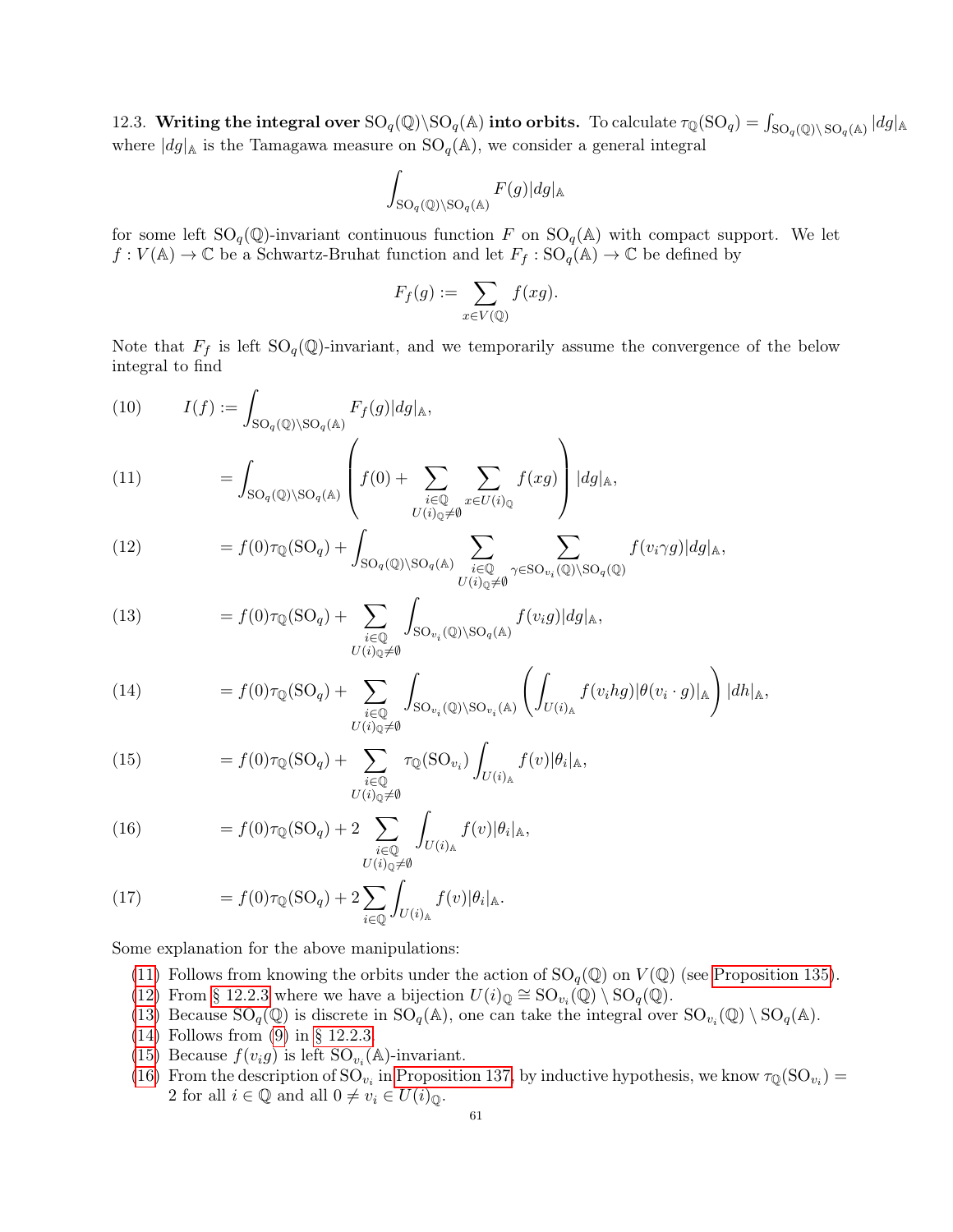12.3. **Writing the integral over $\mathrm{SO}_q(\mathbb{Q})\backslash\mathrm{SO}_q(\mathbb{A})$ into orbits.** To calculate $\tau_{\mathbb{Q}}(\mathrm{SO}_q) = \int_{\mathrm{SO}_q(\mathbb{Q})\backslash\mathrm{SO}_q(\mathbb{A})} |dg|_{\mathbb{A}}$ where $|dg|_{\mathbb{A}}$ is the Tamagawa measure on $\mathrm{SO}_q(\mathbb{A})$, we consider a general integral

$$\int_{\mathrm{SO}_q(\mathbb{Q})\backslash\mathrm{SO}_q(\mathbb{A})} F(g)|dg|_{\mathbb{A}}$$

for some left $\mathrm{SO}_q(\mathbb{Q})$-invariant continuous function $F$ on $\mathrm{SO}_q(\mathbb{A})$ with compact support. We let $f : V(\mathbb{A}) \to \mathbb{C}$ be a Schwartz-Bruhat function and let $F_f : \mathrm{SO}_q(\mathbb{A}) \to \mathbb{C}$ be defined by

$$F_f(g) := \sum_{x\in V(\mathbb{Q})} f(xg).$$

Note that $F_f$ is left $\mathrm{SO}_q(\mathbb{Q})$-invariant, and we temporarily assume the convergence of the below integral to find

$$I(f) := \int_{\mathrm{SO}_q(\mathbb{Q})\backslash\mathrm{SO}_q(\mathbb{A})} F_f(g)|dg|_{\mathbb{A}}, \tag{10}$$

$$= \int_{\mathrm{SO}_q(\mathbb{Q})\backslash\mathrm{SO}_q(\mathbb{A})} \left( f(0) + \sum_{\substack{i\in\mathbb{Q} \\ U(i)_{\mathbb{Q}}\neq\emptyset}} \sum_{x\in U(i)_{\mathbb{Q}}} f(xg) \right) |dg|_{\mathbb{A}}, \tag{11}$$

$$= f(0)\tau_{\mathbb{Q}}(\mathrm{SO}_q) + \int_{\mathrm{SO}_q(\mathbb{Q})\backslash\mathrm{SO}_q(\mathbb{A})} \sum_{\substack{i\in\mathbb{Q} \\ U(i)_{\mathbb{Q}}\neq\emptyset}} \sum_{\gamma\in\mathrm{SO}_{v_i}(\mathbb{Q})\backslash\mathrm{SO}_q(\mathbb{Q})} f(v_i\gamma g)|dg|_{\mathbb{A}}, \tag{12}$$

$$= f(0)\tau_{\mathbb{Q}}(\mathrm{SO}_q) + \sum_{\substack{i\in\mathbb{Q} \\ U(i)_{\mathbb{Q}}\neq\emptyset}} \int_{\mathrm{SO}_{v_i}(\mathbb{Q})\backslash\mathrm{SO}_q(\mathbb{A})} f(v_i g)|dg|_{\mathbb{A}}, \tag{13}$$

$$= f(0)\tau_{\mathbb{Q}}(\mathrm{SO}_q) + \sum_{\substack{i\in\mathbb{Q} \\ U(i)_{\mathbb{Q}}\neq\emptyset}} \int_{\mathrm{SO}_{v_i}(\mathbb{Q})\backslash\mathrm{SO}_{v_i}(\mathbb{A})} \left( \int_{U(i)_{\mathbb{A}}} f(v_i hg)|\theta(v_i\cdot g)|_{\mathbb{A}} \right) |dh|_{\mathbb{A}}, \tag{14}$$

$$= f(0)\tau_{\mathbb{Q}}(\mathrm{SO}_q) + \sum_{\substack{i\in\mathbb{Q} \\ U(i)_{\mathbb{Q}}\neq\emptyset}} \tau_{\mathbb{Q}}(\mathrm{SO}_{v_i}) \int_{U(i)_{\mathbb{A}}} f(v)|\theta_i|_{\mathbb{A}}, \tag{15}$$

$$= f(0)\tau_{\mathbb{Q}}(\mathrm{SO}_q) + 2\sum_{\substack{i\in\mathbb{Q} \\ U(i)_{\mathbb{Q}}\neq\emptyset}} \int_{U(i)_{\mathbb{A}}} f(v)|\theta_i|_{\mathbb{A}}, \tag{16}$$

$$= f(0)\tau_{\mathbb{Q}}(\mathrm{SO}_q) + 2\sum_{i\in\mathbb{Q}} \int_{U(i)_{\mathbb{A}}} f(v)|\theta_i|_{\mathbb{A}}. \tag{17}$$

Some explanation for the above manipulations:

(11) Follows from knowing the orbits under the action of $\mathrm{SO}_q(\mathbb{Q})$ on $V(\mathbb{Q})$ (see Proposition 135).
(12) From § 12.2.3 where we have a bijection $U(i)_{\mathbb{Q}} \cong \mathrm{SO}_{v_i}(\mathbb{Q}) \setminus \mathrm{SO}_q(\mathbb{Q})$.
(13) Because $\mathrm{SO}_q(\mathbb{Q})$ is discrete in $\mathrm{SO}_q(\mathbb{A})$, one can take the integral over $\mathrm{SO}_{v_i}(\mathbb{Q}) \setminus \mathrm{SO}_q(\mathbb{A})$.
(14) Follows from (9) in § 12.2.3.
(15) Because $f(v_i g)$ is left $\mathrm{SO}_{v_i}(\mathbb{A})$-invariant.
(16) From the description of $\mathrm{SO}_{v_i}$ in Proposition 137, by inductive hypothesis, we know $\tau_{\mathbb{Q}}(\mathrm{SO}_{v_i}) = 2$ for all $i \in \mathbb{Q}$ and all $0 \neq v_i \in U(i)_{\mathbb{Q}}$.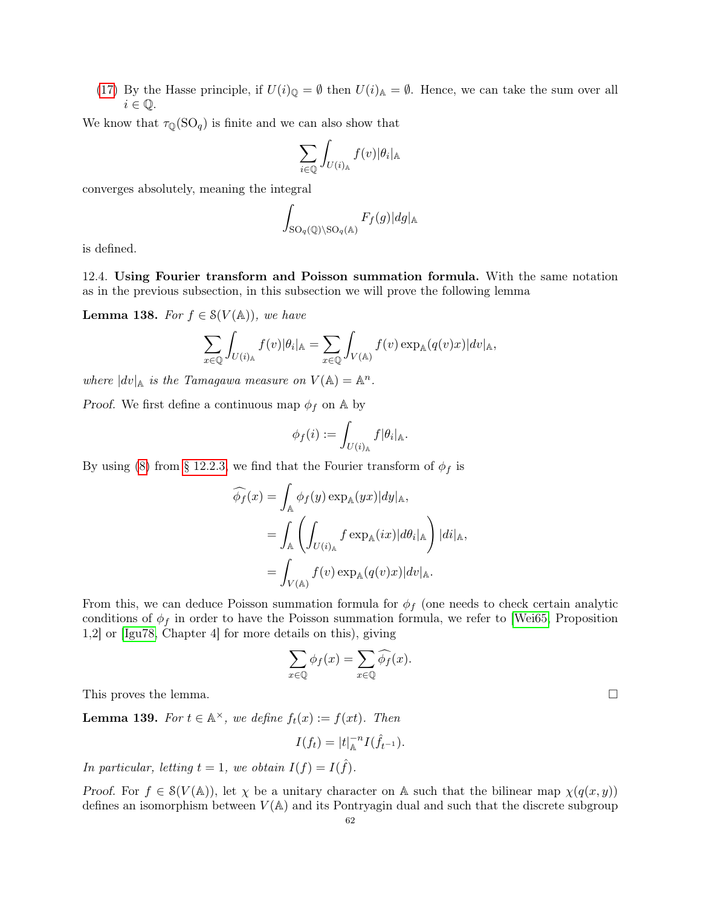(17) By the Hasse principle, if $U(i)_{\mathbb{Q}} = \emptyset$ then $U(i)_{\mathbb{A}} = \emptyset$. Hence, we can take the sum over all $i \in \mathbb{Q}$.

We know that $\tau_{\mathbb{Q}}(\mathrm{SO}_q)$ is finite and we can also show that

$$\sum_{i \in \mathbb{Q}} \int_{U(i)_{\mathbb{A}}} f(v) |\theta_i|_{\mathbb{A}}$$

converges absolutely, meaning the integral

$$\int_{\mathrm{SO}_q(\mathbb{Q}) \backslash \mathrm{SO}_q(\mathbb{A})} F_f(g) |dg|_{\mathbb{A}}$$

is defined.

12.4. **Using Fourier transform and Poisson summation formula.** With the same notation as in the previous subsection, in this subsection we will prove the following lemma

**Lemma 138.** *For $f \in \mathcal{S}(V(\mathbb{A}))$, we have*

$$\sum_{x \in \mathbb{Q}} \int_{U(i)_{\mathbb{A}}} f(v) |\theta_i|_{\mathbb{A}} = \sum_{x \in \mathbb{Q}} \int_{V(\mathbb{A})} f(v) \exp_{\mathbb{A}}(q(v)x) |dv|_{\mathbb{A}},$$

*where $|dv|_{\mathbb{A}}$ is the Tamagawa measure on $V(\mathbb{A}) = \mathbb{A}^n$.*

*Proof.* We first define a continuous map $\phi_f$ on $\mathbb{A}$ by

$$\phi_f(i) := \int_{U(i)_{\mathbb{A}}} f |\theta_i|_{\mathbb{A}}.$$

By using (8) from § 12.2.3, we find that the Fourier transform of $\phi_f$ is

$$\begin{aligned}
\widehat{\phi_f}(x) &= \int_{\mathbb{A}} \phi_f(y) \exp_{\mathbb{A}}(yx) |dy|_{\mathbb{A}}, \\
&= \int_{\mathbb{A}} \left( \int_{U(i)_{\mathbb{A}}} f \exp_{\mathbb{A}}(ix) |d\theta_i|_{\mathbb{A}} \right) |di|_{\mathbb{A}}, \\
&= \int_{V(\mathbb{A})} f(v) \exp_{\mathbb{A}}(q(v)x) |dv|_{\mathbb{A}}.
\end{aligned}$$

From this, we can deduce Poisson summation formula for $\phi_f$ (one needs to check certain analytic conditions of $\phi_f$ in order to have the Poisson summation formula, we refer to [Wei65, Proposition 1,2] or [Igu78, Chapter 4] for more details on this), giving

$$\sum_{x \in \mathbb{Q}} \phi_f(x) = \sum_{x \in \mathbb{Q}} \widehat{\phi_f}(x).$$

This proves the lemma. $\square$

**Lemma 139.** *For $t \in \mathbb{A}^\times$, we define $f_t(x) := f(xt)$. Then*

$$I(f_t) = |t|_{\mathbb{A}}^{-n} I(\hat{f}_{t^{-1}}).$$

*In particular, letting $t = 1$, we obtain $I(f) = I(\hat{f})$.*

*Proof.* For $f \in \mathcal{S}(V(\mathbb{A}))$, let $\chi$ be a unitary character on $\mathbb{A}$ such that the bilinear map $\chi(q(x, y))$ defines an isomorphism between $V(\mathbb{A})$ and its Pontryagin dual and such that the discrete subgroup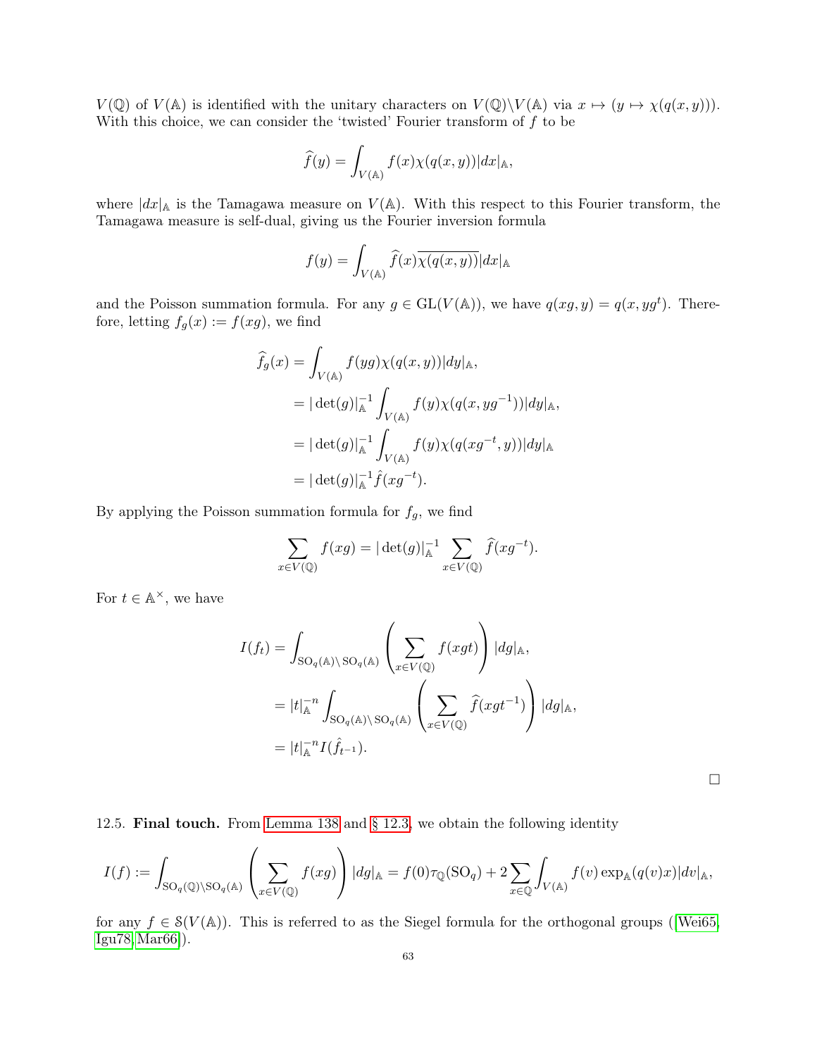$V(\mathbb{Q})$ of $V(\mathbb{A})$ is identified with the unitary characters on $V(\mathbb{Q})\backslash V(\mathbb{A})$ via $x \mapsto (y \mapsto \chi(q(x,y)))$. With this choice, we can consider the 'twisted' Fourier transform of $f$ to be

$$\widehat{f}(y) = \int_{V(\mathbb{A})} f(x)\chi(q(x,y))|dx|_{\mathbb{A}},$$

where $|dx|_{\mathbb{A}}$ is the Tamagawa measure on $V(\mathbb{A})$. With this respect to this Fourier transform, the Tamagawa measure is self-dual, giving us the Fourier inversion formula

$$f(y) = \int_{V(\mathbb{A})} \widehat{f}(x)\overline{\chi(q(x,y))}|dx|_{\mathbb{A}}$$

and the Poisson summation formula. For any $g \in \mathrm{GL}(V(\mathbb{A}))$, we have $q(xg,y) = q(x,yg^t)$. Therefore, letting $f_g(x) := f(xg)$, we find

$$\begin{aligned}
\widehat{f}_g(x) &= \int_{V(\mathbb{A})} f(yg)\chi(q(x,y))|dy|_{\mathbb{A}},\\
&= |\det(g)|_{\mathbb{A}}^{-1}\int_{V(\mathbb{A})} f(y)\chi(q(x,yg^{-1}))|dy|_{\mathbb{A}},\\
&= |\det(g)|_{\mathbb{A}}^{-1}\int_{V(\mathbb{A})} f(y)\chi(q(xg^{-t},y))|dy|_{\mathbb{A}}\\
&= |\det(g)|_{\mathbb{A}}^{-1}\hat{f}(xg^{-t}).
\end{aligned}$$

By applying the Poisson summation formula for $f_g$, we find

$$\sum_{x\in V(\mathbb{Q})} f(xg) = |\det(g)|_{\mathbb{A}}^{-1}\sum_{x\in V(\mathbb{Q})}\widehat{f}(xg^{-t}).$$

For $t \in \mathbb{A}^\times$, we have

$$\begin{aligned}
I(f_t) &= \int_{\mathrm{SO}_q(\mathbb{A})\backslash\mathrm{SO}_q(\mathbb{A})}\left(\sum_{x\in V(\mathbb{Q})} f(xgt)\right)|dg|_{\mathbb{A}},\\
&= |t|_{\mathbb{A}}^{-n}\int_{\mathrm{SO}_q(\mathbb{A})\backslash\mathrm{SO}_q(\mathbb{A})}\left(\sum_{x\in V(\mathbb{Q})}\widehat{f}(xgt^{-1})\right)|dg|_{\mathbb{A}},\\
&= |t|_{\mathbb{A}}^{-n} I(\hat{f}_{t^{-1}}).
\end{aligned}$$

□

12.5. **Final touch.** From Lemma 138 and § 12.3, we obtain the following identity

$$I(f) := \int_{\mathrm{SO}_q(\mathbb{Q})\backslash\mathrm{SO}_q(\mathbb{A})}\left(\sum_{x\in V(\mathbb{Q})} f(xg)\right)|dg|_{\mathbb{A}} = f(0)\tau_{\mathbb{Q}}(\mathrm{SO}_q) + 2\sum_{x\in\mathbb{Q}}\int_{V(\mathbb{A})} f(v)\exp_{\mathbb{A}}(q(v)x)|dv|_{\mathbb{A}},$$

for any $f \in \mathcal{S}(V(\mathbb{A}))$. This is referred to as the Siegel formula for the orthogonal groups ([Wei65, Igu78, Mar66]).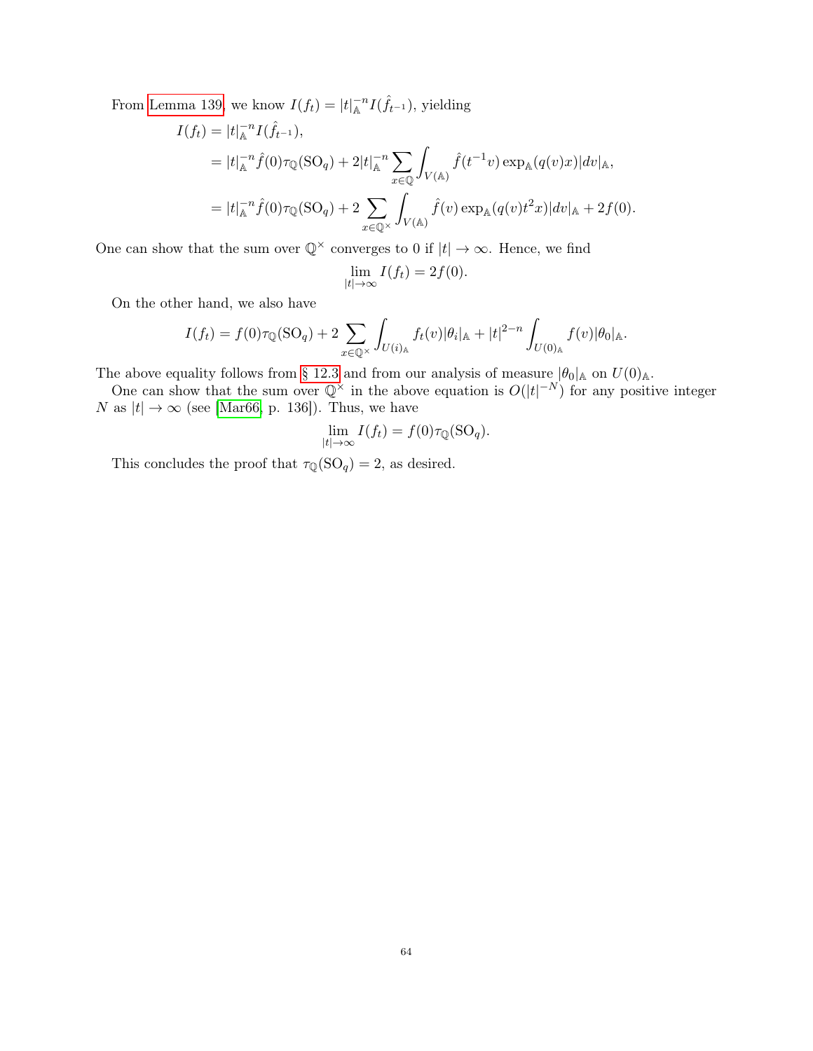From Lemma 139, we know $I(f_t) = |t|_{\mathbb{A}}^{-n} I(\hat{f}_{t^{-1}})$, yielding

$$
\begin{aligned}
I(f_t) &= |t|_{\mathbb{A}}^{-n} I(\hat{f}_{t^{-1}}), \\
&= |t|_{\mathbb{A}}^{-n} \hat{f}(0) \tau_{\mathbb{Q}}(\mathrm{SO}_q) + 2|t|_{\mathbb{A}}^{-n} \sum_{x \in \mathbb{Q}} \int_{V(\mathbb{A})} \hat{f}(t^{-1}v) \exp_{\mathbb{A}}(q(v)x) |dv|_{\mathbb{A}}, \\
&= |t|_{\mathbb{A}}^{-n} \hat{f}(0) \tau_{\mathbb{Q}}(\mathrm{SO}_q) + 2 \sum_{x \in \mathbb{Q}^\times} \int_{V(\mathbb{A})} \hat{f}(v) \exp_{\mathbb{A}}(q(v) t^2 x) |dv|_{\mathbb{A}} + 2f(0).
\end{aligned}
$$

One can show that the sum over $\mathbb{Q}^\times$ converges to 0 if $|t| \to \infty$. Hence, we find

$$
\lim_{|t| \to \infty} I(f_t) = 2f(0).
$$

On the other hand, we also have

$$
I(f_t) = f(0) \tau_{\mathbb{Q}}(\mathrm{SO}_q) + 2 \sum_{x \in \mathbb{Q}^\times} \int_{U(i)_{\mathbb{A}}} f_t(v) |\theta_i|_{\mathbb{A}} + |t|^{2-n} \int_{U(0)_{\mathbb{A}}} f(v) |\theta_0|_{\mathbb{A}}.
$$

The above equality follows from § 12.3 and from our analysis of measure $|\theta_0|_{\mathbb{A}}$ on $U(0)_{\mathbb{A}}$.

One can show that the sum over $\mathbb{Q}^\times$ in the above equation is $O(|t|^{-N})$ for any positive integer $N$ as $|t| \to \infty$ (see [Mar66, p. 136]). Thus, we have

$$
\lim_{|t| \to \infty} I(f_t) = f(0) \tau_{\mathbb{Q}}(\mathrm{SO}_q).
$$

This concludes the proof that $\tau_{\mathbb{Q}}(\mathrm{SO}_q) = 2$, as desired.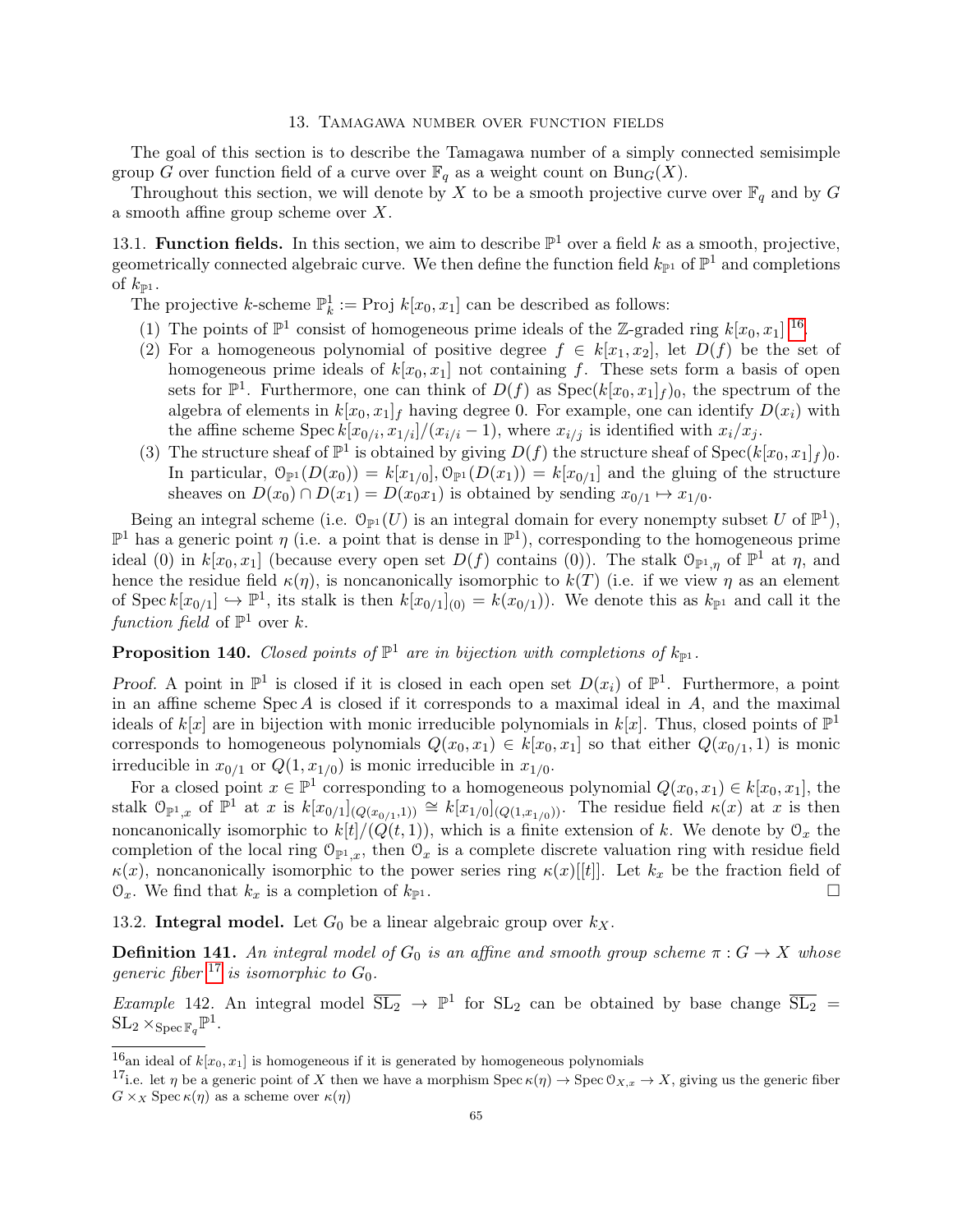## 13. Tamagawa number over function fields

The goal of this section is to describe the Tamagawa number of a simply connected semisimple group $G$ over function field of a curve over $\mathbb{F}_q$ as a weight count on $\mathrm{Bun}_G(X)$.

Throughout this section, we will denote by $X$ to be a smooth projective curve over $\mathbb{F}_q$ and by $G$ a smooth affine group scheme over $X$.

### 13.1. Function fields.

In this section, we aim to describe $\mathbb{P}^1$ over a field $k$ as a smooth, projective, geometrically connected algebraic curve. We then define the function field $k_{\mathbb{P}^1}$ of $\mathbb{P}^1$ and completions of $k_{\mathbb{P}^1}$.

The projective $k$-scheme $\mathbb{P}^1_k := \mathrm{Proj}\ k[x_0, x_1]$ can be described as follows:

1. The points of $\mathbb{P}^1$ consist of homogeneous prime ideals of the $\mathbb{Z}$-graded ring $k[x_0, x_1]$ [16].
2. For a homogeneous polynomial of positive degree $f \in k[x_1, x_2]$, let $D(f)$ be the set of homogeneous prime ideals of $k[x_0, x_1]$ not containing $f$. These sets form a basis of open sets for $\mathbb{P}^1$. Furthermore, one can think of $D(f)$ as $\mathrm{Spec}(k[x_0, x_1]_f)_0$, the spectrum of the algebra of elements in $k[x_0, x_1]_f$ having degree 0. For example, one can identify $D(x_i)$ with the affine scheme $\mathrm{Spec}\, k[x_{0/i}, x_{1/i}]/(x_{i/i} - 1)$, where $x_{i/j}$ is identified with $x_i/x_j$.
3. The structure sheaf of $\mathbb{P}^1$ is obtained by giving $D(f)$ the structure sheaf of $\mathrm{Spec}(k[x_0, x_1]_f)_0$. In particular, $\mathcal{O}_{\mathbb{P}^1}(D(x_0)) = k[x_{1/0}], \mathcal{O}_{\mathbb{P}^1}(D(x_1)) = k[x_{0/1}]$ and the gluing of the structure sheaves on $D(x_0) \cap D(x_1) = D(x_0 x_1)$ is obtained by sending $x_{0/1} \mapsto x_{1/0}$.

Being an integral scheme (i.e. $\mathcal{O}_{\mathbb{P}^1}(U)$ is an integral domain for every nonempty subset $U$ of $\mathbb{P}^1$), $\mathbb{P}^1$ has a generic point $\eta$ (i.e. a point that is dense in $\mathbb{P}^1$), corresponding to the homogeneous prime ideal $(0)$ in $k[x_0, x_1]$ (because every open set $D(f)$ contains $(0)$). The stalk $\mathcal{O}_{\mathbb{P}^1, \eta}$ of $\mathbb{P}^1$ at $\eta$, and hence the residue field $\kappa(\eta)$, is noncanonically isomorphic to $k(T)$ (i.e. if we view $\eta$ as an element of $\mathrm{Spec}\, k[x_{0/1}] \hookrightarrow \mathbb{P}^1$, its stalk is then $k[x_{0/1}]_{(0)} = k(x_{0/1})$). We denote this as $k_{\mathbb{P}^1}$ and call it the *function field* of $\mathbb{P}^1$ over $k$.

**Proposition 140.** *Closed points of $\mathbb{P}^1$ are in bijection with completions of $k_{\mathbb{P}^1}$.*

*Proof.* A point in $\mathbb{P}^1$ is closed if it is closed in each open set $D(x_i)$ of $\mathbb{P}^1$. Furthermore, a point in an affine scheme $\mathrm{Spec}\, A$ is closed if it corresponds to a maximal ideal in $A$, and the maximal ideals of $k[x]$ are in bijection with monic irreducible polynomials in $k[x]$. Thus, closed points of $\mathbb{P}^1$ corresponds to homogeneous polynomials $Q(x_0, x_1) \in k[x_0, x_1]$ so that either $Q(x_{0/1}, 1)$ is monic irreducible in $x_{0/1}$ or $Q(1, x_{1/0})$ is monic irreducible in $x_{1/0}$.

For a closed point $x \in \mathbb{P}^1$ corresponding to a homogeneous polynomial $Q(x_0, x_1) \in k[x_0, x_1]$, the stalk $\mathcal{O}_{\mathbb{P}^1, x}$ of $\mathbb{P}^1$ at $x$ is $k[x_{0/1}]_{(Q(x_{0/1}, 1))} \cong k[x_{1/0}]_{(Q(1, x_{1/0}))}$. The residue field $\kappa(x)$ at $x$ is then noncanonically isomorphic to $k[t]/(Q(t, 1))$, which is a finite extension of $k$. We denote by $\mathcal{O}_x$ the completion of the local ring $\mathcal{O}_{\mathbb{P}^1, x}$, then $\mathcal{O}_x$ is a complete discrete valuation ring with residue field $\kappa(x)$, noncanonically isomorphic to the power series ring $\kappa(x)[[t]]$. Let $k_x$ be the fraction field of $\mathcal{O}_x$. We find that $k_x$ is a completion of $k_{\mathbb{P}^1}$. $\square$

### 13.2. Integral model.

Let $G_0$ be a linear algebraic group over $k_X$.

**Definition 141.** *An integral model of $G_0$ is an affine and smooth group scheme $\pi : G \to X$ whose generic fiber* [17] *is isomorphic to $G_0$.*

*Example* 142. An integral model $\overline{\mathrm{SL}_2} \to \mathbb{P}^1$ for $\mathrm{SL}_2$ can be obtained by base change $\overline{\mathrm{SL}_2} = \mathrm{SL}_2 \times_{\mathrm{Spec}\,\mathbb{F}_q} \mathbb{P}^1$.

---

[16] an ideal of $k[x_0, x_1]$ is homogeneous if it is generated by homogeneous polynomials

[17] i.e. let $\eta$ be a generic point of $X$ then we have a morphism $\mathrm{Spec}\,\kappa(\eta) \to \mathrm{Spec}\,\mathcal{O}_{X,x} \to X$, giving us the generic fiber $G \times_X \mathrm{Spec}\,\kappa(\eta)$ as a scheme over $\kappa(\eta)$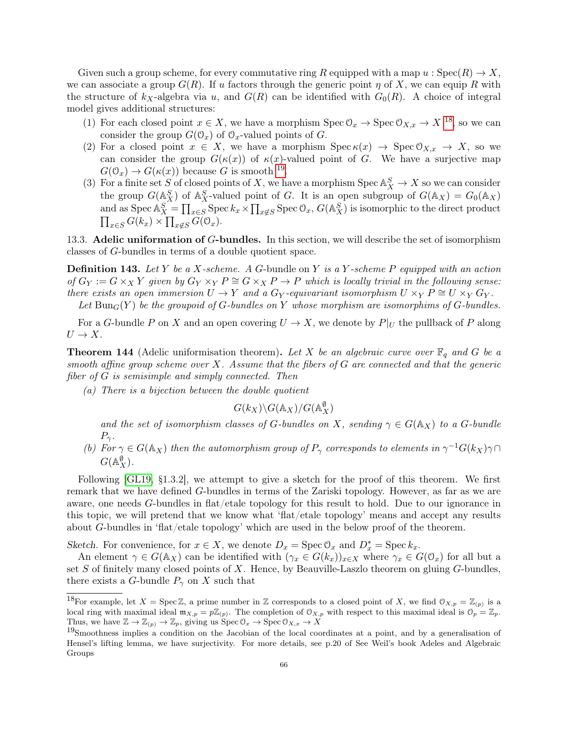Given such a group scheme, for every commutative ring $R$ equipped with a map $u : \operatorname{Spec}(R) \to X$, we can associate a group $G(R)$. If $u$ factors through the generic point $\eta$ of $X$, we can equip $R$ with the structure of $k_X$-algebra via $u$, and $G(R)$ can be identified with $G_0(R)$. A choice of integral model gives additional structures:

1. For each closed point $x \in X$, we have a morphism $\operatorname{Spec} \mathcal{O}_x \to \operatorname{Spec} \mathcal{O}_{X,x} \to X$ [18], so we can consider the group $G(\mathcal{O}_x)$ of $\mathcal{O}_x$-valued points of $G$.
2. For a closed point $x \in X$, we have a morphism $\operatorname{Spec} \kappa(x) \to \operatorname{Spec} \mathcal{O}_{X,x} \to X$, so we can consider the group $G(\kappa(x))$ of $\kappa(x)$-valued point of $G$. We have a surjective map $G(\mathcal{O}_x) \to G(\kappa(x))$ because $G$ is smooth [19].
3. For a finite set $S$ of closed points of $X$, we have a morphism $\operatorname{Spec} \mathbb{A}_X^S \to X$ so we can consider the group $G(\mathbb{A}_X^S)$ of $\mathbb{A}_X^S$-valued point of $G$. It is an open subgroup of $G(\mathbb{A}_X) = G_0(\mathbb{A}_X)$ and as $\operatorname{Spec} \mathbb{A}_X^S = \prod_{x \in S} \operatorname{Spec} k_x \times \prod_{x \notin S} \operatorname{Spec} \mathcal{O}_x$, $G(\mathbb{A}_X^S)$ is isomorphic to the direct product $\prod_{x \in S} G(k_x) \times \prod_{x \notin S} G(\mathcal{O}_x)$.

13.3. **Adelic uniformation of $G$-bundles.** In this section, we will describe the set of isomorphism classes of $G$-bundles in terms of a double quotient space.

**Definition 143.** *Let $Y$ be a $X$-scheme. A* $G$-bundle *on $Y$ is a $Y$-scheme $P$ equipped with an action of $G_Y := G \times_X Y$ given by $G_Y \times_Y P \cong G \times_X P \to P$ which is locally trivial in the following sense: there exists an open immersion $U \to Y$ and a $G_Y$-equivariant isomorphism $U \times_Y P \cong U \times_Y G_Y$.*

*Let $\operatorname{Bun}_G(Y)$ be the groupoid of $G$-bundles on $Y$ whose morphism are isomorphims of $G$-bundles.*

For a $G$-bundle $P$ on $X$ and an open covering $U \to X$, we denote by $P|_U$ the pullback of $P$ along $U \to X$.

**Theorem 144** (Adelic uniformisation theorem)**.** *Let $X$ be an algebraic curve over $\mathbb{F}_q$ and $G$ be a smooth affine group scheme over $X$. Assume that the fibers of $G$ are connected and that the generic fiber of $G$ is semisimple and simply connected. Then*

*(a) There is a bijection between the double quotient*

$$G(k_X)\backslash G(\mathbb{A}_X)/G(\mathbb{A}_X^{\emptyset})$$

*and the set of isomorphism classes of $G$-bundles on $X$, sending $\gamma \in G(\mathbb{A}_X)$ to a $G$-bundle $P_\gamma$.*

*(b) For $\gamma \in G(\mathbb{A}_X)$ then the automorphism group of $P_\gamma$ corresponds to elements in $\gamma^{-1}G(k_X)\gamma \cap G(\mathbb{A}_X^{\emptyset})$.*

Following [GL19, §1.3.2], we attempt to give a sketch for the proof of this theorem. We first remark that we have defined $G$-bundles in terms of the Zariski topology. However, as far as we are aware, one needs $G$-bundles in flat/etale topology for this result to hold. Due to our ignorance in this topic, we will pretend that we know what 'flat/etale topology' means and accept any results about $G$-bundles in 'flat/etale topology' which are used in the below proof of the theorem.

*Sketch.* For convenience, for $x \in X$, we denote $D_x = \operatorname{Spec} \mathcal{O}_x$ and $D_x^* = \operatorname{Spec} k_x$.

An element $\gamma \in G(\mathbb{A}_X)$ can be identified with $(\gamma_x \in G(k_x))_{x \in X}$ where $\gamma_x \in G(\mathcal{O}_x)$ for all but a set $S$ of finitely many closed points of $X$. Hence, by Beauville-Laszlo theorem on gluing $G$-bundles, there exists a $G$-bundle $P_\gamma$ on $X$ such that

---

[18] For example, let $X = \operatorname{Spec} \mathbb{Z}$, a prime number in $\mathbb{Z}$ corresponds to a closed point of $X$, we find $\mathcal{O}_{X,p} = \mathbb{Z}_{(p)}$ is a local ring with maximal ideal $\mathfrak{m}_{X,p} = p\mathbb{Z}_{(p)}$. The completion of $\mathcal{O}_{X,p}$ with respect to this maximal ideal is $\mathcal{O}_p = \mathbb{Z}_p$. Thus, we have $\mathbb{Z} \to \mathbb{Z}_{(p)} \to \mathbb{Z}_p$, giving us $\operatorname{Spec} \mathcal{O}_x \to \operatorname{Spec} \mathcal{O}_{X,x} \to X$

[19] Smoothness implies a condition on the Jacobian of the local coordinates at a point, and by a generalisation of Hensel's lifting lemma, we have surjectivity. For more details, see p.20 of See Weil's book Adeles and Algebraic Groups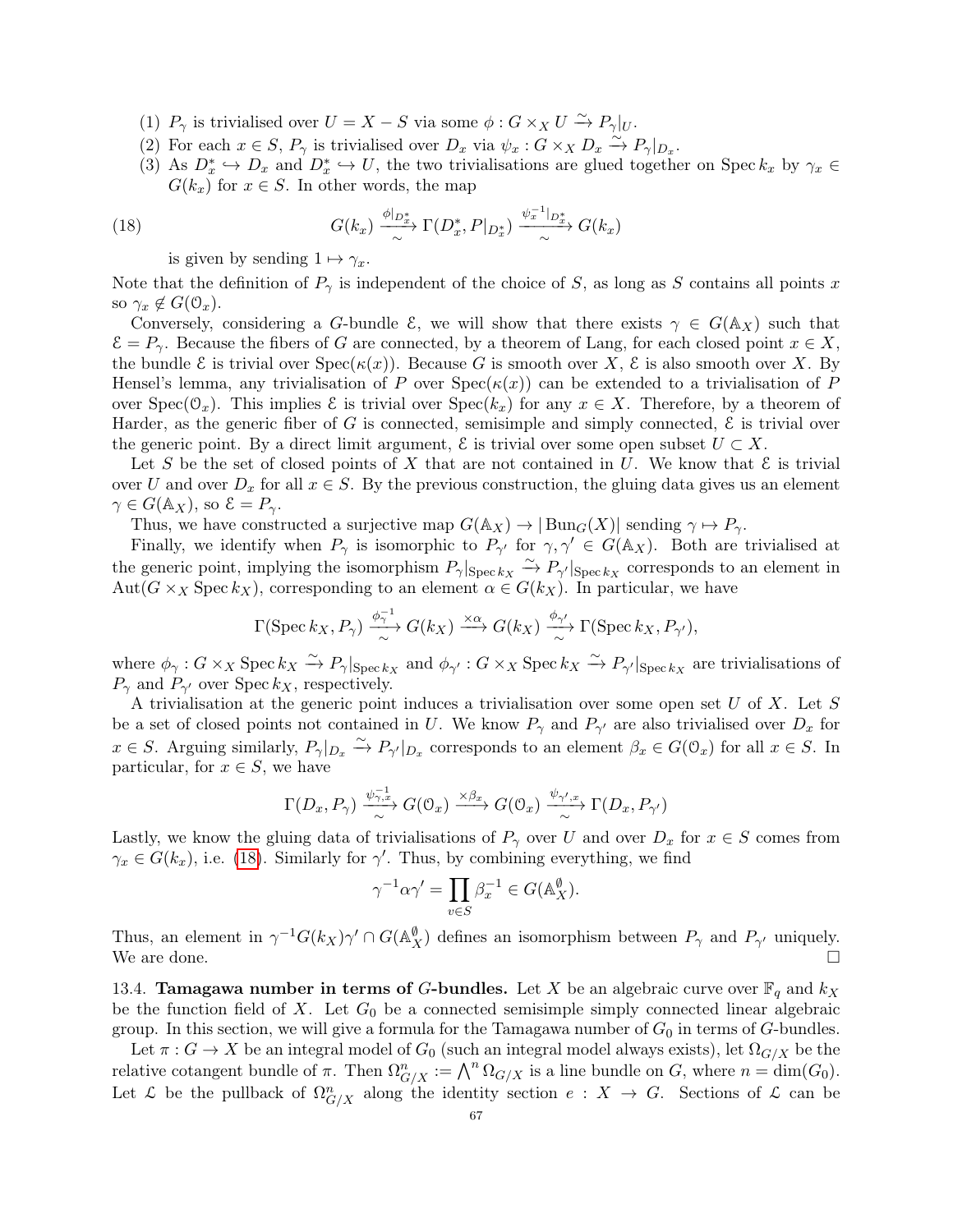(1) $P_\gamma$ is trivialised over $U = X - S$ via some $\phi : G \times_X U \xrightarrow{\sim} P_\gamma|_U$.
(2) For each $x \in S$, $P_\gamma$ is trivialised over $D_x$ via $\psi_x : G \times_X D_x \xrightarrow{\sim} P_\gamma|_{D_x}$.
(3) As $D_x^* \hookrightarrow D_x$ and $D_x^* \hookrightarrow U$, the two trivialisations are glued together on $\operatorname{Spec} k_x$ by $\gamma_x \in G(k_x)$ for $x \in S$. In other words, the map

$$G(k_x) \xrightarrow[\sim]{\phi|_{D_x^*}} \Gamma(D_x^*, P|_{D_x^*}) \xrightarrow[\sim]{\psi_x^{-1}|_{D_x^*}} G(k_x) \tag{18}$$

is given by sending $1 \mapsto \gamma_x$.

Note that the definition of $P_\gamma$ is independent of the choice of $S$, as long as $S$ contains all points $x$ so $\gamma_x \notin G(\mathcal{O}_x)$.

Conversely, considering a $G$-bundle $\mathcal{E}$, we will show that there exists $\gamma \in G(\mathbb{A}_X)$ such that $\mathcal{E} = P_\gamma$. Because the fibers of $G$ are connected, by a theorem of Lang, for each closed point $x \in X$, the bundle $\mathcal{E}$ is trivial over $\operatorname{Spec}(\kappa(x))$. Because $G$ is smooth over $X$, $\mathcal{E}$ is also smooth over $X$. By Hensel's lemma, any trivialisation of $P$ over $\operatorname{Spec}(\kappa(x))$ can be extended to a trivialisation of $P$ over $\operatorname{Spec}(\mathcal{O}_x)$. This implies $\mathcal{E}$ is trivial over $\operatorname{Spec}(k_x)$ for any $x \in X$. Therefore, by a theorem of Harder, as the generic fiber of $G$ is connected, semisimple and simply connected, $\mathcal{E}$ is trivial over the generic point. By a direct limit argument, $\mathcal{E}$ is trivial over some open subset $U \subset X$.

Let $S$ be the set of closed points of $X$ that are not contained in $U$. We know that $\mathcal{E}$ is trivial over $U$ and over $D_x$ for all $x \in S$. By the previous construction, the gluing data gives us an element $\gamma \in G(\mathbb{A}_X)$, so $\mathcal{E} = P_\gamma$.

Thus, we have constructed a surjective map $G(\mathbb{A}_X) \to |\operatorname{Bun}_G(X)|$ sending $\gamma \mapsto P_\gamma$.

Finally, we identify when $P_\gamma$ is isomorphic to $P_{\gamma'}$ for $\gamma, \gamma' \in G(\mathbb{A}_X)$. Both are trivialised at the generic point, implying the isomorphism $P_\gamma|_{\operatorname{Spec} k_X} \xrightarrow{\sim} P_{\gamma'}|_{\operatorname{Spec} k_X}$ corresponds to an element in $\operatorname{Aut}(G \times_X \operatorname{Spec} k_X)$, corresponding to an element $\alpha \in G(k_X)$. In particular, we have

$$\Gamma(\operatorname{Spec} k_X, P_\gamma) \xrightarrow[\sim]{\phi_\gamma^{-1}} G(k_X) \xrightarrow{\times \alpha} G(k_X) \xrightarrow[\sim]{\phi_{\gamma'}} \Gamma(\operatorname{Spec} k_X, P_{\gamma'}),$$

where $\phi_\gamma : G \times_X \operatorname{Spec} k_X \xrightarrow{\sim} P_\gamma|_{\operatorname{Spec} k_X}$ and $\phi_{\gamma'} : G \times_X \operatorname{Spec} k_X \xrightarrow{\sim} P_{\gamma'}|_{\operatorname{Spec} k_X}$ are trivialisations of $P_\gamma$ and $P_{\gamma'}$ over $\operatorname{Spec} k_X$, respectively.

A trivialisation at the generic point induces a trivialisation over some open set $U$ of $X$. Let $S$ be a set of closed points not contained in $U$. We know $P_\gamma$ and $P_{\gamma'}$ are also trivialised over $D_x$ for $x \in S$. Arguing similarly, $P_\gamma|_{D_x} \xrightarrow{\sim} P_{\gamma'}|_{D_x}$ corresponds to an element $\beta_x \in G(\mathcal{O}_x)$ for all $x \in S$. In particular, for $x \in S$, we have

$$\Gamma(D_x, P_\gamma) \xrightarrow[\sim]{\psi_{\gamma,x}^{-1}} G(\mathcal{O}_x) \xrightarrow{\times \beta_x} G(\mathcal{O}_x) \xrightarrow[\sim]{\psi_{\gamma',x}} \Gamma(D_x, P_{\gamma'})$$

Lastly, we know the gluing data of trivialisations of $P_\gamma$ over $U$ and over $D_x$ for $x \in S$ comes from $\gamma_x \in G(k_x)$, i.e. (18). Similarly for $\gamma'$. Thus, by combining everything, we find

$$\gamma^{-1} \alpha \gamma' = \prod_{v \in S} \beta_x^{-1} \in G(\mathbb{A}_X^\emptyset).$$

Thus, an element in $\gamma^{-1} G(k_X) \gamma' \cap G(\mathbb{A}_X^\emptyset)$ defines an isomorphism between $P_\gamma$ and $P_{\gamma'}$ uniquely. We are done. $\square$

13.4. **Tamagawa number in terms of $G$-bundles.** Let $X$ be an algebraic curve over $\mathbb{F}_q$ and $k_X$ be the function field of $X$. Let $G_0$ be a connected semisimple simply connected linear algebraic group. In this section, we will give a formula for the Tamagawa number of $G_0$ in terms of $G$-bundles.

Let $\pi : G \to X$ be an integral model of $G_0$ (such an integral model always exists), let $\Omega_{G/X}$ be the relative cotangent bundle of $\pi$. Then $\Omega^n_{G/X} := \bigwedge^n \Omega_{G/X}$ is a line bundle on $G$, where $n = \dim(G_0)$. Let $\mathcal{L}$ be the pullback of $\Omega^n_{G/X}$ along the identity section $e : X \to G$. Sections of $\mathcal{L}$ can be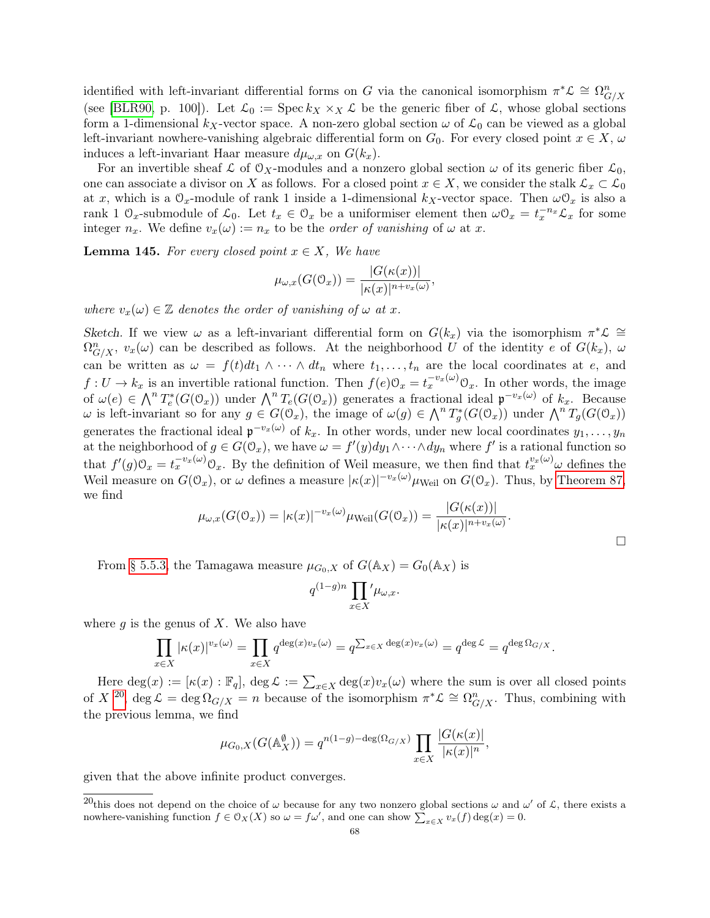identified with left-invariant differential forms on $G$ via the canonical isomorphism $\pi^*\mathcal{L} \cong \Omega^n_{G/X}$ (see [BLR90, p. 100]). Let $\mathcal{L}_0 := \operatorname{Spec} k_X \times_X \mathcal{L}$ be the generic fiber of $\mathcal{L}$, whose global sections form a 1-dimensional $k_X$-vector space. A non-zero global section $\omega$ of $\mathcal{L}_0$ can be viewed as a global left-invariant nowhere-vanishing algebraic differential form on $G_0$. For every closed point $x \in X$, $\omega$ induces a left-invariant Haar measure $d\mu_{\omega,x}$ on $G(k_x)$.

For an invertible sheaf $\mathcal{L}$ of $\mathcal{O}_X$-modules and a nonzero global section $\omega$ of its generic fiber $\mathcal{L}_0$, one can associate a divisor on $X$ as follows. For a closed point $x \in X$, we consider the stalk $\mathcal{L}_x \subset \mathcal{L}_0$ at $x$, which is a $\mathcal{O}_x$-module of rank 1 inside a 1-dimensional $k_X$-vector space. Then $\omega\mathcal{O}_x$ is also a rank 1 $\mathcal{O}_x$-submodule of $\mathcal{L}_0$. Let $t_x \in \mathcal{O}_x$ be a uniformiser element then $\omega\mathcal{O}_x = t_x^{-n_x}\mathcal{L}_x$ for some integer $n_x$. We define $v_x(\omega) := n_x$ to be the *order of vanishing* of $\omega$ at $x$.

**Lemma 145.** *For every closed point $x \in X$, We have*

$$\mu_{\omega,x}(G(\mathcal{O}_x)) = \frac{|G(\kappa(x))|}{|\kappa(x)|^{n+v_x(\omega)}},$$

*where $v_x(\omega) \in \mathbb{Z}$ denotes the order of vanishing of $\omega$ at $x$.*

*Sketch.* If we view $\omega$ as a left-invariant differential form on $G(k_x)$ via the isomorphism $\pi^*\mathcal{L} \cong \Omega^n_{G/X}$, $v_x(\omega)$ can be described as follows. At the neighborhood $U$ of the identity $e$ of $G(k_x)$, $\omega$ can be written as $\omega = f(t)dt_1 \wedge \cdots \wedge dt_n$ where $t_1, \ldots, t_n$ are the local coordinates at $e$, and $f : U \to k_x$ is an invertible rational function. Then $f(e)\mathcal{O}_x = t_x^{-v_x(\omega)}\mathcal{O}_x$. In other words, the image of $\omega(e) \in \bigwedge^n T_e^*(G(\mathcal{O}_x))$ under $\bigwedge^n T_e(G(\mathcal{O}_x))$ generates a fractional ideal $\mathfrak{p}^{-v_x(\omega)}$ of $k_x$. Because $\omega$ is left-invariant so for any $g \in G(\mathcal{O}_x)$, the image of $\omega(g) \in \bigwedge^n T_g^*(G(\mathcal{O}_x))$ under $\bigwedge^n T_g(G(\mathcal{O}_x))$ generates the fractional ideal $\mathfrak{p}^{-v_x(\omega)}$ of $k_x$. In other words, under new local coordinates $y_1, \ldots, y_n$ at the neighborhood of $g \in G(\mathcal{O}_x)$, we have $\omega = f'(y)dy_1 \wedge \cdots \wedge dy_n$ where $f'$ is a rational function so that $f'(g)\mathcal{O}_x = t_x^{-v_x(\omega)}\mathcal{O}_x$. By the definition of Weil measure, we then find that $t_x^{v_x(\omega)}\omega$ defines the Weil measure on $G(\mathcal{O}_x)$, or $\omega$ defines a measure $|\kappa(x)|^{-v_x(\omega)}\mu_{\text{Weil}}$ on $G(\mathcal{O}_x)$. Thus, by Theorem 87, we find

$$\mu_{\omega,x}(G(\mathcal{O}_x)) = |\kappa(x)|^{-v_x(\omega)}\mu_{\text{Weil}}(G(\mathcal{O}_x)) = \frac{|G(\kappa(x))|}{|\kappa(x)|^{n+v_x(\omega)}}.$$

$\square$

From § 5.5.3, the Tamagawa measure $\mu_{G_0,X}$ of $G(\mathbb{A}_X) = G_0(\mathbb{A}_X)$ is

$$q^{(1-g)n}\prod_{x\in X}{}'\mu_{\omega,x}.$$

where $g$ is the genus of $X$. We also have

$$\prod_{x\in X}|\kappa(x)|^{v_x(\omega)} = \prod_{x\in X} q^{\deg(x)v_x(\omega)} = q^{\sum_{x\in X}\deg(x)v_x(\omega)} = q^{\deg\mathcal{L}} = q^{\deg\Omega_{G/X}}.$$

Here $\deg(x) := [\kappa(x) : \mathbb{F}_q]$, $\deg\mathcal{L} := \sum_{x\in X}\deg(x)v_x(\omega)$ where the sum is over all closed points of $X$ [20], $\deg\mathcal{L} = \deg\Omega_{G/X} = n$ because of the isomorphism $\pi^*\mathcal{L} \cong \Omega^n_{G/X}$. Thus, combining with the previous lemma, we find

$$\mu_{G_0,X}(G(\mathbb{A}_X^{\emptyset})) = q^{n(1-g)-\deg(\Omega_{G/X})}\prod_{x\in X}\frac{|G(\kappa(x)|}{|\kappa(x)|^n},$$

given that the above infinite product converges.

[20] this does not depend on the choice of $\omega$ because for any two nonzero global sections $\omega$ and $\omega'$ of $\mathcal{L}$, there exists a nowhere-vanishing function $f \in \mathcal{O}_X(X)$ so $\omega = f\omega'$, and one can show $\sum_{x\in X} v_x(f)\deg(x) = 0$.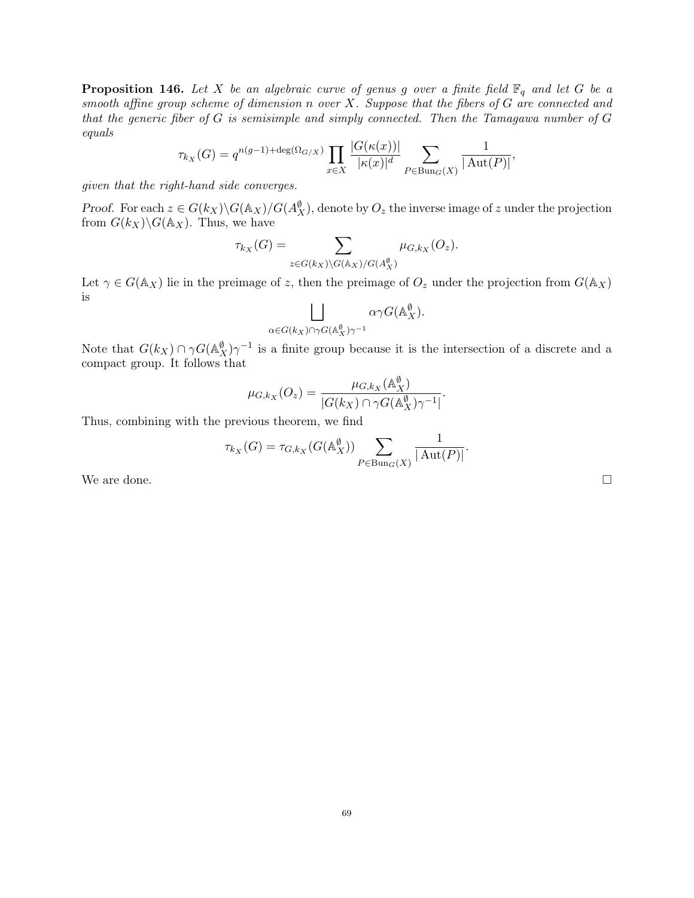**Proposition 146.** *Let $X$ be an algebraic curve of genus $g$ over a finite field $\mathbb{F}_q$ and let $G$ be a smooth affine group scheme of dimension $n$ over $X$. Suppose that the fibers of $G$ are connected and that the generic fiber of $G$ is semisimple and simply connected. Then the Tamagawa number of $G$ equals*

$$\tau_{k_X}(G) = q^{n(g-1)+\deg(\Omega_{G/X})} \prod_{x \in X} \frac{|G(\kappa(x))|}{|\kappa(x)|^d} \sum_{P \in \mathrm{Bun}_G(X)} \frac{1}{|\operatorname{Aut}(P)|},$$

*given that the right-hand side converges.*

*Proof.* For each $z \in G(k_X)\backslash G(\mathbb{A}_X)/G(A_X^{\emptyset})$, denote by $O_z$ the inverse image of $z$ under the projection from $G(k_X)\backslash G(\mathbb{A}_X)$. Thus, we have

$$\tau_{k_X}(G) = \sum_{z \in G(k_X)\backslash G(\mathbb{A}_X)/G(A_X^{\emptyset})} \mu_{G,k_X}(O_z).$$

Let $\gamma \in G(\mathbb{A}_X)$ lie in the preimage of $z$, then the preimage of $O_z$ under the projection from $G(\mathbb{A}_X)$ is

$$\bigsqcup_{\alpha \in G(k_X) \cap \gamma G(\mathbb{A}_X^{\emptyset})\gamma^{-1}} \alpha\gamma G(\mathbb{A}_X^{\emptyset}).$$

Note that $G(k_X) \cap \gamma G(\mathbb{A}_X^{\emptyset})\gamma^{-1}$ is a finite group because it is the intersection of a discrete and a compact group. It follows that

$$\mu_{G,k_X}(O_z) = \frac{\mu_{G,k_X}(\mathbb{A}_X^{\emptyset})}{|G(k_X) \cap \gamma G(\mathbb{A}_X^{\emptyset})\gamma^{-1}|}.$$

Thus, combining with the previous theorem, we find

$$\tau_{k_X}(G) = \tau_{G,k_X}(G(\mathbb{A}_X^{\emptyset})) \sum_{P \in \mathrm{Bun}_G(X)} \frac{1}{|\operatorname{Aut}(P)|}.$$

We are done. $\square$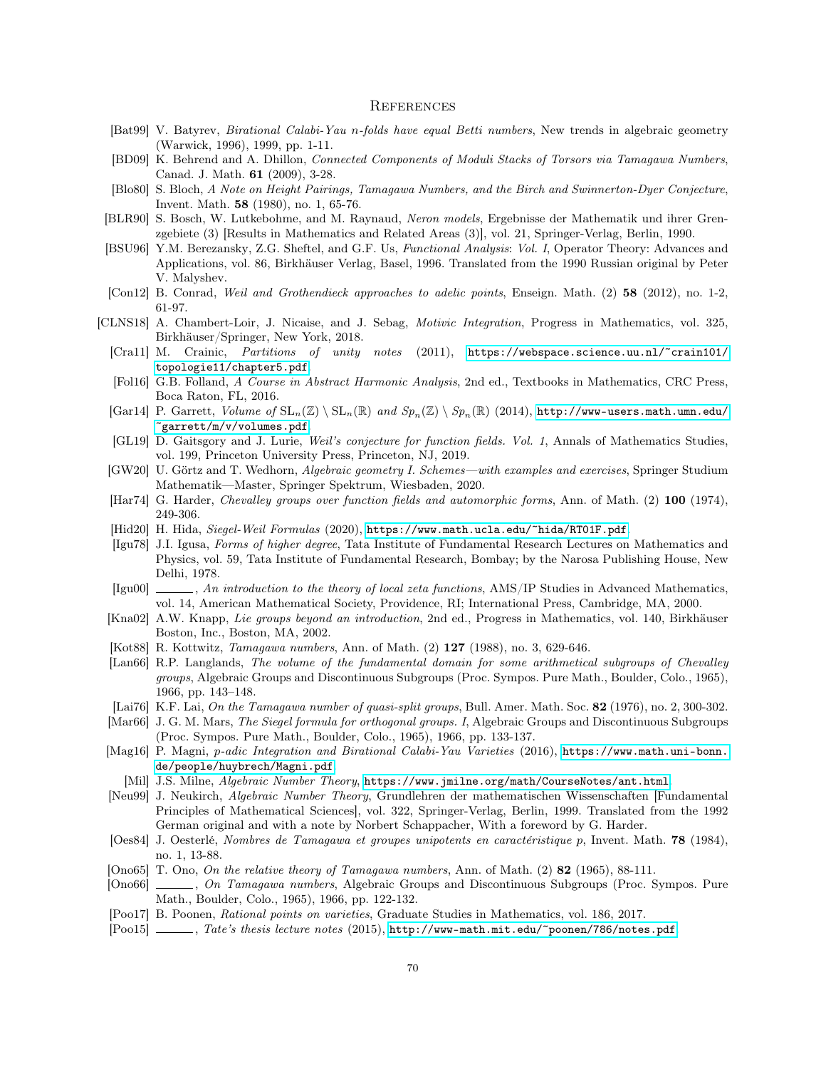# References

- [Bat99] V. Batyrev, *Birational Calabi-Yau n-folds have equal Betti numbers*, New trends in algebraic geometry (Warwick, 1996), 1999, pp. 1-11.
- [BD09] K. Behrend and A. Dhillon, *Connected Components of Moduli Stacks of Torsors via Tamagawa Numbers*, Canad. J. Math. **61** (2009), 3-28.
- [Blo80] S. Bloch, *A Note on Height Pairings, Tamagawa Numbers, and the Birch and Swinnerton-Dyer Conjecture*, Invent. Math. **58** (1980), no. 1, 65-76.
- [BLR90] S. Bosch, W. Lutkebohme, and M. Raynaud, *Neron models*, Ergebnisse der Mathematik und ihrer Grenzgebiete (3) [Results in Mathematics and Related Areas (3)], vol. 21, Springer-Verlag, Berlin, 1990.
- [BSU96] Y.M. Berezansky, Z.G. Sheftel, and G.F. Us, *Functional Analysis: Vol. I*, Operator Theory: Advances and Applications, vol. 86, Birkhäuser Verlag, Basel, 1996. Translated from the 1990 Russian original by Peter V. Malyshev.
- [Con12] B. Conrad, *Weil and Grothendieck approaches to adelic points*, Enseign. Math. (2) **58** (2012), no. 1-2, 61-97.
- [CLNS18] A. Chambert-Loir, J. Nicaise, and J. Sebag, *Motivic Integration*, Progress in Mathematics, vol. 325, Birkhäuser/Springer, New York, 2018.
- [Cra11] M. Crainic, *Partitions of unity notes* (2011), https://webspace.science.uu.nl/~crain101/topologie11/chapter5.pdf.
- [Fol16] G.B. Folland, *A Course in Abstract Harmonic Analysis*, 2nd ed., Textbooks in Mathematics, CRC Press, Boca Raton, FL, 2016.
- [Gar14] P. Garrett, *Volume of* $\mathrm{SL}_n(\mathbb{Z}) \setminus \mathrm{SL}_n(\mathbb{R})$ *and* $Sp_n(\mathbb{Z}) \setminus Sp_n(\mathbb{R})$ (2014), http://www-users.math.umn.edu/~garrett/m/v/volumes.pdf.
- [GL19] D. Gaitsgory and J. Lurie, *Weil's conjecture for function fields. Vol. 1*, Annals of Mathematics Studies, vol. 199, Princeton University Press, Princeton, NJ, 2019.
- [GW20] U. Görtz and T. Wedhorn, *Algebraic geometry I. Schemes—with examples and exercises*, Springer Studium Mathematik—Master, Springer Spektrum, Wiesbaden, 2020.
- [Har74] G. Harder, *Chevalley groups over function fields and automorphic forms*, Ann. of Math. (2) **100** (1974), 249-306.
- [Hid20] H. Hida, *Siegel-Weil Formulas* (2020), https://www.math.ucla.edu/~hida/RT01F.pdf.
- [Igu78] J.I. Igusa, *Forms of higher degree*, Tata Institute of Fundamental Research Lectures on Mathematics and Physics, vol. 59, Tata Institute of Fundamental Research, Bombay; by the Narosa Publishing House, New Delhi, 1978.
- [Igu00] ———, *An introduction to the theory of local zeta functions*, AMS/IP Studies in Advanced Mathematics, vol. 14, American Mathematical Society, Providence, RI; International Press, Cambridge, MA, 2000.
- [Kna02] A.W. Knapp, *Lie groups beyond an introduction*, 2nd ed., Progress in Mathematics, vol. 140, Birkhäuser Boston, Inc., Boston, MA, 2002.
- [Kot88] R. Kottwitz, *Tamagawa numbers*, Ann. of Math. (2) **127** (1988), no. 3, 629-646.
- [Lan66] R.P. Langlands, *The volume of the fundamental domain for some arithmetical subgroups of Chevalley groups*, Algebraic Groups and Discontinuous Subgroups (Proc. Sympos. Pure Math., Boulder, Colo., 1965), 1966, pp. 143–148.
- [Lai76] K.F. Lai, *On the Tamagawa number of quasi-split groups*, Bull. Amer. Math. Soc. **82** (1976), no. 2, 300-302.
- [Mar66] J. G. M. Mars, *The Siegel formula for orthogonal groups. I*, Algebraic Groups and Discontinuous Subgroups (Proc. Sympos. Pure Math., Boulder, Colo., 1965), 1966, pp. 133-137.
- [Mag16] P. Magni, *p-adic Integration and Birational Calabi-Yau Varieties* (2016), https://www.math.uni-bonn.de/people/huybrech/Magni.pdf.
- [Mil] J.S. Milne, *Algebraic Number Theory*, https://www.jmilne.org/math/CourseNotes/ant.html.
- [Neu99] J. Neukirch, *Algebraic Number Theory*, Grundlehren der mathematischen Wissenschaften [Fundamental Principles of Mathematical Sciences], vol. 322, Springer-Verlag, Berlin, 1999. Translated from the 1992 German original and with a note by Norbert Schappacher, With a foreword by G. Harder.
- [Oes84] J. Oesterlé, *Nombres de Tamagawa et groupes unipotents en caractéristique p*, Invent. Math. **78** (1984), no. 1, 13-88.
- [Ono65] T. Ono, *On the relative theory of Tamagawa numbers*, Ann. of Math. (2) **82** (1965), 88-111.
- [Ono66] ———, *On Tamagawa numbers*, Algebraic Groups and Discontinuous Subgroups (Proc. Sympos. Pure Math., Boulder, Colo., 1965), 1966, pp. 122-132.
- [Poo17] B. Poonen, *Rational points on varieties*, Graduate Studies in Mathematics, vol. 186, 2017.
- [Poo15] ———, *Tate's thesis lecture notes* (2015), http://www-math.mit.edu/~poonen/786/notes.pdf.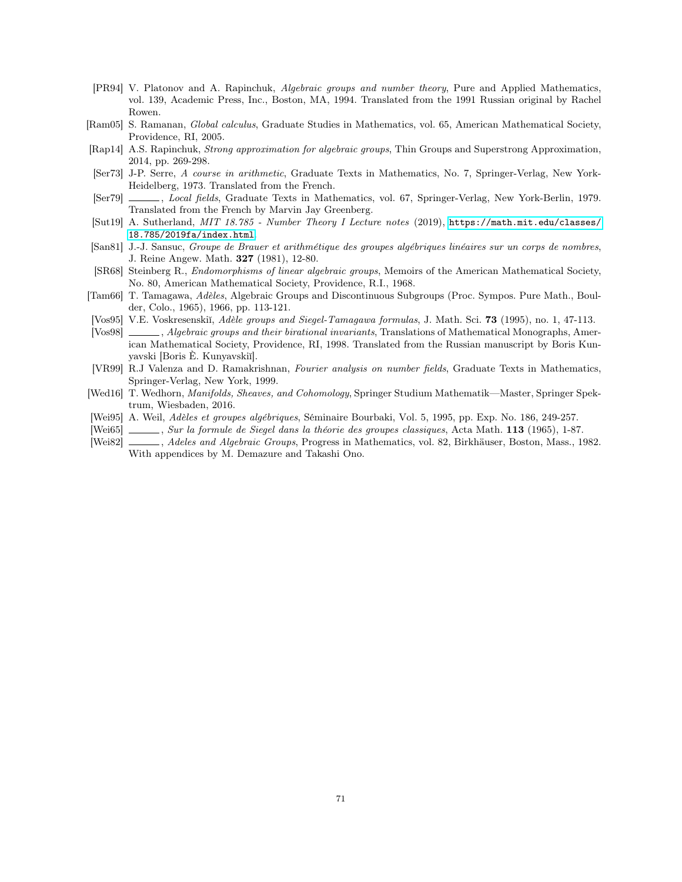[PR94] V. Platonov and A. Rapinchuk, *Algebraic groups and number theory*, Pure and Applied Mathematics, vol. 139, Academic Press, Inc., Boston, MA, 1994. Translated from the 1991 Russian original by Rachel Rowen.

[Ram05] S. Ramanan, *Global calculus*, Graduate Studies in Mathematics, vol. 65, American Mathematical Society, Providence, RI, 2005.

[Rap14] A.S. Rapinchuk, *Strong approximation for algebraic groups*, Thin Groups and Superstrong Approximation, 2014, pp. 269-298.

[Ser73] J-P. Serre, *A course in arithmetic*, Graduate Texts in Mathematics, No. 7, Springer-Verlag, New York-Heidelberg, 1973. Translated from the French.

[Ser79] ______, *Local fields*, Graduate Texts in Mathematics, vol. 67, Springer-Verlag, New York-Berlin, 1979. Translated from the French by Marvin Jay Greenberg.

[Sut19] A. Sutherland, *MIT 18.785 - Number Theory I Lecture notes* (2019), https://math.mit.edu/classes/18.785/2019fa/index.html.

[San81] J.-J. Sansuc, *Groupe de Brauer et arithmétique des groupes algébriques linéaires sur un corps de nombres*, J. Reine Angew. Math. **327** (1981), 12-80.

[SR68] Steinberg R., *Endomorphisms of linear algebraic groups*, Memoirs of the American Mathematical Society, No. 80, American Mathematical Society, Providence, R.I., 1968.

[Tam66] T. Tamagawa, *Adèles*, Algebraic Groups and Discontinuous Subgroups (Proc. Sympos. Pure Math., Boulder, Colo., 1965), 1966, pp. 113-121.

[Vos95] V.E. Voskresenskiĭ, *Adèle groups and Siegel-Tamagawa formulas*, J. Math. Sci. **73** (1995), no. 1, 47-113.

[Vos98] ______, *Algebraic groups and their birational invariants*, Translations of Mathematical Monographs, American Mathematical Society, Providence, RI, 1998. Translated from the Russian manuscript by Boris Kunyavski [Boris È. Kunyavskiĭ].

[VR99] R.J Valenza and D. Ramakrishnan, *Fourier analysis on number fields*, Graduate Texts in Mathematics, Springer-Verlag, New York, 1999.

[Wed16] T. Wedhorn, *Manifolds, Sheaves, and Cohomology*, Springer Studium Mathematik—Master, Springer Spektrum, Wiesbaden, 2016.

[Wei95] A. Weil, *Adèles et groupes algébriques*, Séminaire Bourbaki, Vol. 5, 1995, pp. Exp. No. 186, 249-257.

[Wei65] ______, *Sur la formule de Siegel dans la théorie des groupes classiques*, Acta Math. **113** (1965), 1-87.

[Wei82] ______, *Adeles and Algebraic Groups*, Progress in Mathematics, vol. 82, Birkhäuser, Boston, Mass., 1982. With appendices by M. Demazure and Takashi Ono.